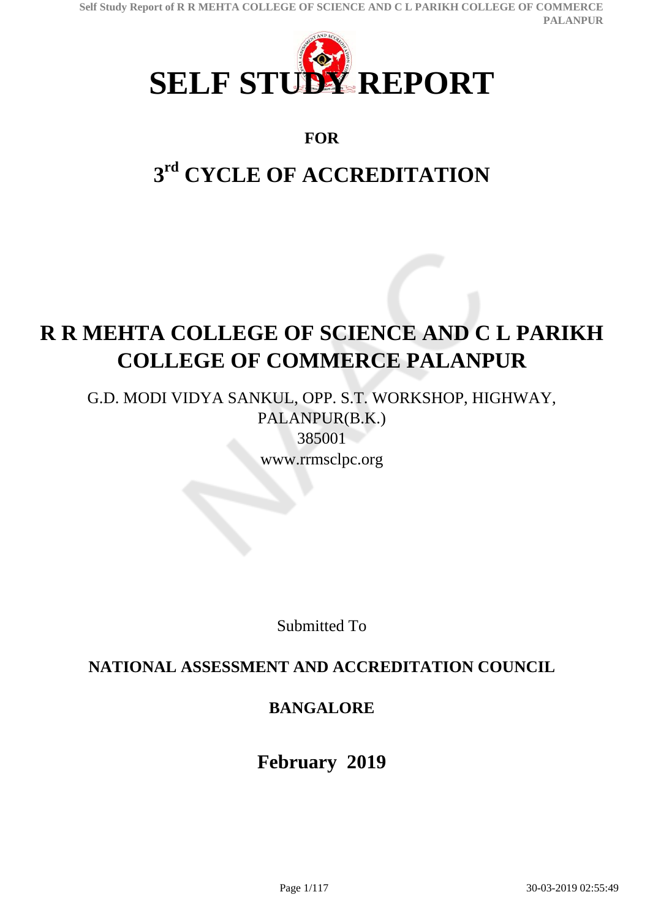# SELF STUDY REPORT

**FOR**

## 3rd CYCLE OF ACCREDITATION

# R R MEHTA COLLEGE OF SCIENCE AND C L PARIKH COLLEGE OF COMMERCE PALANPUR

G.D. MODI VIDYA SANKUL, OPP. S.T. WORKSHOP, HIGHWAY, PALANPUR(B.K.)
385001
www.rrmsclpc.org

Submitted To

**NATIONAL ASSESSMENT AND ACCREDITATION COUNCIL**

**BANGALORE**

**February 2019**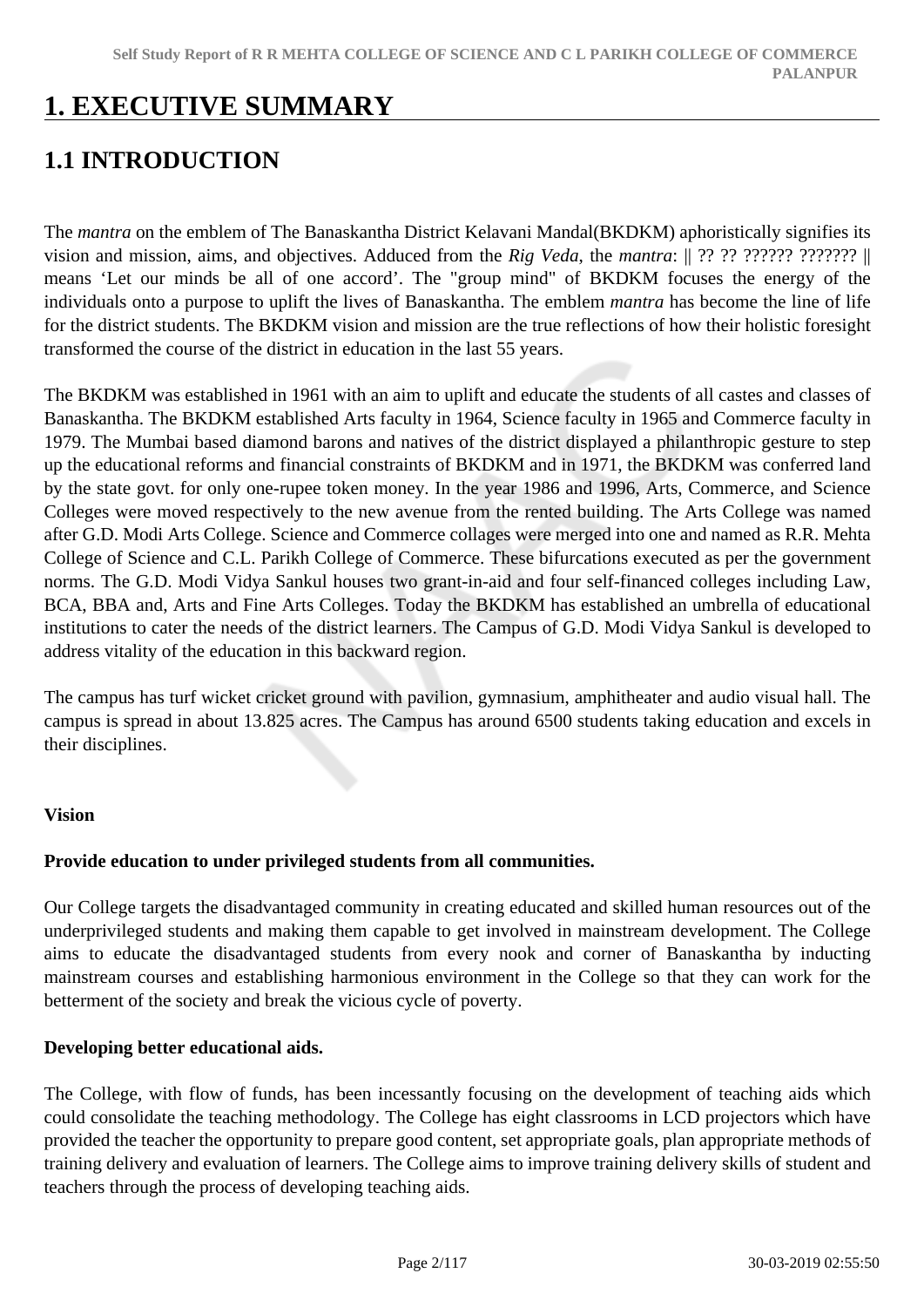# 1. EXECUTIVE SUMMARY

## 1.1 INTRODUCTION

The *mantra* on the emblem of The Banaskantha District Kelavani Mandal(BKDKM) aphoristically signifies its vision and mission, aims, and objectives. Adduced from the *Rig Veda*, the *mantra*: || ?? ?? ?????? ??????? || means 'Let our minds be all of one accord'. The "group mind" of BKDKM focuses the energy of the individuals onto a purpose to uplift the lives of Banaskantha. The emblem *mantra* has become the line of life for the district students. The BKDKM vision and mission are the true reflections of how their holistic foresight transformed the course of the district in education in the last 55 years.

The BKDKM was established in 1961 with an aim to uplift and educate the students of all castes and classes of Banaskantha. The BKDKM established Arts faculty in 1964, Science faculty in 1965 and Commerce faculty in 1979. The Mumbai based diamond barons and natives of the district displayed a philanthropic gesture to step up the educational reforms and financial constraints of BKDKM and in 1971, the BKDKM was conferred land by the state govt. for only one-rupee token money. In the year 1986 and 1996, Arts, Commerce, and Science Colleges were moved respectively to the new avenue from the rented building. The Arts College was named after G.D. Modi Arts College. Science and Commerce collages were merged into one and named as R.R. Mehta College of Science and C.L. Parikh College of Commerce. These bifurcations executed as per the government norms. The G.D. Modi Vidya Sankul houses two grant-in-aid and four self-financed colleges including Law, BCA, BBA and, Arts and Fine Arts Colleges. Today the BKDKM has established an umbrella of educational institutions to cater the needs of the district learners. The Campus of G.D. Modi Vidya Sankul is developed to address vitality of the education in this backward region.

The campus has turf wicket cricket ground with pavilion, gymnasium, amphitheater and audio visual hall. The campus is spread in about 13.825 acres. The Campus has around 6500 students taking education and excels in their disciplines.

**Vision**

**Provide education to under privileged students from all communities.**

Our College targets the disadvantaged community in creating educated and skilled human resources out of the underprivileged students and making them capable to get involved in mainstream development. The College aims to educate the disadvantaged students from every nook and corner of Banaskantha by inducting mainstream courses and establishing harmonious environment in the College so that they can work for the betterment of the society and break the vicious cycle of poverty.

**Developing better educational aids.**

The College, with flow of funds, has been incessantly focusing on the development of teaching aids which could consolidate the teaching methodology. The College has eight classrooms in LCD projectors which have provided the teacher the opportunity to prepare good content, set appropriate goals, plan appropriate methods of training delivery and evaluation of learners. The College aims to improve training delivery skills of student and teachers through the process of developing teaching aids.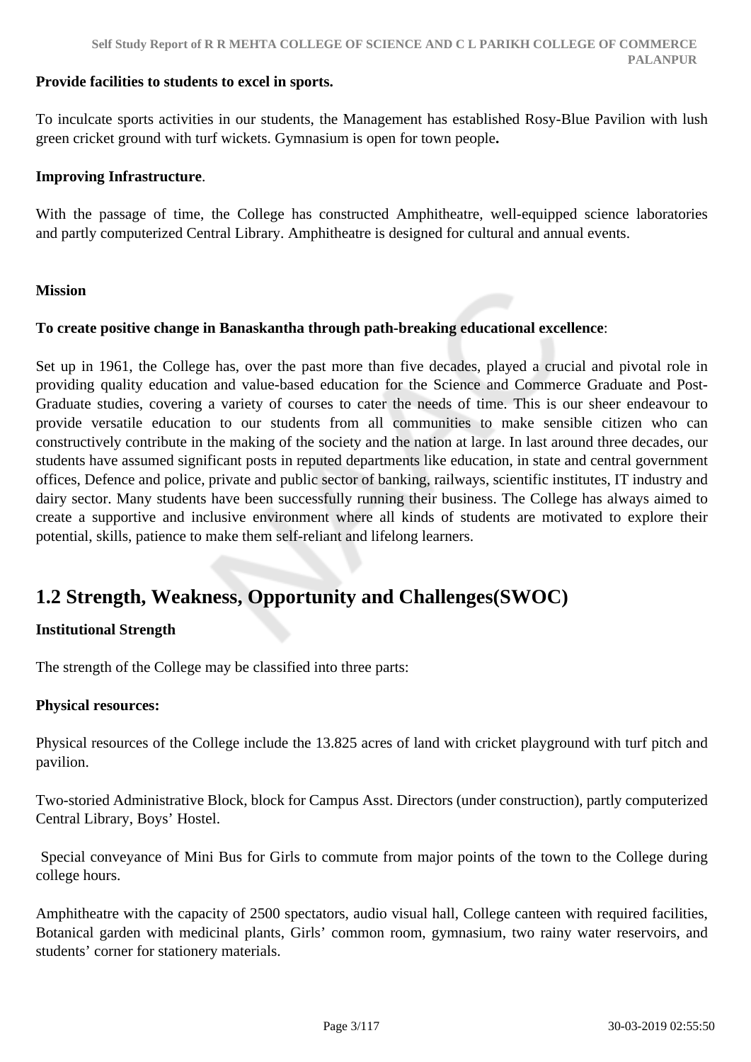**Provide facilities to students to excel in sports.**

To inculcate sports activities in our students, the Management has established Rosy-Blue Pavilion with lush green cricket ground with turf wickets. Gymnasium is open for town people**.**

**Improving Infrastructure**.

With the passage of time, the College has constructed Amphitheatre, well-equipped science laboratories and partly computerized Central Library. Amphitheatre is designed for cultural and annual events.

**Mission**

**To create positive change in Banaskantha through path-breaking educational excellence**:

Set up in 1961, the College has, over the past more than five decades, played a crucial and pivotal role in providing quality education and value-based education for the Science and Commerce Graduate and Post-Graduate studies, covering a variety of courses to cater the needs of time. This is our sheer endeavour to provide versatile education to our students from all communities to make sensible citizen who can constructively contribute in the making of the society and the nation at large. In last around three decades, our students have assumed significant posts in reputed departments like education, in state and central government offices, Defence and police, private and public sector of banking, railways, scientific institutes, IT industry and dairy sector. Many students have been successfully running their business. The College has always aimed to create a supportive and inclusive environment where all kinds of students are motivated to explore their potential, skills, patience to make them self-reliant and lifelong learners.

## 1.2 Strength, Weakness, Opportunity and Challenges(SWOC)

**Institutional Strength**

The strength of the College may be classified into three parts:

**Physical resources:**

Physical resources of the College include the 13.825 acres of land with cricket playground with turf pitch and pavilion.

Two-storied Administrative Block, block for Campus Asst. Directors (under construction), partly computerized Central Library, Boys' Hostel.

Special conveyance of Mini Bus for Girls to commute from major points of the town to the College during college hours.

Amphitheatre with the capacity of 2500 spectators, audio visual hall, College canteen with required facilities, Botanical garden with medicinal plants, Girls' common room, gymnasium, two rainy water reservoirs, and students' corner for stationery materials.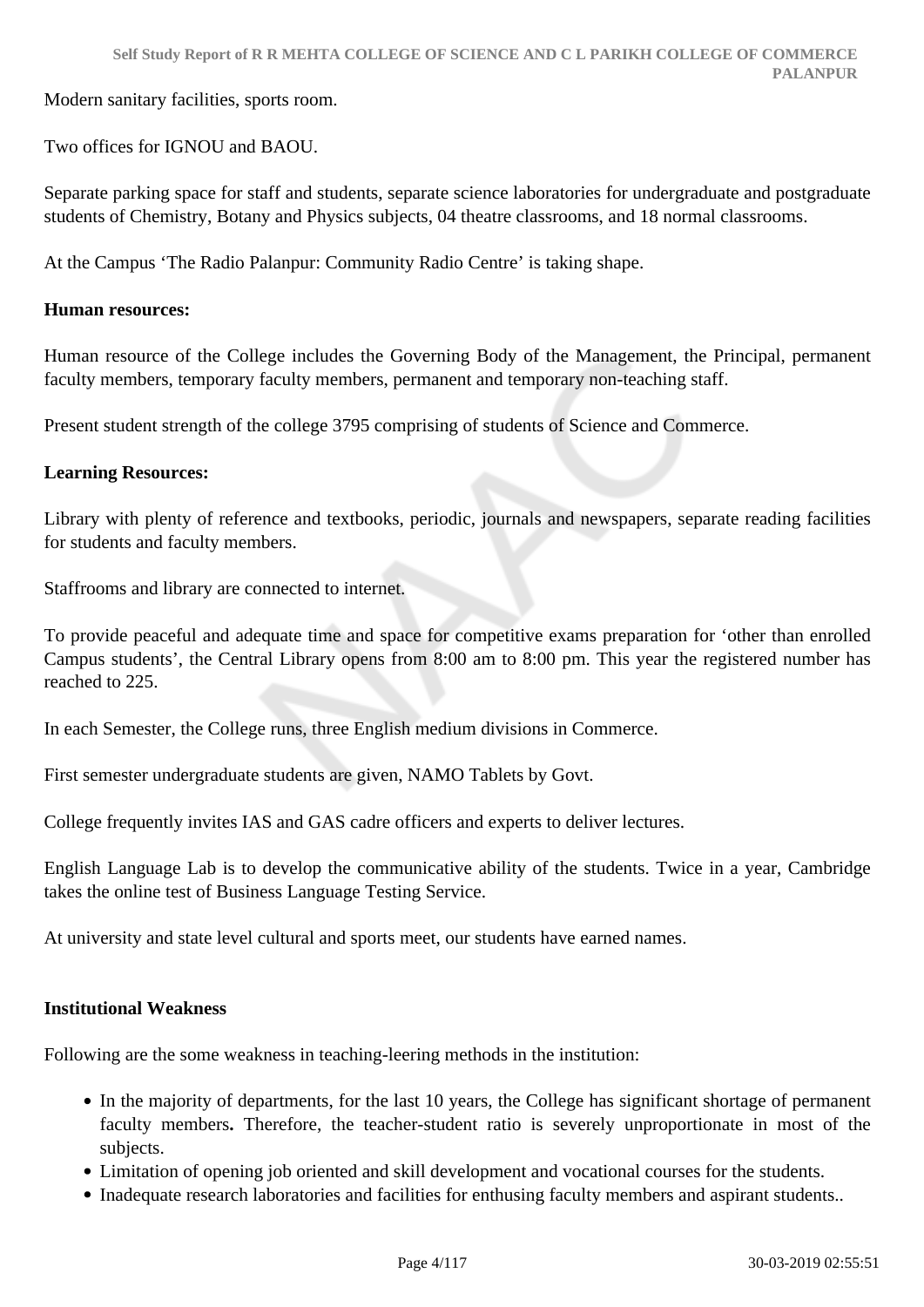Modern sanitary facilities, sports room.

Two offices for IGNOU and BAOU.

Separate parking space for staff and students, separate science laboratories for undergraduate and postgraduate students of Chemistry, Botany and Physics subjects, 04 theatre classrooms, and 18 normal classrooms.

At the Campus 'The Radio Palanpur: Community Radio Centre' is taking shape.

**Human resources:**

Human resource of the College includes the Governing Body of the Management, the Principal, permanent faculty members, temporary faculty members, permanent and temporary non-teaching staff.

Present student strength of the college 3795 comprising of students of Science and Commerce.

**Learning Resources:**

Library with plenty of reference and textbooks, periodic, journals and newspapers, separate reading facilities for students and faculty members.

Staffrooms and library are connected to internet.

To provide peaceful and adequate time and space for competitive exams preparation for 'other than enrolled Campus students', the Central Library opens from 8:00 am to 8:00 pm. This year the registered number has reached to 225.

In each Semester, the College runs, three English medium divisions in Commerce.

First semester undergraduate students are given, NAMO Tablets by Govt.

College frequently invites IAS and GAS cadre officers and experts to deliver lectures.

English Language Lab is to develop the communicative ability of the students. Twice in a year, Cambridge takes the online test of Business Language Testing Service.

At university and state level cultural and sports meet, our students have earned names.

**Institutional Weakness**

Following are the some weakness in teaching-leering methods in the institution:

- In the majority of departments, for the last 10 years, the College has significant shortage of permanent faculty members**.** Therefore, the teacher-student ratio is severely unproportionate in most of the subjects.
- Limitation of opening job oriented and skill development and vocational courses for the students.
- Inadequate research laboratories and facilities for enthusing faculty members and aspirant students..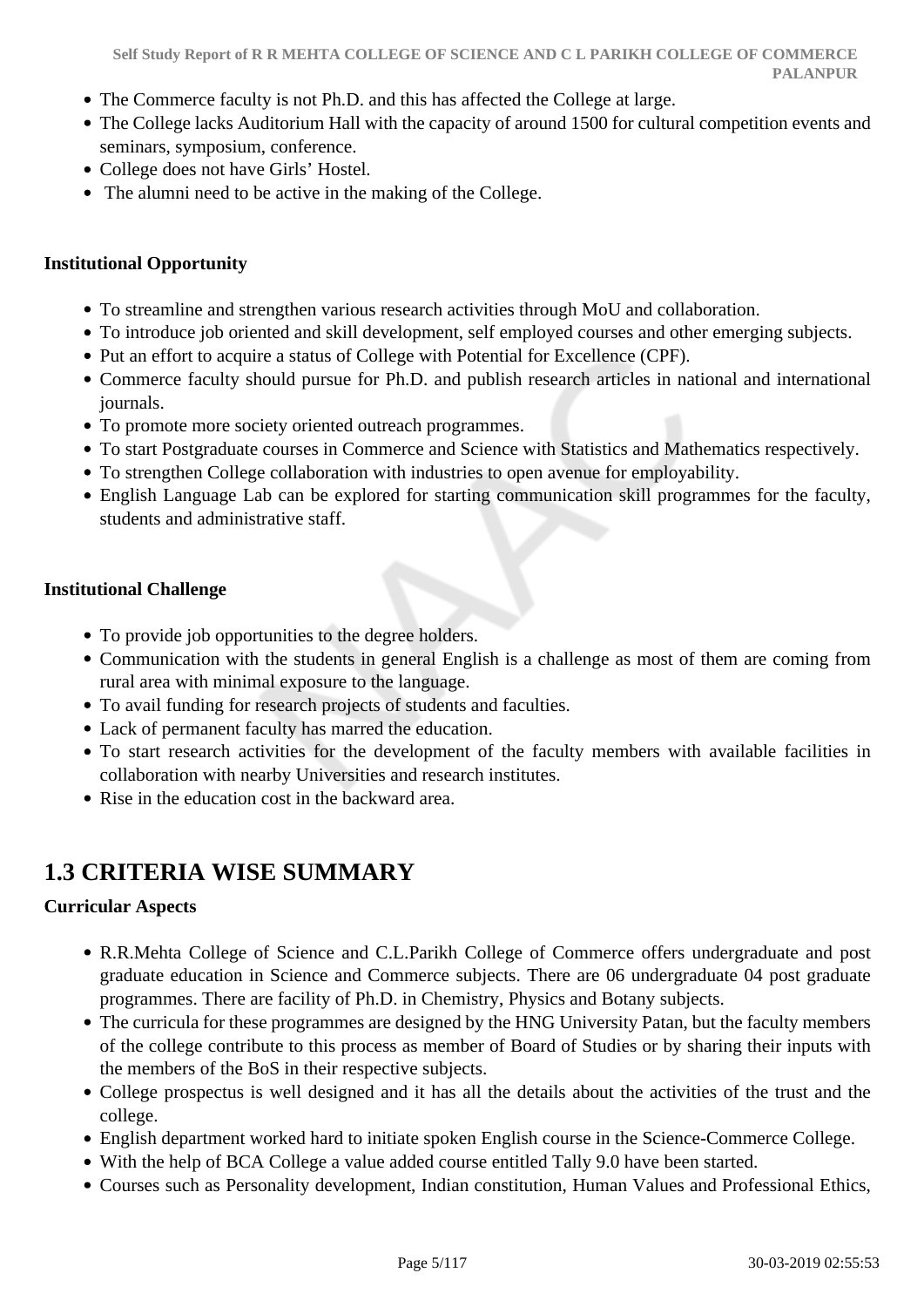- The Commerce faculty is not Ph.D. and this has affected the College at large.
- The College lacks Auditorium Hall with the capacity of around 1500 for cultural competition events and seminars, symposium, conference.
- College does not have Girls' Hostel.
- The alumni need to be active in the making of the College.

**Institutional Opportunity**

- To streamline and strengthen various research activities through MoU and collaboration.
- To introduce job oriented and skill development, self employed courses and other emerging subjects.
- Put an effort to acquire a status of College with Potential for Excellence (CPF).
- Commerce faculty should pursue for Ph.D. and publish research articles in national and international journals.
- To promote more society oriented outreach programmes.
- To start Postgraduate courses in Commerce and Science with Statistics and Mathematics respectively.
- To strengthen College collaboration with industries to open avenue for employability.
- English Language Lab can be explored for starting communication skill programmes for the faculty, students and administrative staff.

**Institutional Challenge**

- To provide job opportunities to the degree holders.
- Communication with the students in general English is a challenge as most of them are coming from rural area with minimal exposure to the language.
- To avail funding for research projects of students and faculties.
- Lack of permanent faculty has marred the education.
- To start research activities for the development of the faculty members with available facilities in collaboration with nearby Universities and research institutes.
- Rise in the education cost in the backward area.

## 1.3 CRITERIA WISE SUMMARY

**Curricular Aspects**

- R.R.Mehta College of Science and C.L.Parikh College of Commerce offers undergraduate and post graduate education in Science and Commerce subjects. There are 06 undergraduate 04 post graduate programmes. There are facility of Ph.D. in Chemistry, Physics and Botany subjects.
- The curricula for these programmes are designed by the HNG University Patan, but the faculty members of the college contribute to this process as member of Board of Studies or by sharing their inputs with the members of the BoS in their respective subjects.
- College prospectus is well designed and it has all the details about the activities of the trust and the college.
- English department worked hard to initiate spoken English course in the Science-Commerce College.
- With the help of BCA College a value added course entitled Tally 9.0 have been started.
- Courses such as Personality development, Indian constitution, Human Values and Professional Ethics,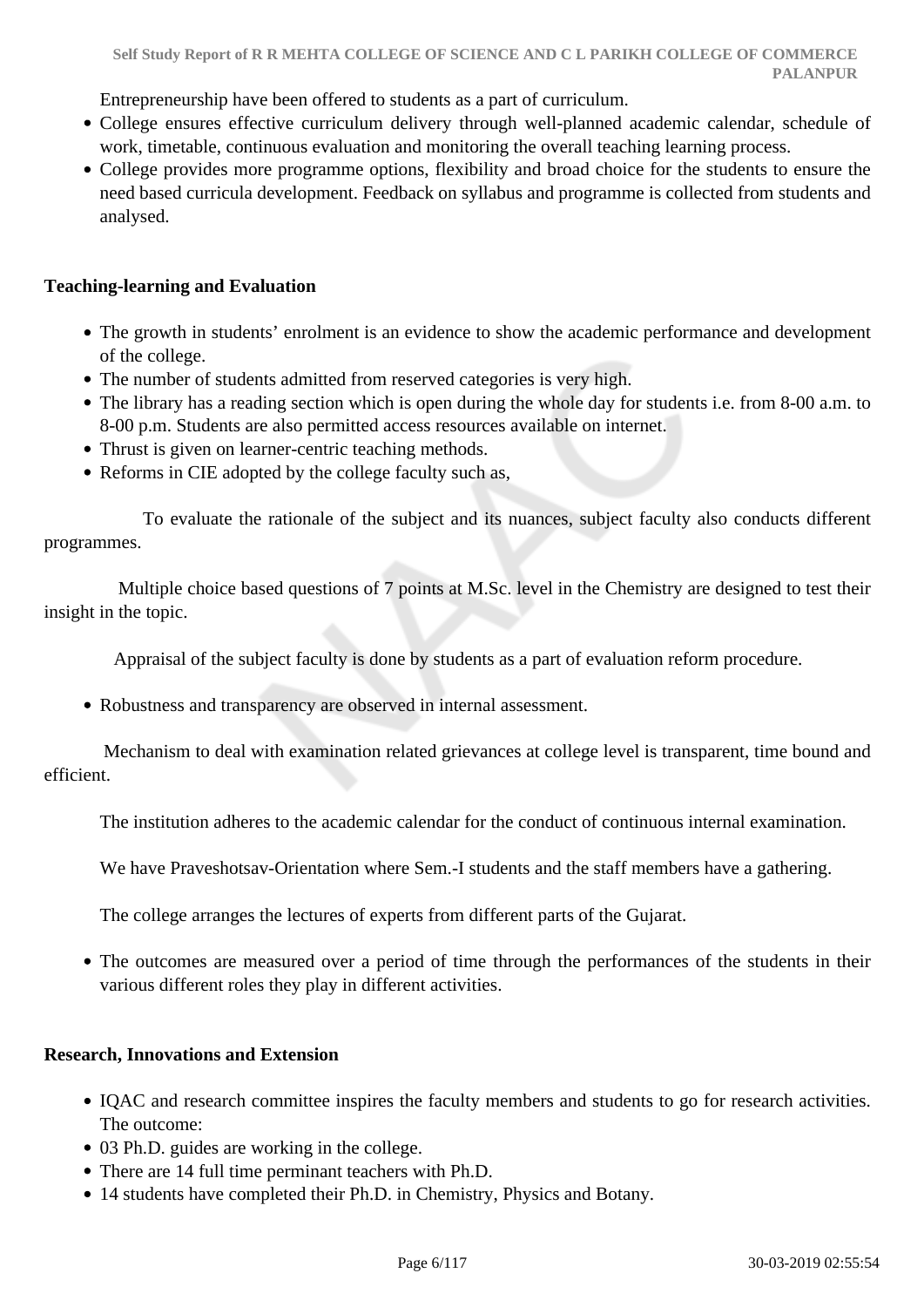Entrepreneurship have been offered to students as a part of curriculum.

- College ensures effective curriculum delivery through well-planned academic calendar, schedule of work, timetable, continuous evaluation and monitoring the overall teaching learning process.
- College provides more programme options, flexibility and broad choice for the students to ensure the need based curricula development. Feedback on syllabus and programme is collected from students and analysed.

**Teaching-learning and Evaluation**

- The growth in students' enrolment is an evidence to show the academic performance and development of the college.
- The number of students admitted from reserved categories is very high.
- The library has a reading section which is open during the whole day for students i.e. from 8-00 a.m. to 8-00 p.m. Students are also permitted access resources available on internet.
- Thrust is given on learner-centric teaching methods.
- Reforms in CIE adopted by the college faculty such as,

To evaluate the rationale of the subject and its nuances, subject faculty also conducts different programmes.

Multiple choice based questions of 7 points at M.Sc. level in the Chemistry are designed to test their insight in the topic.

Appraisal of the subject faculty is done by students as a part of evaluation reform procedure.

- Robustness and transparency are observed in internal assessment.

Mechanism to deal with examination related grievances at college level is transparent, time bound and efficient.

The institution adheres to the academic calendar for the conduct of continuous internal examination.

We have Praveshotsav-Orientation where Sem.-I students and the staff members have a gathering.

The college arranges the lectures of experts from different parts of the Gujarat.

- The outcomes are measured over a period of time through the performances of the students in their various different roles they play in different activities.

**Research, Innovations and Extension**

- IQAC and research committee inspires the faculty members and students to go for research activities. The outcome:
- 03 Ph.D. guides are working in the college.
- There are 14 full time perminant teachers with Ph.D.
- 14 students have completed their Ph.D. in Chemistry, Physics and Botany.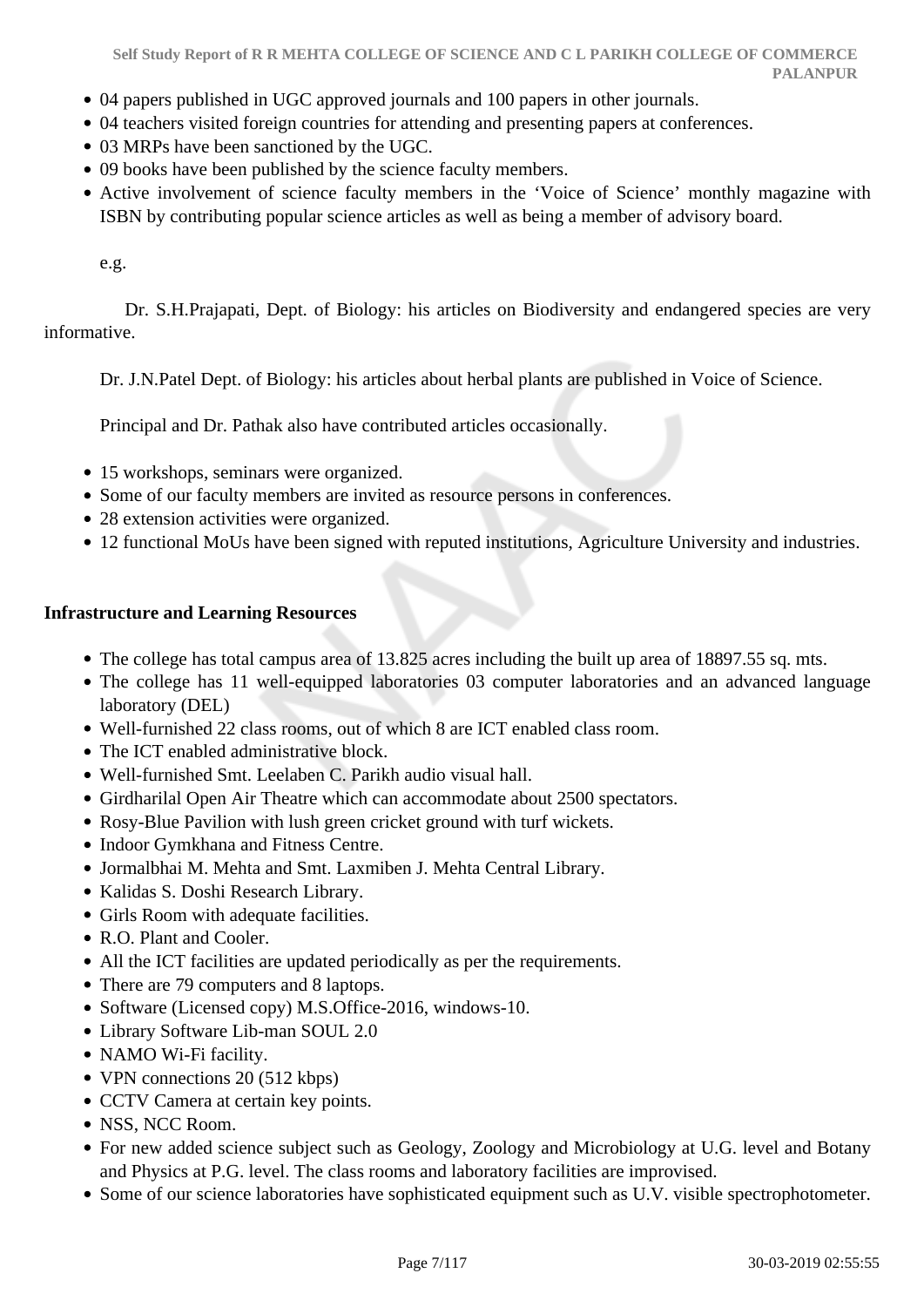- 04 papers published in UGC approved journals and 100 papers in other journals.
- 04 teachers visited foreign countries for attending and presenting papers at conferences.
- 03 MRPs have been sanctioned by the UGC.
- 09 books have been published by the science faculty members.
- Active involvement of science faculty members in the 'Voice of Science' monthly magazine with ISBN by contributing popular science articles as well as being a member of advisory board.

  e.g.

Dr. S.H.Prajapati, Dept. of Biology: his articles on Biodiversity and endangered species are very informative.

Dr. J.N.Patel Dept. of Biology: his articles about herbal plants are published in Voice of Science.

Principal and Dr. Pathak also have contributed articles occasionally.

- 15 workshops, seminars were organized.
- Some of our faculty members are invited as resource persons in conferences.
- 28 extension activities were organized.
- 12 functional MoUs have been signed with reputed institutions, Agriculture University and industries.

**Infrastructure and Learning Resources**

- The college has total campus area of 13.825 acres including the built up area of 18897.55 sq. mts.
- The college has 11 well-equipped laboratories 03 computer laboratories and an advanced language laboratory (DEL)
- Well-furnished 22 class rooms, out of which 8 are ICT enabled class room.
- The ICT enabled administrative block.
- Well-furnished Smt. Leelaben C. Parikh audio visual hall.
- Girdharilal Open Air Theatre which can accommodate about 2500 spectators.
- Rosy-Blue Pavilion with lush green cricket ground with turf wickets.
- Indoor Gymkhana and Fitness Centre.
- Jormalbhai M. Mehta and Smt. Laxmiben J. Mehta Central Library.
- Kalidas S. Doshi Research Library.
- Girls Room with adequate facilities.
- R.O. Plant and Cooler.
- All the ICT facilities are updated periodically as per the requirements.
- There are 79 computers and 8 laptops.
- Software (Licensed copy) M.S.Office-2016, windows-10.
- Library Software Lib-man SOUL 2.0
- NAMO Wi-Fi facility.
- VPN connections 20 (512 kbps)
- CCTV Camera at certain key points.
- NSS, NCC Room.
- For new added science subject such as Geology, Zoology and Microbiology at U.G. level and Botany and Physics at P.G. level. The class rooms and laboratory facilities are improvised.
- Some of our science laboratories have sophisticated equipment such as U.V. visible spectrophotometer.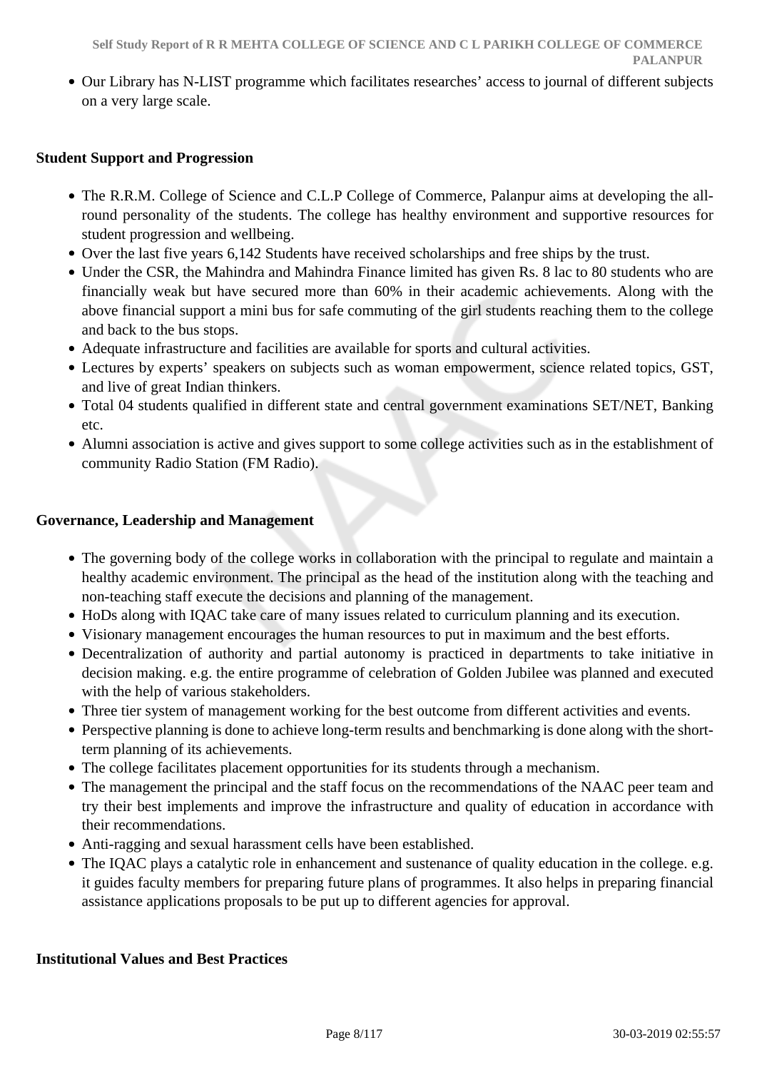- Our Library has N-LIST programme which facilitates researches' access to journal of different subjects on a very large scale.

**Student Support and Progression**

- The R.R.M. College of Science and C.L.P College of Commerce, Palanpur aims at developing the all-round personality of the students. The college has healthy environment and supportive resources for student progression and wellbeing.
- Over the last five years 6,142 Students have received scholarships and free ships by the trust.
- Under the CSR, the Mahindra and Mahindra Finance limited has given Rs. 8 lac to 80 students who are financially weak but have secured more than 60% in their academic achievements. Along with the above financial support a mini bus for safe commuting of the girl students reaching them to the college and back to the bus stops.
- Adequate infrastructure and facilities are available for sports and cultural activities.
- Lectures by experts' speakers on subjects such as woman empowerment, science related topics, GST, and live of great Indian thinkers.
- Total 04 students qualified in different state and central government examinations SET/NET, Banking etc.
- Alumni association is active and gives support to some college activities such as in the establishment of community Radio Station (FM Radio).

**Governance, Leadership and Management**

- The governing body of the college works in collaboration with the principal to regulate and maintain a healthy academic environment. The principal as the head of the institution along with the teaching and non-teaching staff execute the decisions and planning of the management.
- HoDs along with IQAC take care of many issues related to curriculum planning and its execution.
- Visionary management encourages the human resources to put in maximum and the best efforts.
- Decentralization of authority and partial autonomy is practiced in departments to take initiative in decision making. e.g. the entire programme of celebration of Golden Jubilee was planned and executed with the help of various stakeholders.
- Three tier system of management working for the best outcome from different activities and events.
- Perspective planning is done to achieve long-term results and benchmarking is done along with the short-term planning of its achievements.
- The college facilitates placement opportunities for its students through a mechanism.
- The management the principal and the staff focus on the recommendations of the NAAC peer team and try their best implements and improve the infrastructure and quality of education in accordance with their recommendations.
- Anti-ragging and sexual harassment cells have been established.
- The IQAC plays a catalytic role in enhancement and sustenance of quality education in the college. e.g. it guides faculty members for preparing future plans of programmes. It also helps in preparing financial assistance applications proposals to be put up to different agencies for approval.

**Institutional Values and Best Practices**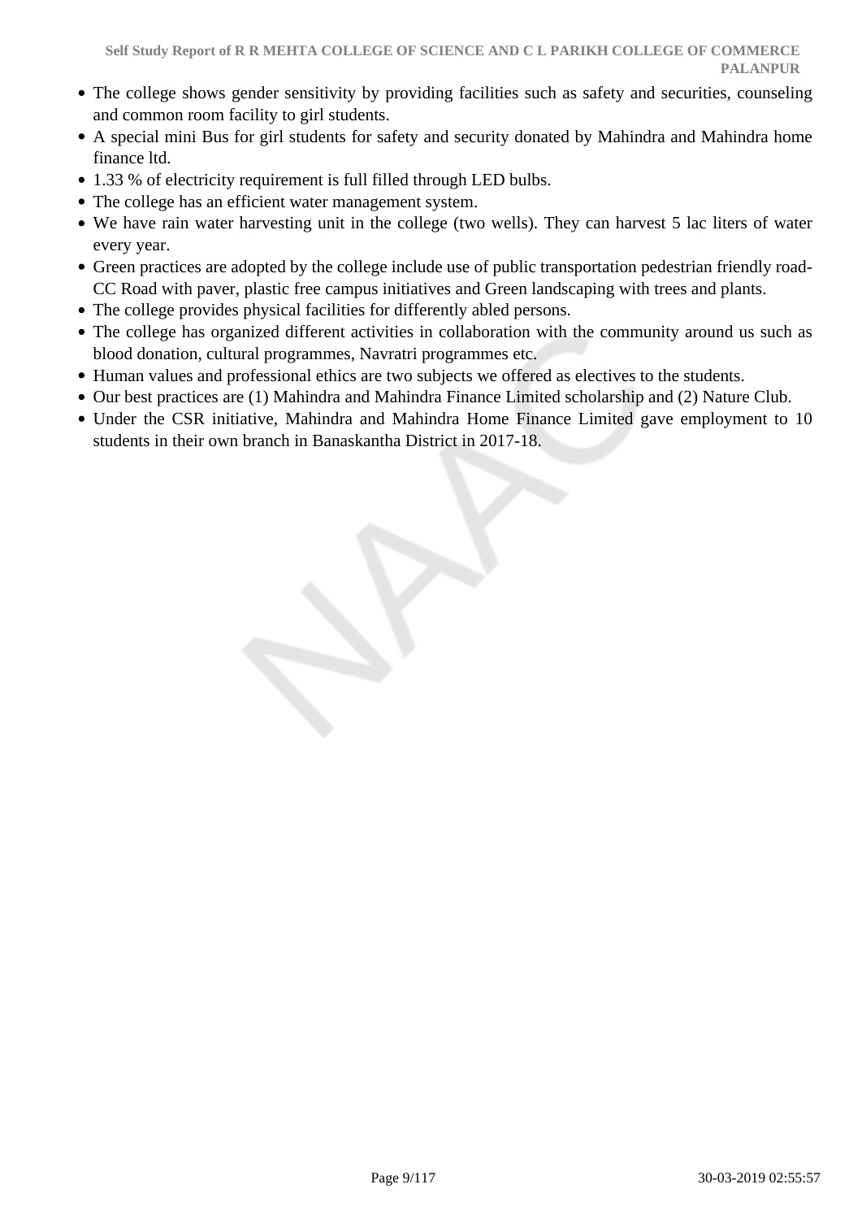- The college shows gender sensitivity by providing facilities such as safety and securities, counseling and common room facility to girl students.
- A special mini Bus for girl students for safety and security donated by Mahindra and Mahindra home finance ltd.
- 1.33 % of electricity requirement is full filled through LED bulbs.
- The college has an efficient water management system.
- We have rain water harvesting unit in the college (two wells). They can harvest 5 lac liters of water every year.
- Green practices are adopted by the college include use of public transportation pedestrian friendly road-CC Road with paver, plastic free campus initiatives and Green landscaping with trees and plants.
- The college provides physical facilities for differently abled persons.
- The college has organized different activities in collaboration with the community around us such as blood donation, cultural programmes, Navratri programmes etc.
- Human values and professional ethics are two subjects we offered as electives to the students.
- Our best practices are (1) Mahindra and Mahindra Finance Limited scholarship and (2) Nature Club.
- Under the CSR initiative, Mahindra and Mahindra Home Finance Limited gave employment to 10 students in their own branch in Banaskantha District in 2017-18.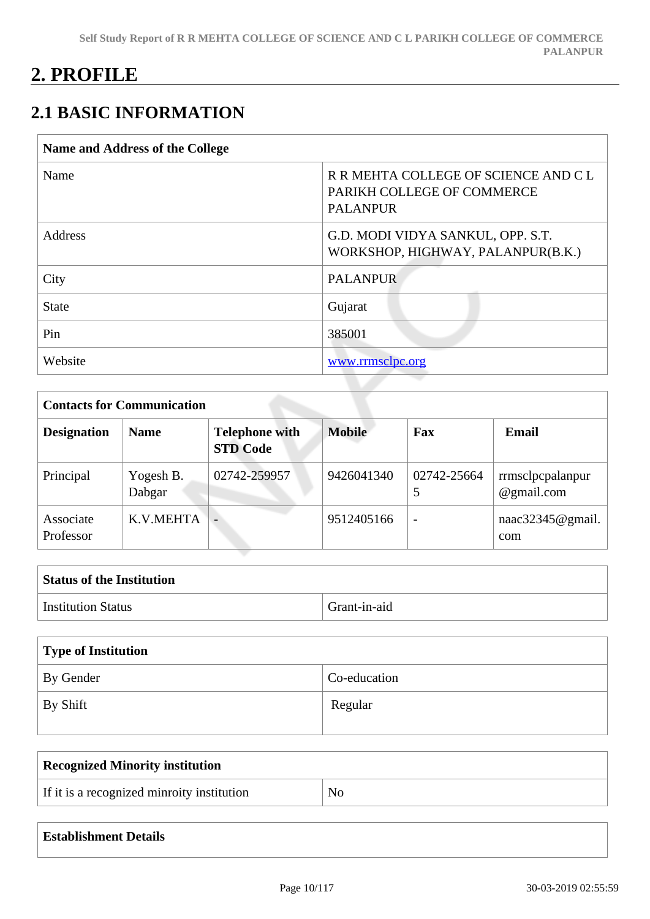# 2. PROFILE

## 2.1 BASIC INFORMATION

| Name and Address of the College | |
|---|---|
| Name | R R MEHTA COLLEGE OF SCIENCE AND C L PARIKH COLLEGE OF COMMERCE PALANPUR |
| Address | G.D. MODI VIDYA SANKUL, OPP. S.T. WORKSHOP, HIGHWAY, PALANPUR(B.K.) |
| City | PALANPUR |
| State | Gujarat |
| Pin | 385001 |
| Website | www.rrmsclpc.org |

| Contacts for Communication | | | | | |
|---|---|---|---|---|---|
| **Designation** | **Name** | **Telephone with STD Code** | **Mobile** | **Fax** | **Email** |
| Principal | Yogesh B. Dabgar | 02742-259957 | 9426041340 | 02742-256645 | rrmsclpcpalanpur@gmail.com |
| Associate Professor | K.V.MEHTA | - | 9512405166 | - | naac32345@gmail.com |

| Status of the Institution | |
|---|---|
| Institution Status | Grant-in-aid |

| Type of Institution | |
|---|---|
| By Gender | Co-education |
| By Shift | Regular |

| Recognized Minority institution | |
|---|---|
| If it is a recognized minroity institution | No |

| Establishment Details |
|---|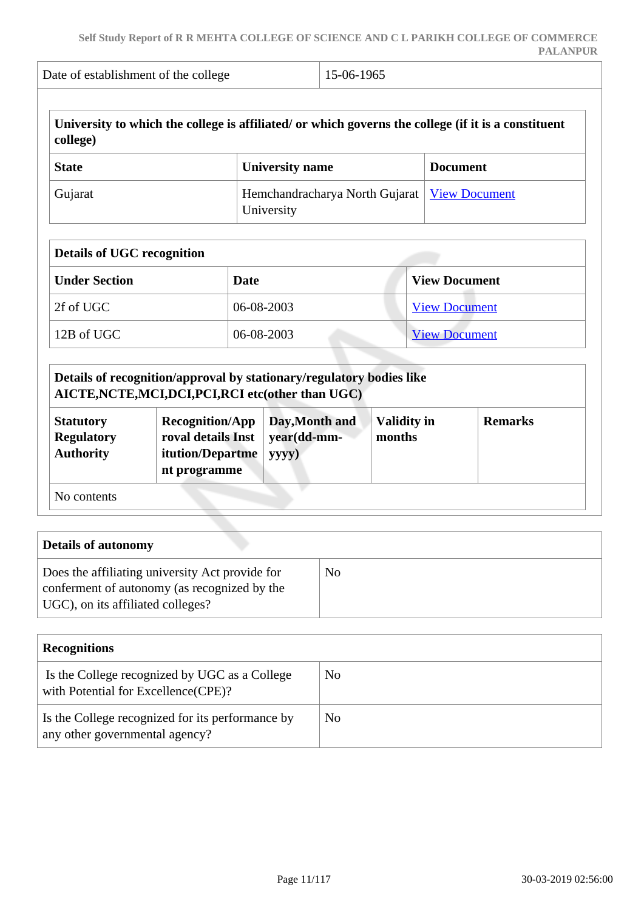| Date of establishment of the college | 15-06-1965 |
|---|---|

| **University to which the college is affiliated/ or which governs the college (if it is a constituent college)** | | |
|---|---|---|
| **State** | **University name** | **Document** |
| Gujarat | Hemchandracharya North Gujarat University | View Document |

| **Details of UGC recognition** | | |
|---|---|---|
| **Under Section** | **Date** | **View Document** |
| 2f of UGC | 06-08-2003 | View Document |
| 12B of UGC | 06-08-2003 | View Document |

| **Details of recognition/approval by stationary/regulatory bodies like AICTE,NCTE,MCI,DCI,PCI,RCI etc(other than UGC)** | | | | |
|---|---|---|---|---|
| **Statutory Regulatory Authority** | **Recognition/Approval details Institution/Department programme** | **Day,Month and year(dd-mm-yyyy)** | **Validity in months** | **Remarks** |
| No contents | | | | |

| **Details of autonomy** | |
|---|---|
| Does the affiliating university Act provide for conferment of autonomy (as recognized by the UGC), on its affiliated colleges? | No |

| **Recognitions** | |
|---|---|
| Is the College recognized by UGC as a College with Potential for Excellence(CPE)? | No |
| Is the College recognized for its performance by any other governmental agency? | No |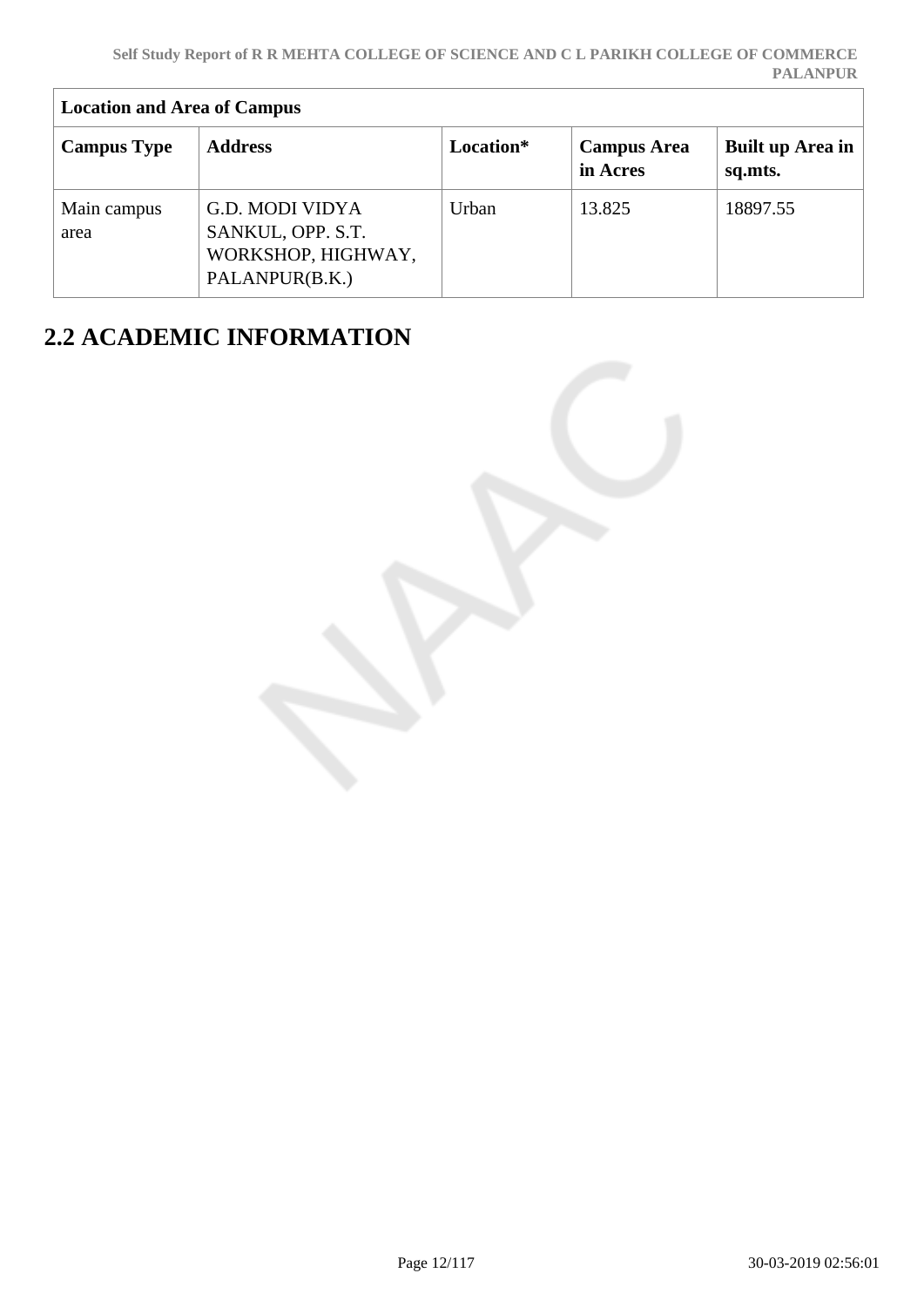| Location and Area of Campus | | | | |
|---|---|---|---|---|
| **Campus Type** | **Address** | **Location*** | **Campus Area in Acres** | **Built up Area in sq.mts.** |
| Main campus area | G.D. MODI VIDYA SANKUL, OPP. S.T. WORKSHOP, HIGHWAY, PALANPUR(B.K.) | Urban | 13.825 | 18897.55 |

## 2.2 ACADEMIC INFORMATION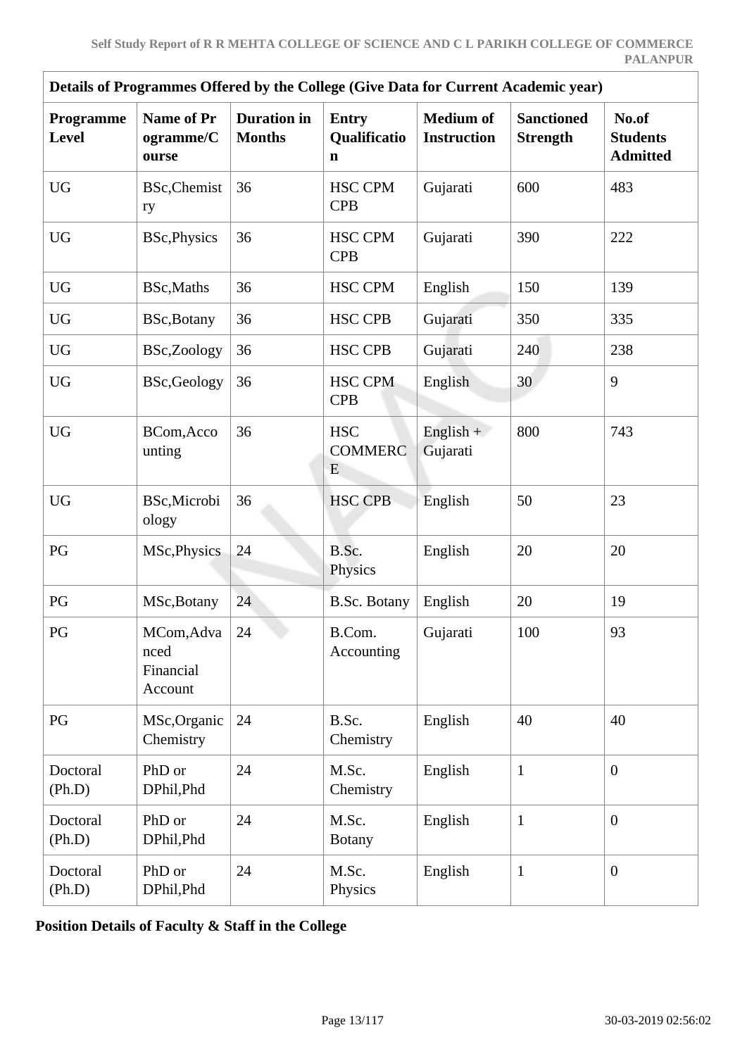| Details of Programmes Offered by the College (Give Data for Current Academic year) | | | | | | |
|---|---|---|---|---|---|---|
| **Programme Level** | **Name of Programme/Course** | **Duration in Months** | **Entry Qualification** | **Medium of Instruction** | **Sanctioned Strength** | **No.of Students Admitted** |
| UG | BSc,Chemistry | 36 | HSC CPM CPB | Gujarati | 600 | 483 |
| UG | BSc,Physics | 36 | HSC CPM CPB | Gujarati | 390 | 222 |
| UG | BSc,Maths | 36 | HSC CPM | English | 150 | 139 |
| UG | BSc,Botany | 36 | HSC CPB | Gujarati | 350 | 335 |
| UG | BSc,Zoology | 36 | HSC CPB | Gujarati | 240 | 238 |
| UG | BSc,Geology | 36 | HSC CPM CPB | English | 30 | 9 |
| UG | BCom,Accounting | 36 | HSC COMMERCE | English + Gujarati | 800 | 743 |
| UG | BSc,Microbiology | 36 | HSC CPB | English | 50 | 23 |
| PG | MSc,Physics | 24 | B.Sc. Physics | English | 20 | 20 |
| PG | MSc,Botany | 24 | B.Sc. Botany | English | 20 | 19 |
| PG | MCom,Advanced Financial Account | 24 | B.Com. Accounting | Gujarati | 100 | 93 |
| PG | MSc,Organic Chemistry | 24 | B.Sc. Chemistry | English | 40 | 40 |
| Doctoral (Ph.D) | PhD or DPhil,Phd | 24 | M.Sc. Chemistry | English | 1 | 0 |
| Doctoral (Ph.D) | PhD or DPhil,Phd | 24 | M.Sc. Botany | English | 1 | 0 |
| Doctoral (Ph.D) | PhD or DPhil,Phd | 24 | M.Sc. Physics | English | 1 | 0 |

**Position Details of Faculty & Staff in the College**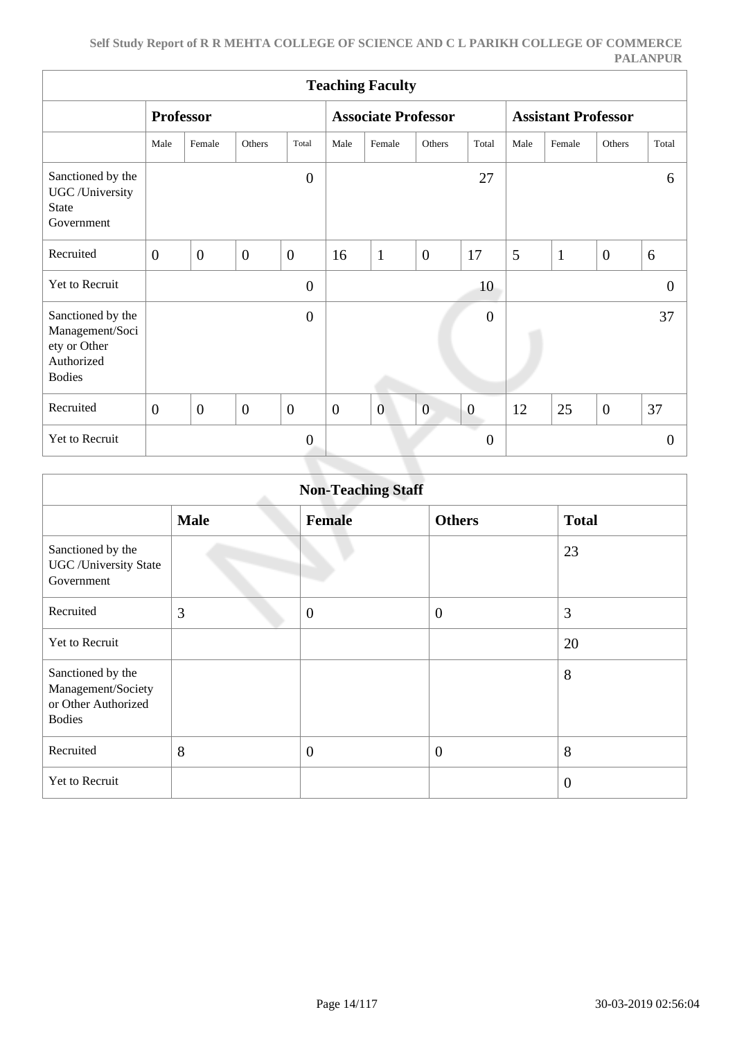| Teaching Faculty | | | | | | | | | | | | |
|---|---|---|---|---|---|---|---|---|---|---|---|---|
| | Professor | | | | Associate Professor | | | | Assistant Professor | | | |
| | Male | Female | Others | Total | Male | Female | Others | Total | Male | Female | Others | Total |
| Sanctioned by the UGC /University State Government | | | | 0 | | | | 27 | | | | 6 |
| Recruited | 0 | 0 | 0 | 0 | 16 | 1 | 0 | 17 | 5 | 1 | 0 | 6 |
| Yet to Recruit | | | | 0 | | | | 10 | | | | 0 |
| Sanctioned by the Management/Society or Other Authorized Bodies | | | | 0 | | | | 0 | | | | 37 |
| Recruited | 0 | 0 | 0 | 0 | 0 | 0 | 0 | 0 | 12 | 25 | 0 | 37 |
| Yet to Recruit | | | | 0 | | | | 0 | | | | 0 |

| Non-Teaching Staff | | | | |
|---|---|---|---|---|
| | **Male** | **Female** | **Others** | **Total** |
| Sanctioned by the UGC /University State Government | | | | 23 |
| Recruited | 3 | 0 | 0 | 3 |
| Yet to Recruit | | | | 20 |
| Sanctioned by the Management/Society or Other Authorized Bodies | | | | 8 |
| Recruited | 8 | 0 | 0 | 8 |
| Yet to Recruit | | | | 0 |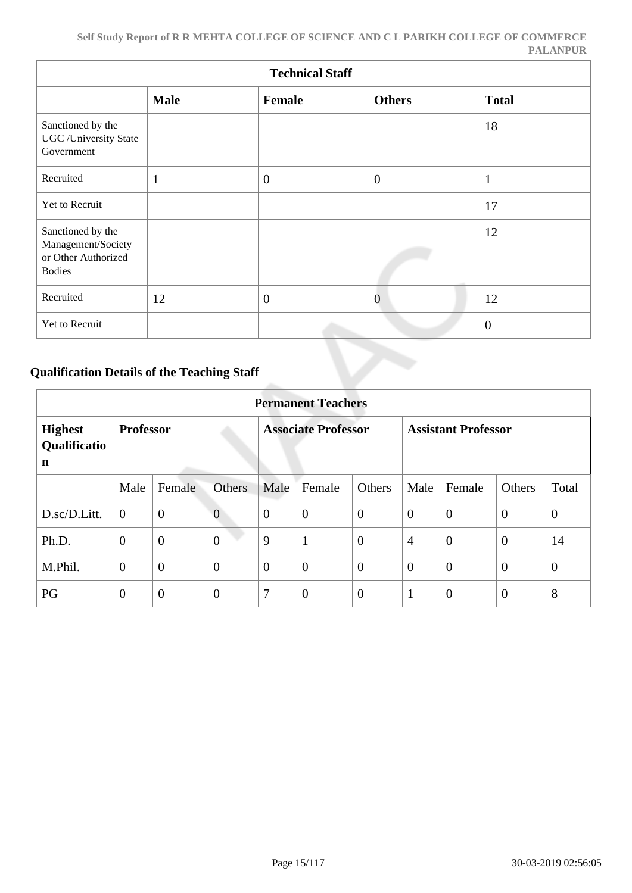| Technical Staff | | | | |
|---|---|---|---|---|
| | **Male** | **Female** | **Others** | **Total** |
| Sanctioned by the UGC /University State Government | | | | 18 |
| Recruited | 1 | 0 | 0 | 1 |
| Yet to Recruit | | | | 17 |
| Sanctioned by the Management/Society or Other Authorized Bodies | | | | 12 |
| Recruited | 12 | 0 | 0 | 12 |
| Yet to Recruit | | | | 0 |

## Qualification Details of the Teaching Staff

| Permanent Teachers | | | | | | | | | | |
|---|---|---|---|---|---|---|---|---|---|---|
| **Highest Qualification** | **Professor** | | | **Associate Professor** | | | **Assistant Professor** | | | |
| | Male | Female | Others | Male | Female | Others | Male | Female | Others | Total |
| D.sc/D.Litt. | 0 | 0 | 0 | 0 | 0 | 0 | 0 | 0 | 0 | 0 |
| Ph.D. | 0 | 0 | 0 | 9 | 1 | 0 | 4 | 0 | 0 | 14 |
| M.Phil. | 0 | 0 | 0 | 0 | 0 | 0 | 0 | 0 | 0 | 0 |
| PG | 0 | 0 | 0 | 7 | 0 | 0 | 1 | 0 | 0 | 8 |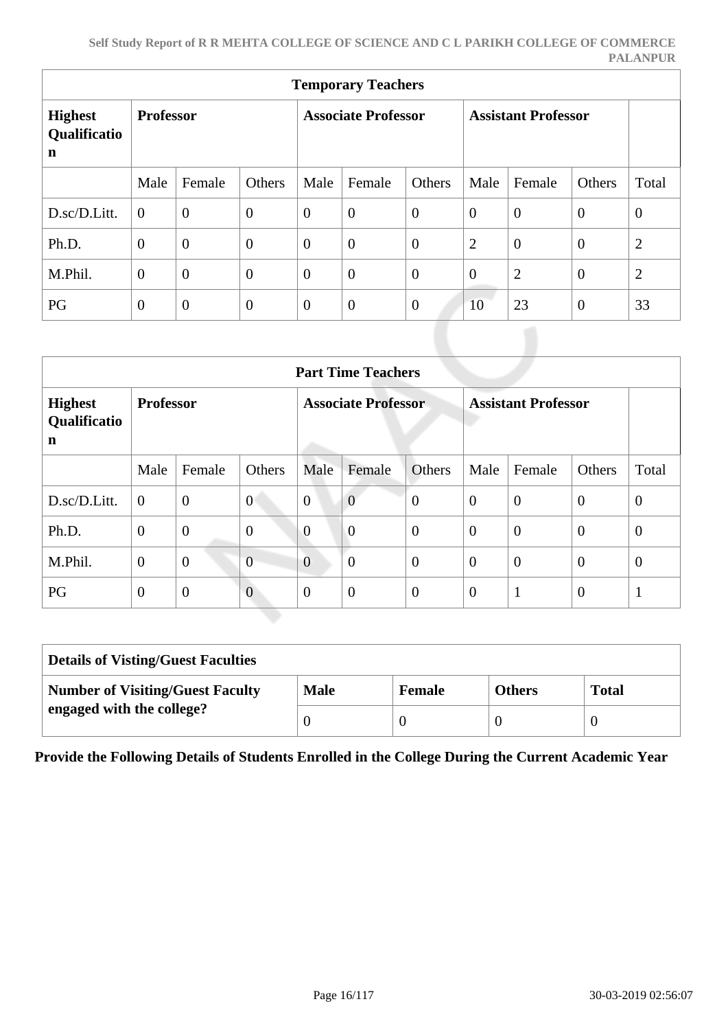| Temporary Teachers | | | | | | | | | | |
|---|---|---|---|---|---|---|---|---|---|---|
| **Highest Qualification** | **Professor** | | | **Associate Professor** | | | **Assistant Professor** | | | |
| | Male | Female | Others | Male | Female | Others | Male | Female | Others | Total |
| D.sc/D.Litt. | 0 | 0 | 0 | 0 | 0 | 0 | 0 | 0 | 0 | 0 |
| Ph.D. | 0 | 0 | 0 | 0 | 0 | 0 | 2 | 0 | 0 | 2 |
| M.Phil. | 0 | 0 | 0 | 0 | 0 | 0 | 0 | 2 | 0 | 2 |
| PG | 0 | 0 | 0 | 0 | 0 | 0 | 10 | 23 | 0 | 33 |

| Part Time Teachers | | | | | | | | | | |
|---|---|---|---|---|---|---|---|---|---|---|
| **Highest Qualification** | **Professor** | | | **Associate Professor** | | | **Assistant Professor** | | | |
| | Male | Female | Others | Male | Female | Others | Male | Female | Others | Total |
| D.sc/D.Litt. | 0 | 0 | 0 | 0 | 0 | 0 | 0 | 0 | 0 | 0 |
| Ph.D. | 0 | 0 | 0 | 0 | 0 | 0 | 0 | 0 | 0 | 0 |
| M.Phil. | 0 | 0 | 0 | 0 | 0 | 0 | 0 | 0 | 0 | 0 |
| PG | 0 | 0 | 0 | 0 | 0 | 0 | 0 | 1 | 0 | 1 |

| Details of Visting/Guest Faculties | | | | |
|---|---|---|---|---|
| **Number of Visiting/Guest Faculty engaged with the college?** | **Male** | **Female** | **Others** | **Total** |
| | 0 | 0 | 0 | 0 |

**Provide the Following Details of Students Enrolled in the College During the Current Academic Year**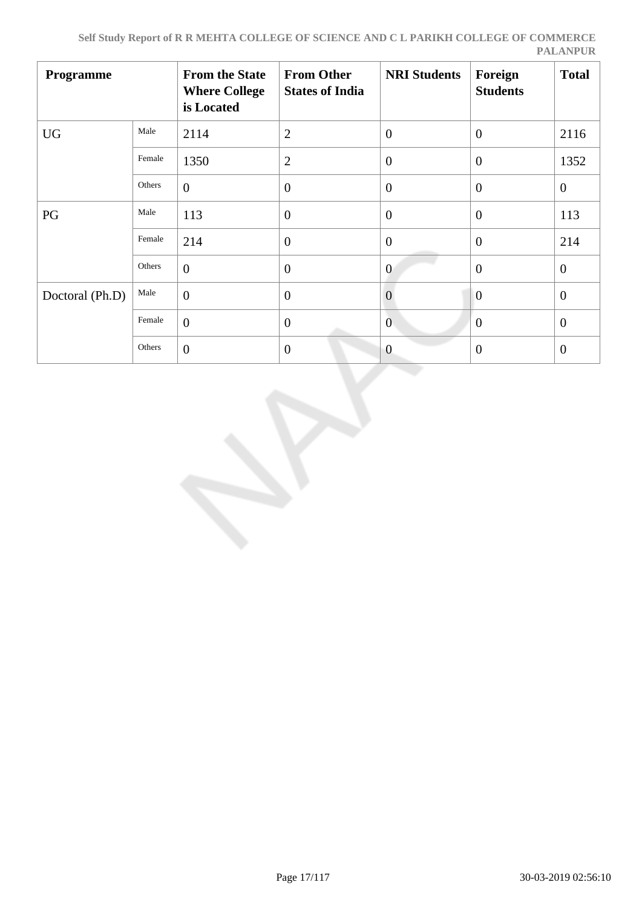| Programme | | From the State Where College is Located | From Other States of India | NRI Students | Foreign Students | Total |
|---|---|---|---|---|---|---|
| UG | Male | 2114 | 2 | 0 | 0 | 2116 |
| | Female | 1350 | 2 | 0 | 0 | 1352 |
| | Others | 0 | 0 | 0 | 0 | 0 |
| PG | Male | 113 | 0 | 0 | 0 | 113 |
| | Female | 214 | 0 | 0 | 0 | 214 |
| | Others | 0 | 0 | 0 | 0 | 0 |
| Doctoral (Ph.D) | Male | 0 | 0 | 0 | 0 | 0 |
| | Female | 0 | 0 | 0 | 0 | 0 |
| | Others | 0 | 0 | 0 | 0 | 0 |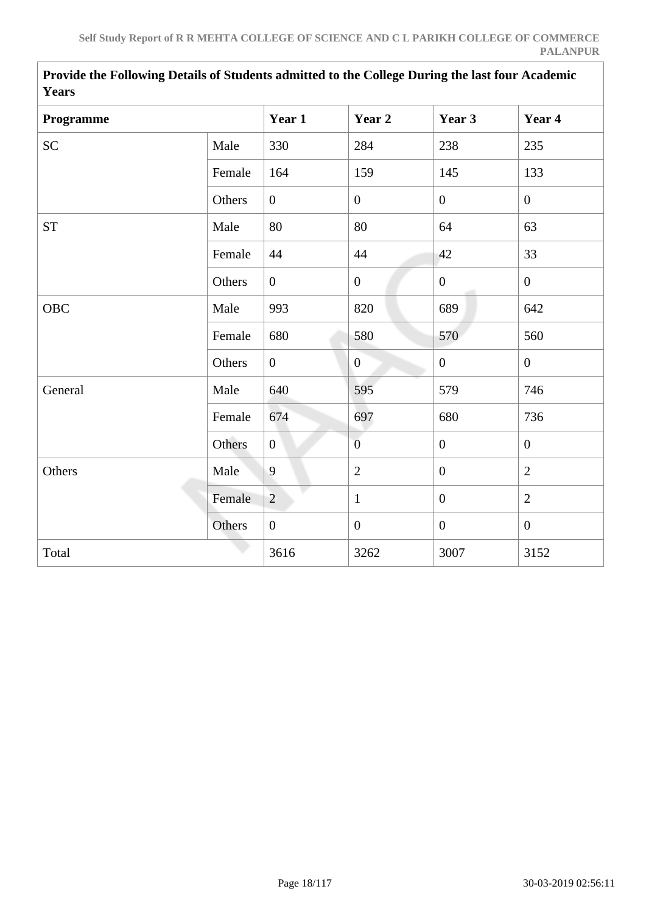| Provide the Following Details of Students admitted to the College During the last four Academic Years | | | | | |
|---|---|---|---|---|---|
| **Programme** | | **Year 1** | **Year 2** | **Year 3** | **Year 4** |
| SC | Male | 330 | 284 | 238 | 235 |
| | Female | 164 | 159 | 145 | 133 |
| | Others | 0 | 0 | 0 | 0 |
| ST | Male | 80 | 80 | 64 | 63 |
| | Female | 44 | 44 | 42 | 33 |
| | Others | 0 | 0 | 0 | 0 |
| OBC | Male | 993 | 820 | 689 | 642 |
| | Female | 680 | 580 | 570 | 560 |
| | Others | 0 | 0 | 0 | 0 |
| General | Male | 640 | 595 | 579 | 746 |
| | Female | 674 | 697 | 680 | 736 |
| | Others | 0 | 0 | 0 | 0 |
| Others | Male | 9 | 2 | 0 | 2 |
| | Female | 2 | 1 | 0 | 2 |
| | Others | 0 | 0 | 0 | 0 |
| Total | | 3616 | 3262 | 3007 | 3152 |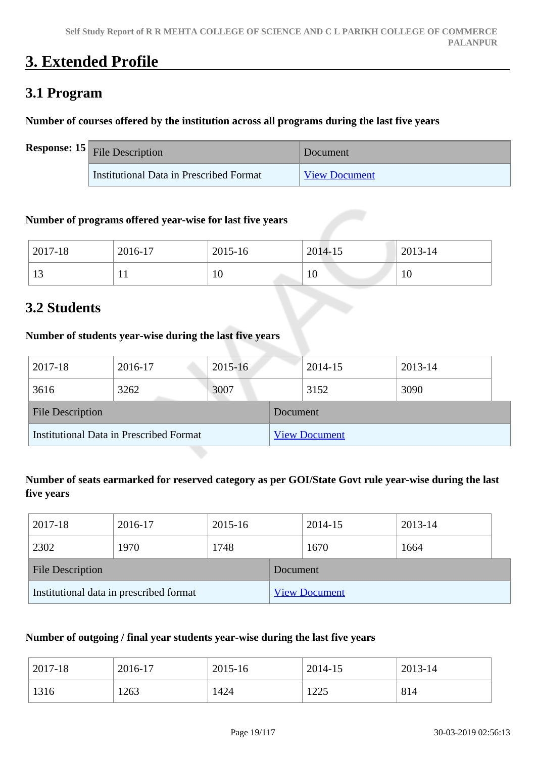# 3. Extended Profile

## 3.1 Program

**Number of courses offered by the institution across all programs during the last five years**

**Response: 15**

| File Description | Document |
|---|---|
| Institutional Data in Prescribed Format | View Document |

**Number of programs offered year-wise for last five years**

| 2017-18 | 2016-17 | 2015-16 | 2014-15 | 2013-14 |
|---|---|---|---|---|
| 13 | 11 | 10 | 10 | 10 |

## 3.2 Students

**Number of students year-wise during the last five years**

| 2017-18 | 2016-17 | 2015-16 | 2014-15 | 2013-14 |
|---|---|---|---|---|
| 3616 | 3262 | 3007 | 3152 | 3090 |

| File Description | Document |
|---|---|
| Institutional Data in Prescribed Format | View Document |

**Number of seats earmarked for reserved category as per GOI/State Govt rule year-wise during the last five years**

| 2017-18 | 2016-17 | 2015-16 | 2014-15 | 2013-14 |
|---|---|---|---|---|
| 2302 | 1970 | 1748 | 1670 | 1664 |

| File Description | Document |
|---|---|
| Institutional data in prescribed format | View Document |

**Number of outgoing / final year students year-wise during the last five years**

| 2017-18 | 2016-17 | 2015-16 | 2014-15 | 2013-14 |
|---|---|---|---|---|
| 1316 | 1263 | 1424 | 1225 | 814 |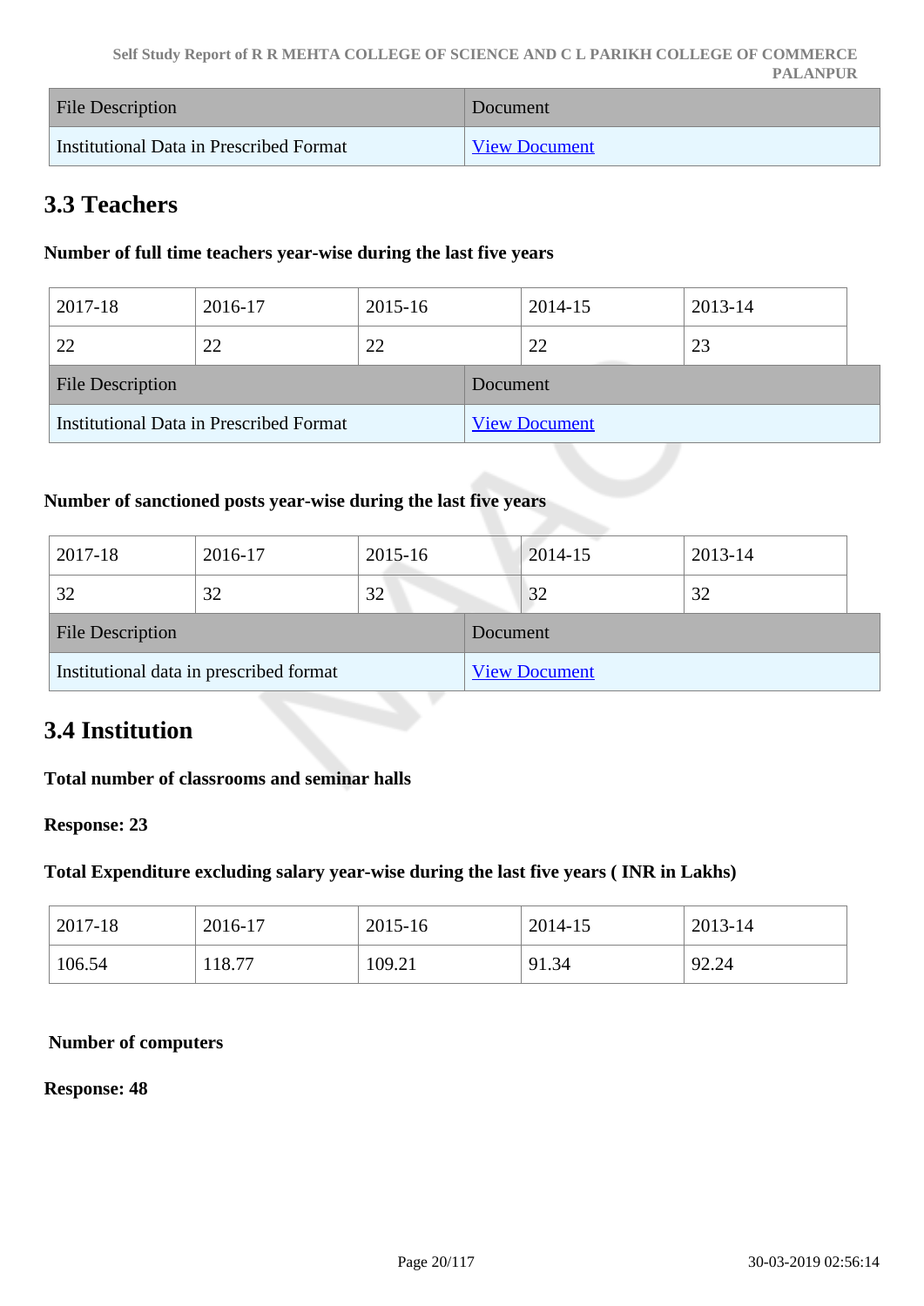| File Description | Document |
| --- | --- |
| Institutional Data in Prescribed Format | View Document |

## 3.3 Teachers

**Number of full time teachers year-wise during the last five years**

| 2017-18 | 2016-17 | 2015-16 | 2014-15 | 2013-14 |
| --- | --- | --- | --- | --- |
| 22 | 22 | 22 | 22 | 23 |

| File Description | Document |
| --- | --- |
| Institutional Data in Prescribed Format | View Document |

**Number of sanctioned posts year-wise during the last five years**

| 2017-18 | 2016-17 | 2015-16 | 2014-15 | 2013-14 |
| --- | --- | --- | --- | --- |
| 32 | 32 | 32 | 32 | 32 |

| File Description | Document |
| --- | --- |
| Institutional data in prescribed format | View Document |

## 3.4 Institution

**Total number of classrooms and seminar halls**

**Response: 23**

**Total Expenditure excluding salary year-wise during the last five years ( INR in Lakhs)**

| 2017-18 | 2016-17 | 2015-16 | 2014-15 | 2013-14 |
| --- | --- | --- | --- | --- |
| 106.54 | 118.77 | 109.21 | 91.34 | 92.24 |

**Number of computers**

**Response: 48**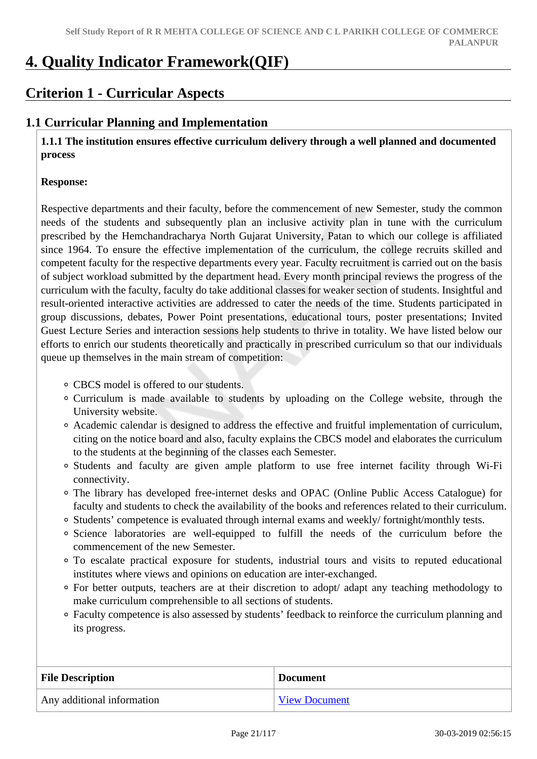# 4. Quality Indicator Framework(QIF)

## Criterion 1 - Curricular Aspects

### 1.1 Curricular Planning and Implementation

**1.1.1 The institution ensures effective curriculum delivery through a well planned and documented process**

**Response:**

Respective departments and their faculty, before the commencement of new Semester, study the common needs of the students and subsequently plan an inclusive activity plan in tune with the curriculum prescribed by the Hemchandracharya North Gujarat University, Patan to which our college is affiliated since 1964. To ensure the effective implementation of the curriculum, the college recruits skilled and competent faculty for the respective departments every year. Faculty recruitment is carried out on the basis of subject workload submitted by the department head. Every month principal reviews the progress of the curriculum with the faculty, faculty do take additional classes for weaker section of students. Insightful and result-oriented interactive activities are addressed to cater the needs of the time. Students participated in group discussions, debates, Power Point presentations, educational tours, poster presentations; Invited Guest Lecture Series and interaction sessions help students to thrive in totality. We have listed below our efforts to enrich our students theoretically and practically in prescribed curriculum so that our individuals queue up themselves in the main stream of competition:

- CBCS model is offered to our students.
- Curriculum is made available to students by uploading on the College website, through the University website.
- Academic calendar is designed to address the effective and fruitful implementation of curriculum, citing on the notice board and also, faculty explains the CBCS model and elaborates the curriculum to the students at the beginning of the classes each Semester.
- Students and faculty are given ample platform to use free internet facility through Wi-Fi connectivity.
- The library has developed free-internet desks and OPAC (Online Public Access Catalogue) for faculty and students to check the availability of the books and references related to their curriculum.
- Students' competence is evaluated through internal exams and weekly/ fortnight/monthly tests.
- Science laboratories are well-equipped to fulfill the needs of the curriculum before the commencement of the new Semester.
- To escalate practical exposure for students, industrial tours and visits to reputed educational institutes where views and opinions on education are inter-exchanged.
- For better outputs, teachers are at their discretion to adopt/ adapt any teaching methodology to make curriculum comprehensible to all sections of students.
- Faculty competence is also assessed by students' feedback to reinforce the curriculum planning and its progress.

| File Description | Document |
| --- | --- |
| Any additional information | View Document |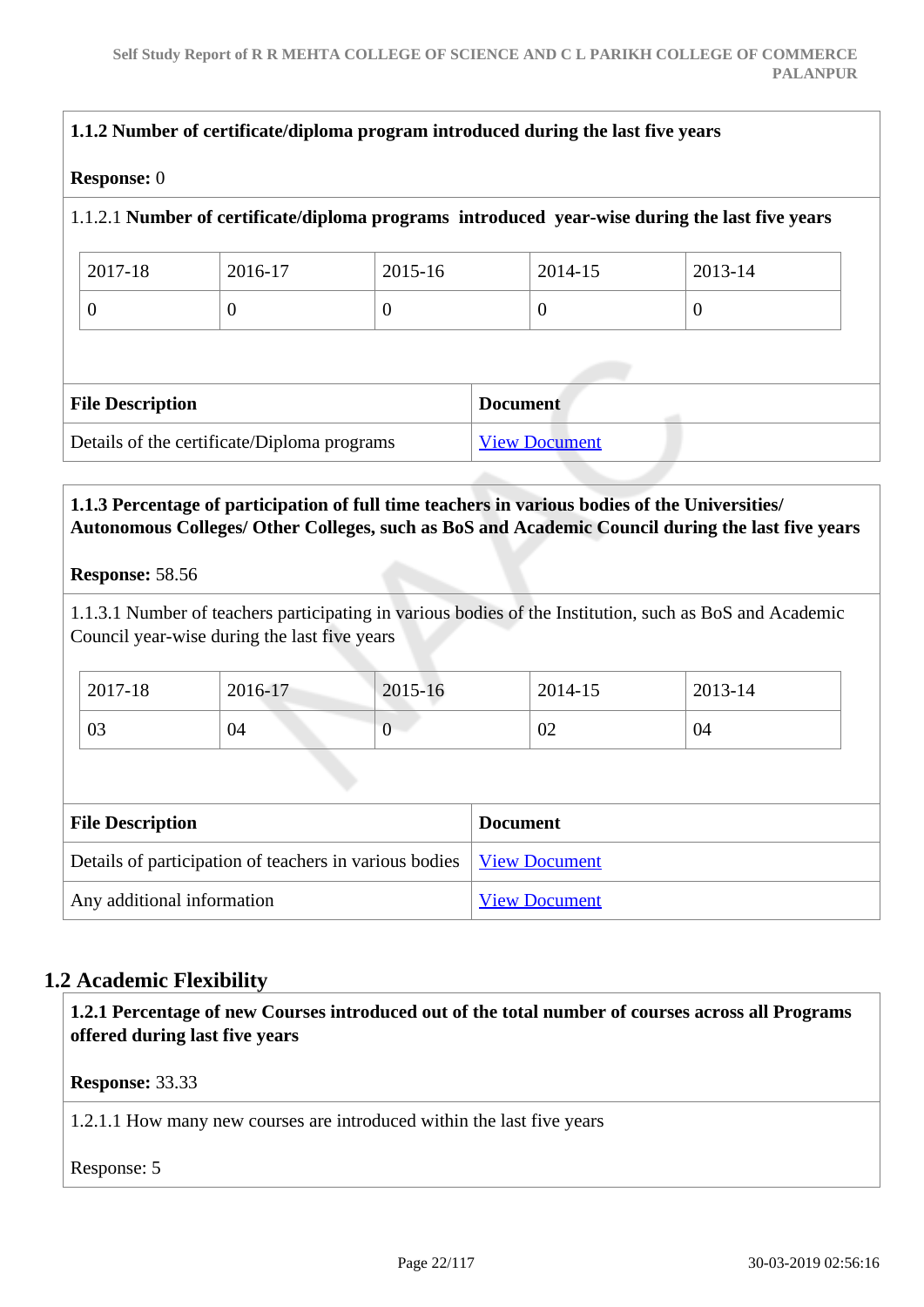**1.1.2 Number of certificate/diploma program introduced during the last five years**

**Response:** 0

1.1.2.1 **Number of certificate/diploma programs introduced year-wise during the last five years**

| 2017-18 | 2016-17 | 2015-16 | 2014-15 | 2013-14 |
|---|---|---|---|---|
| 0 | 0 | 0 | 0 | 0 |

| File Description | Document |
|---|---|
| Details of the certificate/Diploma programs | View Document |

**1.1.3 Percentage of participation of full time teachers in various bodies of the Universities/ Autonomous Colleges/ Other Colleges, such as BoS and Academic Council during the last five years**

**Response:** 58.56

1.1.3.1 Number of teachers participating in various bodies of the Institution, such as BoS and Academic Council year-wise during the last five years

| 2017-18 | 2016-17 | 2015-16 | 2014-15 | 2013-14 |
|---|---|---|---|---|
| 03 | 04 | 0 | 02 | 04 |

| File Description | Document |
|---|---|
| Details of participation of teachers in various bodies | View Document |
| Any additional information | View Document |

## 1.2 Academic Flexibility

**1.2.1 Percentage of new Courses introduced out of the total number of courses across all Programs offered during last five years**

**Response:** 33.33

1.2.1.1 How many new courses are introduced within the last five years

Response: 5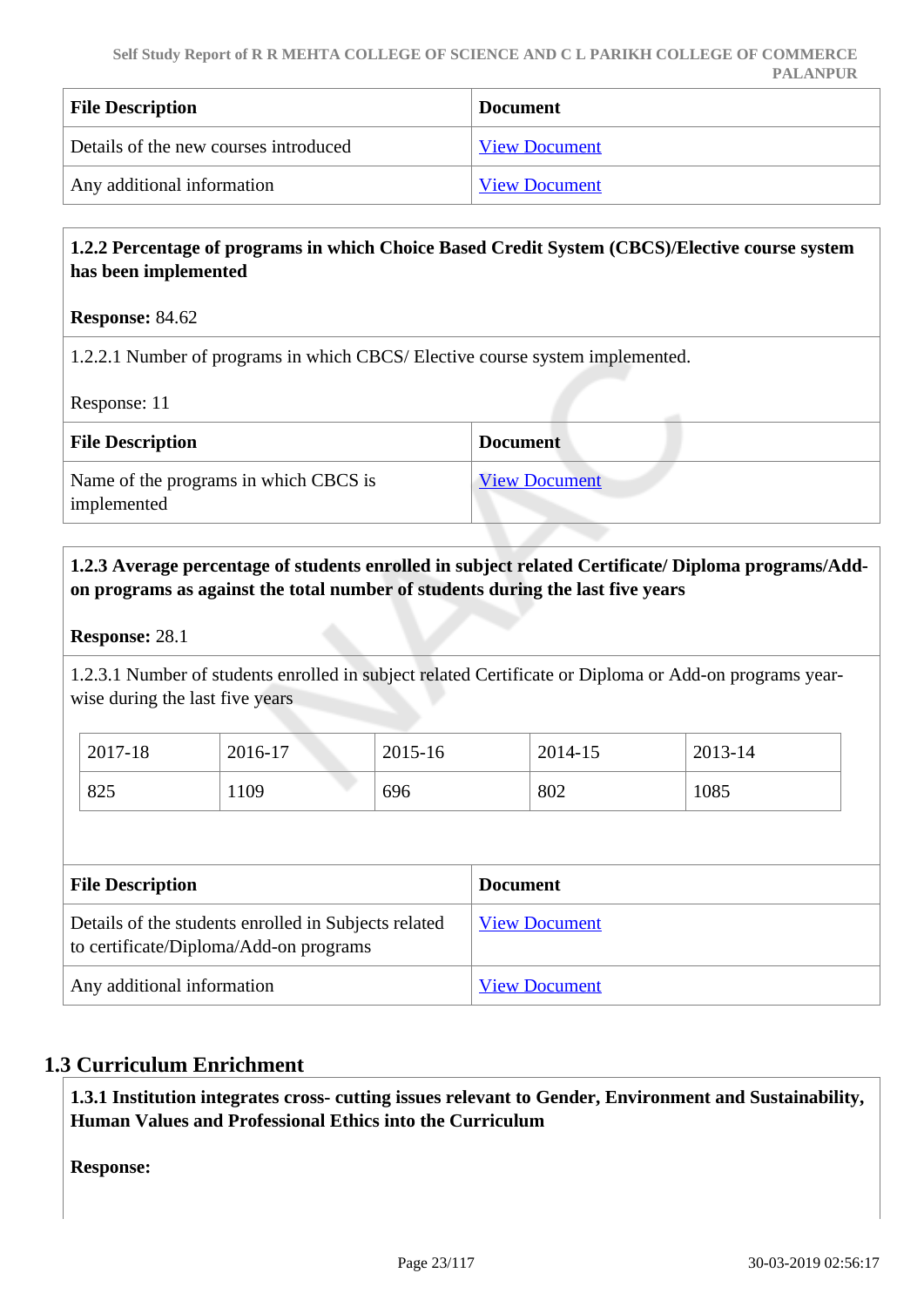| File Description | Document |
|---|---|
| Details of the new courses introduced | View Document |
| Any additional information | View Document |

**1.2.2 Percentage of programs in which Choice Based Credit System (CBCS)/Elective course system has been implemented**

**Response:** 84.62

1.2.2.1 Number of programs in which CBCS/ Elective course system implemented.

Response: 11

| File Description | Document |
|---|---|
| Name of the programs in which CBCS is implemented | View Document |

**1.2.3 Average percentage of students enrolled in subject related Certificate/ Diploma programs/Add-on programs as against the total number of students during the last five years**

**Response:** 28.1

1.2.3.1 Number of students enrolled in subject related Certificate or Diploma or Add-on programs year-wise during the last five years

| 2017-18 | 2016-17 | 2015-16 | 2014-15 | 2013-14 |
|---|---|---|---|---|
| 825 | 1109 | 696 | 802 | 1085 |

| File Description | Document |
|---|---|
| Details of the students enrolled in Subjects related to certificate/Diploma/Add-on programs | View Document |
| Any additional information | View Document |

## 1.3 Curriculum Enrichment

**1.3.1 Institution integrates cross- cutting issues relevant to Gender, Environment and Sustainability, Human Values and Professional Ethics into the Curriculum**

**Response:**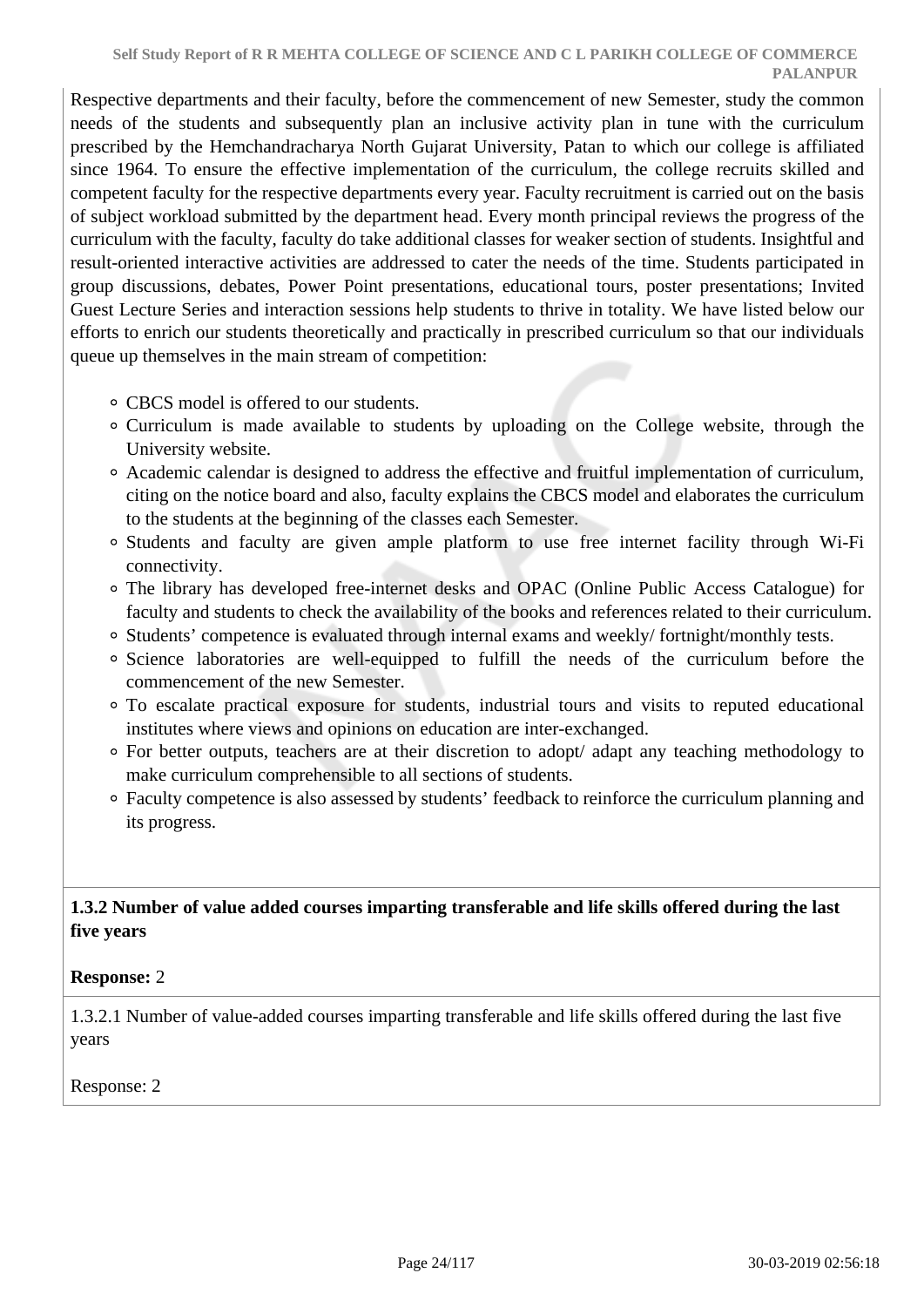Respective departments and their faculty, before the commencement of new Semester, study the common needs of the students and subsequently plan an inclusive activity plan in tune with the curriculum prescribed by the Hemchandracharya North Gujarat University, Patan to which our college is affiliated since 1964. To ensure the effective implementation of the curriculum, the college recruits skilled and competent faculty for the respective departments every year. Faculty recruitment is carried out on the basis of subject workload submitted by the department head. Every month principal reviews the progress of the curriculum with the faculty, faculty do take additional classes for weaker section of students. Insightful and result-oriented interactive activities are addressed to cater the needs of the time. Students participated in group discussions, debates, Power Point presentations, educational tours, poster presentations; Invited Guest Lecture Series and interaction sessions help students to thrive in totality. We have listed below our efforts to enrich our students theoretically and practically in prescribed curriculum so that our individuals queue up themselves in the main stream of competition:

- CBCS model is offered to our students.
- Curriculum is made available to students by uploading on the College website, through the University website.
- Academic calendar is designed to address the effective and fruitful implementation of curriculum, citing on the notice board and also, faculty explains the CBCS model and elaborates the curriculum to the students at the beginning of the classes each Semester.
- Students and faculty are given ample platform to use free internet facility through Wi-Fi connectivity.
- The library has developed free-internet desks and OPAC (Online Public Access Catalogue) for faculty and students to check the availability of the books and references related to their curriculum.
- Students' competence is evaluated through internal exams and weekly/ fortnight/monthly tests.
- Science laboratories are well-equipped to fulfill the needs of the curriculum before the commencement of the new Semester.
- To escalate practical exposure for students, industrial tours and visits to reputed educational institutes where views and opinions on education are inter-exchanged.
- For better outputs, teachers are at their discretion to adopt/ adapt any teaching methodology to make curriculum comprehensible to all sections of students.
- Faculty competence is also assessed by students' feedback to reinforce the curriculum planning and its progress.

**1.3.2 Number of value added courses imparting transferable and life skills offered during the last five years**

**Response:** 2

1.3.2.1 Number of value-added courses imparting transferable and life skills offered during the last five years

Response: 2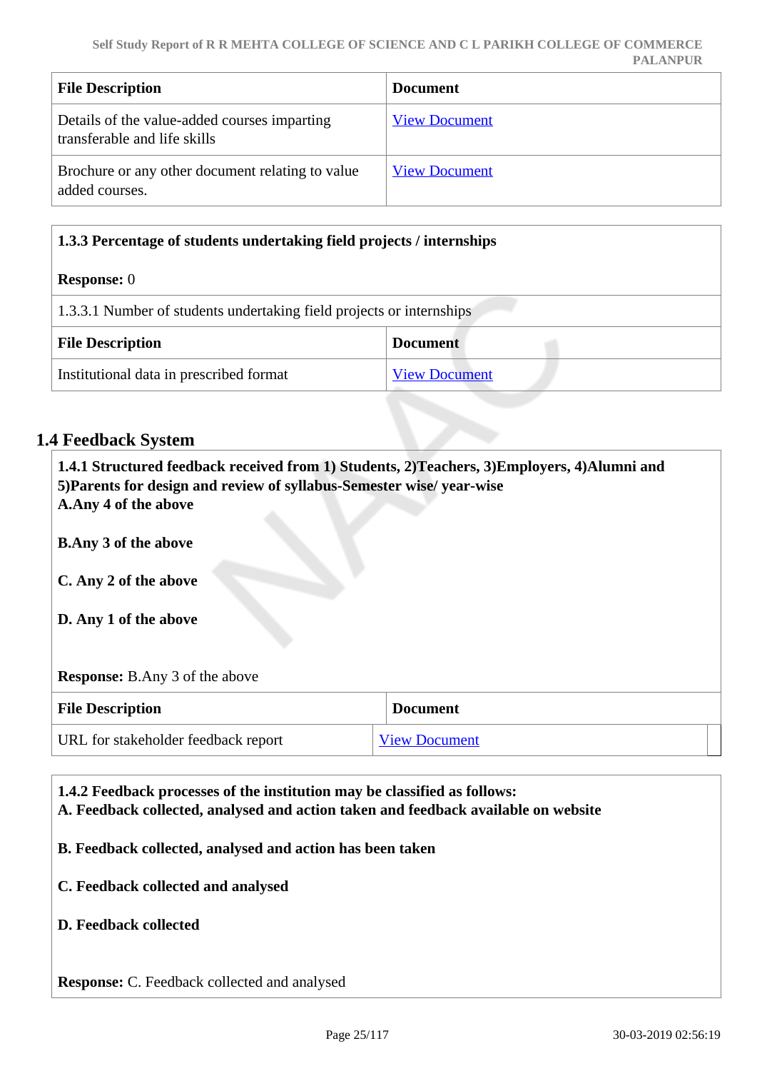| File Description | Document |
|---|---|
| Details of the value-added courses imparting transferable and life skills | View Document |
| Brochure or any other document relating to value added courses. | View Document |

**1.3.3 Percentage of students undertaking field projects / internships**

**Response:** 0

1.3.3.1 Number of students undertaking field projects or internships

| File Description | Document |
|---|---|
| Institutional data in prescribed format | View Document |

## 1.4 Feedback System

**1.4.1 Structured feedback received from 1) Students, 2)Teachers, 3)Employers, 4)Alumni and 5)Parents for design and review of syllabus-Semester wise/ year-wise**

**A.Any 4 of the above**

**B.Any 3 of the above**

**C. Any 2 of the above**

**D. Any 1 of the above**

**Response:** B.Any 3 of the above

| File Description | Document |
|---|---|
| URL for stakeholder feedback report | View Document |

**1.4.2 Feedback processes of the institution may be classified as follows:**

**A. Feedback collected, analysed and action taken and feedback available on website**

**B. Feedback collected, analysed and action has been taken**

**C. Feedback collected and analysed**

**D. Feedback collected**

**Response:** C. Feedback collected and analysed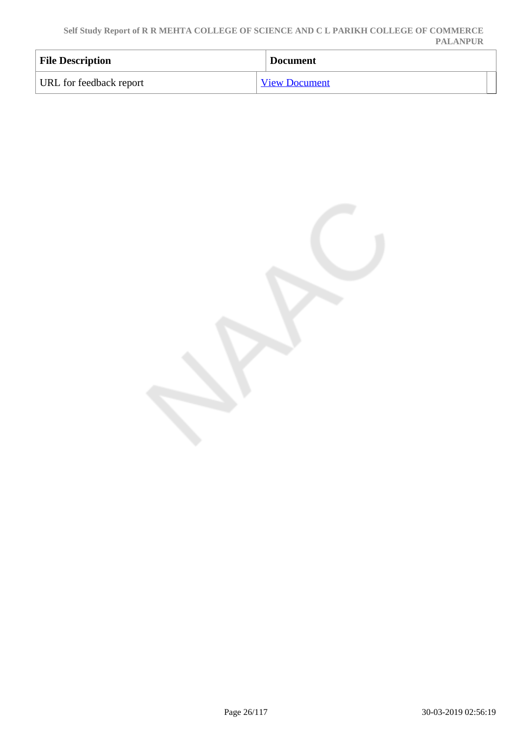| File Description | Document |
|---|---|
| URL for feedback report | View Document |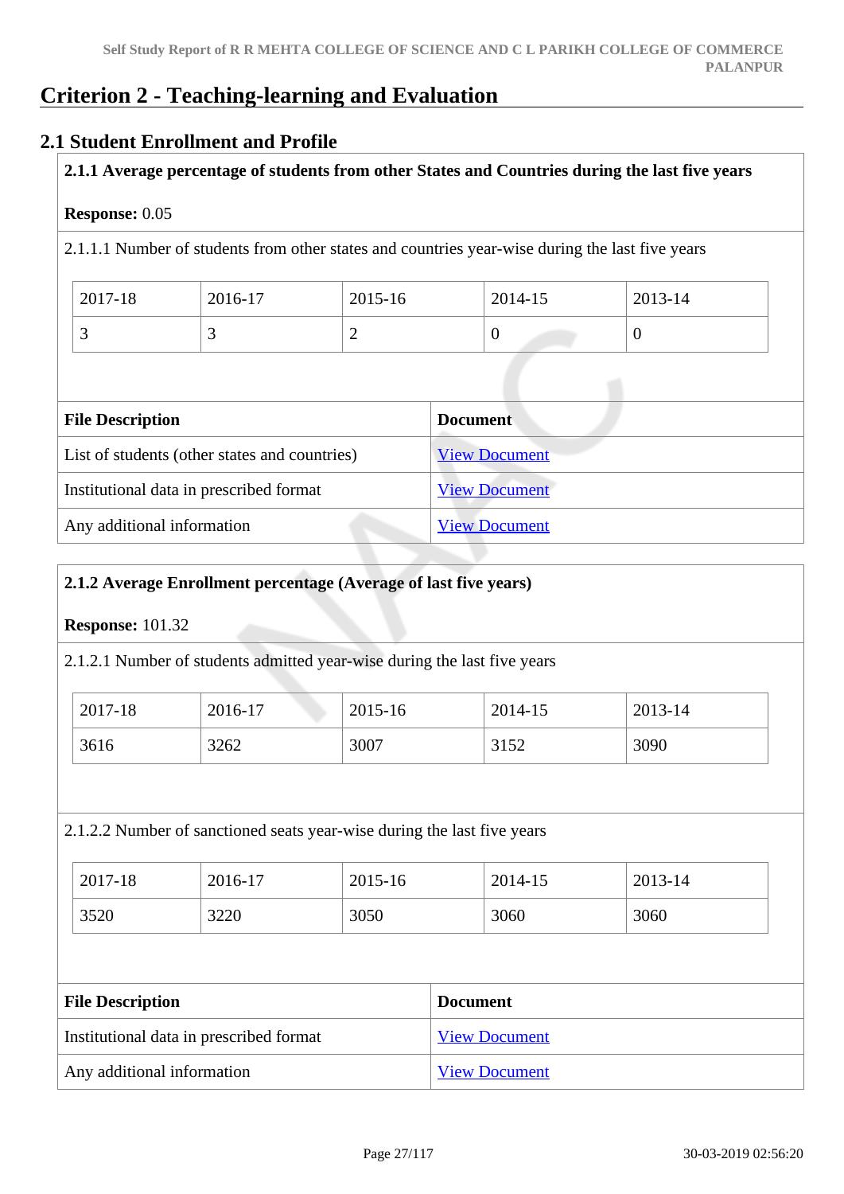# Criterion 2 - Teaching-learning and Evaluation

## 2.1 Student Enrollment and Profile

**2.1.1 Average percentage of students from other States and Countries during the last five years**

**Response:** 0.05

2.1.1.1 Number of students from other states and countries year-wise during the last five years

| 2017-18 | 2016-17 | 2015-16 | 2014-15 | 2013-14 |
|---|---|---|---|---|
| 3 | 3 | 2 | 0 | 0 |

| File Description | Document |
|---|---|
| List of students (other states and countries) | View Document |
| Institutional data in prescribed format | View Document |
| Any additional information | View Document |

**2.1.2 Average Enrollment percentage (Average of last five years)**

**Response:** 101.32

2.1.2.1 Number of students admitted year-wise during the last five years

| 2017-18 | 2016-17 | 2015-16 | 2014-15 | 2013-14 |
|---|---|---|---|---|
| 3616 | 3262 | 3007 | 3152 | 3090 |

2.1.2.2 Number of sanctioned seats year-wise during the last five years

| 2017-18 | 2016-17 | 2015-16 | 2014-15 | 2013-14 |
|---|---|---|---|---|
| 3520 | 3220 | 3050 | 3060 | 3060 |

| File Description | Document |
|---|---|
| Institutional data in prescribed format | View Document |
| Any additional information | View Document |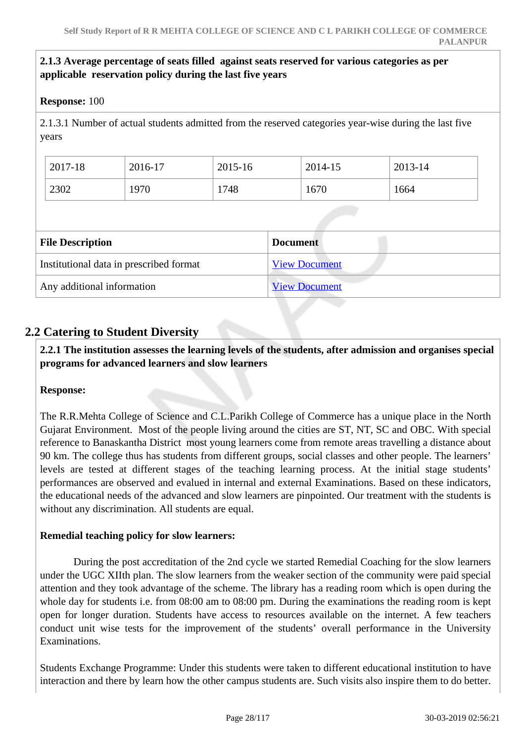**2.1.3 Average percentage of seats filled against seats reserved for various categories as per applicable reservation policy during the last five years**

**Response:** 100

2.1.3.1 Number of actual students admitted from the reserved categories year-wise during the last five years

| 2017-18 | 2016-17 | 2015-16 | 2014-15 | 2013-14 |
|---|---|---|---|---|
| 2302 | 1970 | 1748 | 1670 | 1664 |

| File Description | Document |
|---|---|
| Institutional data in prescribed format | View Document |
| Any additional information | View Document |

## 2.2 Catering to Student Diversity

**2.2.1 The institution assesses the learning levels of the students, after admission and organises special programs for advanced learners and slow learners**

**Response:**

The R.R.Mehta College of Science and C.L.Parikh College of Commerce has a unique place in the North Gujarat Environment. Most of the people living around the cities are ST, NT, SC and OBC. With special reference to Banaskantha District most young learners come from remote areas travelling a distance about 90 km. The college thus has students from different groups, social classes and other people. The learners' levels are tested at different stages of the teaching learning process. At the initial stage students' performances are observed and evalued in internal and external Examinations. Based on these indicators, the educational needs of the advanced and slow learners are pinpointed. Our treatment with the students is without any discrimination. All students are equal.

**Remedial teaching policy for slow learners:**

During the post accreditation of the 2nd cycle we started Remedial Coaching for the slow learners under the UGC XIIth plan. The slow learners from the weaker section of the community were paid special attention and they took advantage of the scheme. The library has a reading room which is open during the whole day for students i.e. from 08:00 am to 08:00 pm. During the examinations the reading room is kept open for longer duration. Students have access to resources available on the internet. A few teachers conduct unit wise tests for the improvement of the students' overall performance in the University Examinations.

Students Exchange Programme: Under this students were taken to different educational institution to have interaction and there by learn how the other campus students are. Such visits also inspire them to do better.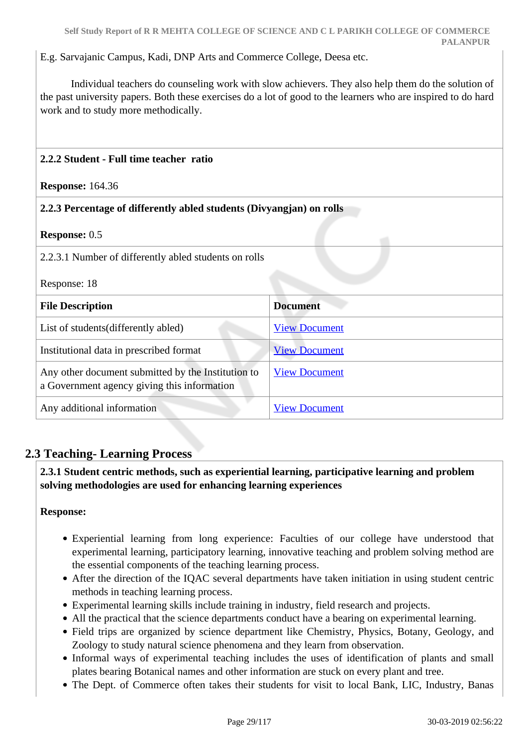E.g. Sarvajanic Campus, Kadi, DNP Arts and Commerce College, Deesa etc.

Individual teachers do counseling work with slow achievers. They also help them do the solution of the past university papers. Both these exercises do a lot of good to the learners who are inspired to do hard work and to study more methodically.

**2.2.2 Student - Full time teacher ratio**

**Response:** 164.36

**2.2.3 Percentage of differently abled students (Divyangjan) on rolls**

**Response:** 0.5

2.2.3.1 Number of differently abled students on rolls

Response: 18

| File Description | Document |
|---|---|
| List of students(differently abled) | View Document |
| Institutional data in prescribed format | View Document |
| Any other document submitted by the Institution to a Government agency giving this information | View Document |
| Any additional information | View Document |

## 2.3 Teaching- Learning Process

**2.3.1 Student centric methods, such as experiential learning, participative learning and problem solving methodologies are used for enhancing learning experiences**

**Response:**

- Experiential learning from long experience: Faculties of our college have understood that experimental learning, participatory learning, innovative teaching and problem solving method are the essential components of the teaching learning process.
- After the direction of the IQAC several departments have taken initiation in using student centric methods in teaching learning process.
- Experimental learning skills include training in industry, field research and projects.
- All the practical that the science departments conduct have a bearing on experimental learning.
- Field trips are organized by science department like Chemistry, Physics, Botany, Geology, and Zoology to study natural science phenomena and they learn from observation.
- Informal ways of experimental teaching includes the uses of identification of plants and small plates bearing Botanical names and other information are stuck on every plant and tree.
- The Dept. of Commerce often takes their students for visit to local Bank, LIC, Industry, Banas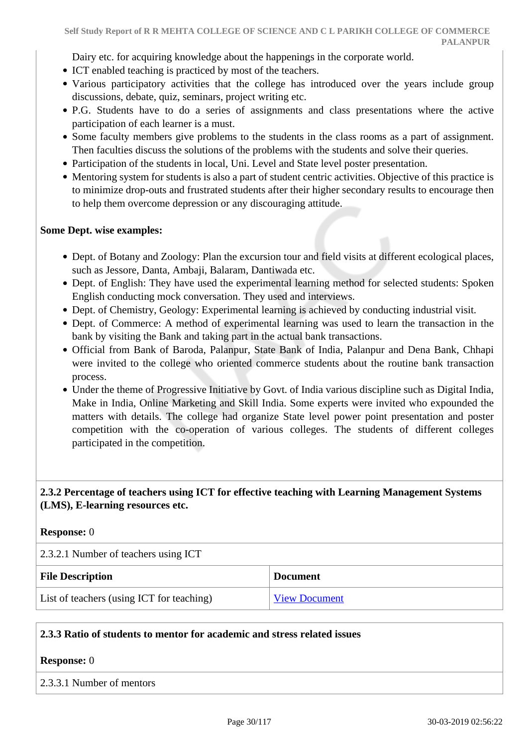Dairy etc. for acquiring knowledge about the happenings in the corporate world.
- ICT enabled teaching is practiced by most of the teachers.
- Various participatory activities that the college has introduced over the years include group discussions, debate, quiz, seminars, project writing etc.
- P.G. Students have to do a series of assignments and class presentations where the active participation of each learner is a must.
- Some faculty members give problems to the students in the class rooms as a part of assignment. Then faculties discuss the solutions of the problems with the students and solve their queries.
- Participation of the students in local, Uni. Level and State level poster presentation.
- Mentoring system for students is also a part of student centric activities. Objective of this practice is to minimize drop-outs and frustrated students after their higher secondary results to encourage then to help them overcome depression or any discouraging attitude.

**Some Dept. wise examples:**

- Dept. of Botany and Zoology: Plan the excursion tour and field visits at different ecological places, such as Jessore, Danta, Ambaji, Balaram, Dantiwada etc.
- Dept. of English: They have used the experimental learning method for selected students: Spoken English conducting mock conversation. They used and interviews.
- Dept. of Chemistry, Geology: Experimental learning is achieved by conducting industrial visit.
- Dept. of Commerce: A method of experimental learning was used to learn the transaction in the bank by visiting the Bank and taking part in the actual bank transactions.
- Official from Bank of Baroda, Palanpur, State Bank of India, Palanpur and Dena Bank, Chhapi were invited to the college who oriented commerce students about the routine bank transaction process.
- Under the theme of Progressive Initiative by Govt. of India various discipline such as Digital India, Make in India, Online Marketing and Skill India. Some experts were invited who expounded the matters with details. The college had organize State level power point presentation and poster competition with the co-operation of various colleges. The students of different colleges participated in the competition.

**2.3.2 Percentage of teachers using ICT for effective teaching with Learning Management Systems (LMS), E-learning resources etc.**

**Response:** 0

2.3.2.1 Number of teachers using ICT

| File Description | Document |
|---|---|
| List of teachers (using ICT for teaching) | View Document |

**2.3.3 Ratio of students to mentor for academic and stress related issues**

**Response:** 0

2.3.3.1 Number of mentors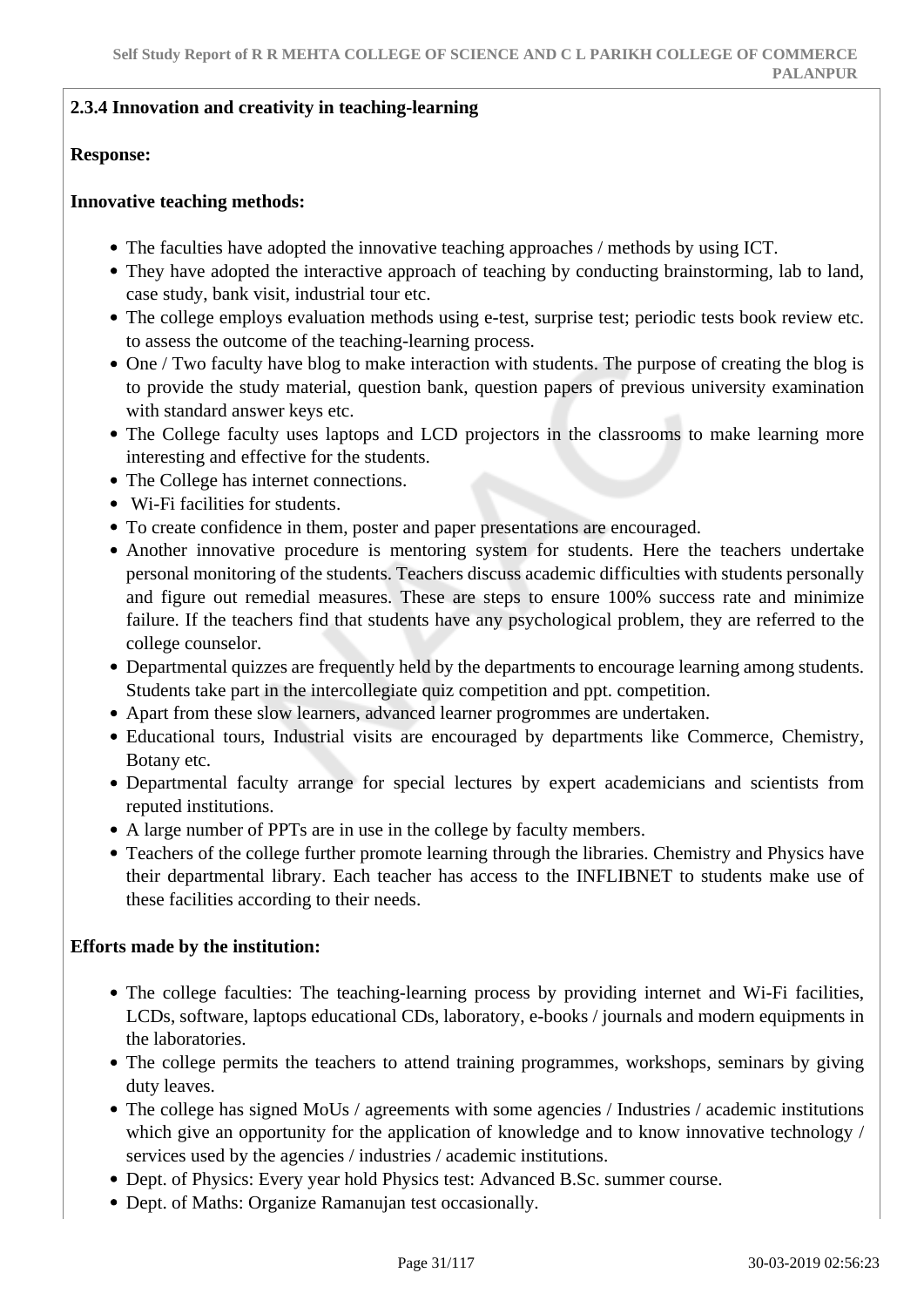### 2.3.4 Innovation and creativity in teaching-learning

**Response:**

**Innovative teaching methods:**

- The faculties have adopted the innovative teaching approaches / methods by using ICT.
- They have adopted the interactive approach of teaching by conducting brainstorming, lab to land, case study, bank visit, industrial tour etc.
- The college employs evaluation methods using e-test, surprise test; periodic tests book review etc. to assess the outcome of the teaching-learning process.
- One / Two faculty have blog to make interaction with students. The purpose of creating the blog is to provide the study material, question bank, question papers of previous university examination with standard answer keys etc.
- The College faculty uses laptops and LCD projectors in the classrooms to make learning more interesting and effective for the students.
- The College has internet connections.
- Wi-Fi facilities for students.
- To create confidence in them, poster and paper presentations are encouraged.
- Another innovative procedure is mentoring system for students. Here the teachers undertake personal monitoring of the students. Teachers discuss academic difficulties with students personally and figure out remedial measures. These are steps to ensure 100% success rate and minimize failure. If the teachers find that students have any psychological problem, they are referred to the college counselor.
- Departmental quizzes are frequently held by the departments to encourage learning among students. Students take part in the intercollegiate quiz competition and ppt. competition.
- Apart from these slow learners, advanced learner progrommes are undertaken.
- Educational tours, Industrial visits are encouraged by departments like Commerce, Chemistry, Botany etc.
- Departmental faculty arrange for special lectures by expert academicians and scientists from reputed institutions.
- A large number of PPTs are in use in the college by faculty members.
- Teachers of the college further promote learning through the libraries. Chemistry and Physics have their departmental library. Each teacher has access to the INFLIBNET to students make use of these facilities according to their needs.

**Efforts made by the institution:**

- The college faculties: The teaching-learning process by providing internet and Wi-Fi facilities, LCDs, software, laptops educational CDs, laboratory, e-books / journals and modern equipments in the laboratories.
- The college permits the teachers to attend training programmes, workshops, seminars by giving duty leaves.
- The college has signed MoUs / agreements with some agencies / Industries / academic institutions which give an opportunity for the application of knowledge and to know innovative technology / services used by the agencies / industries / academic institutions.
- Dept. of Physics: Every year hold Physics test: Advanced B.Sc. summer course.
- Dept. of Maths: Organize Ramanujan test occasionally.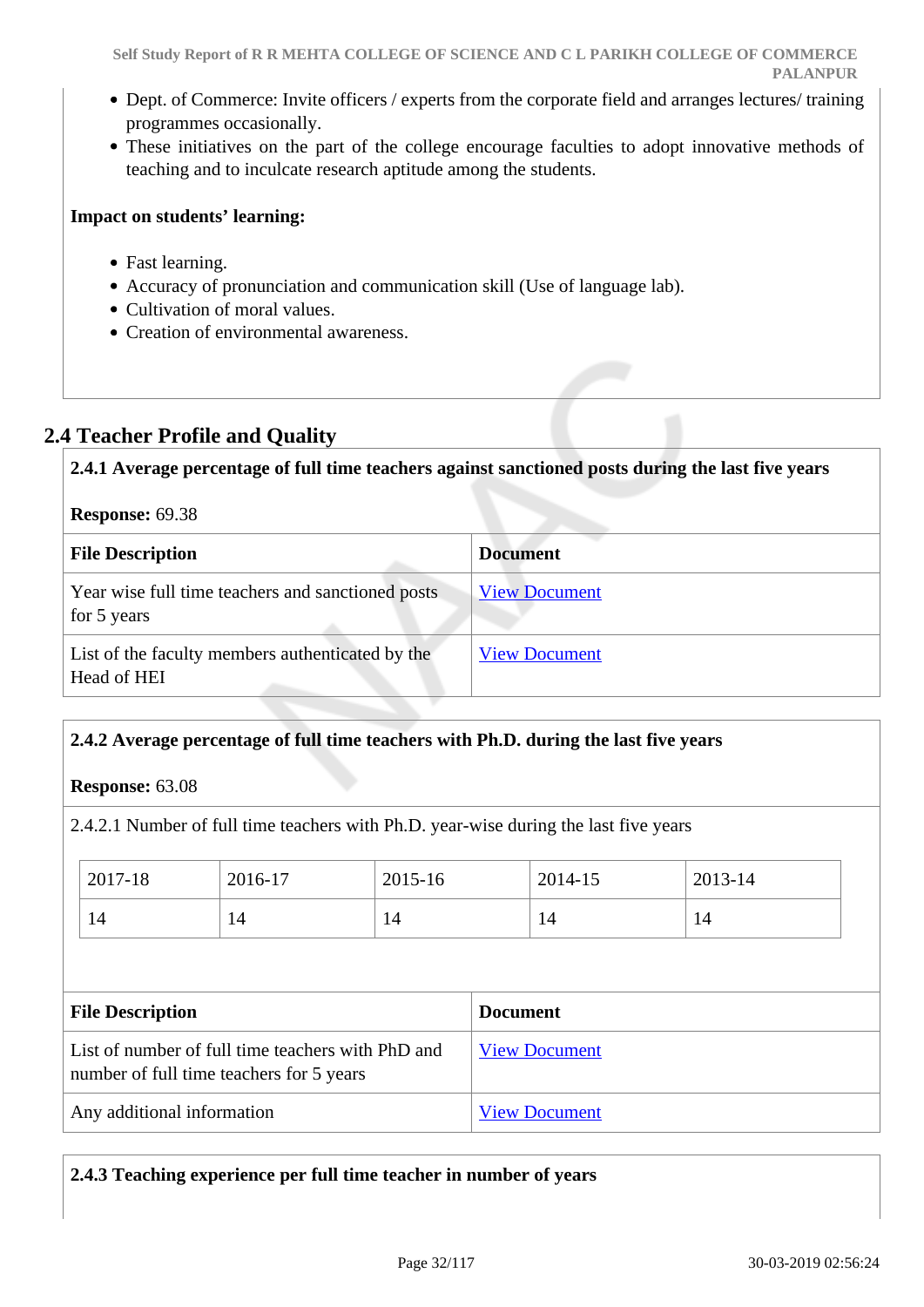- Dept. of Commerce: Invite officers / experts from the corporate field and arranges lectures/ training programmes occasionally.
- These initiatives on the part of the college encourage faculties to adopt innovative methods of teaching and to inculcate research aptitude among the students.

**Impact on students' learning:**

- Fast learning.
- Accuracy of pronunciation and communication skill (Use of language lab).
- Cultivation of moral values.
- Creation of environmental awareness.

## 2.4 Teacher Profile and Quality

**2.4.1 Average percentage of full time teachers against sanctioned posts during the last five years**

**Response:** 69.38

| File Description | Document |
|---|---|
| Year wise full time teachers and sanctioned posts for 5 years | View Document |
| List of the faculty members authenticated by the Head of HEI | View Document |

**2.4.2 Average percentage of full time teachers with Ph.D. during the last five years**

**Response:** 63.08

2.4.2.1 Number of full time teachers with Ph.D. year-wise during the last five years

| 2017-18 | 2016-17 | 2015-16 | 2014-15 | 2013-14 |
|---|---|---|---|---|
| 14 | 14 | 14 | 14 | 14 |

| File Description | Document |
|---|---|
| List of number of full time teachers with PhD and number of full time teachers for 5 years | View Document |
| Any additional information | View Document |

**2.4.3 Teaching experience per full time teacher in number of years**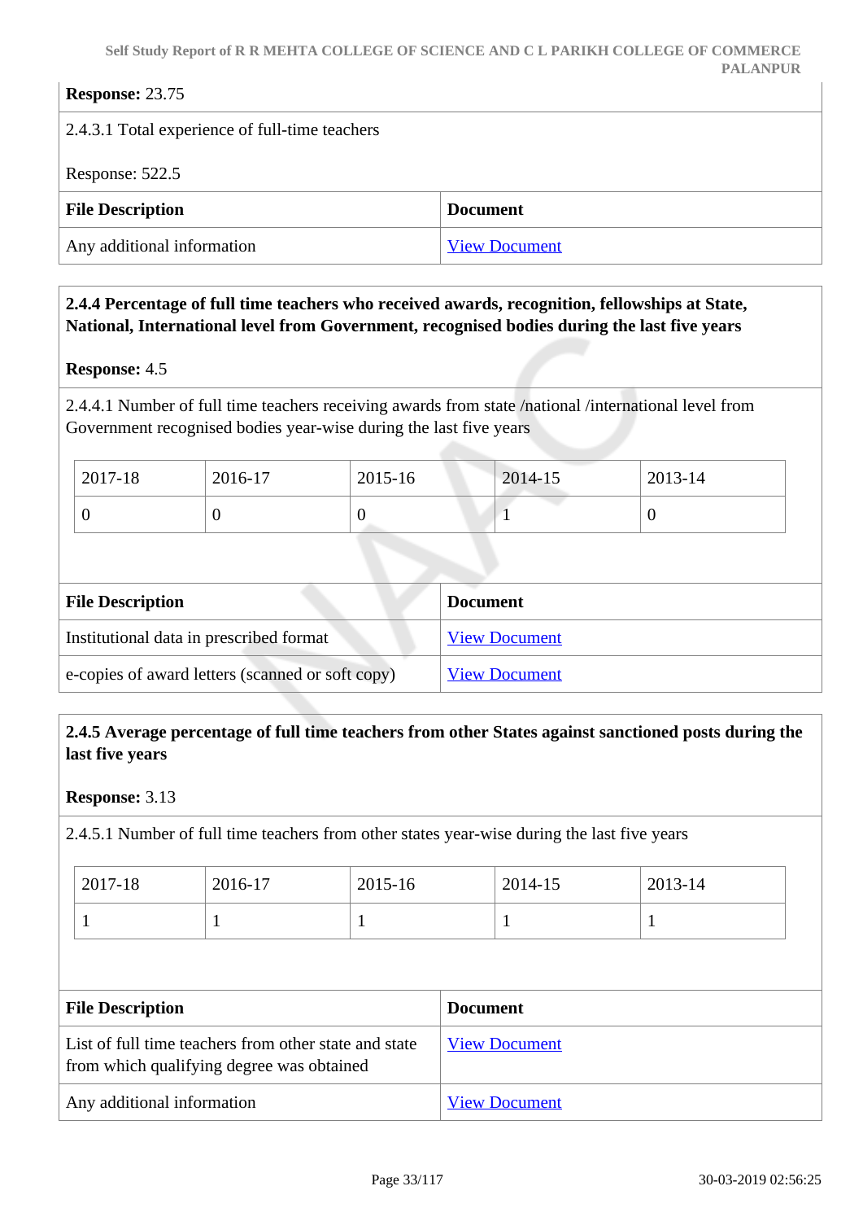**Response:** 23.75

2.4.3.1 Total experience of full-time teachers

Response: 522.5

| File Description | Document |
|---|---|
| Any additional information | View Document |

**2.4.4 Percentage of full time teachers who received awards, recognition, fellowships at State, National, International level from Government, recognised bodies during the last five years**

**Response:** 4.5

2.4.4.1 Number of full time teachers receiving awards from state /national /international level from Government recognised bodies year-wise during the last five years

| 2017-18 | 2016-17 | 2015-16 | 2014-15 | 2013-14 |
|---|---|---|---|---|
| 0 | 0 | 0 | 1 | 0 |

| File Description | Document |
|---|---|
| Institutional data in prescribed format | View Document |
| e-copies of award letters (scanned or soft copy) | View Document |

**2.4.5 Average percentage of full time teachers from other States against sanctioned posts during the last five years**

**Response:** 3.13

2.4.5.1 Number of full time teachers from other states year-wise during the last five years

| 2017-18 | 2016-17 | 2015-16 | 2014-15 | 2013-14 |
|---|---|---|---|---|
| 1 | 1 | 1 | 1 | 1 |

| File Description | Document |
|---|---|
| List of full time teachers from other state and state from which qualifying degree was obtained | View Document |
| Any additional information | View Document |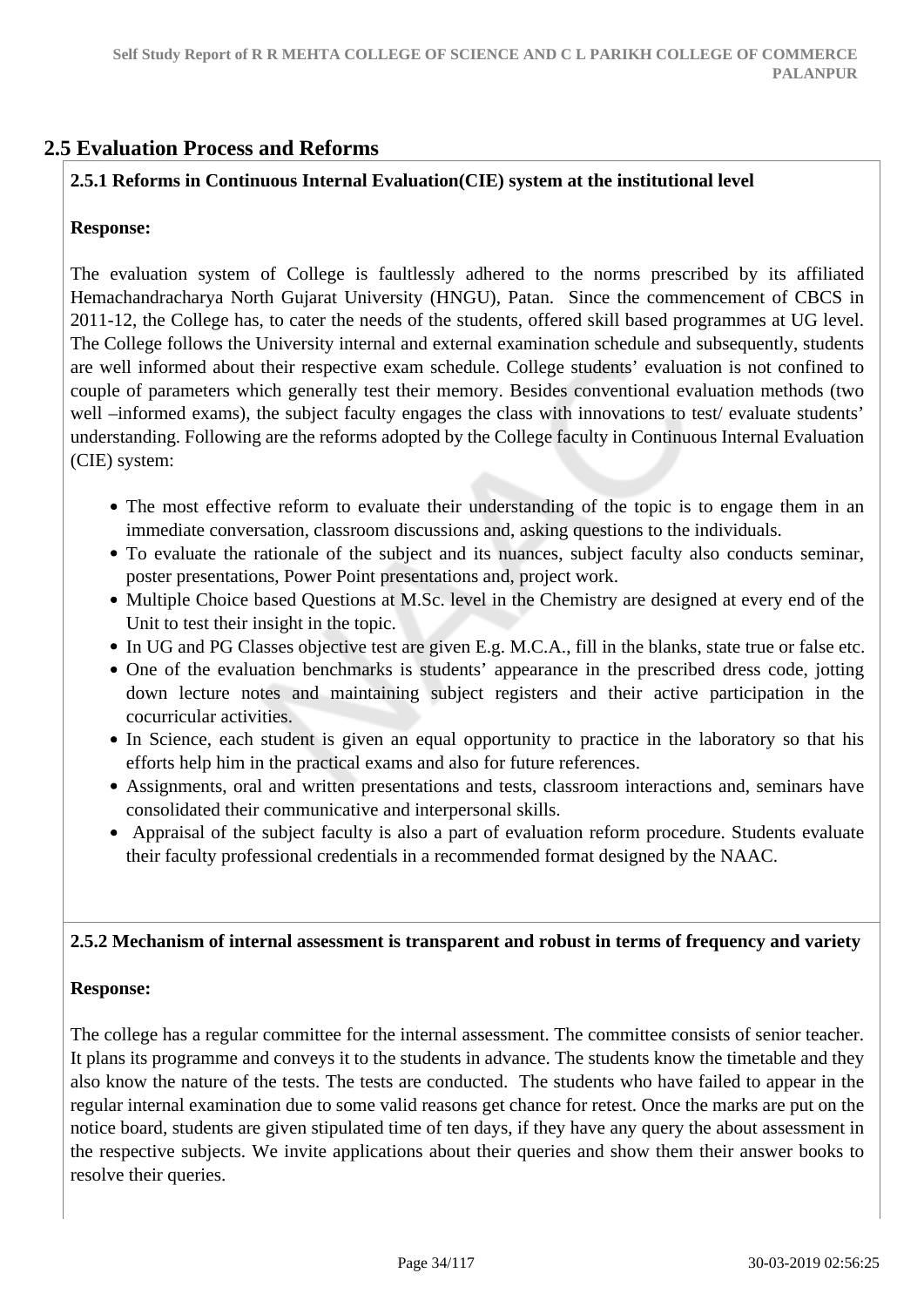## 2.5 Evaluation Process and Reforms

**2.5.1 Reforms in Continuous Internal Evaluation(CIE) system at the institutional level**

**Response:**

The evaluation system of College is faultlessly adhered to the norms prescribed by its affiliated Hemachandracharya North Gujarat University (HNGU), Patan. Since the commencement of CBCS in 2011-12, the College has, to cater the needs of the students, offered skill based programmes at UG level. The College follows the University internal and external examination schedule and subsequently, students are well informed about their respective exam schedule. College students' evaluation is not confined to couple of parameters which generally test their memory. Besides conventional evaluation methods (two well –informed exams), the subject faculty engages the class with innovations to test/ evaluate students' understanding. Following are the reforms adopted by the College faculty in Continuous Internal Evaluation (CIE) system:

- The most effective reform to evaluate their understanding of the topic is to engage them in an immediate conversation, classroom discussions and, asking questions to the individuals.
- To evaluate the rationale of the subject and its nuances, subject faculty also conducts seminar, poster presentations, Power Point presentations and, project work.
- Multiple Choice based Questions at M.Sc. level in the Chemistry are designed at every end of the Unit to test their insight in the topic.
- In UG and PG Classes objective test are given E.g. M.C.A., fill in the blanks, state true or false etc.
- One of the evaluation benchmarks is students' appearance in the prescribed dress code, jotting down lecture notes and maintaining subject registers and their active participation in the cocurricular activities.
- In Science, each student is given an equal opportunity to practice in the laboratory so that his efforts help him in the practical exams and also for future references.
- Assignments, oral and written presentations and tests, classroom interactions and, seminars have consolidated their communicative and interpersonal skills.
- Appraisal of the subject faculty is also a part of evaluation reform procedure. Students evaluate their faculty professional credentials in a recommended format designed by the NAAC.

**2.5.2 Mechanism of internal assessment is transparent and robust in terms of frequency and variety**

**Response:**

The college has a regular committee for the internal assessment. The committee consists of senior teacher. It plans its programme and conveys it to the students in advance. The students know the timetable and they also know the nature of the tests. The tests are conducted. The students who have failed to appear in the regular internal examination due to some valid reasons get chance for retest. Once the marks are put on the notice board, students are given stipulated time of ten days, if they have any query the about assessment in the respective subjects. We invite applications about their queries and show them their answer books to resolve their queries.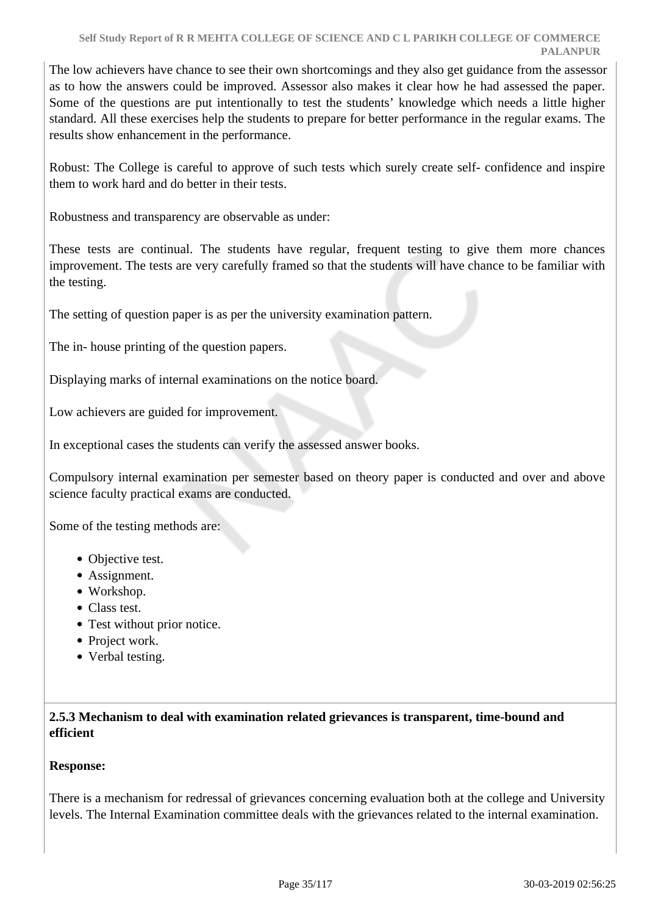The low achievers have chance to see their own shortcomings and they also get guidance from the assessor as to how the answers could be improved. Assessor also makes it clear how he had assessed the paper. Some of the questions are put intentionally to test the students' knowledge which needs a little higher standard. All these exercises help the students to prepare for better performance in the regular exams. The results show enhancement in the performance.

Robust: The College is careful to approve of such tests which surely create self- confidence and inspire them to work hard and do better in their tests.

Robustness and transparency are observable as under:

These tests are continual. The students have regular, frequent testing to give them more chances improvement. The tests are very carefully framed so that the students will have chance to be familiar with the testing.

The setting of question paper is as per the university examination pattern.

The in- house printing of the question papers.

Displaying marks of internal examinations on the notice board.

Low achievers are guided for improvement.

In exceptional cases the students can verify the assessed answer books.

Compulsory internal examination per semester based on theory paper is conducted and over and above science faculty practical exams are conducted.

Some of the testing methods are:

- Objective test.
- Assignment.
- Workshop.
- Class test.
- Test without prior notice.
- Project work.
- Verbal testing.

**2.5.3 Mechanism to deal with examination related grievances is transparent, time-bound and efficient**

**Response:**

There is a mechanism for redressal of grievances concerning evaluation both at the college and University levels. The Internal Examination committee deals with the grievances related to the internal examination.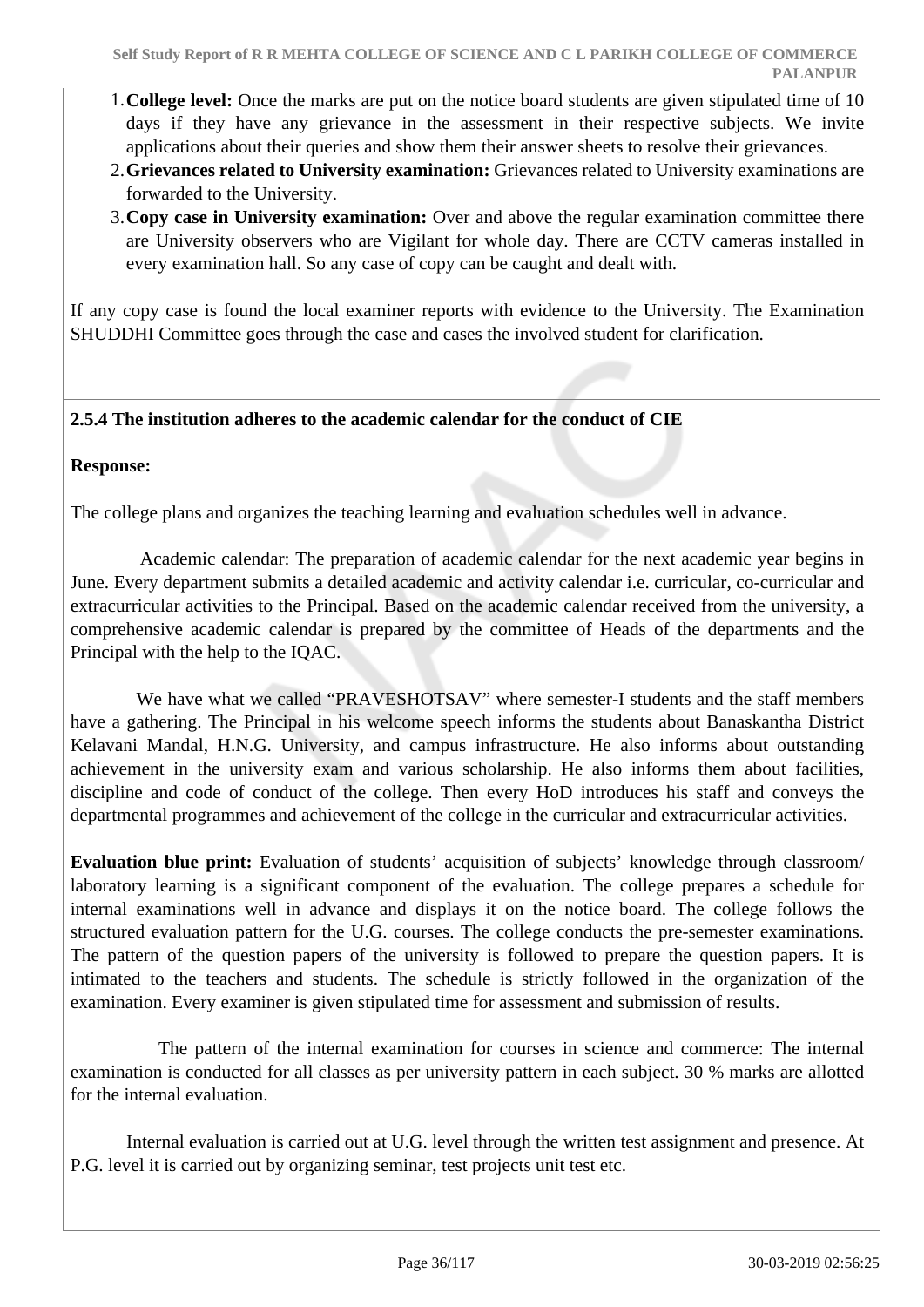1. **College level:** Once the marks are put on the notice board students are given stipulated time of 10 days if they have any grievance in the assessment in their respective subjects. We invite applications about their queries and show them their answer sheets to resolve their grievances.
2. **Grievances related to University examination:** Grievances related to University examinations are forwarded to the University.
3. **Copy case in University examination:** Over and above the regular examination committee there are University observers who are Vigilant for whole day. There are CCTV cameras installed in every examination hall. So any case of copy can be caught and dealt with.

If any copy case is found the local examiner reports with evidence to the University. The Examination SHUDDHI Committee goes through the case and cases the involved student for clarification.

**2.5.4 The institution adheres to the academic calendar for the conduct of CIE**

**Response:**

The college plans and organizes the teaching learning and evaluation schedules well in advance.

Academic calendar: The preparation of academic calendar for the next academic year begins in June. Every department submits a detailed academic and activity calendar i.e. curricular, co-curricular and extracurricular activities to the Principal. Based on the academic calendar received from the university, a comprehensive academic calendar is prepared by the committee of Heads of the departments and the Principal with the help to the IQAC.

We have what we called “PRAVESHOTSAV” where semester-I students and the staff members have a gathering. The Principal in his welcome speech informs the students about Banaskantha District Kelavani Mandal, H.N.G. University, and campus infrastructure. He also informs about outstanding achievement in the university exam and various scholarship. He also informs them about facilities, discipline and code of conduct of the college. Then every HoD introduces his staff and conveys the departmental programmes and achievement of the college in the curricular and extracurricular activities.

**Evaluation blue print:** Evaluation of students’ acquisition of subjects’ knowledge through classroom/ laboratory learning is a significant component of the evaluation. The college prepares a schedule for internal examinations well in advance and displays it on the notice board. The college follows the structured evaluation pattern for the U.G. courses. The college conducts the pre-semester examinations. The pattern of the question papers of the university is followed to prepare the question papers. It is intimated to the teachers and students. The schedule is strictly followed in the organization of the examination. Every examiner is given stipulated time for assessment and submission of results.

The pattern of the internal examination for courses in science and commerce: The internal examination is conducted for all classes as per university pattern in each subject. 30 % marks are allotted for the internal evaluation.

Internal evaluation is carried out at U.G. level through the written test assignment and presence. At P.G. level it is carried out by organizing seminar, test projects unit test etc.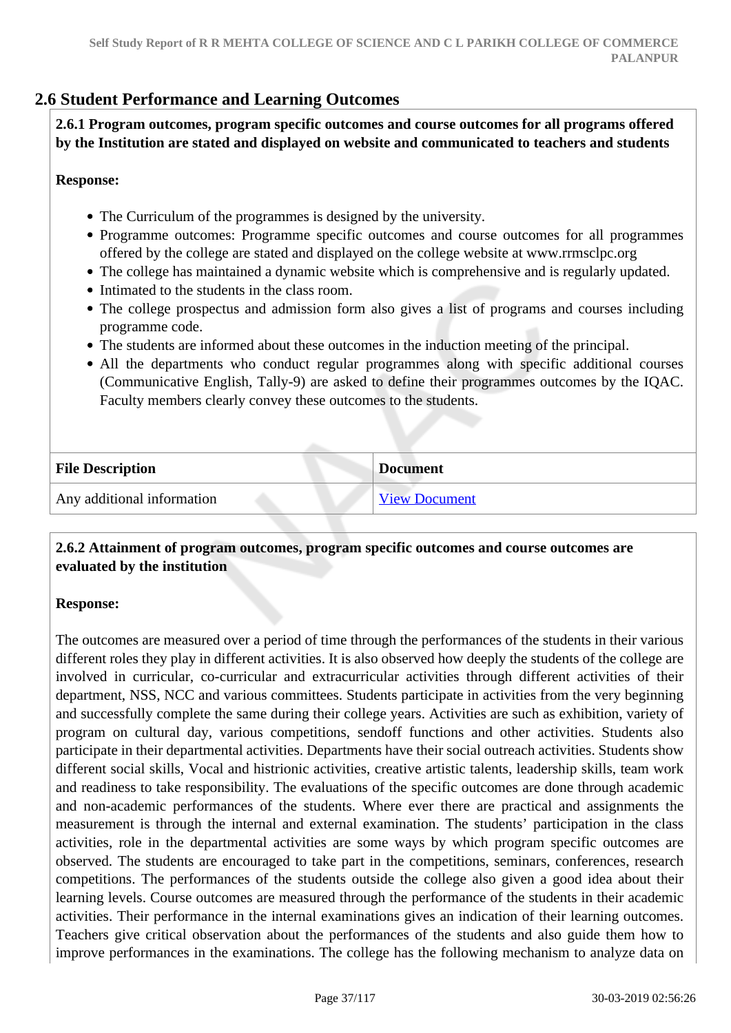## 2.6 Student Performance and Learning Outcomes

**2.6.1 Program outcomes, program specific outcomes and course outcomes for all programs offered by the Institution are stated and displayed on website and communicated to teachers and students**

**Response:**

- The Curriculum of the programmes is designed by the university.
- Programme outcomes: Programme specific outcomes and course outcomes for all programmes offered by the college are stated and displayed on the college website at www.rrmsclpc.org
- The college has maintained a dynamic website which is comprehensive and is regularly updated.
- Intimated to the students in the class room.
- The college prospectus and admission form also gives a list of programs and courses including programme code.
- The students are informed about these outcomes in the induction meeting of the principal.
- All the departments who conduct regular programmes along with specific additional courses (Communicative English, Tally-9) are asked to define their programmes outcomes by the IQAC. Faculty members clearly convey these outcomes to the students.

| File Description | Document |
|---|---|
| Any additional information | View Document |

**2.6.2 Attainment of program outcomes, program specific outcomes and course outcomes are evaluated by the institution**

**Response:**

The outcomes are measured over a period of time through the performances of the students in their various different roles they play in different activities. It is also observed how deeply the students of the college are involved in curricular, co-curricular and extracurricular activities through different activities of their department, NSS, NCC and various committees. Students participate in activities from the very beginning and successfully complete the same during their college years. Activities are such as exhibition, variety of program on cultural day, various competitions, sendoff functions and other activities. Students also participate in their departmental activities. Departments have their social outreach activities. Students show different social skills, Vocal and histrionic activities, creative artistic talents, leadership skills, team work and readiness to take responsibility. The evaluations of the specific outcomes are done through academic and non-academic performances of the students. Where ever there are practical and assignments the measurement is through the internal and external examination. The students' participation in the class activities, role in the departmental activities are some ways by which program specific outcomes are observed. The students are encouraged to take part in the competitions, seminars, conferences, research competitions. The performances of the students outside the college also given a good idea about their learning levels. Course outcomes are measured through the performance of the students in their academic activities. Their performance in the internal examinations gives an indication of their learning outcomes. Teachers give critical observation about the performances of the students and also guide them how to improve performances in the examinations. The college has the following mechanism to analyze data on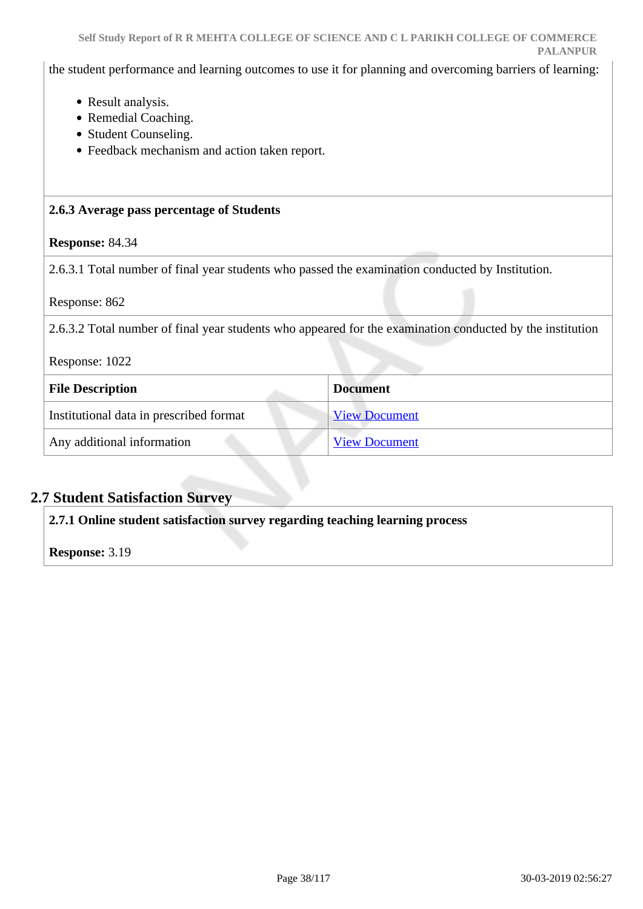the student performance and learning outcomes to use it for planning and overcoming barriers of learning:

- Result analysis.
- Remedial Coaching.
- Student Counseling.
- Feedback mechanism and action taken report.

**2.6.3 Average pass percentage of Students**

**Response:** 84.34

2.6.3.1 Total number of final year students who passed the examination conducted by Institution.

Response: 862

2.6.3.2 Total number of final year students who appeared for the examination conducted by the institution

Response: 1022

| File Description | Document |
|---|---|
| Institutional data in prescribed format | View Document |
| Any additional information | View Document |

## 2.7 Student Satisfaction Survey

**2.7.1 Online student satisfaction survey regarding teaching learning process**

**Response:** 3.19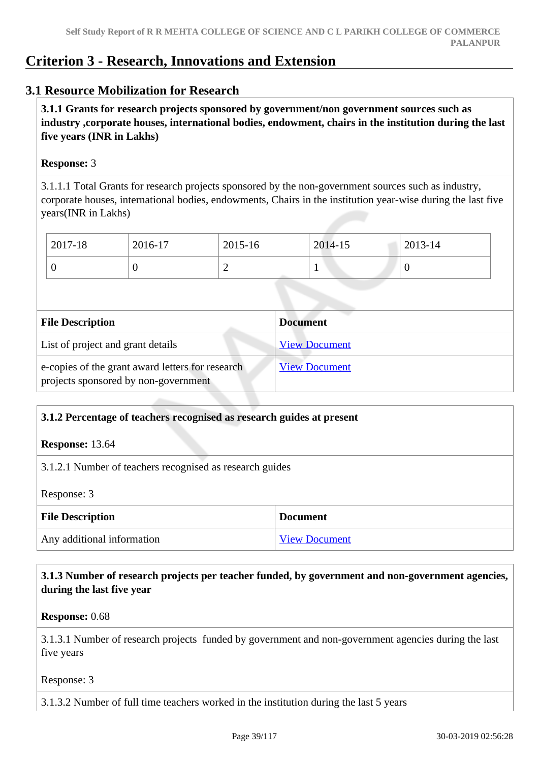# Criterion 3 - Research, Innovations and Extension

## 3.1 Resource Mobilization for Research

**3.1.1 Grants for research projects sponsored by government/non government sources such as industry ,corporate houses, international bodies, endowment, chairs in the institution during the last five years (INR in Lakhs)**

**Response:** 3

3.1.1.1 Total Grants for research projects sponsored by the non-government sources such as industry, corporate houses, international bodies, endowments, Chairs in the institution year-wise during the last five years(INR in Lakhs)

| 2017-18 | 2016-17 | 2015-16 | 2014-15 | 2013-14 |
|---|---|---|---|---|
| 0 | 0 | 2 | 1 | 0 |

| File Description | Document |
|---|---|
| List of project and grant details | View Document |
| e-copies of the grant award letters for research projects sponsored by non-government | View Document |

**3.1.2 Percentage of teachers recognised as research guides at present**

**Response:** 13.64

3.1.2.1 Number of teachers recognised as research guides

Response: 3

| File Description | Document |
|---|---|
| Any additional information | View Document |

**3.1.3 Number of research projects per teacher funded, by government and non-government agencies, during the last five year**

**Response:** 0.68

3.1.3.1 Number of research projects funded by government and non-government agencies during the last five years

Response: 3

3.1.3.2 Number of full time teachers worked in the institution during the last 5 years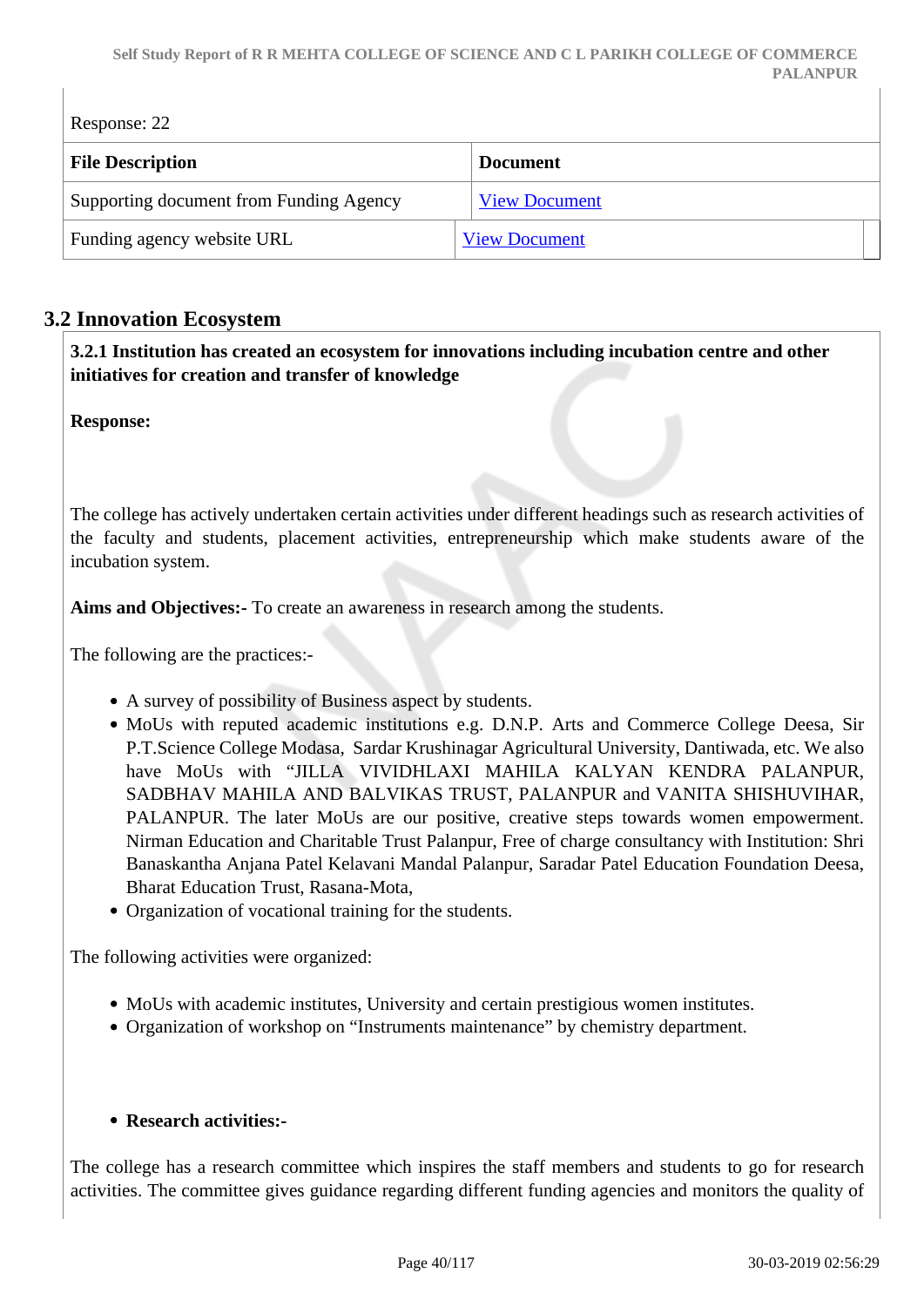Response: 22

| File Description | Document |
|---|---|
| Supporting document from Funding Agency | View Document |
| Funding agency website URL | View Document |

## 3.2 Innovation Ecosystem

**3.2.1 Institution has created an ecosystem for innovations including incubation centre and other initiatives for creation and transfer of knowledge**

**Response:**

The college has actively undertaken certain activities under different headings such as research activities of the faculty and students, placement activities, entrepreneurship which make students aware of the incubation system.

**Aims and Objectives:-** To create an awareness in research among the students.

The following are the practices:-

- A survey of possibility of Business aspect by students.
- MoUs with reputed academic institutions e.g. D.N.P. Arts and Commerce College Deesa, Sir P.T.Science College Modasa, Sardar Krushinagar Agricultural University, Dantiwada, etc. We also have MoUs with "JILLA VIVIDHLAXI MAHILA KALYAN KENDRA PALANPUR, SADBHAV MAHILA AND BALVIKAS TRUST, PALANPUR and VANITA SHISHUVIHAR, PALANPUR. The later MoUs are our positive, creative steps towards women empowerment. Nirman Education and Charitable Trust Palanpur, Free of charge consultancy with Institution: Shri Banaskantha Anjana Patel Kelavani Mandal Palanpur, Saradar Patel Education Foundation Deesa, Bharat Education Trust, Rasana-Mota,
- Organization of vocational training for the students.

The following activities were organized:

- MoUs with academic institutes, University and certain prestigious women institutes.
- Organization of workshop on "Instruments maintenance" by chemistry department.

- **Research activities:-**

The college has a research committee which inspires the staff members and students to go for research activities. The committee gives guidance regarding different funding agencies and monitors the quality of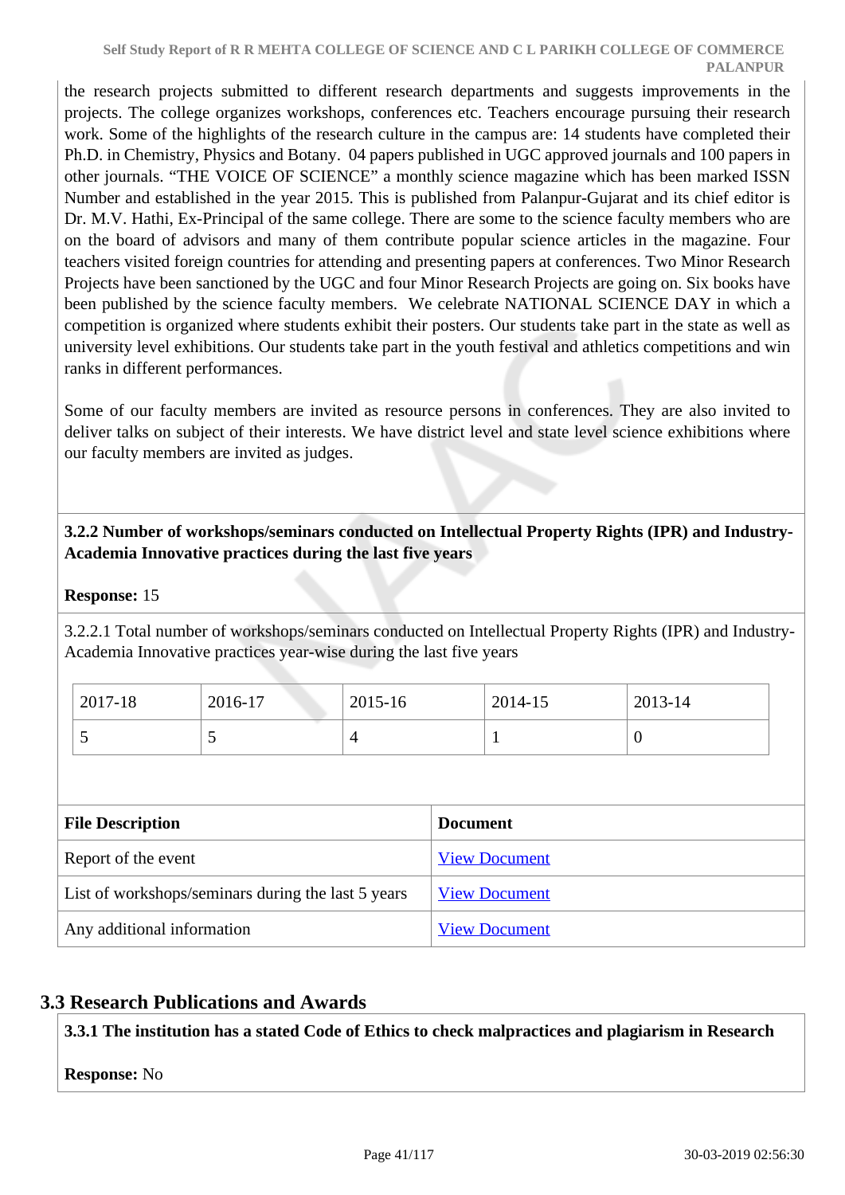the research projects submitted to different research departments and suggests improvements in the projects. The college organizes workshops, conferences etc. Teachers encourage pursuing their research work. Some of the highlights of the research culture in the campus are: 14 students have completed their Ph.D. in Chemistry, Physics and Botany. 04 papers published in UGC approved journals and 100 papers in other journals. "THE VOICE OF SCIENCE" a monthly science magazine which has been marked ISSN Number and established in the year 2015. This is published from Palanpur-Gujarat and its chief editor is Dr. M.V. Hathi, Ex-Principal of the same college. There are some to the science faculty members who are on the board of advisors and many of them contribute popular science articles in the magazine. Four teachers visited foreign countries for attending and presenting papers at conferences. Two Minor Research Projects have been sanctioned by the UGC and four Minor Research Projects are going on. Six books have been published by the science faculty members. We celebrate NATIONAL SCIENCE DAY in which a competition is organized where students exhibit their posters. Our students take part in the state as well as university level exhibitions. Our students take part in the youth festival and athletics competitions and win ranks in different performances.

Some of our faculty members are invited as resource persons in conferences. They are also invited to deliver talks on subject of their interests. We have district level and state level science exhibitions where our faculty members are invited as judges.

**3.2.2 Number of workshops/seminars conducted on Intellectual Property Rights (IPR) and Industry-Academia Innovative practices during the last five years**

**Response:** 15

3.2.2.1 Total number of workshops/seminars conducted on Intellectual Property Rights (IPR) and Industry-Academia Innovative practices year-wise during the last five years

| 2017-18 | 2016-17 | 2015-16 | 2014-15 | 2013-14 |
|---|---|---|---|---|
| 5 | 5 | 4 | 1 | 0 |

| File Description | Document |
|---|---|
| Report of the event | View Document |
| List of workshops/seminars during the last 5 years | View Document |
| Any additional information | View Document |

## 3.3 Research Publications and Awards

**3.3.1 The institution has a stated Code of Ethics to check malpractices and plagiarism in Research**

**Response:** No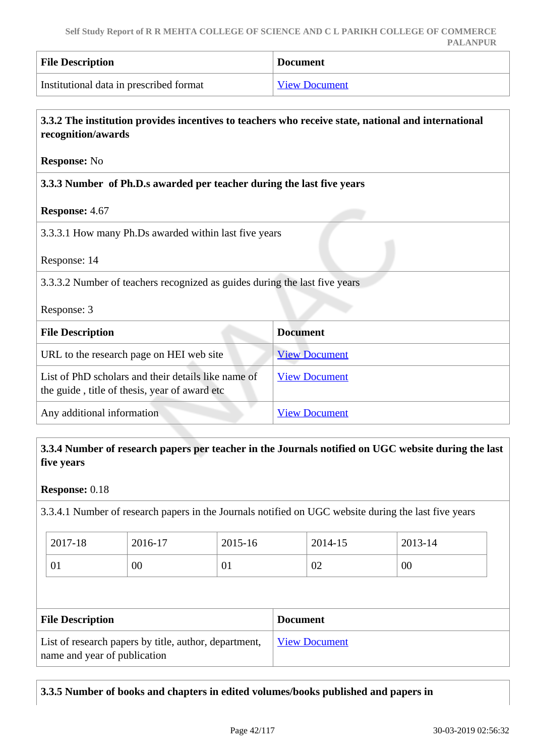| File Description | Document |
| --- | --- |
| Institutional data in prescribed format | View Document |

**3.3.2 The institution provides incentives to teachers who receive state, national and international recognition/awards**

**Response:** No

**3.3.3 Number of Ph.D.s awarded per teacher during the last five years**

**Response:** 4.67

3.3.3.1 How many Ph.Ds awarded within last five years

Response: 14

3.3.3.2 Number of teachers recognized as guides during the last five years

Response: 3

| File Description | Document |
| --- | --- |
| URL to the research page on HEI web site | View Document |
| List of PhD scholars and their details like name of the guide , title of thesis, year of award etc | View Document |
| Any additional information | View Document |

**3.3.4 Number of research papers per teacher in the Journals notified on UGC website during the last five years**

**Response:** 0.18

3.3.4.1 Number of research papers in the Journals notified on UGC website during the last five years

| 2017-18 | 2016-17 | 2015-16 | 2014-15 | 2013-14 |
| --- | --- | --- | --- | --- |
| 01 | 00 | 01 | 02 | 00 |

| File Description | Document |
| --- | --- |
| List of research papers by title, author, department, name and year of publication | View Document |

**3.3.5 Number of books and chapters in edited volumes/books published and papers in**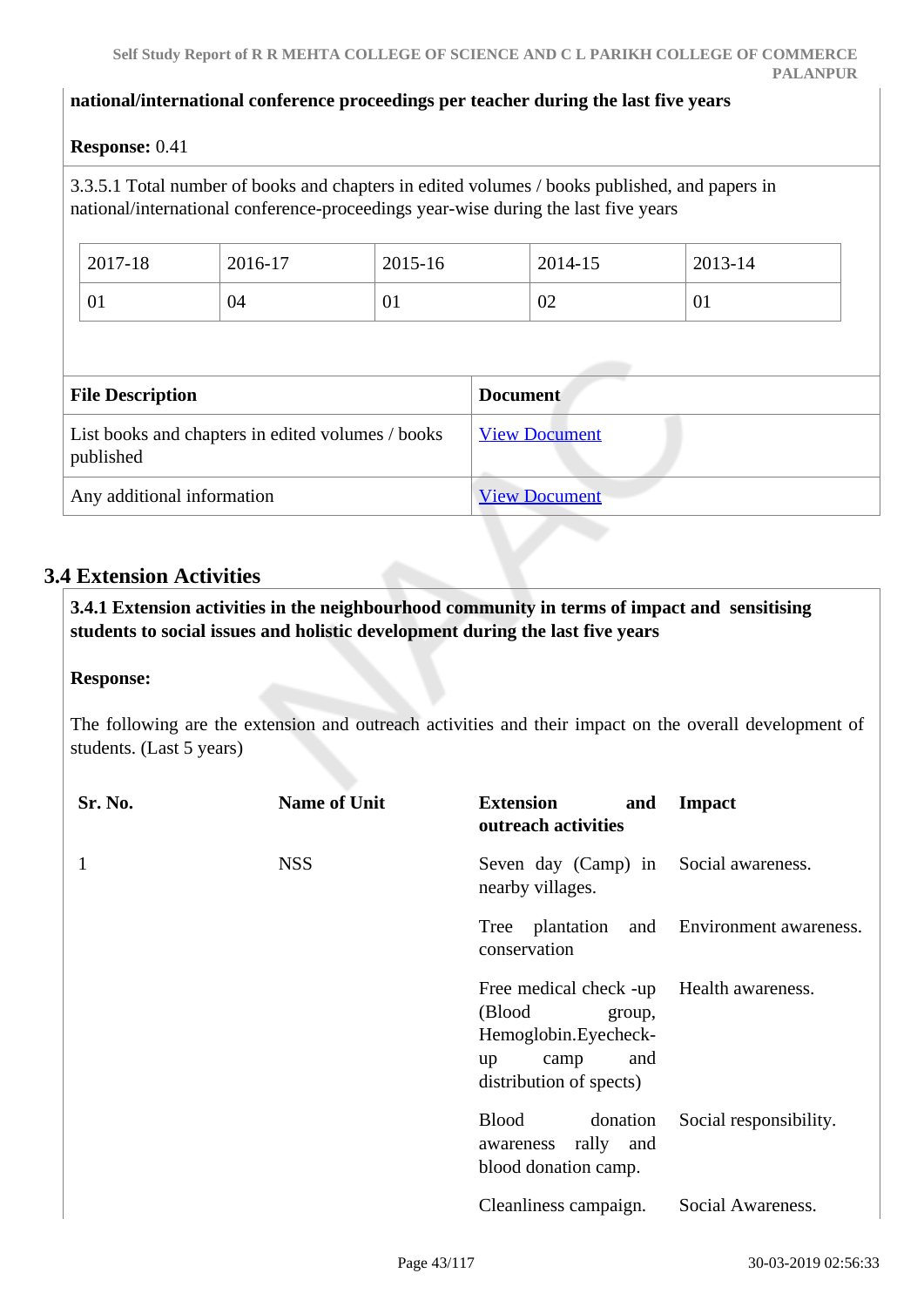**national/international conference proceedings per teacher during the last five years**

**Response:** 0.41

3.3.5.1 Total number of books and chapters in edited volumes / books published, and papers in national/international conference-proceedings year-wise during the last five years

| 2017-18 | 2016-17 | 2015-16 | 2014-15 | 2013-14 |
|---|---|---|---|---|
| 01 | 04 | 01 | 02 | 01 |

| File Description | Document |
|---|---|
| List books and chapters in edited volumes / books published | View Document |
| Any additional information | View Document |

## 3.4 Extension Activities

**3.4.1 Extension activities in the neighbourhood community in terms of impact and sensitising students to social issues and holistic development during the last five years**

**Response:**

The following are the extension and outreach activities and their impact on the overall development of students. (Last 5 years)

| Sr. No. | Name of Unit | Extension and outreach activities | Impact |
|---|---|---|---|
| 1 | NSS | Seven day (Camp) in nearby villages. | Social awareness. |
| | | Tree plantation and conservation | Environment awareness. |
| | | Free medical check -up (Blood group, Hemoglobin.Eyecheck-up camp and distribution of spects) | Health awareness. |
| | | Blood donation awareness rally and blood donation camp. | Social responsibility. |
| | | Cleanliness campaign. | Social Awareness. |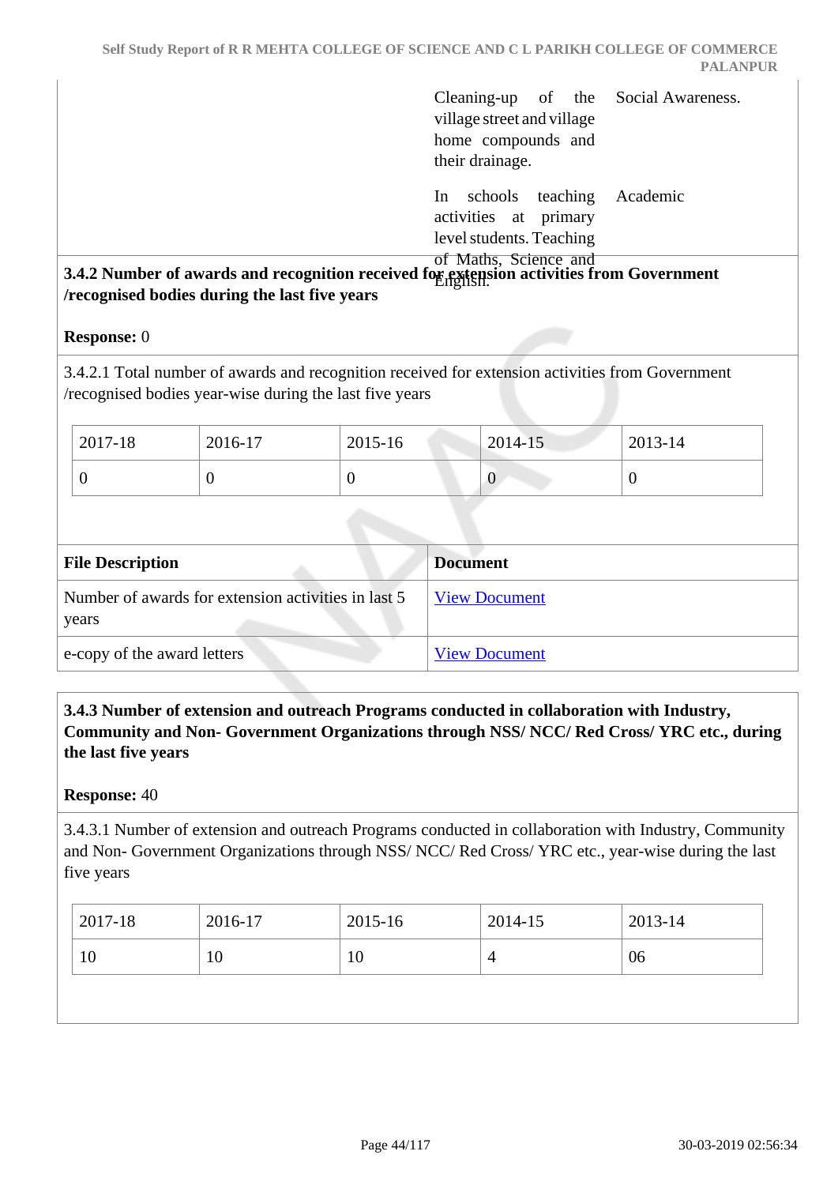| | | |
|---|---|---|
| | Cleaning-up of the village street and village home compounds and their drainage. | Social Awareness. |
| | In schools teaching activities at primary level students. Teaching of Maths, Science and English. | Academic |

**3.4.2 Number of awards and recognition received for extension activities from Government /recognised bodies during the last five years**

**Response:** 0

3.4.2.1 Total number of awards and recognition received for extension activities from Government /recognised bodies year-wise during the last five years

| 2017-18 | 2016-17 | 2015-16 | 2014-15 | 2013-14 |
|---|---|---|---|---|
| 0 | 0 | 0 | 0 | 0 |

| File Description | Document |
|---|---|
| Number of awards for extension activities in last 5 years | View Document |
| e-copy of the award letters | View Document |

**3.4.3 Number of extension and outreach Programs conducted in collaboration with Industry, Community and Non- Government Organizations through NSS/ NCC/ Red Cross/ YRC etc., during the last five years**

**Response:** 40

3.4.3.1 Number of extension and outreach Programs conducted in collaboration with Industry, Community and Non- Government Organizations through NSS/ NCC/ Red Cross/ YRC etc., year-wise during the last five years

| 2017-18 | 2016-17 | 2015-16 | 2014-15 | 2013-14 |
|---|---|---|---|---|
| 10 | 10 | 10 | 4 | 06 |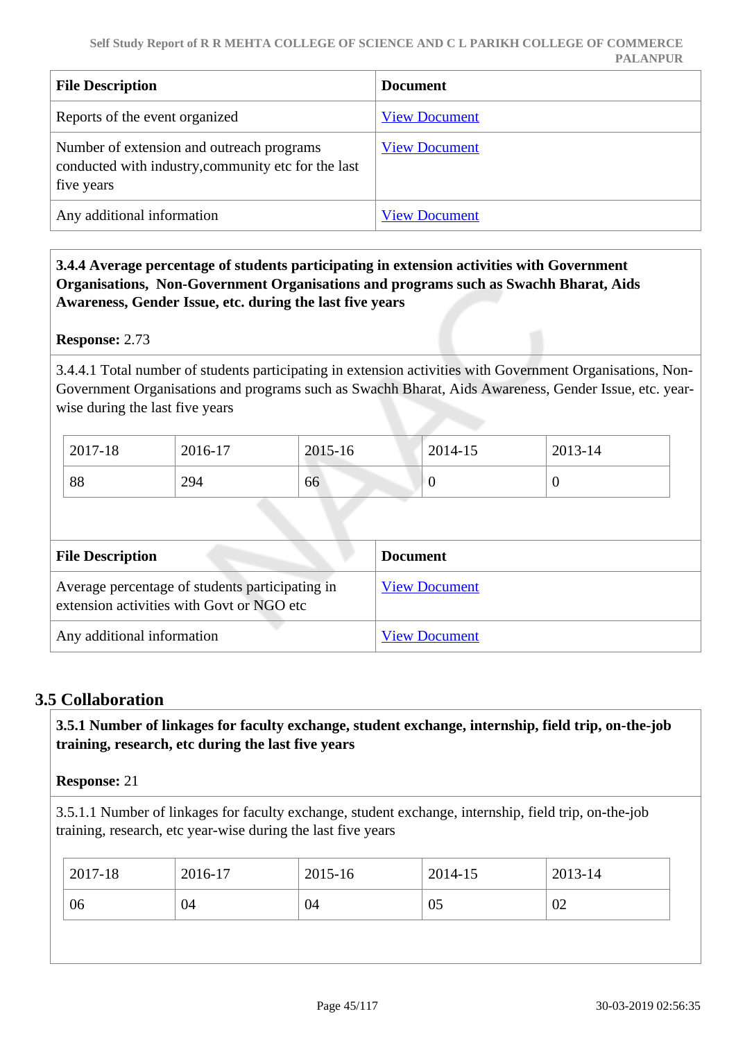| File Description | Document |
|---|---|
| Reports of the event organized | View Document |
| Number of extension and outreach programs conducted with industry,community etc for the last five years | View Document |
| Any additional information | View Document |

**3.4.4 Average percentage of students participating in extension activities with Government Organisations, Non-Government Organisations and programs such as Swachh Bharat, Aids Awareness, Gender Issue, etc. during the last five years**

**Response:** 2.73

3.4.4.1 Total number of students participating in extension activities with Government Organisations, Non-Government Organisations and programs such as Swachh Bharat, Aids Awareness, Gender Issue, etc. year-wise during the last five years

| 2017-18 | 2016-17 | 2015-16 | 2014-15 | 2013-14 |
|---|---|---|---|---|
| 88 | 294 | 66 | 0 | 0 |

| File Description | Document |
|---|---|
| Average percentage of students participating in extension activities with Govt or NGO etc | View Document |
| Any additional information | View Document |

## 3.5 Collaboration

**3.5.1 Number of linkages for faculty exchange, student exchange, internship, field trip, on-the-job training, research, etc during the last five years**

**Response:** 21

3.5.1.1 Number of linkages for faculty exchange, student exchange, internship, field trip, on-the-job training, research, etc year-wise during the last five years

| 2017-18 | 2016-17 | 2015-16 | 2014-15 | 2013-14 |
|---|---|---|---|---|
| 06 | 04 | 04 | 05 | 02 |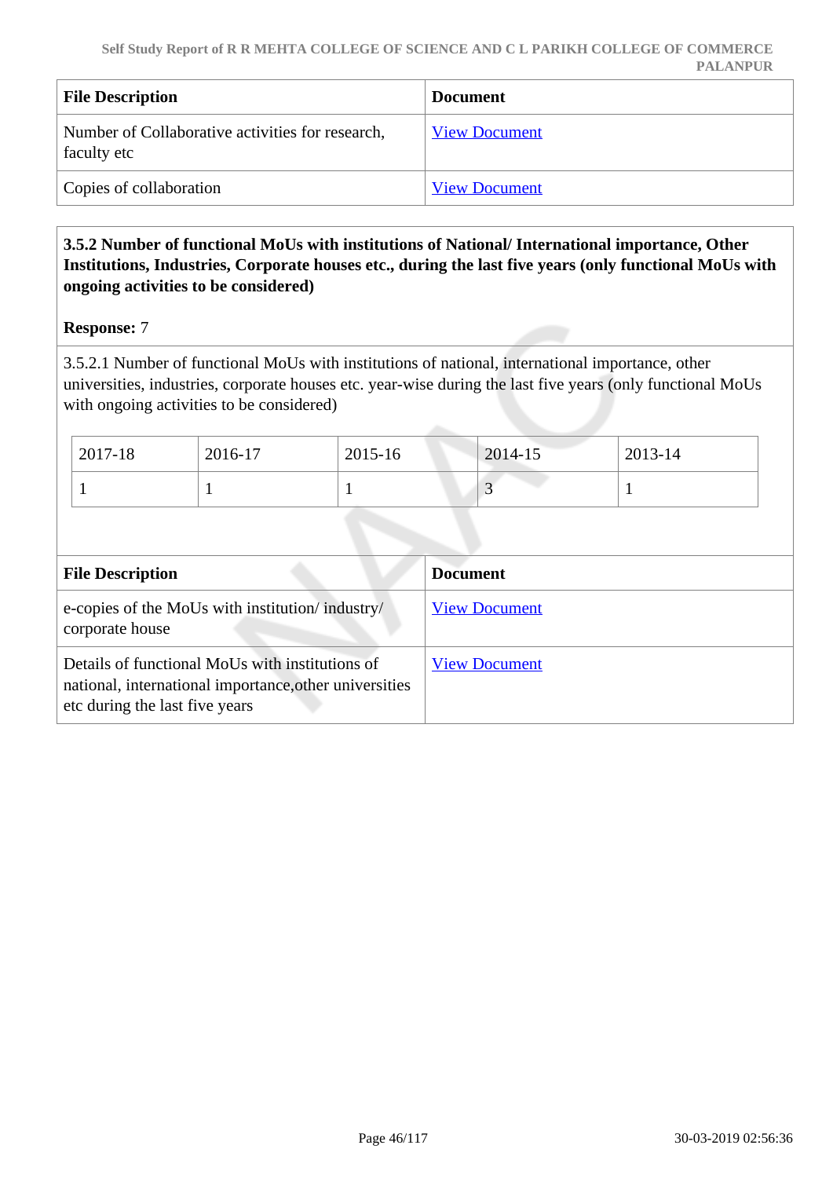| File Description | Document |
|---|---|
| Number of Collaborative activities for research, faculty etc | View Document |
| Copies of collaboration | View Document |

**3.5.2 Number of functional MoUs with institutions of National/ International importance, Other Institutions, Industries, Corporate houses etc., during the last five years (only functional MoUs with ongoing activities to be considered)**

**Response:** 7

3.5.2.1 Number of functional MoUs with institutions of national, international importance, other universities, industries, corporate houses etc. year-wise during the last five years (only functional MoUs with ongoing activities to be considered)

| 2017-18 | 2016-17 | 2015-16 | 2014-15 | 2013-14 |
|---|---|---|---|---|
| 1 | 1 | 1 | 3 | 1 |

| File Description | Document |
|---|---|
| e-copies of the MoUs with institution/ industry/ corporate house | View Document |
| Details of functional MoUs with institutions of national, international importance,other universities etc during the last five years | View Document |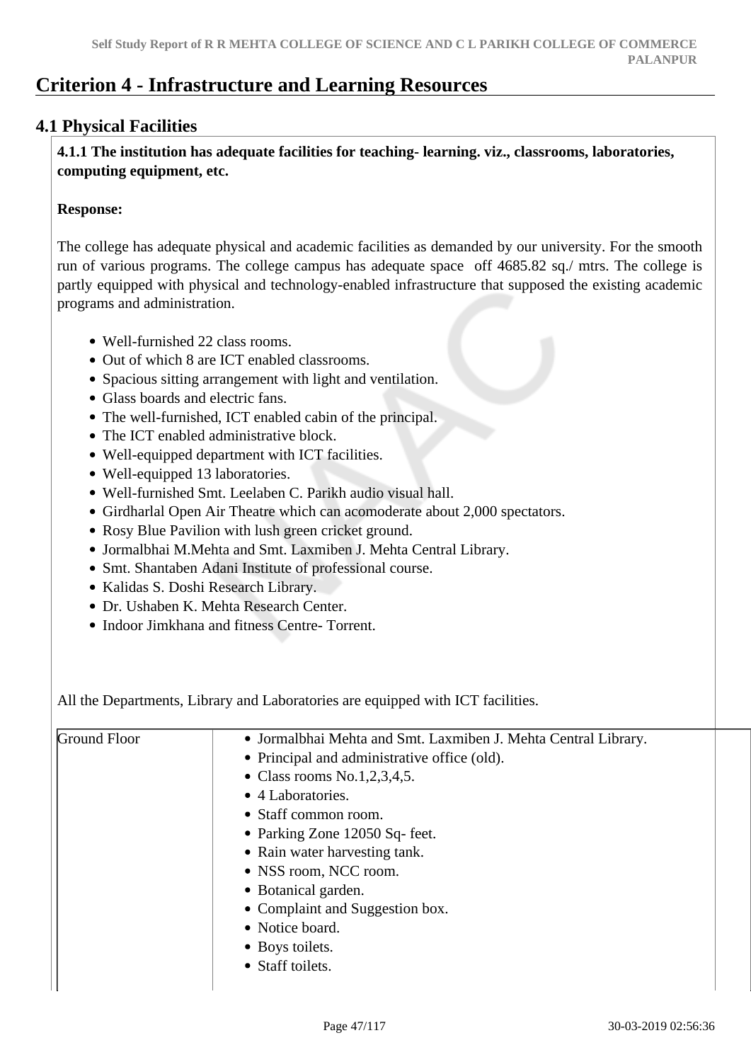# Criterion 4 - Infrastructure and Learning Resources

## 4.1 Physical Facilities

**4.1.1 The institution has adequate facilities for teaching- learning. viz., classrooms, laboratories, computing equipment, etc.**

**Response:**

The college has adequate physical and academic facilities as demanded by our university. For the smooth run of various programs. The college campus has adequate space off 4685.82 sq./ mtrs. The college is partly equipped with physical and technology-enabled infrastructure that supposed the existing academic programs and administration.

- Well-furnished 22 class rooms.
- Out of which 8 are ICT enabled classrooms.
- Spacious sitting arrangement with light and ventilation.
- Glass boards and electric fans.
- The well-furnished, ICT enabled cabin of the principal.
- The ICT enabled administrative block.
- Well-equipped department with ICT facilities.
- Well-equipped 13 laboratories.
- Well-furnished Smt. Leelaben C. Parikh audio visual hall.
- Girdharlal Open Air Theatre which can acomoderate about 2,000 spectators.
- Rosy Blue Pavilion with lush green cricket ground.
- Jormalbhai M.Mehta and Smt. Laxmiben J. Mehta Central Library.
- Smt. Shantaben Adani Institute of professional course.
- Kalidas S. Doshi Research Library.
- Dr. Ushaben K. Mehta Research Center.
- Indoor Jimkhana and fitness Centre- Torrent.

All the Departments, Library and Laboratories are equipped with ICT facilities.

| | |
|---|---|
| Ground Floor | • Jormalbhai Mehta and Smt. Laxmiben J. Mehta Central Library.<br>• Principal and administrative office (old).<br>• Class rooms No.1,2,3,4,5.<br>• 4 Laboratories.<br>• Staff common room.<br>• Parking Zone 12050 Sq- feet.<br>• Rain water harvesting tank.<br>• NSS room, NCC room.<br>• Botanical garden.<br>• Complaint and Suggestion box.<br>• Notice board.<br>• Boys toilets.<br>• Staff toilets. |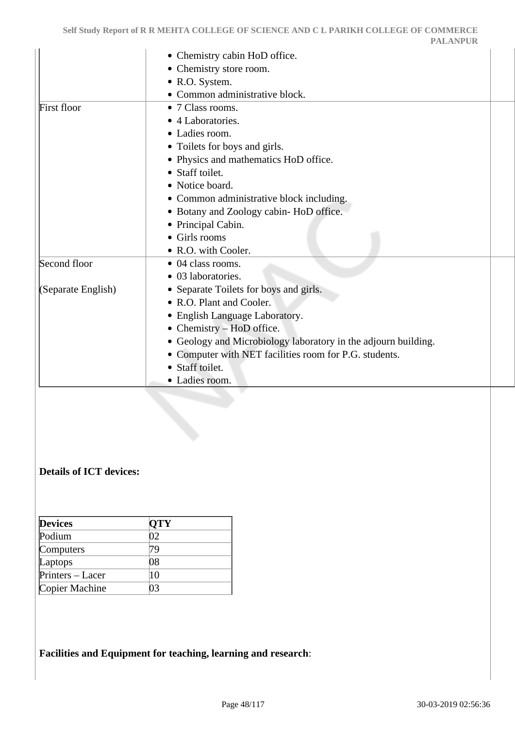| | |
|---|---|
| | • Chemistry cabin HoD office.<br>• Chemistry store room.<br>• R.O. System.<br>• Common administrative block. |
| First floor | • 7 Class rooms.<br>• 4 Laboratories.<br>• Ladies room.<br>• Toilets for boys and girls.<br>• Physics and mathematics HoD office.<br>• Staff toilet.<br>• Notice board.<br>• Common administrative block including.<br>• Botany and Zoology cabin- HoD office.<br>• Principal Cabin.<br>• Girls rooms<br>• R.O. with Cooler. |
| Second floor<br><br>(Separate English) | • 04 class rooms.<br>• 03 laboratories.<br>• Separate Toilets for boys and girls.<br>• R.O. Plant and Cooler.<br>• English Language Laboratory.<br>• Chemistry – HoD office.<br>• Geology and Microbiology laboratory in the adjourn building.<br>• Computer with NET facilities room for P.G. students.<br>• Staff toilet.<br>• Ladies room. |

**Details of ICT devices:**

| **Devices** | **QTY** |
|---|---|
| Podium | 02 |
| Computers | 79 |
| Laptops | 08 |
| Printers – Lacer | 10 |
| Copier Machine | 03 |

**Facilities and Equipment for teaching, learning and research**: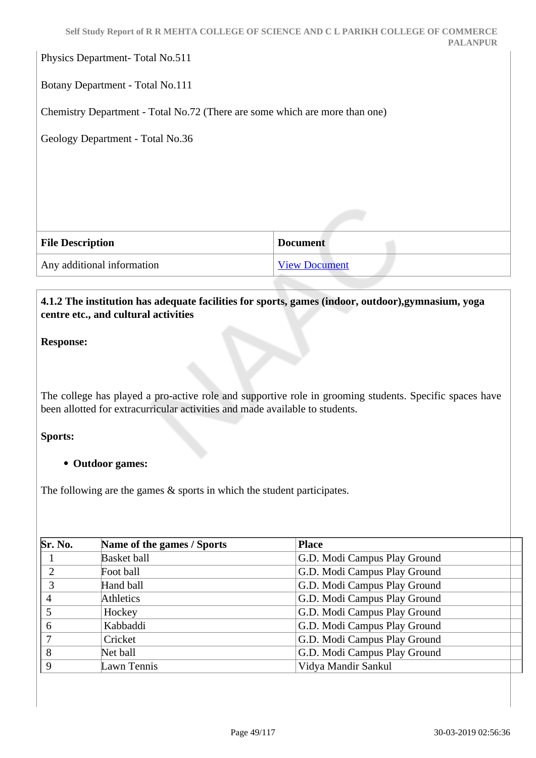Physics Department- Total No.511

Botany Department - Total No.111

Chemistry Department - Total No.72 (There are some which are more than one)

Geology Department - Total No.36

| File Description | Document |
|---|---|
| Any additional information | View Document |

**4.1.2 The institution has adequate facilities for sports, games (indoor, outdoor),gymnasium, yoga centre etc., and cultural activities**

**Response:**

The college has played a pro-active role and supportive role in grooming students. Specific spaces have been allotted for extracurricular activities and made available to students.

**Sports:**

- **Outdoor games:**

The following are the games & sports in which the student participates.

| Sr. No. | Name of the games / Sports | Place |
|---|---|---|
| 1 | Basket ball | G.D. Modi Campus Play Ground |
| 2 | Foot ball | G.D. Modi Campus Play Ground |
| 3 | Hand ball | G.D. Modi Campus Play Ground |
| 4 | Athletics | G.D. Modi Campus Play Ground |
| 5 | Hockey | G.D. Modi Campus Play Ground |
| 6 | Kabbaddi | G.D. Modi Campus Play Ground |
| 7 | Cricket | G.D. Modi Campus Play Ground |
| 8 | Net ball | G.D. Modi Campus Play Ground |
| 9 | Lawn Tennis | Vidya Mandir Sankul |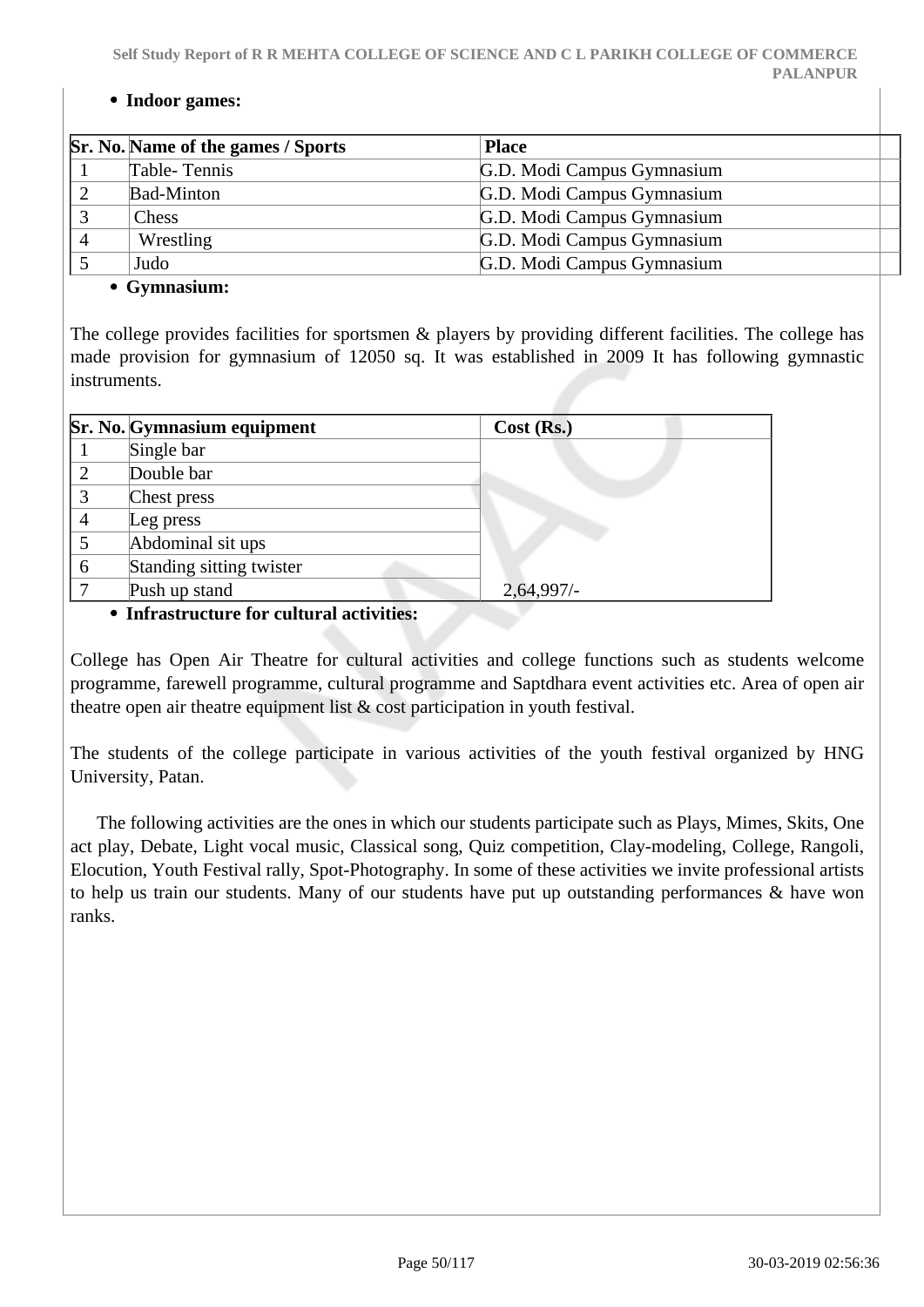- **Indoor games:**

| Sr. No. | Name of the games / Sports | Place |
|---|---|---|
| 1 | Table- Tennis | G.D. Modi Campus Gymnasium |
| 2 | Bad-Minton | G.D. Modi Campus Gymnasium |
| 3 | Chess | G.D. Modi Campus Gymnasium |
| 4 | Wrestling | G.D. Modi Campus Gymnasium |
| 5 | Judo | G.D. Modi Campus Gymnasium |

- **Gymnasium:**

The college provides facilities for sportsmen & players by providing different facilities. The college has made provision for gymnasium of 12050 sq. It was established in 2009 It has following gymnastic instruments.

| Sr. No. | Gymnasium equipment | Cost (Rs.) |
|---|---|---|
| 1 | Single bar | |
| 2 | Double bar | |
| 3 | Chest press | |
| 4 | Leg press | |
| 5 | Abdominal sit ups | |
| 6 | Standing sitting twister | |
| 7 | Push up stand | 2,64,997/- |

- **Infrastructure for cultural activities:**

College has Open Air Theatre for cultural activities and college functions such as students welcome programme, farewell programme, cultural programme and Saptdhara event activities etc. Area of open air theatre open air theatre equipment list & cost participation in youth festival.

The students of the college participate in various activities of the youth festival organized by HNG University, Patan.

The following activities are the ones in which our students participate such as Plays, Mimes, Skits, One act play, Debate, Light vocal music, Classical song, Quiz competition, Clay-modeling, College, Rangoli, Elocution, Youth Festival rally, Spot-Photography. In some of these activities we invite professional artists to help us train our students. Many of our students have put up outstanding performances & have won ranks.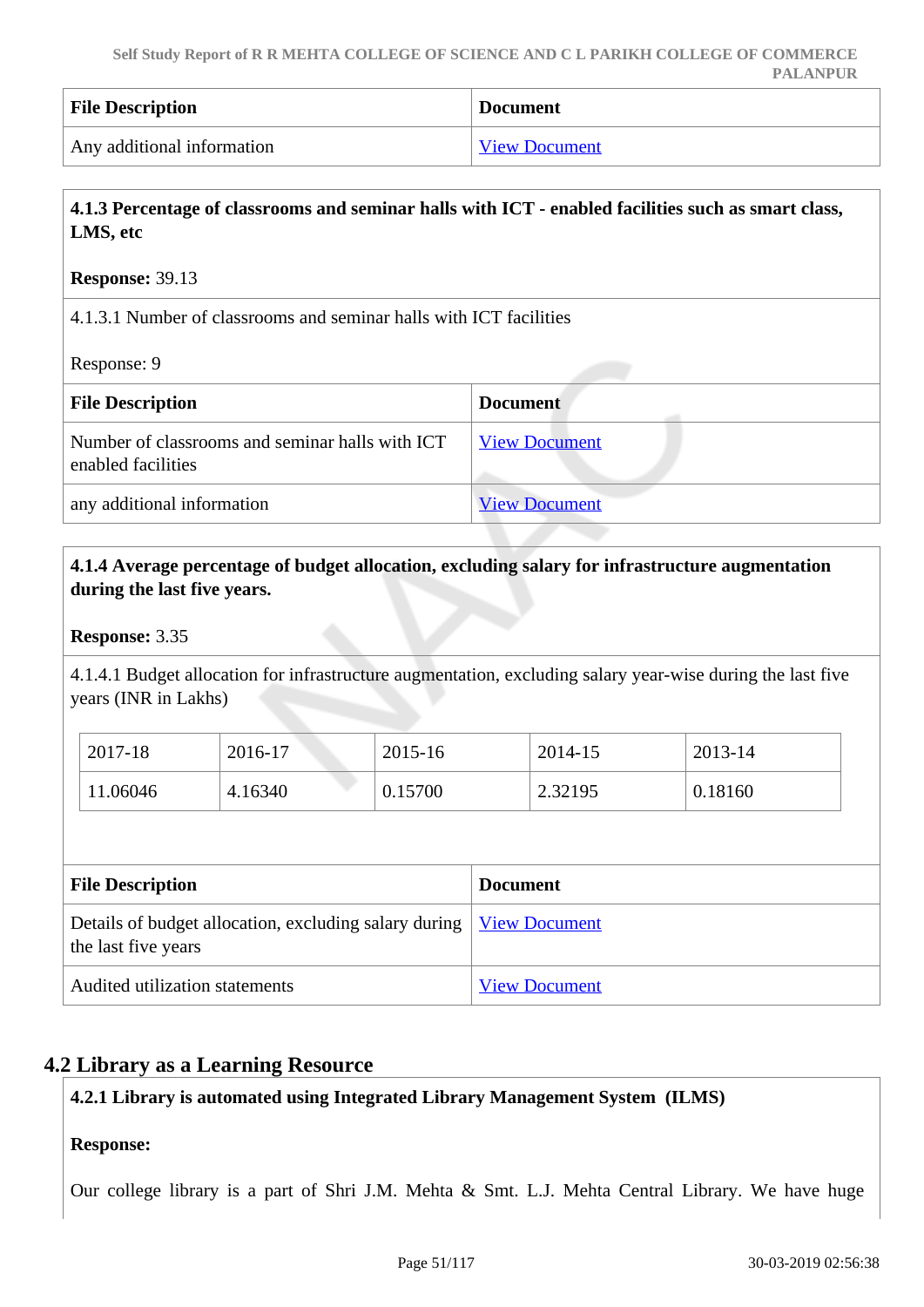| File Description | Document |
|---|---|
| Any additional information | View Document |

**4.1.3 Percentage of classrooms and seminar halls with ICT - enabled facilities such as smart class, LMS, etc**

**Response:** 39.13

4.1.3.1 Number of classrooms and seminar halls with ICT facilities

Response: 9

| File Description | Document |
|---|---|
| Number of classrooms and seminar halls with ICT enabled facilities | View Document |
| any additional information | View Document |

**4.1.4 Average percentage of budget allocation, excluding salary for infrastructure augmentation during the last five years.**

**Response:** 3.35

4.1.4.1 Budget allocation for infrastructure augmentation, excluding salary year-wise during the last five years (INR in Lakhs)

| 2017-18 | 2016-17 | 2015-16 | 2014-15 | 2013-14 |
|---|---|---|---|---|
| 11.06046 | 4.16340 | 0.15700 | 2.32195 | 0.18160 |

| File Description | Document |
|---|---|
| Details of budget allocation, excluding salary during the last five years | View Document |
| Audited utilization statements | View Document |

## 4.2 Library as a Learning Resource

**4.2.1 Library is automated using Integrated Library Management System (ILMS)**

**Response:**

Our college library is a part of Shri J.M. Mehta & Smt. L.J. Mehta Central Library. We have huge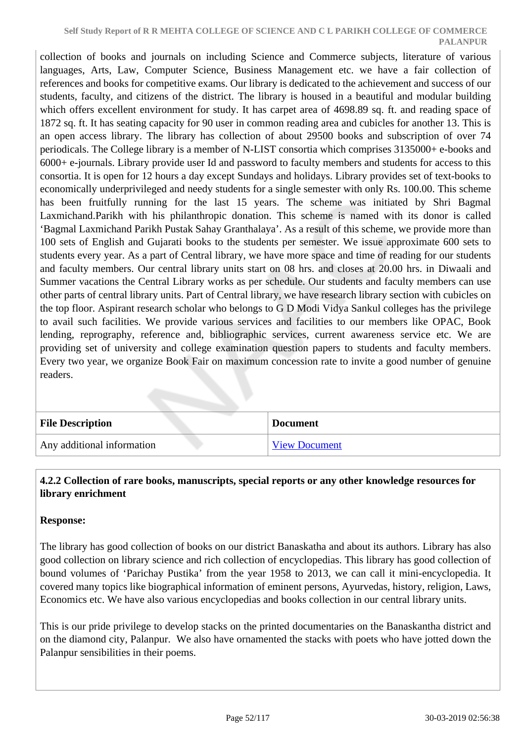collection of books and journals on including Science and Commerce subjects, literature of various languages, Arts, Law, Computer Science, Business Management etc. we have a fair collection of references and books for competitive exams. Our library is dedicated to the achievement and success of our students, faculty, and citizens of the district. The library is housed in a beautiful and modular building which offers excellent environment for study. It has carpet area of 4698.89 sq. ft. and reading space of 1872 sq. ft. It has seating capacity for 90 user in common reading area and cubicles for another 13. This is an open access library. The library has collection of about 29500 books and subscription of over 74 periodicals. The College library is a member of N-LIST consortia which comprises 3135000+ e-books and 6000+ e-journals. Library provide user Id and password to faculty members and students for access to this consortia. It is open for 12 hours a day except Sundays and holidays. Library provides set of text-books to economically underprivileged and needy students for a single semester with only Rs. 100.00. This scheme has been fruitfully running for the last 15 years. The scheme was initiated by Shri Bagmal Laxmichand.Parikh with his philanthropic donation. This scheme is named with its donor is called 'Bagmal Laxmichand Parikh Pustak Sahay Granthalaya'. As a result of this scheme, we provide more than 100 sets of English and Gujarati books to the students per semester. We issue approximate 600 sets to students every year. As a part of Central library, we have more space and time of reading for our students and faculty members. Our central library units start on 08 hrs. and closes at 20.00 hrs. in Diwaali and Summer vacations the Central Library works as per schedule. Our students and faculty members can use other parts of central library units. Part of Central library, we have research library section with cubicles on the top floor. Aspirant research scholar who belongs to G D Modi Vidya Sankul colleges has the privilege to avail such facilities. We provide various services and facilities to our members like OPAC, Book lending, reprography, reference and, bibliographic services, current awareness service etc. We are providing set of university and college examination question papers to students and faculty members. Every two year, we organize Book Fair on maximum concession rate to invite a good number of genuine readers.

| File Description | Document |
|---|---|
| Any additional information | View Document |

**4.2.2 Collection of rare books, manuscripts, special reports or any other knowledge resources for library enrichment**

**Response:**

The library has good collection of books on our district Banaskatha and about its authors. Library has also good collection on library science and rich collection of encyclopedias. This library has good collection of bound volumes of 'Parichay Pustika' from the year 1958 to 2013, we can call it mini-encyclopedia. It covered many topics like biographical information of eminent persons, Ayurvedas, history, religion, Laws, Economics etc. We have also various encyclopedias and books collection in our central library units.

This is our pride privilege to develop stacks on the printed documentaries on the Banaskantha district and on the diamond city, Palanpur. We also have ornamented the stacks with poets who have jotted down the Palanpur sensibilities in their poems.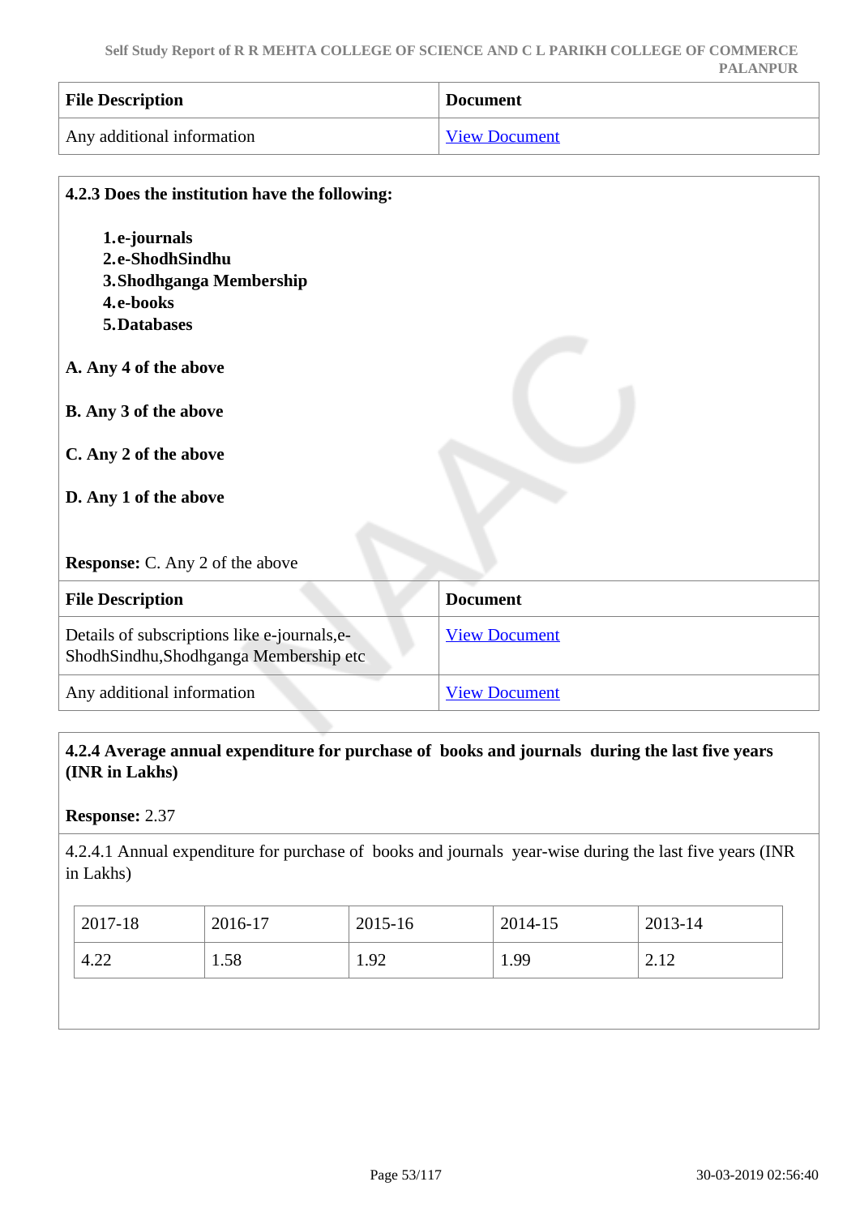| File Description | Document |
|---|---|
| Any additional information | View Document |

**4.2.3 Does the institution have the following:**

1. **e-journals**
2. **e-ShodhSindhu**
3. **Shodhganga Membership**
4. **e-books**
5. **Databases**

**A. Any 4 of the above**

**B. Any 3 of the above**

**C. Any 2 of the above**

**D. Any 1 of the above**

**Response:** C. Any 2 of the above

| File Description | Document |
|---|---|
| Details of subscriptions like e-journals,e-ShodhSindhu,Shodhganga Membership etc | View Document |
| Any additional information | View Document |

**4.2.4 Average annual expenditure for purchase of books and journals during the last five years (INR in Lakhs)**

**Response:** 2.37

4.2.4.1 Annual expenditure for purchase of books and journals year-wise during the last five years (INR in Lakhs)

| 2017-18 | 2016-17 | 2015-16 | 2014-15 | 2013-14 |
|---|---|---|---|---|
| 4.22 | 1.58 | 1.92 | 1.99 | 2.12 |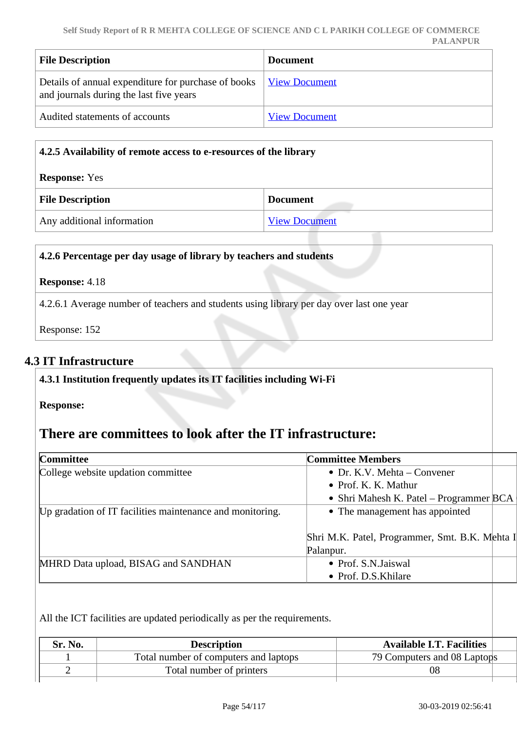| File Description | Document |
|---|---|
| Details of annual expenditure for purchase of books and journals during the last five years | View Document |
| Audited statements of accounts | View Document |

**4.2.5 Availability of remote access to e-resources of the library**

**Response:** Yes

| File Description | Document |
|---|---|
| Any additional information | View Document |

**4.2.6 Percentage per day usage of library by teachers and students**

**Response:** 4.18

4.2.6.1 Average number of teachers and students using library per day over last one year

Response: 152

## 4.3 IT Infrastructure

**4.3.1 Institution frequently updates its IT facilities including Wi-Fi**

**Response:**

# There are committees to look after the IT infrastructure:

| Committee | Committee Members |
|---|---|
| College website updation committee | • Dr. K.V. Mehta – Convener<br>• Prof. K. K. Mathur<br>• Shri Mahesh K. Patel – Programmer BCA |
| Up gradation of IT facilities maintenance and monitoring. | • The management has appointed<br><br>Shri M.K. Patel, Programmer, Smt. B.K. Mehta I Palanpur. |
| MHRD Data upload, BISAG and SANDHAN | • Prof. S.N.Jaiswal<br>• Prof. D.S.Khilare |

All the ICT facilities are updated periodically as per the requirements.

| Sr. No. | Description | Available I.T. Facilities |
|---|---|---|
| 1 | Total number of computers and laptops | 79 Computers and 08 Laptops |
| 2 | Total number of printers | 08 |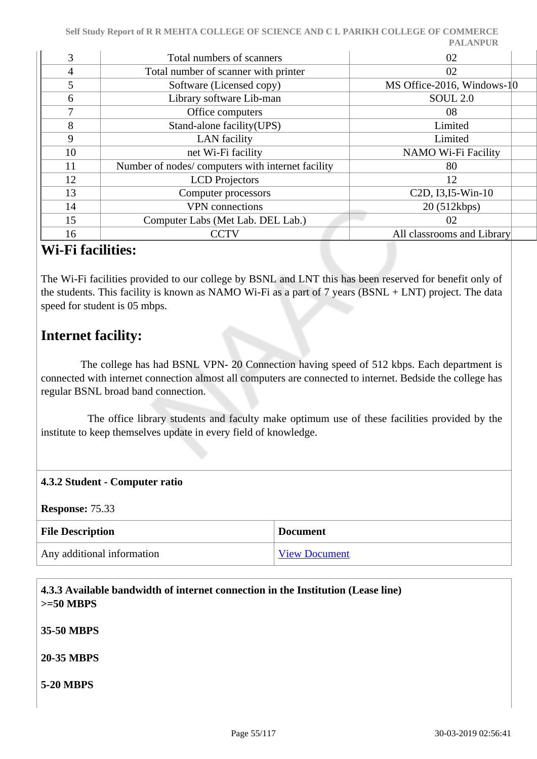| 3 | Total numbers of scanners | 02 |
|---|---|---|
| 4 | Total number of scanner with printer | 02 |
| 5 | Software (Licensed copy) | MS Office-2016, Windows-10 |
| 6 | Library software Lib-man | SOUL 2.0 |
| 7 | Office computers | 08 |
| 8 | Stand-alone facility(UPS) | Limited |
| 9 | LAN facility | Limited |
| 10 | net Wi-Fi facility | NAMO Wi-Fi Facility |
| 11 | Number of nodes/ computers with internet facility | 80 |
| 12 | LCD Projectors | 12 |
| 13 | Computer processors | C2D, I3,I5-Win-10 |
| 14 | VPN connections | 20 (512kbps) |
| 15 | Computer Labs (Met Lab. DEL Lab.) | 02 |
| 16 | CCTV | All classrooms and Library |

## Wi-Fi facilities:

The Wi-Fi facilities provided to our college by BSNL and LNT this has been reserved for benefit only of the students. This facility is known as NAMO Wi-Fi as a part of 7 years (BSNL + LNT) project. The data speed for student is 05 mbps.

## Internet facility:

The college has had BSNL VPN- 20 Connection having speed of 512 kbps. Each department is connected with internet connection almost all computers are connected to internet. Bedside the college has regular BSNL broad band connection.

The office library students and faculty make optimum use of these facilities provided by the institute to keep themselves update in every field of knowledge.

**4.3.2 Student - Computer ratio**

**Response:** 75.33

| File Description | Document |
|---|---|
| Any additional information | View Document |

**4.3.3 Available bandwidth of internet connection in the Institution (Lease line)**
**>=50 MBPS**

**35-50 MBPS**

**20-35 MBPS**

**5-20 MBPS**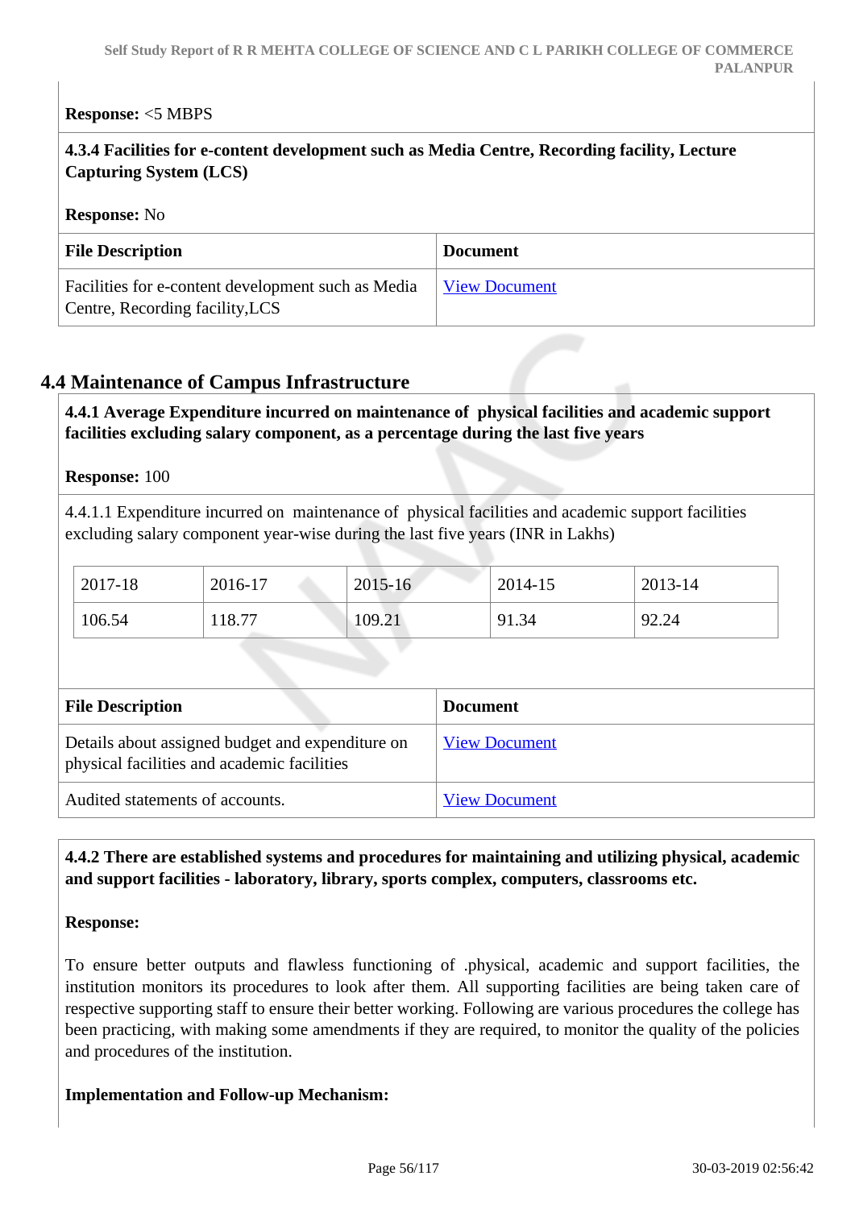**Response:** <5 MBPS

**4.3.4 Facilities for e-content development such as Media Centre, Recording facility, Lecture Capturing System (LCS)**

**Response:** No

| File Description | Document |
|---|---|
| Facilities for e-content development such as Media Centre, Recording facility,LCS | View Document |

## 4.4 Maintenance of Campus Infrastructure

**4.4.1 Average Expenditure incurred on maintenance of physical facilities and academic support facilities excluding salary component, as a percentage during the last five years**

**Response:** 100

4.4.1.1 Expenditure incurred on maintenance of physical facilities and academic support facilities excluding salary component year-wise during the last five years (INR in Lakhs)

| 2017-18 | 2016-17 | 2015-16 | 2014-15 | 2013-14 |
|---|---|---|---|---|
| 106.54 | 118.77 | 109.21 | 91.34 | 92.24 |

| File Description | Document |
|---|---|
| Details about assigned budget and expenditure on physical facilities and academic facilities | View Document |
| Audited statements of accounts. | View Document |

**4.4.2 There are established systems and procedures for maintaining and utilizing physical, academic and support facilities - laboratory, library, sports complex, computers, classrooms etc.**

**Response:**

To ensure better outputs and flawless functioning of .physical, academic and support facilities, the institution monitors its procedures to look after them. All supporting facilities are being taken care of respective supporting staff to ensure their better working. Following are various procedures the college has been practicing, with making some amendments if they are required, to monitor the quality of the policies and procedures of the institution.

**Implementation and Follow-up Mechanism:**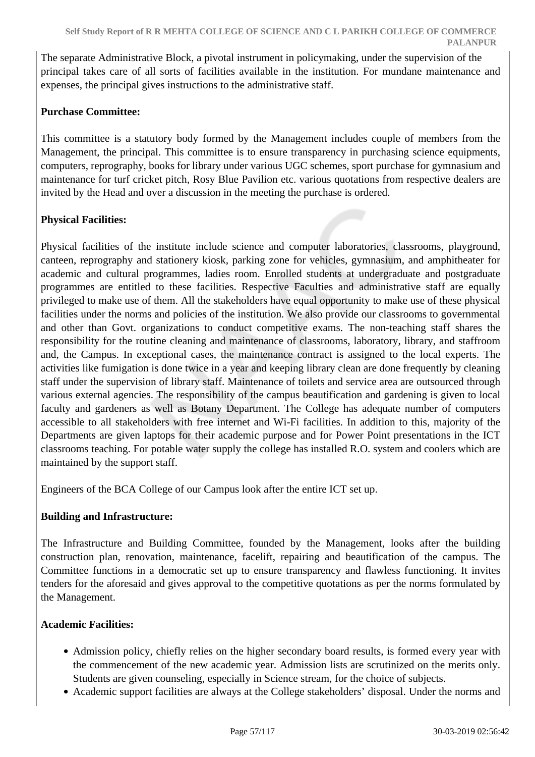The separate Administrative Block, a pivotal instrument in policymaking, under the supervision of the principal takes care of all sorts of facilities available in the institution. For mundane maintenance and expenses, the principal gives instructions to the administrative staff.

**Purchase Committee:**

This committee is a statutory body formed by the Management includes couple of members from the Management, the principal. This committee is to ensure transparency in purchasing science equipments, computers, reprography, books for library under various UGC schemes, sport purchase for gymnasium and maintenance for turf cricket pitch, Rosy Blue Pavilion etc. various quotations from respective dealers are invited by the Head and over a discussion in the meeting the purchase is ordered.

**Physical Facilities:**

Physical facilities of the institute include science and computer laboratories, classrooms, playground, canteen, reprography and stationery kiosk, parking zone for vehicles, gymnasium, and amphitheater for academic and cultural programmes, ladies room. Enrolled students at undergraduate and postgraduate programmes are entitled to these facilities. Respective Faculties and administrative staff are equally privileged to make use of them. All the stakeholders have equal opportunity to make use of these physical facilities under the norms and policies of the institution. We also provide our classrooms to governmental and other than Govt. organizations to conduct competitive exams. The non-teaching staff shares the responsibility for the routine cleaning and maintenance of classrooms, laboratory, library, and staffroom and, the Campus. In exceptional cases, the maintenance contract is assigned to the local experts. The activities like fumigation is done twice in a year and keeping library clean are done frequently by cleaning staff under the supervision of library staff. Maintenance of toilets and service area are outsourced through various external agencies. The responsibility of the campus beautification and gardening is given to local faculty and gardeners as well as Botany Department. The College has adequate number of computers accessible to all stakeholders with free internet and Wi-Fi facilities. In addition to this, majority of the Departments are given laptops for their academic purpose and for Power Point presentations in the ICT classrooms teaching. For potable water supply the college has installed R.O. system and coolers which are maintained by the support staff.

Engineers of the BCA College of our Campus look after the entire ICT set up.

**Building and Infrastructure:**

The Infrastructure and Building Committee, founded by the Management, looks after the building construction plan, renovation, maintenance, facelift, repairing and beautification of the campus. The Committee functions in a democratic set up to ensure transparency and flawless functioning. It invites tenders for the aforesaid and gives approval to the competitive quotations as per the norms formulated by the Management.

**Academic Facilities:**

- Admission policy, chiefly relies on the higher secondary board results, is formed every year with the commencement of the new academic year. Admission lists are scrutinized on the merits only. Students are given counseling, especially in Science stream, for the choice of subjects.
- Academic support facilities are always at the College stakeholders' disposal. Under the norms and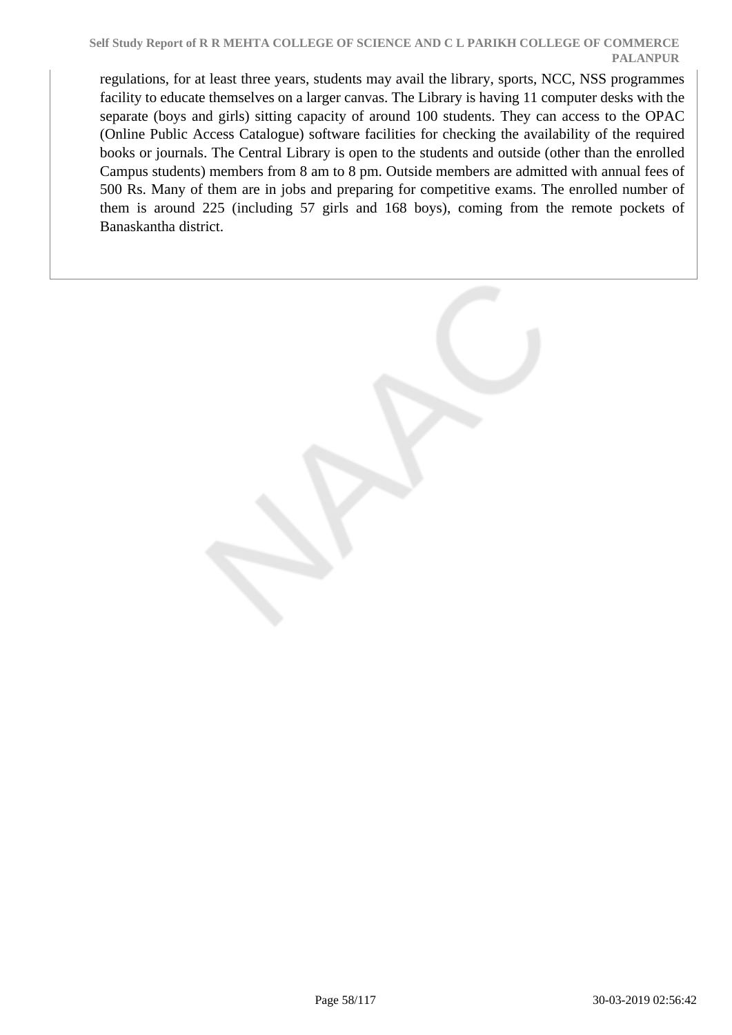regulations, for at least three years, students may avail the library, sports, NCC, NSS programmes facility to educate themselves on a larger canvas. The Library is having 11 computer desks with the separate (boys and girls) sitting capacity of around 100 students. They can access to the OPAC (Online Public Access Catalogue) software facilities for checking the availability of the required books or journals. The Central Library is open to the students and outside (other than the enrolled Campus students) members from 8 am to 8 pm. Outside members are admitted with annual fees of 500 Rs. Many of them are in jobs and preparing for competitive exams. The enrolled number of them is around 225 (including 57 girls and 168 boys), coming from the remote pockets of Banaskantha district.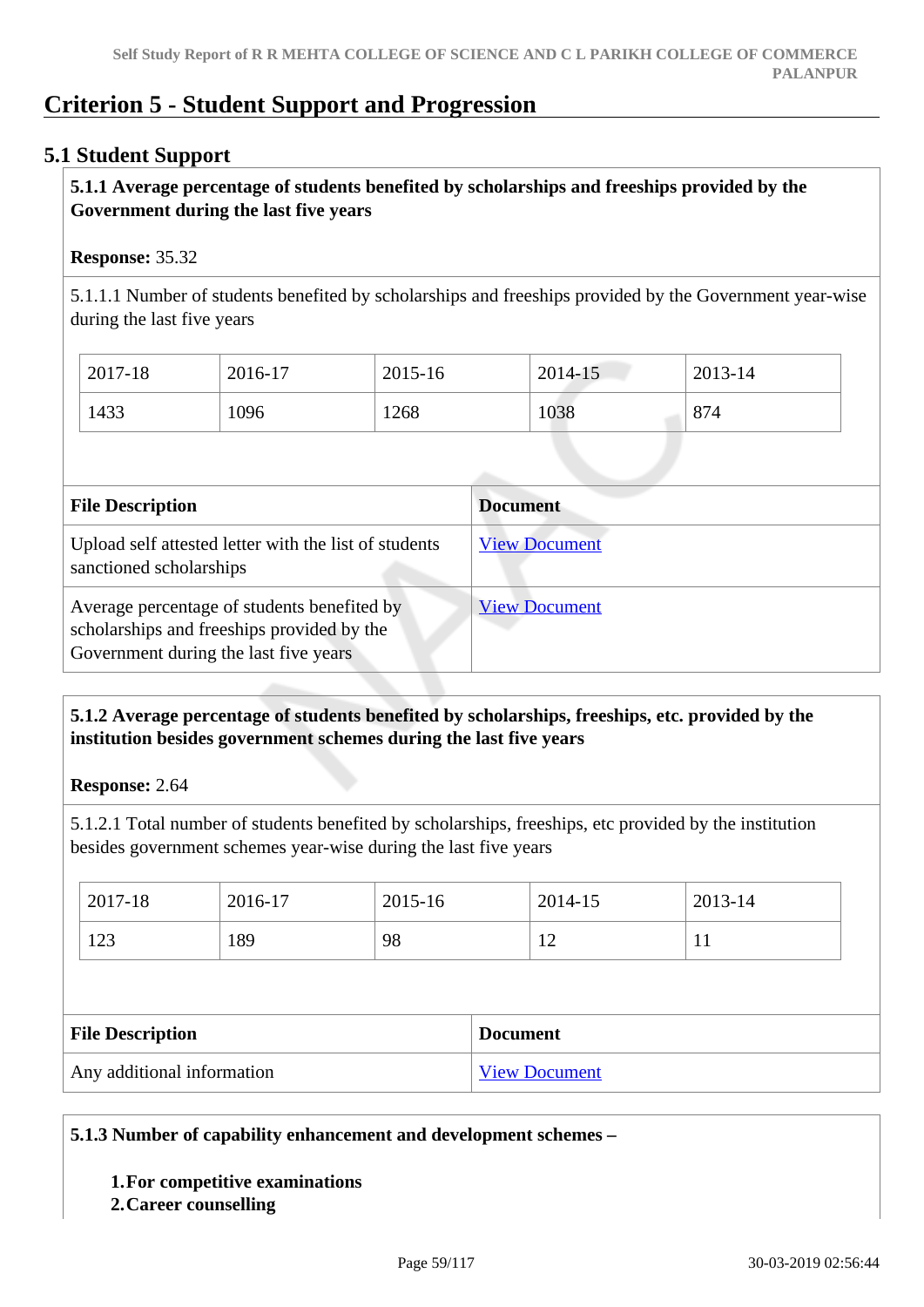# Criterion 5 - Student Support and Progression

## 5.1 Student Support

**5.1.1 Average percentage of students benefited by scholarships and freeships provided by the Government during the last five years**

**Response:** 35.32

5.1.1.1 Number of students benefited by scholarships and freeships provided by the Government year-wise during the last five years

| 2017-18 | 2016-17 | 2015-16 | 2014-15 | 2013-14 |
|---|---|---|---|---|
| 1433 | 1096 | 1268 | 1038 | 874 |

| File Description | Document |
|---|---|
| Upload self attested letter with the list of students sanctioned scholarships | View Document |
| Average percentage of students benefited by scholarships and freeships provided by the Government during the last five years | View Document |

**5.1.2 Average percentage of students benefited by scholarships, freeships, etc. provided by the institution besides government schemes during the last five years**

**Response:** 2.64

5.1.2.1 Total number of students benefited by scholarships, freeships, etc provided by the institution besides government schemes year-wise during the last five years

| 2017-18 | 2016-17 | 2015-16 | 2014-15 | 2013-14 |
|---|---|---|---|---|
| 123 | 189 | 98 | 12 | 11 |

| File Description | Document |
|---|---|
| Any additional information | View Document |

**5.1.3 Number of capability enhancement and development schemes –**

1. **For competitive examinations**
2. **Career counselling**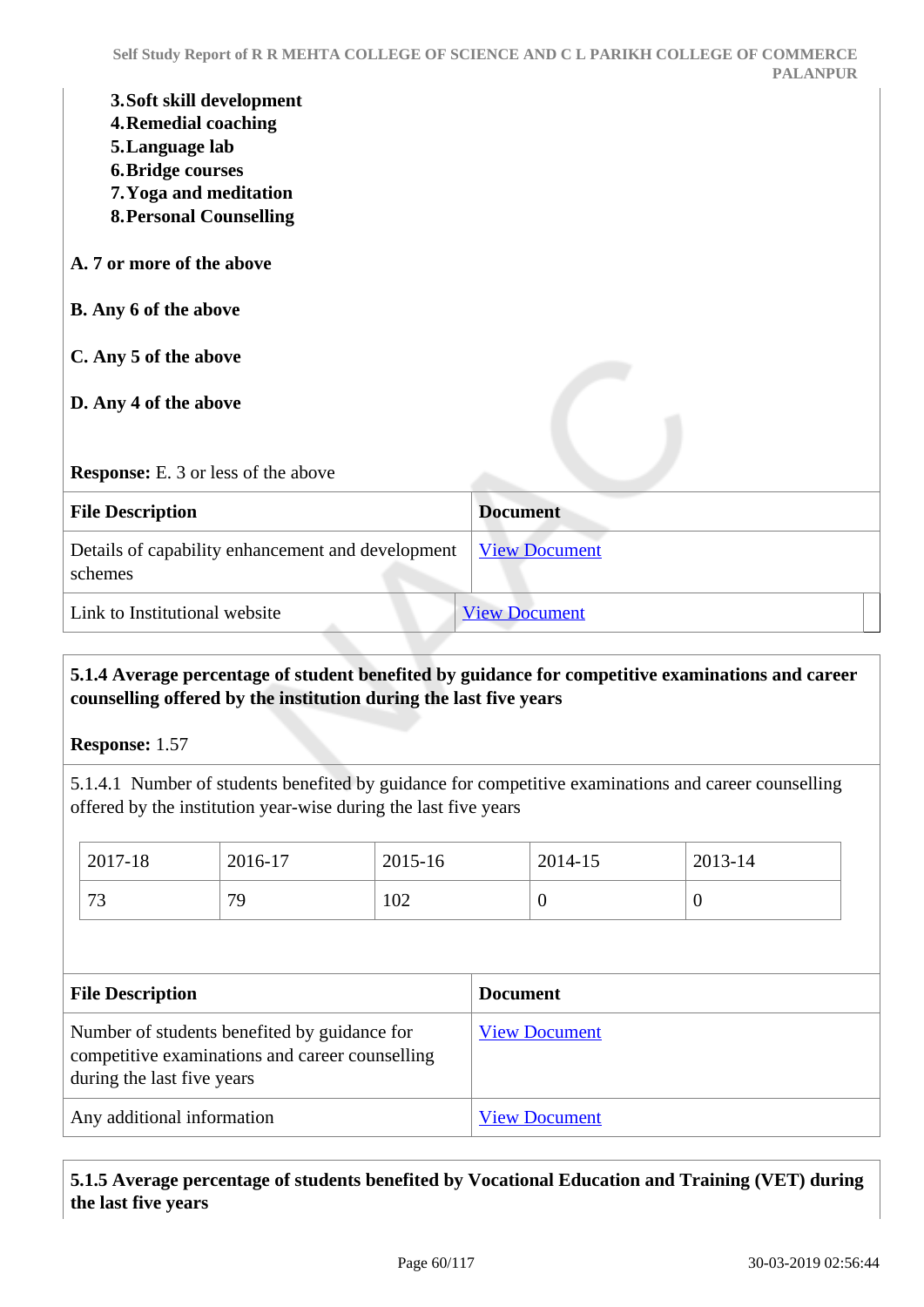3. **Soft skill development**
4. **Remedial coaching**
5. **Language lab**
6. **Bridge courses**
7. **Yoga and meditation**
8. **Personal Counselling**

**A. 7 or more of the above**

**B. Any 6 of the above**

**C. Any 5 of the above**

**D. Any 4 of the above**

**Response:** E. 3 or less of the above

| File Description | Document |
|---|---|
| Details of capability enhancement and development schemes | View Document |
| Link to Institutional website | View Document |

**5.1.4 Average percentage of student benefited by guidance for competitive examinations and career counselling offered by the institution during the last five years**

**Response:** 1.57

5.1.4.1 Number of students benefited by guidance for competitive examinations and career counselling offered by the institution year-wise during the last five years

| 2017-18 | 2016-17 | 2015-16 | 2014-15 | 2013-14 |
|---|---|---|---|---|
| 73 | 79 | 102 | 0 | 0 |

| File Description | Document |
|---|---|
| Number of students benefited by guidance for competitive examinations and career counselling during the last five years | View Document |
| Any additional information | View Document |

**5.1.5 Average percentage of students benefited by Vocational Education and Training (VET) during the last five years**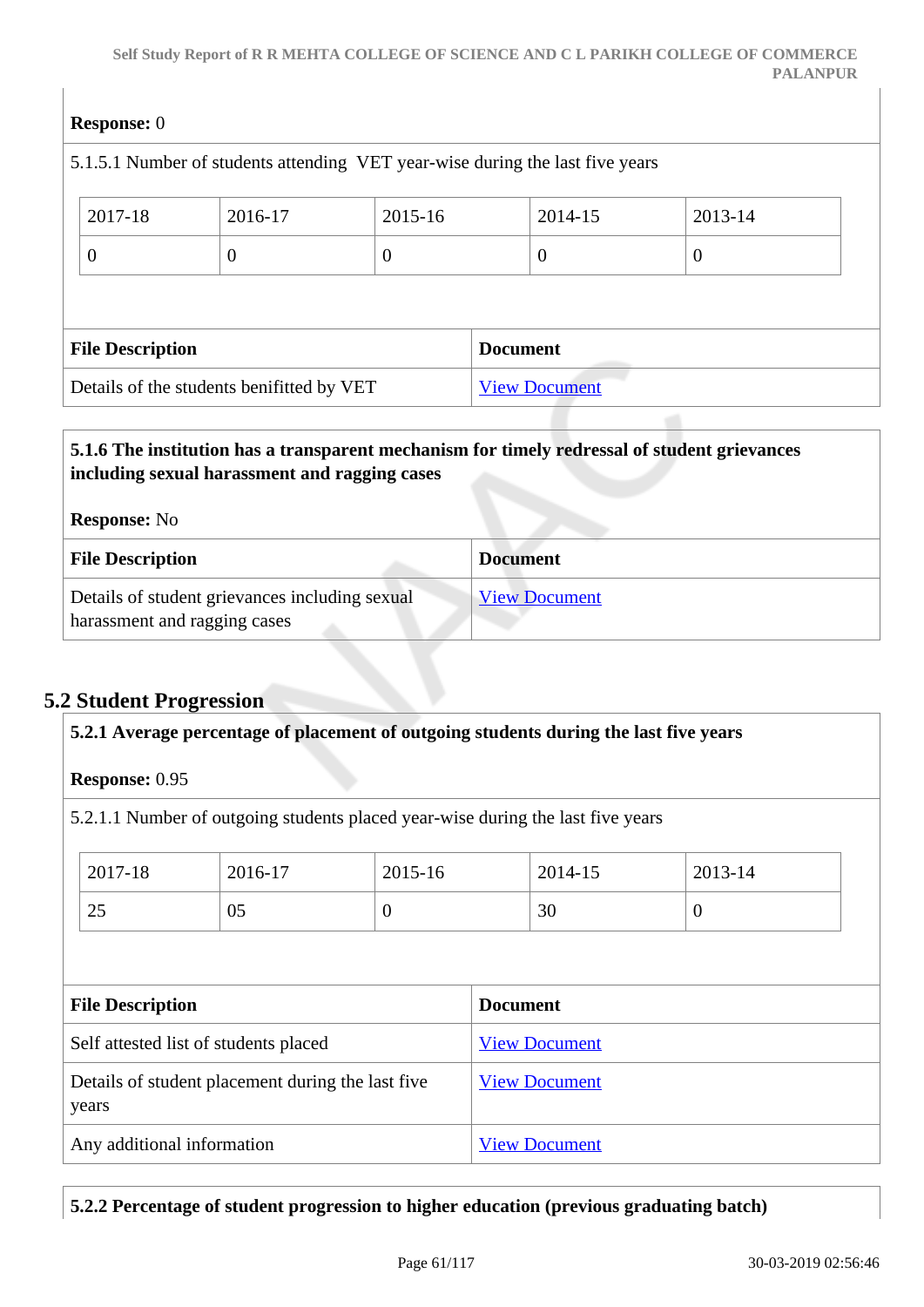**Response:** 0

5.1.5.1 Number of students attending VET year-wise during the last five years

| 2017-18 | 2016-17 | 2015-16 | 2014-15 | 2013-14 |
|---|---|---|---|---|
| 0 | 0 | 0 | 0 | 0 |

| File Description | Document |
|---|---|
| Details of the students benifitted by VET | View Document |

**5.1.6 The institution has a transparent mechanism for timely redressal of student grievances including sexual harassment and ragging cases**

**Response:** No

| File Description | Document |
|---|---|
| Details of student grievances including sexual harassment and ragging cases | View Document |

## 5.2 Student Progression

**5.2.1 Average percentage of placement of outgoing students during the last five years**

**Response:** 0.95

5.2.1.1 Number of outgoing students placed year-wise during the last five years

| 2017-18 | 2016-17 | 2015-16 | 2014-15 | 2013-14 |
|---|---|---|---|---|
| 25 | 05 | 0 | 30 | 0 |

| File Description | Document |
|---|---|
| Self attested list of students placed | View Document |
| Details of student placement during the last five years | View Document |
| Any additional information | View Document |

**5.2.2 Percentage of student progression to higher education (previous graduating batch)**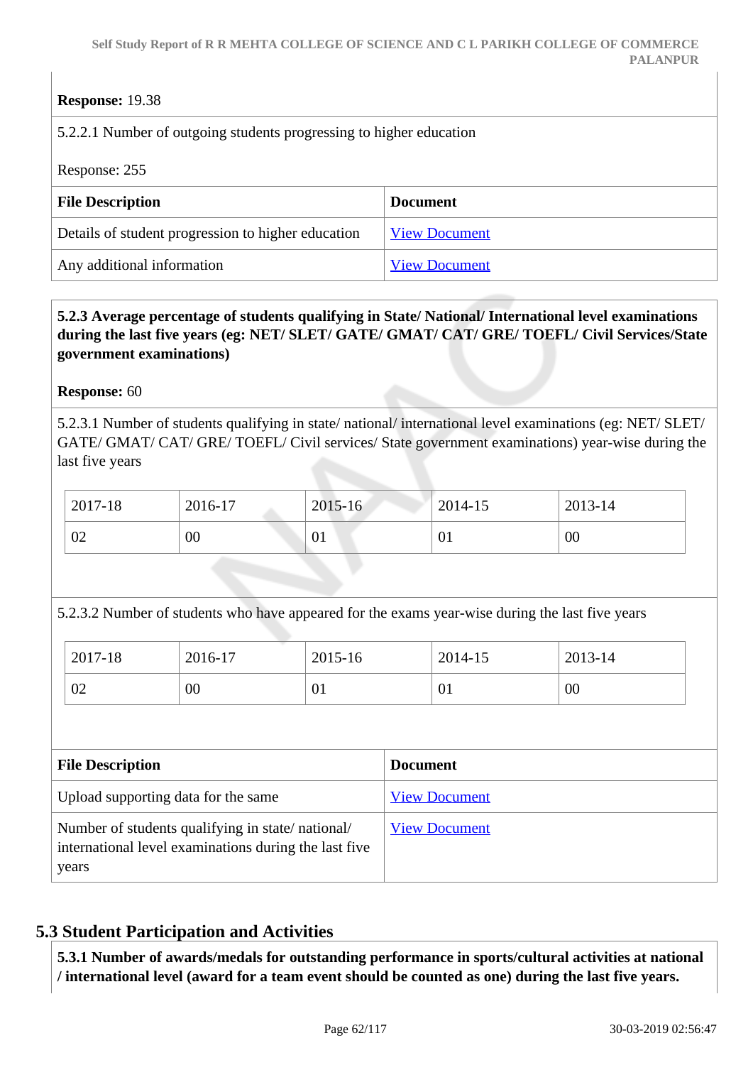**Response:** 19.38

5.2.2.1 Number of outgoing students progressing to higher education

Response: 255

| File Description | Document |
| --- | --- |
| Details of student progression to higher education | View Document |
| Any additional information | View Document |

**5.2.3 Average percentage of students qualifying in State/ National/ International level examinations during the last five years (eg: NET/ SLET/ GATE/ GMAT/ CAT/ GRE/ TOEFL/ Civil Services/State government examinations)**

**Response:** 60

5.2.3.1 Number of students qualifying in state/ national/ international level examinations (eg: NET/ SLET/ GATE/ GMAT/ CAT/ GRE/ TOEFL/ Civil services/ State government examinations) year-wise during the last five years

| 2017-18 | 2016-17 | 2015-16 | 2014-15 | 2013-14 |
| --- | --- | --- | --- | --- |
| 02 | 00 | 01 | 01 | 00 |

5.2.3.2 Number of students who have appeared for the exams year-wise during the last five years

| 2017-18 | 2016-17 | 2015-16 | 2014-15 | 2013-14 |
| --- | --- | --- | --- | --- |
| 02 | 00 | 01 | 01 | 00 |

| File Description | Document |
| --- | --- |
| Upload supporting data for the same | View Document |
| Number of students qualifying in state/ national/ international level examinations during the last five years | View Document |

## 5.3 Student Participation and Activities

**5.3.1 Number of awards/medals for outstanding performance in sports/cultural activities at national / international level (award for a team event should be counted as one) during the last five years.**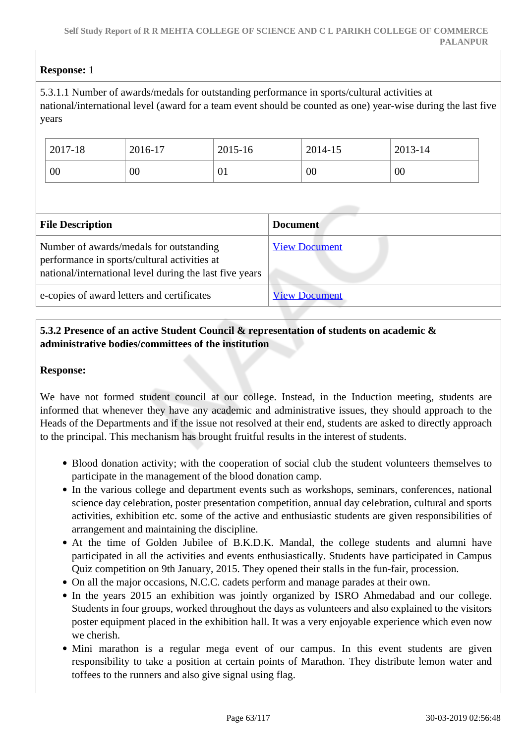**Response:** 1

5.3.1.1 Number of awards/medals for outstanding performance in sports/cultural activities at national/international level (award for a team event should be counted as one) year-wise during the last five years

| 2017-18 | 2016-17 | 2015-16 | 2014-15 | 2013-14 |
|---|---|---|---|---|
| 00 | 00 | 01 | 00 | 00 |

| File Description | Document |
|---|---|
| Number of awards/medals for outstanding performance in sports/cultural activities at national/international level during the last five years | View Document |
| e-copies of award letters and certificates | View Document |

**5.3.2 Presence of an active Student Council & representation of students on academic & administrative bodies/committees of the institution**

**Response:**

We have not formed student council at our college. Instead, in the Induction meeting, students are informed that whenever they have any academic and administrative issues, they should approach to the Heads of the Departments and if the issue not resolved at their end, students are asked to directly approach to the principal. This mechanism has brought fruitful results in the interest of students.

- Blood donation activity; with the cooperation of social club the student volunteers themselves to participate in the management of the blood donation camp.
- In the various college and department events such as workshops, seminars, conferences, national science day celebration, poster presentation competition, annual day celebration, cultural and sports activities, exhibition etc. some of the active and enthusiastic students are given responsibilities of arrangement and maintaining the discipline.
- At the time of Golden Jubilee of B.K.D.K. Mandal, the college students and alumni have participated in all the activities and events enthusiastically. Students have participated in Campus Quiz competition on 9th January, 2015. They opened their stalls in the fun-fair, procession.
- On all the major occasions, N.C.C. cadets perform and manage parades at their own.
- In the years 2015 an exhibition was jointly organized by ISRO Ahmedabad and our college. Students in four groups, worked throughout the days as volunteers and also explained to the visitors poster equipment placed in the exhibition hall. It was a very enjoyable experience which even now we cherish.
- Mini marathon is a regular mega event of our campus. In this event students are given responsibility to take a position at certain points of Marathon. They distribute lemon water and toffees to the runners and also give signal using flag.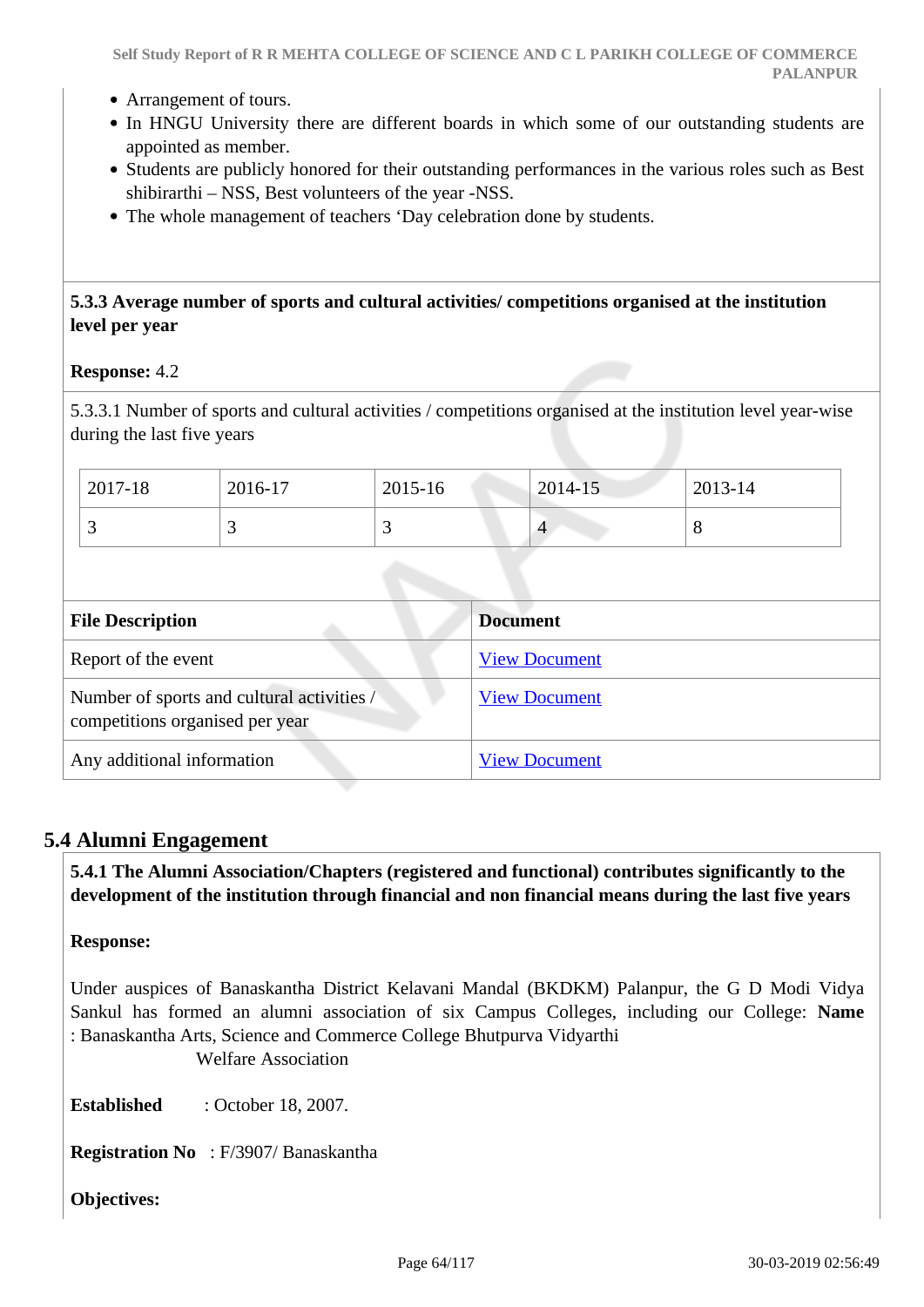- Arrangement of tours.
- In HNGU University there are different boards in which some of our outstanding students are appointed as member.
- Students are publicly honored for their outstanding performances in the various roles such as Best shibirarthi – NSS, Best volunteers of the year -NSS.
- The whole management of teachers ‘Day celebration done by students.

**5.3.3 Average number of sports and cultural activities/ competitions organised at the institution level per year**

**Response:** 4.2

5.3.3.1 Number of sports and cultural activities / competitions organised at the institution level year-wise during the last five years

| 2017-18 | 2016-17 | 2015-16 | 2014-15 | 2013-14 |
|---|---|---|---|---|
| 3 | 3 | 3 | 4 | 8 |

| File Description | Document |
|---|---|
| Report of the event | View Document |
| Number of sports and cultural activities / competitions organised per year | View Document |
| Any additional information | View Document |

## 5.4 Alumni Engagement

**5.4.1 The Alumni Association/Chapters (registered and functional) contributes significantly to the development of the institution through financial and non financial means during the last five years**

**Response:**

Under auspices of Banaskantha District Kelavani Mandal (BKDKM) Palanpur, the G D Modi Vidya Sankul has formed an alumni association of six Campus Colleges, including our College: **Name** : Banaskantha Arts, Science and Commerce College Bhutpurva Vidyarthi Welfare Association

**Established** : October 18, 2007.

**Registration No** : F/3907/ Banaskantha

**Objectives:**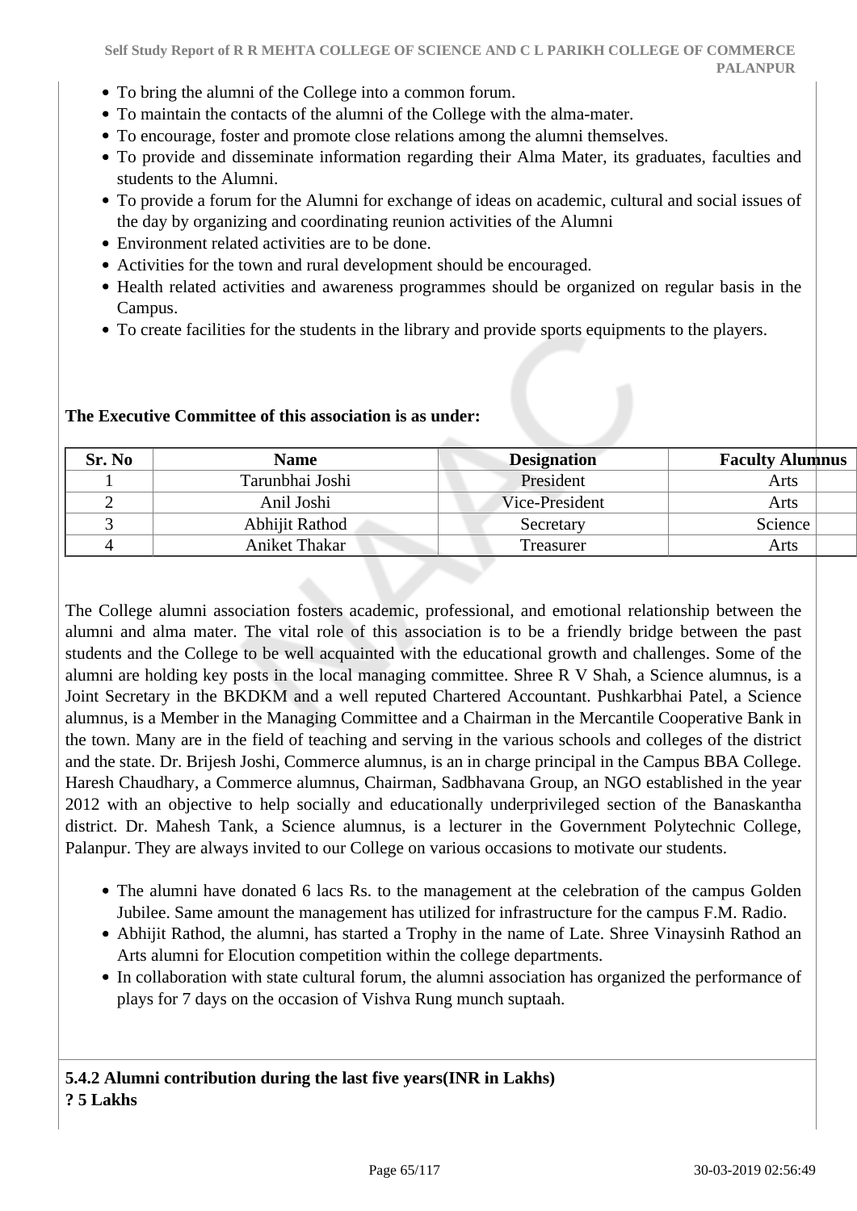- To bring the alumni of the College into a common forum.
- To maintain the contacts of the alumni of the College with the alma-mater.
- To encourage, foster and promote close relations among the alumni themselves.
- To provide and disseminate information regarding their Alma Mater, its graduates, faculties and students to the Alumni.
- To provide a forum for the Alumni for exchange of ideas on academic, cultural and social issues of the day by organizing and coordinating reunion activities of the Alumni
- Environment related activities are to be done.
- Activities for the town and rural development should be encouraged.
- Health related activities and awareness programmes should be organized on regular basis in the Campus.
- To create facilities for the students in the library and provide sports equipments to the players.

**The Executive Committee of this association is as under:**

| Sr. No | Name | Designation | Faculty Alumnus |
|---|---|---|---|
| 1 | Tarunbhai Joshi | President | Arts |
| 2 | Anil Joshi | Vice-President | Arts |
| 3 | Abhijit Rathod | Secretary | Science |
| 4 | Aniket Thakar | Treasurer | Arts |

The College alumni association fosters academic, professional, and emotional relationship between the alumni and alma mater. The vital role of this association is to be a friendly bridge between the past students and the College to be well acquainted with the educational growth and challenges. Some of the alumni are holding key posts in the local managing committee. Shree R V Shah, a Science alumnus, is a Joint Secretary in the BKDKM and a well reputed Chartered Accountant. Pushkarbhai Patel, a Science alumnus, is a Member in the Managing Committee and a Chairman in the Mercantile Cooperative Bank in the town. Many are in the field of teaching and serving in the various schools and colleges of the district and the state. Dr. Brijesh Joshi, Commerce alumnus, is an in charge principal in the Campus BBA College. Haresh Chaudhary, a Commerce alumnus, Chairman, Sadbhavana Group, an NGO established in the year 2012 with an objective to help socially and educationally underprivileged section of the Banaskantha district. Dr. Mahesh Tank, a Science alumnus, is a lecturer in the Government Polytechnic College, Palanpur. They are always invited to our College on various occasions to motivate our students.

- The alumni have donated 6 lacs Rs. to the management at the celebration of the campus Golden Jubilee. Same amount the management has utilized for infrastructure for the campus F.M. Radio.
- Abhijit Rathod, the alumni, has started a Trophy in the name of Late. Shree Vinaysinh Rathod an Arts alumni for Elocution competition within the college departments.
- In collaboration with state cultural forum, the alumni association has organized the performance of plays for 7 days on the occasion of Vishva Rung munch suptaah.

**5.4.2 Alumni contribution during the last five years(INR in Lakhs)**
**? 5 Lakhs**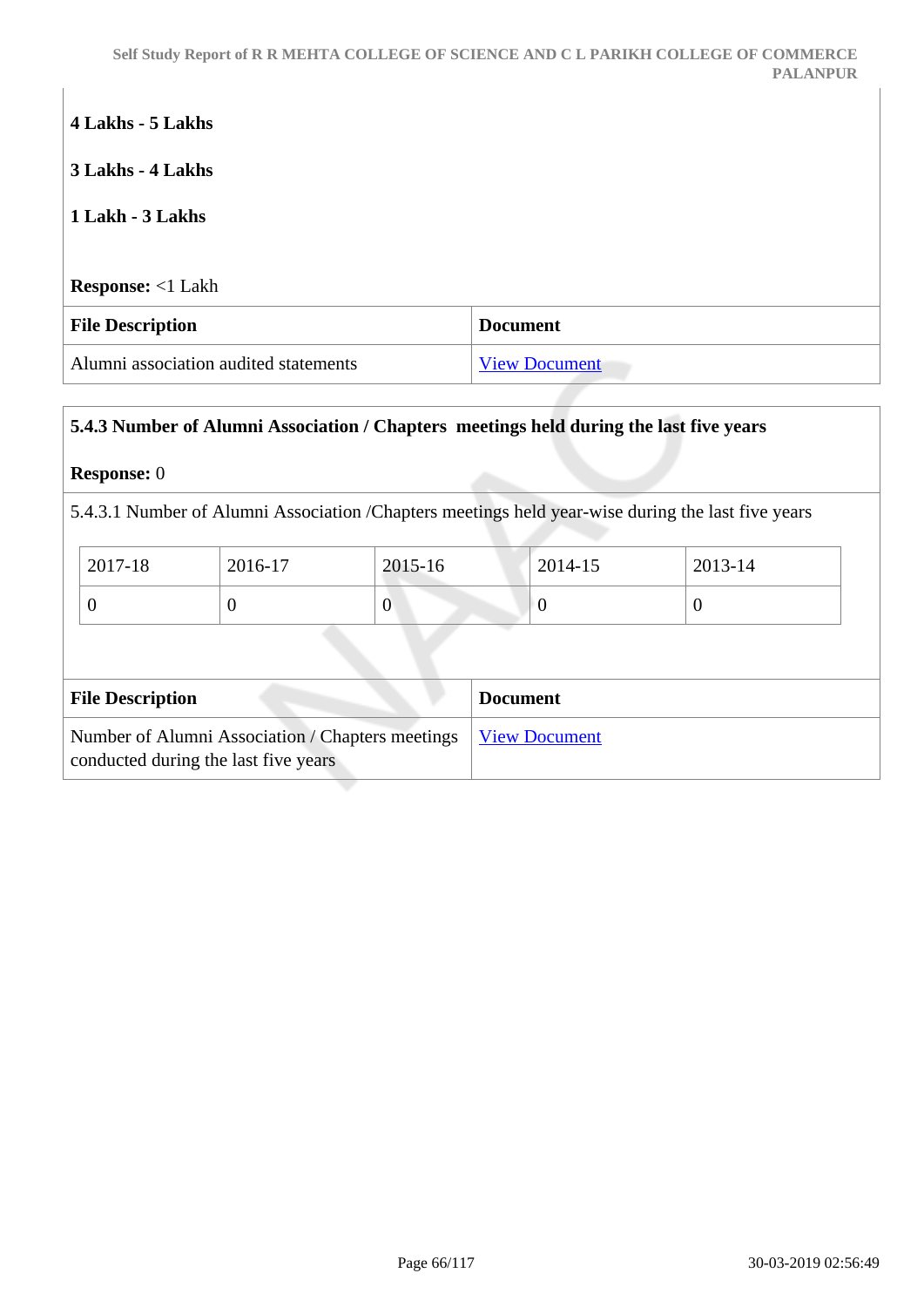**4 Lakhs - 5 Lakhs**

**3 Lakhs - 4 Lakhs**

**1 Lakh - 3 Lakhs**

**Response:** <1 Lakh

| File Description | Document |
|---|---|
| Alumni association audited statements | View Document |

**5.4.3 Number of Alumni Association / Chapters meetings held during the last five years**

**Response:** 0

5.4.3.1 Number of Alumni Association /Chapters meetings held year-wise during the last five years

| 2017-18 | 2016-17 | 2015-16 | 2014-15 | 2013-14 |
|---|---|---|---|---|
| 0 | 0 | 0 | 0 | 0 |

| File Description | Document |
|---|---|
| Number of Alumni Association / Chapters meetings conducted during the last five years | View Document |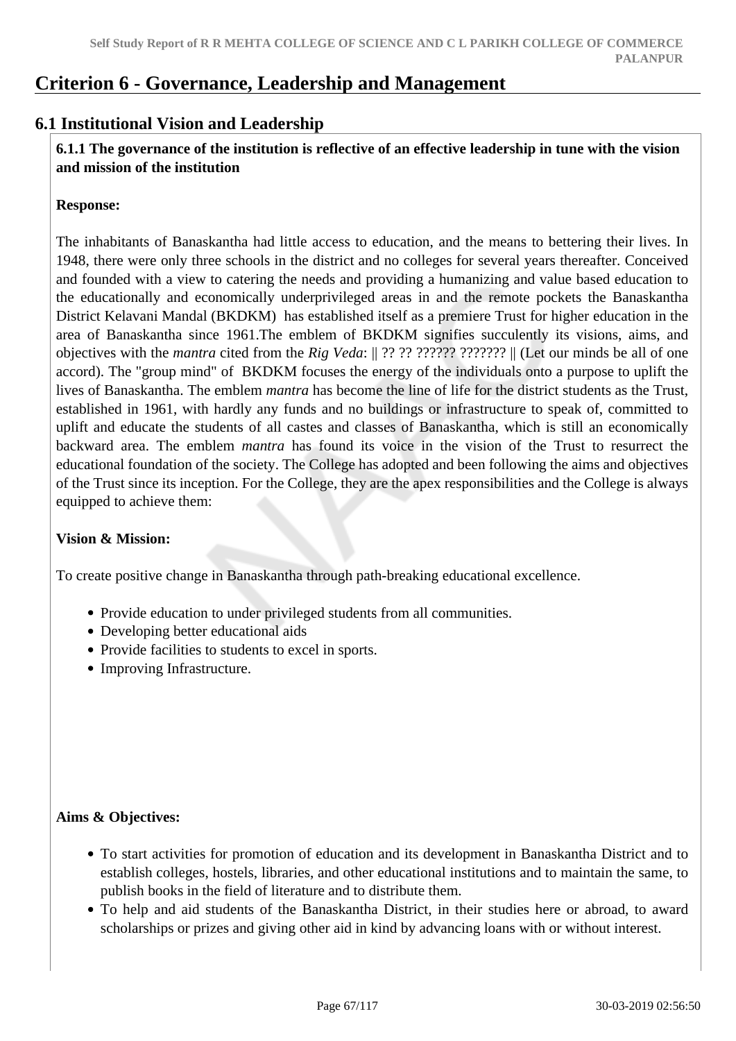# Criterion 6 - Governance, Leadership and Management

## 6.1 Institutional Vision and Leadership

**6.1.1 The governance of the institution is reflective of an effective leadership in tune with the vision and mission of the institution**

**Response:**

The inhabitants of Banaskantha had little access to education, and the means to bettering their lives. In 1948, there were only three schools in the district and no colleges for several years thereafter. Conceived and founded with a view to catering the needs and providing a humanizing and value based education to the educationally and economically underprivileged areas in and the remote pockets the Banaskantha District Kelavani Mandal (BKDKM) has established itself as a premiere Trust for higher education in the area of Banaskantha since 1961.The emblem of BKDKM signifies succulently its visions, aims, and objectives with the *mantra* cited from the *Rig Veda*: || ?? ?? ?????? ??????? || (Let our minds be all of one accord). The "group mind" of BKDKM focuses the energy of the individuals onto a purpose to uplift the lives of Banaskantha. The emblem *mantra* has become the line of life for the district students as the Trust, established in 1961, with hardly any funds and no buildings or infrastructure to speak of, committed to uplift and educate the students of all castes and classes of Banaskantha, which is still an economically backward area. The emblem *mantra* has found its voice in the vision of the Trust to resurrect the educational foundation of the society. The College has adopted and been following the aims and objectives of the Trust since its inception. For the College, they are the apex responsibilities and the College is always equipped to achieve them:

**Vision & Mission:**

To create positive change in Banaskantha through path-breaking educational excellence.

- Provide education to under privileged students from all communities.
- Developing better educational aids
- Provide facilities to students to excel in sports.
- Improving Infrastructure.

**Aims & Objectives:**

- To start activities for promotion of education and its development in Banaskantha District and to establish colleges, hostels, libraries, and other educational institutions and to maintain the same, to publish books in the field of literature and to distribute them.
- To help and aid students of the Banaskantha District, in their studies here or abroad, to award scholarships or prizes and giving other aid in kind by advancing loans with or without interest.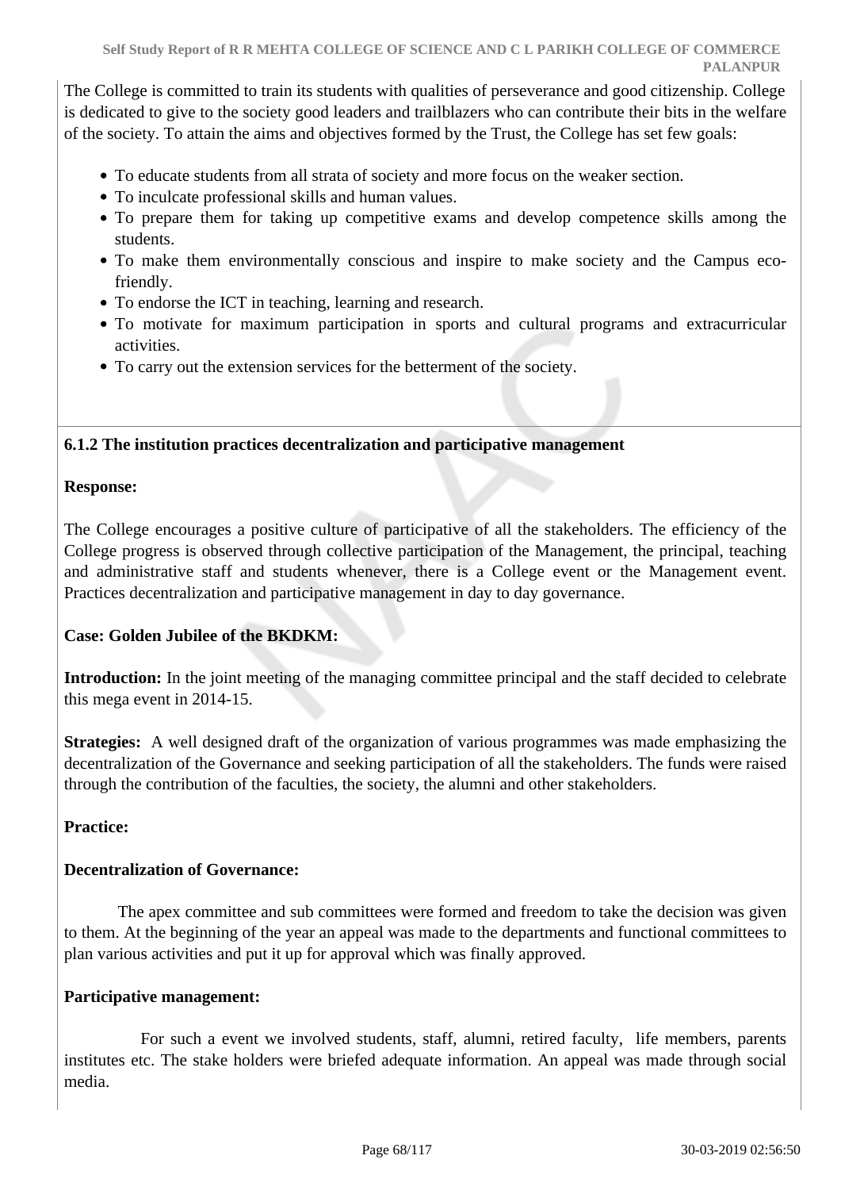The College is committed to train its students with qualities of perseverance and good citizenship. College is dedicated to give to the society good leaders and trailblazers who can contribute their bits in the welfare of the society. To attain the aims and objectives formed by the Trust, the College has set few goals:

- To educate students from all strata of society and more focus on the weaker section.
- To inculcate professional skills and human values.
- To prepare them for taking up competitive exams and develop competence skills among the students.
- To make them environmentally conscious and inspire to make society and the Campus eco-friendly.
- To endorse the ICT in teaching, learning and research.
- To motivate for maximum participation in sports and cultural programs and extracurricular activities.
- To carry out the extension services for the betterment of the society.

**6.1.2 The institution practices decentralization and participative management**

**Response:**

The College encourages a positive culture of participative of all the stakeholders. The efficiency of the College progress is observed through collective participation of the Management, the principal, teaching and administrative staff and students whenever, there is a College event or the Management event. Practices decentralization and participative management in day to day governance.

**Case: Golden Jubilee of the BKDKM:**

**Introduction:** In the joint meeting of the managing committee principal and the staff decided to celebrate this mega event in 2014-15.

**Strategies:** A well designed draft of the organization of various programmes was made emphasizing the decentralization of the Governance and seeking participation of all the stakeholders. The funds were raised through the contribution of the faculties, the society, the alumni and other stakeholders.

**Practice:**

**Decentralization of Governance:**

The apex committee and sub committees were formed and freedom to take the decision was given to them. At the beginning of the year an appeal was made to the departments and functional committees to plan various activities and put it up for approval which was finally approved.

**Participative management:**

For such a event we involved students, staff, alumni, retired faculty, life members, parents institutes etc. The stake holders were briefed adequate information. An appeal was made through social media.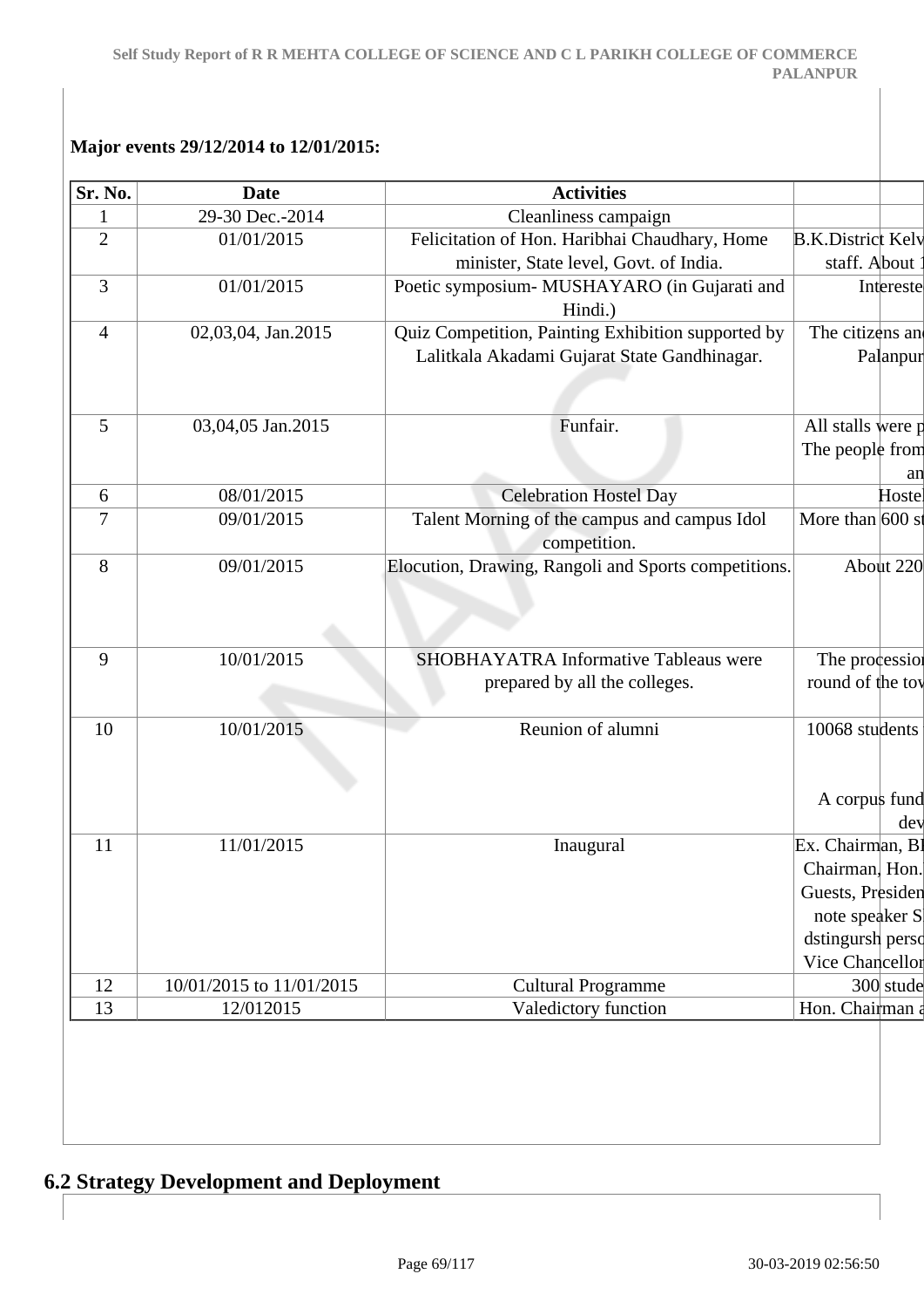**Major events 29/12/2014 to 12/01/2015:**

| Sr. No. | Date | Activities | |
|---|---|---|---|
| 1 | 29-30 Dec.-2014 | Cleanliness campaign | |
| 2 | 01/01/2015 | Felicitation of Hon. Haribhai Chaudhary, Home minister, State level, Govt. of India. | B.K.District Kelv staff. About 1 |
| 3 | 01/01/2015 | Poetic symposium- MUSHAYARO (in Gujarati and Hindi.) | Intereste |
| 4 | 02,03,04, Jan.2015 | Quiz Competition, Painting Exhibition supported by Lalitkala Akadami Gujarat State Gandhinagar. | The citizens and Palanpur |
| 5 | 03,04,05 Jan.2015 | Funfair. | All stalls were p The people from an |
| 6 | 08/01/2015 | Celebration Hostel Day | Hostel |
| 7 | 09/01/2015 | Talent Morning of the campus and campus Idol competition. | More than 600 st |
| 8 | 09/01/2015 | Elocution, Drawing, Rangoli and Sports competitions. | About 220 |
| 9 | 10/01/2015 | SHOBHAYATRA Informative Tableaus were prepared by all the colleges. | The procession round of the tow |
| 10 | 10/01/2015 | Reunion of alumni | 10068 students A corpus fund dev |
| 11 | 11/01/2015 | Inaugural | Ex. Chairman, Bl Chairman, Hon. Guests, Presiden note speaker S dstingursh perso Vice Chancellor |
| 12 | 10/01/2015 to 11/01/2015 | Cultural Programme | 300 stude |
| 13 | 12/012015 | Valedictory function | Hon. Chairman a |

## 6.2 Strategy Development and Deployment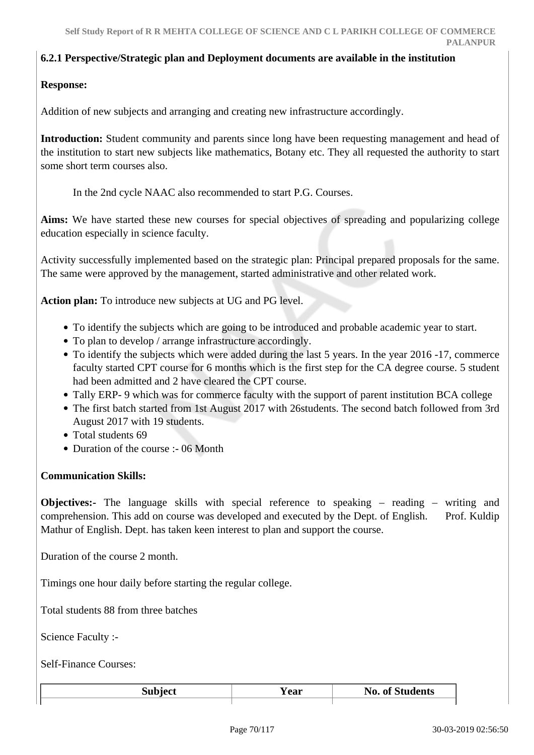**6.2.1 Perspective/Strategic plan and Deployment documents are available in the institution**

**Response:**

Addition of new subjects and arranging and creating new infrastructure accordingly.

**Introduction:** Student community and parents since long have been requesting management and head of the institution to start new subjects like mathematics, Botany etc. They all requested the authority to start some short term courses also.

In the 2nd cycle NAAC also recommended to start P.G. Courses.

**Aims:** We have started these new courses for special objectives of spreading and popularizing college education especially in science faculty.

Activity successfully implemented based on the strategic plan: Principal prepared proposals for the same. The same were approved by the management, started administrative and other related work.

**Action plan:** To introduce new subjects at UG and PG level.

- To identify the subjects which are going to be introduced and probable academic year to start.
- To plan to develop / arrange infrastructure accordingly.
- To identify the subjects which were added during the last 5 years. In the year 2016 -17, commerce faculty started CPT course for 6 months which is the first step for the CA degree course. 5 student had been admitted and 2 have cleared the CPT course.
- Tally ERP- 9 which was for commerce faculty with the support of parent institution BCA college
- The first batch started from 1st August 2017 with 26students. The second batch followed from 3rd August 2017 with 19 students.
- Total students 69
- Duration of the course :- 06 Month

**Communication Skills:**

**Objectives:-** The language skills with special reference to speaking – reading – writing and comprehension. This add on course was developed and executed by the Dept. of English. Prof. Kuldip Mathur of English. Dept. has taken keen interest to plan and support the course.

Duration of the course 2 month.

Timings one hour daily before starting the regular college.

Total students 88 from three batches

Science Faculty :-

Self-Finance Courses:

| Subject | Year | No. of Students |
|---|---|---|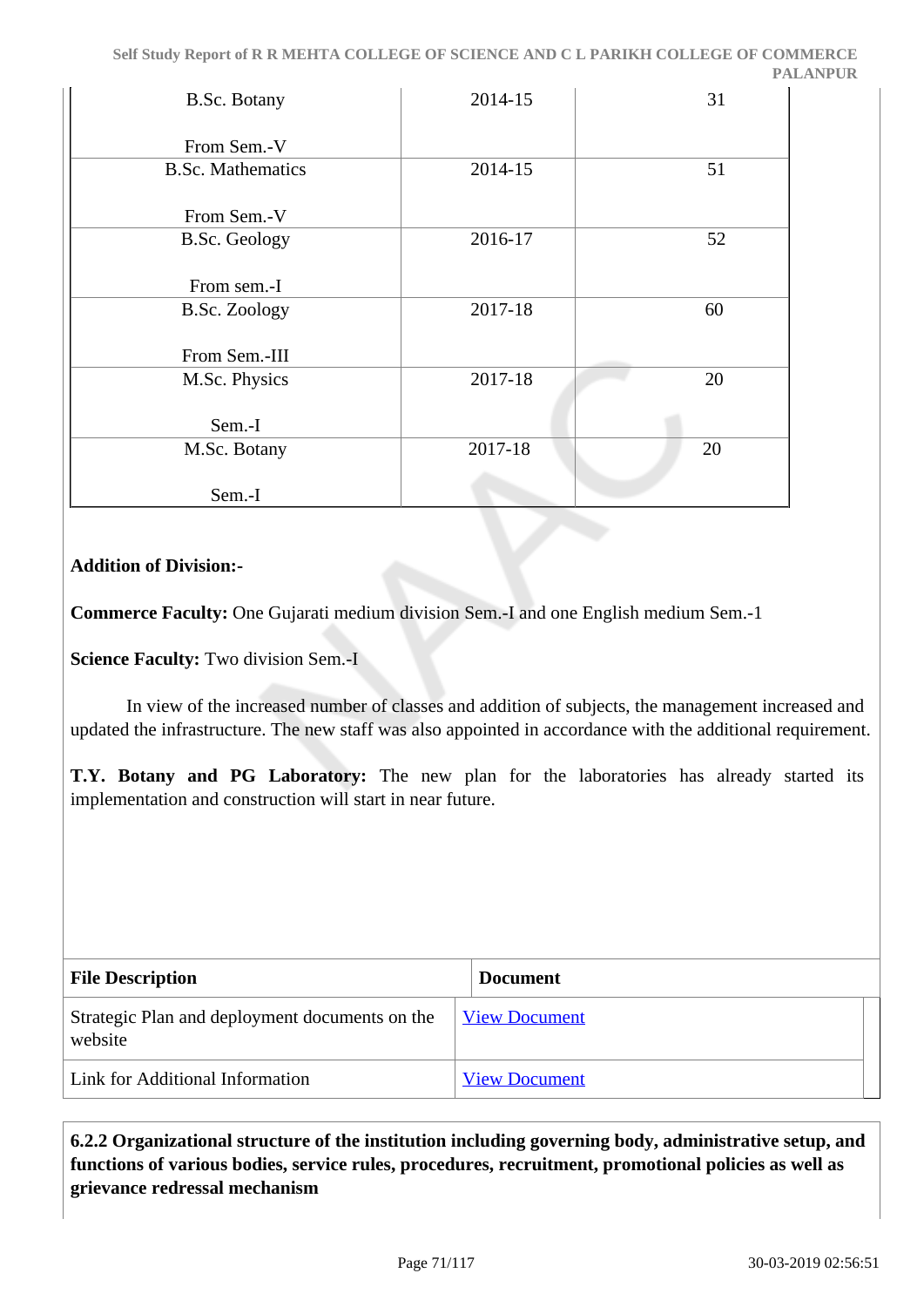| | | |
|---|---|---|
| B.Sc. Botany<br><br>From Sem.-V | 2014-15 | 31 |
| B.Sc. Mathematics<br><br>From Sem.-V | 2014-15 | 51 |
| B.Sc. Geology<br><br>From sem.-I | 2016-17 | 52 |
| B.Sc. Zoology<br><br>From Sem.-III | 2017-18 | 60 |
| M.Sc. Physics<br><br>Sem.-I | 2017-18 | 20 |
| M.Sc. Botany<br><br>Sem.-I | 2017-18 | 20 |

**Addition of Division:-**

**Commerce Faculty:** One Gujarati medium division Sem.-I and one English medium Sem.-1

**Science Faculty:** Two division Sem.-I

In view of the increased number of classes and addition of subjects, the management increased and updated the infrastructure. The new staff was also appointed in accordance with the additional requirement.

**T.Y. Botany and PG Laboratory:** The new plan for the laboratories has already started its implementation and construction will start in near future.

| File Description | Document |
|---|---|
| Strategic Plan and deployment documents on the website | View Document |
| Link for Additional Information | View Document |

**6.2.2 Organizational structure of the institution including governing body, administrative setup, and functions of various bodies, service rules, procedures, recruitment, promotional policies as well as grievance redressal mechanism**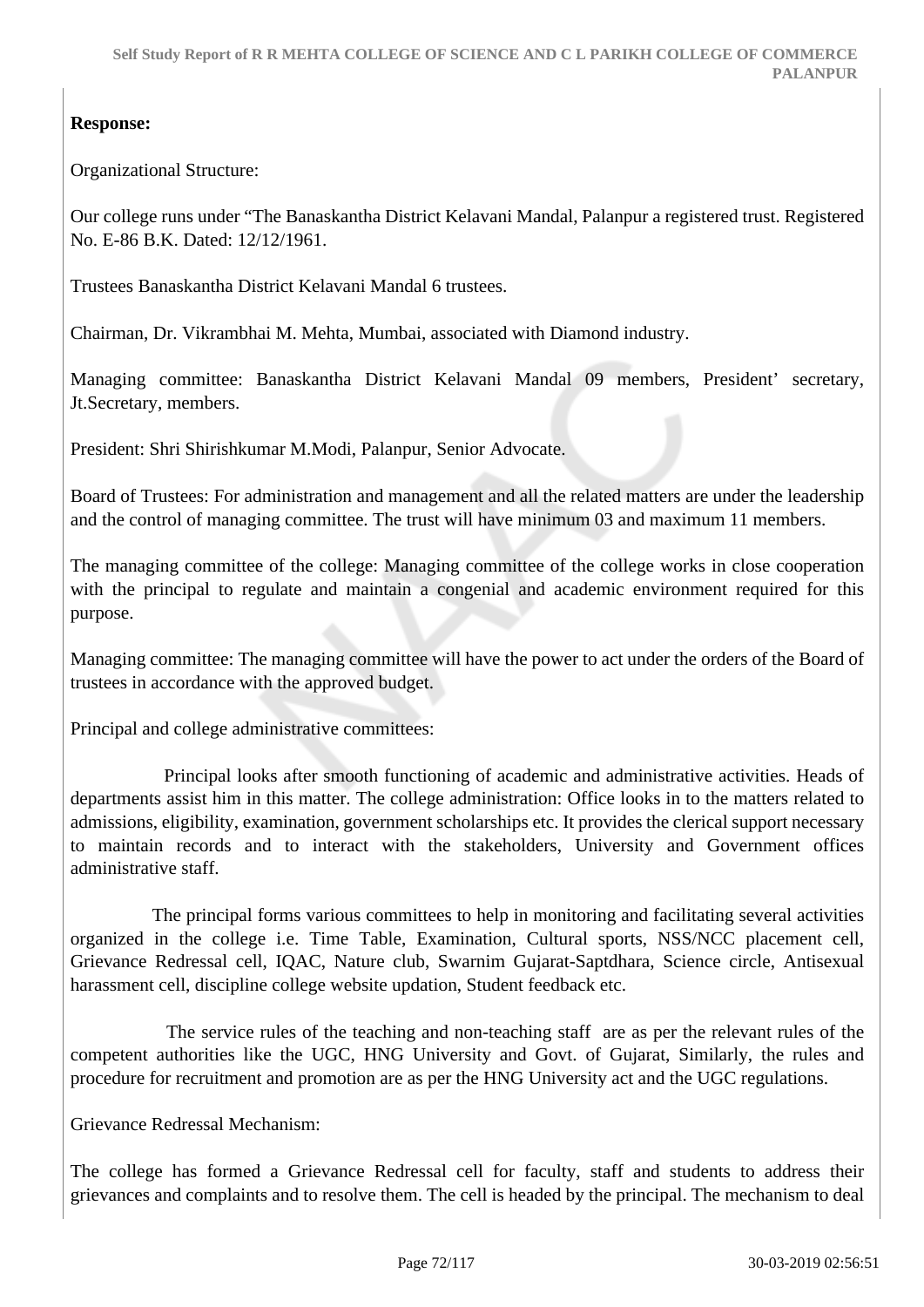**Response:**

Organizational Structure:

Our college runs under “The Banaskantha District Kelavani Mandal, Palanpur a registered trust. Registered No. E-86 B.K. Dated: 12/12/1961.

Trustees Banaskantha District Kelavani Mandal 6 trustees.

Chairman, Dr. Vikrambhai M. Mehta, Mumbai, associated with Diamond industry.

Managing committee: Banaskantha District Kelavani Mandal 09 members, President’ secretary, Jt.Secretary, members.

President: Shri Shirishkumar M.Modi, Palanpur, Senior Advocate.

Board of Trustees: For administration and management and all the related matters are under the leadership and the control of managing committee. The trust will have minimum 03 and maximum 11 members.

The managing committee of the college: Managing committee of the college works in close cooperation with the principal to regulate and maintain a congenial and academic environment required for this purpose.

Managing committee: The managing committee will have the power to act under the orders of the Board of trustees in accordance with the approved budget.

Principal and college administrative committees:

Principal looks after smooth functioning of academic and administrative activities. Heads of departments assist him in this matter. The college administration: Office looks in to the matters related to admissions, eligibility, examination, government scholarships etc. It provides the clerical support necessary to maintain records and to interact with the stakeholders, University and Government offices administrative staff.

The principal forms various committees to help in monitoring and facilitating several activities organized in the college i.e. Time Table, Examination, Cultural sports, NSS/NCC placement cell, Grievance Redressal cell, IQAC, Nature club, Swarnim Gujarat-Saptdhara, Science circle, Antisexual harassment cell, discipline college website updation, Student feedback etc.

The service rules of the teaching and non-teaching staff are as per the relevant rules of the competent authorities like the UGC, HNG University and Govt. of Gujarat, Similarly, the rules and procedure for recruitment and promotion are as per the HNG University act and the UGC regulations.

Grievance Redressal Mechanism:

The college has formed a Grievance Redressal cell for faculty, staff and students to address their grievances and complaints and to resolve them. The cell is headed by the principal. The mechanism to deal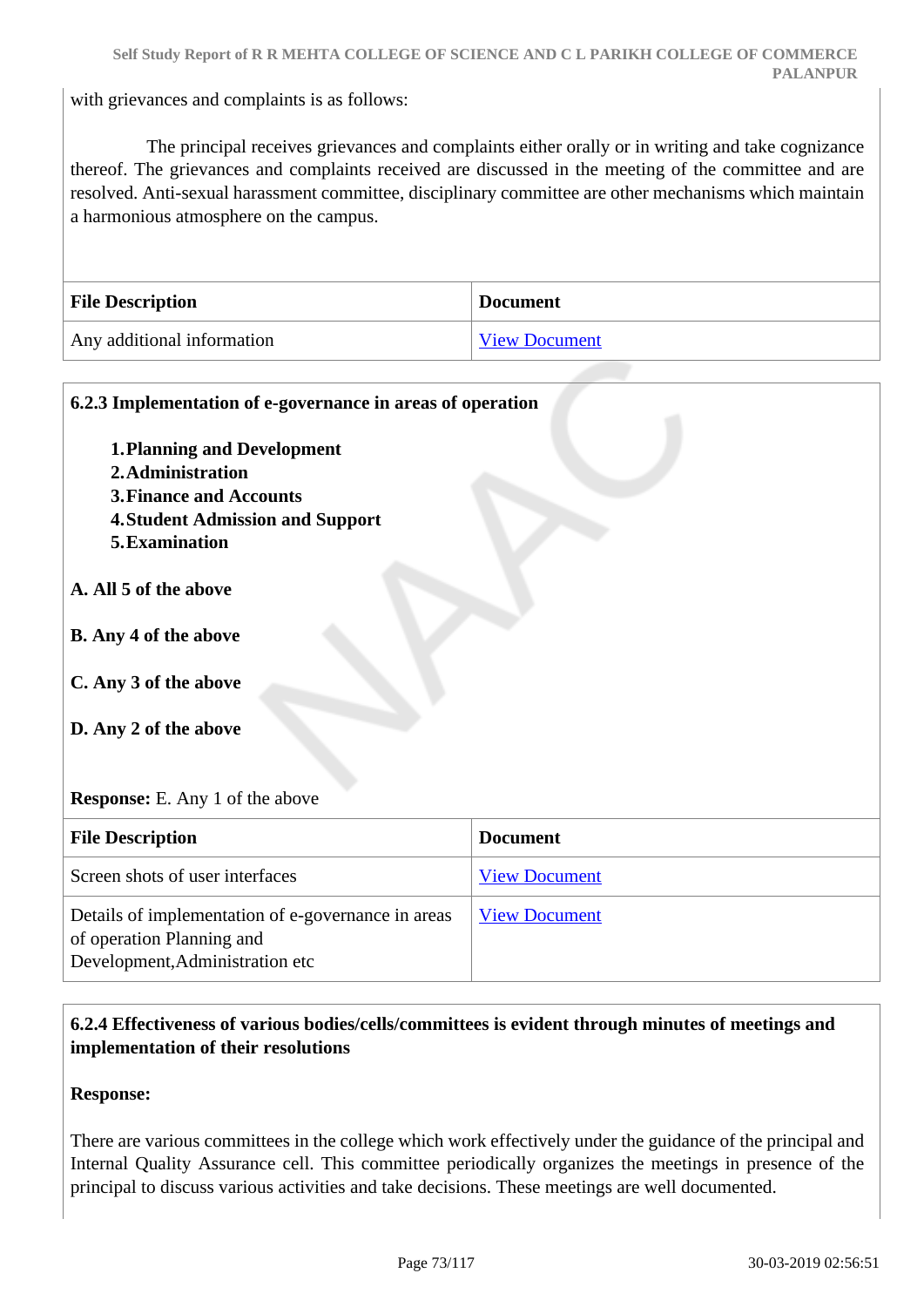with grievances and complaints is as follows:

The principal receives grievances and complaints either orally or in writing and take cognizance thereof. The grievances and complaints received are discussed in the meeting of the committee and are resolved. Anti-sexual harassment committee, disciplinary committee are other mechanisms which maintain a harmonious atmosphere on the campus.

| File Description | Document |
| --- | --- |
| Any additional information | View Document |

**6.2.3 Implementation of e-governance in areas of operation**

1. **Planning and Development**
2. **Administration**
3. **Finance and Accounts**
4. **Student Admission and Support**
5. **Examination**

**A. All 5 of the above**

**B. Any 4 of the above**

**C. Any 3 of the above**

**D. Any 2 of the above**

**Response:** E. Any 1 of the above

| File Description | Document |
| --- | --- |
| Screen shots of user interfaces | View Document |
| Details of implementation of e-governance in areas of operation Planning and Development,Administration etc | View Document |

**6.2.4 Effectiveness of various bodies/cells/committees is evident through minutes of meetings and implementation of their resolutions**

**Response:**

There are various committees in the college which work effectively under the guidance of the principal and Internal Quality Assurance cell. This committee periodically organizes the meetings in presence of the principal to discuss various activities and take decisions. These meetings are well documented.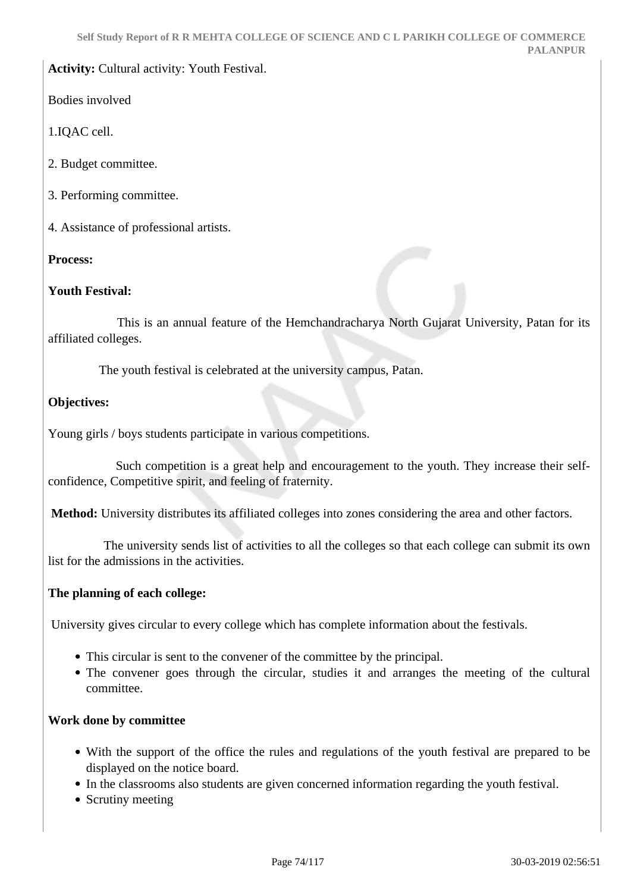**Activity:** Cultural activity: Youth Festival.

Bodies involved

1.IQAC cell.

2. Budget committee.

3. Performing committee.

4. Assistance of professional artists.

**Process:**

**Youth Festival:**

This is an annual feature of the Hemchandracharya North Gujarat University, Patan for its affiliated colleges.

The youth festival is celebrated at the university campus, Patan.

**Objectives:**

Young girls / boys students participate in various competitions.

Such competition is a great help and encouragement to the youth. They increase their self-confidence, Competitive spirit, and feeling of fraternity.

**Method:** University distributes its affiliated colleges into zones considering the area and other factors.

The university sends list of activities to all the colleges so that each college can submit its own list for the admissions in the activities.

**The planning of each college:**

University gives circular to every college which has complete information about the festivals.

- This circular is sent to the convener of the committee by the principal.
- The convener goes through the circular, studies it and arranges the meeting of the cultural committee.

**Work done by committee**

- With the support of the office the rules and regulations of the youth festival are prepared to be displayed on the notice board.
- In the classrooms also students are given concerned information regarding the youth festival.
- Scrutiny meeting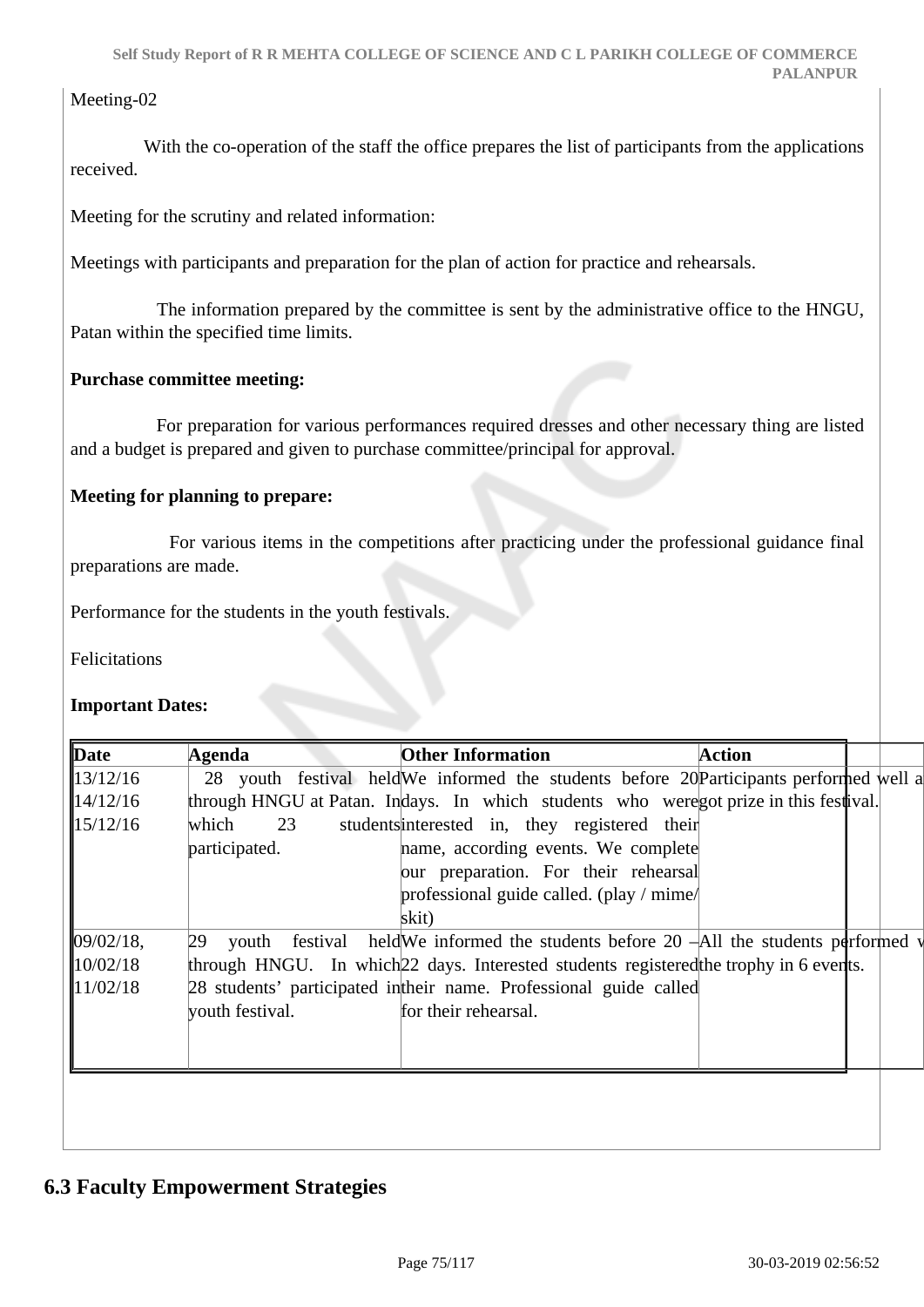Meeting-02

With the co-operation of the staff the office prepares the list of participants from the applications received.

Meeting for the scrutiny and related information:

Meetings with participants and preparation for the plan of action for practice and rehearsals.

The information prepared by the committee is sent by the administrative office to the HNGU, Patan within the specified time limits.

**Purchase committee meeting:**

For preparation for various performances required dresses and other necessary thing are listed and a budget is prepared and given to purchase committee/principal for approval.

**Meeting for planning to prepare:**

For various items in the competitions after practicing under the professional guidance final preparations are made.

Performance for the students in the youth festivals.

Felicitations

**Important Dates:**

| Date | Agenda | Other Information | Action |
|---|---|---|---|
| 13/12/16<br>14/12/16<br>15/12/16 | 28 youth festival held through HNGU at Patan. In which 23 students participated. | We informed the students before 20 days. In which students who were interested in, they registered their name, according events. We complete our preparation. For their rehearsal professional guide called. (play / mime/ skit) | Participants performed well a got prize in this festival. |
| 09/02/18,<br>10/02/18<br>11/02/18 | 29 youth festival held through HNGU. In which 28 students' participated in youth festival. | We informed the students before 20 – 22 days. Interested students registered their name. Professional guide called for their rehearsal. | All the students performed v the trophy in 6 events. |

## 6.3 Faculty Empowerment Strategies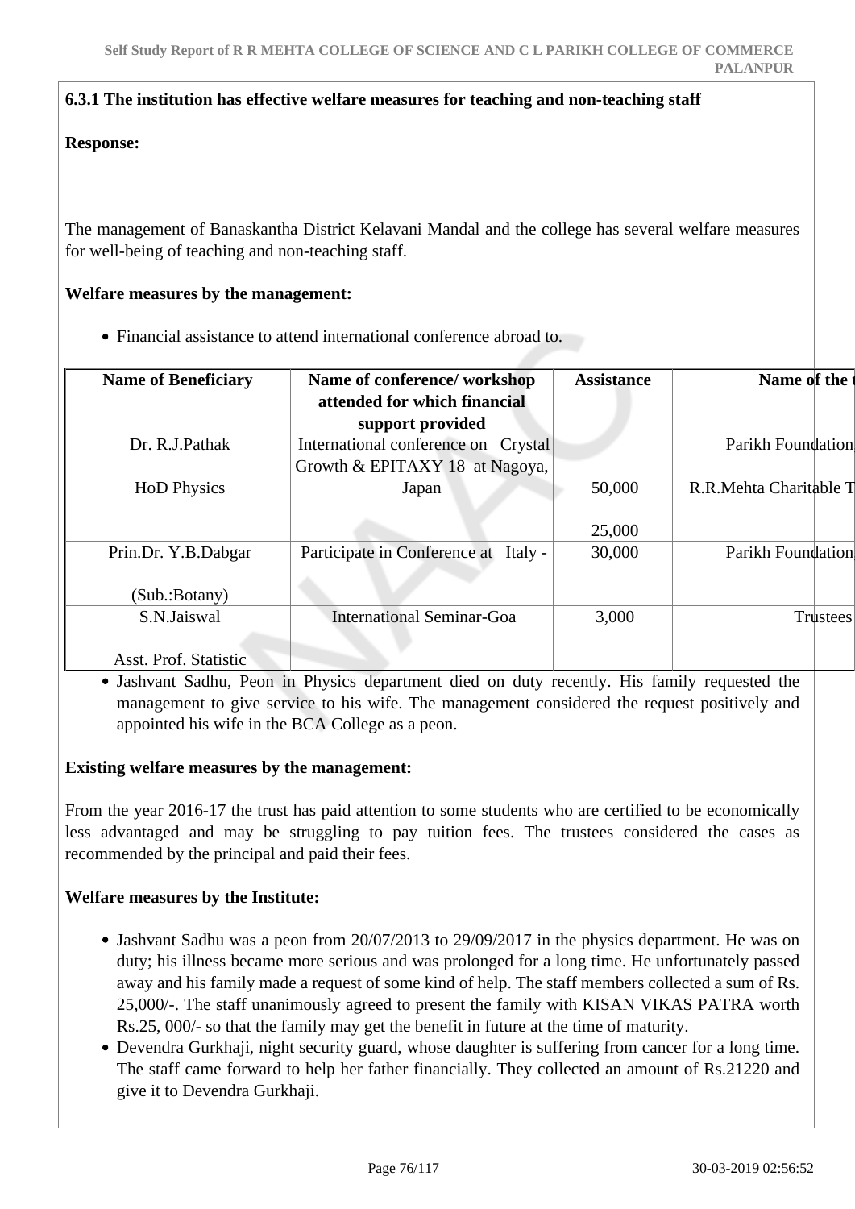**6.3.1 The institution has effective welfare measures for teaching and non-teaching staff**

**Response:**

The management of Banaskantha District Kelavani Mandal and the college has several welfare measures for well-being of teaching and non-teaching staff.

**Welfare measures by the management:**

- Financial assistance to attend international conference abroad to.

| Name of Beneficiary | Name of conference/ workshop attended for which financial support provided | Assistance | Name of the t |
|---|---|---|---|
| Dr. R.J.Pathak<br><br>HoD Physics | International conference on Crystal Growth & EPITAXY 18 at Nagoya, Japan | 50,000<br><br>25,000 | Parikh Foundation<br><br>R.R.Mehta Charitable T |
| Prin.Dr. Y.B.Dabgar<br><br>(Sub.:Botany) | Participate in Conference at Italy - | 30,000 | Parikh Foundation |
| S.N.Jaiswal<br><br>Asst. Prof. Statistic | International Seminar-Goa | 3,000 | Trustees |

- Jashvant Sadhu, Peon in Physics department died on duty recently. His family requested the management to give service to his wife. The management considered the request positively and appointed his wife in the BCA College as a peon.

**Existing welfare measures by the management:**

From the year 2016-17 the trust has paid attention to some students who are certified to be economically less advantaged and may be struggling to pay tuition fees. The trustees considered the cases as recommended by the principal and paid their fees.

**Welfare measures by the Institute:**

- Jashvant Sadhu was a peon from 20/07/2013 to 29/09/2017 in the physics department. He was on duty; his illness became more serious and was prolonged for a long time. He unfortunately passed away and his family made a request of some kind of help. The staff members collected a sum of Rs. 25,000/-. The staff unanimously agreed to present the family with KISAN VIKAS PATRA worth Rs.25, 000/- so that the family may get the benefit in future at the time of maturity.
- Devendra Gurkhaji, night security guard, whose daughter is suffering from cancer for a long time. The staff came forward to help her father financially. They collected an amount of Rs.21220 and give it to Devendra Gurkhaji.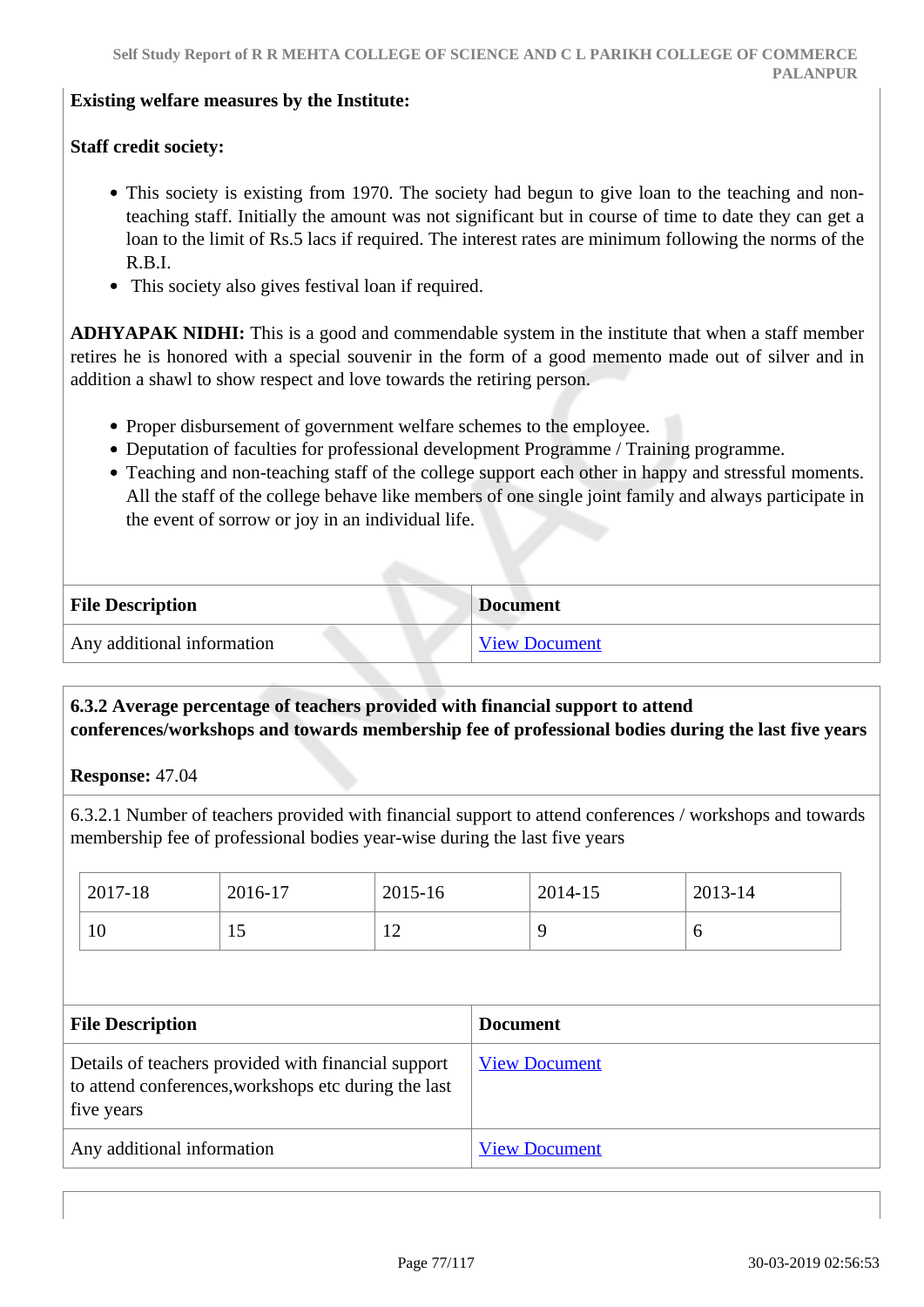**Existing welfare measures by the Institute:**

**Staff credit society:**

- This society is existing from 1970. The society had begun to give loan to the teaching and non-teaching staff. Initially the amount was not significant but in course of time to date they can get a loan to the limit of Rs.5 lacs if required. The interest rates are minimum following the norms of the R.B.I.
- This society also gives festival loan if required.

**ADHYAPAK NIDHI:** This is a good and commendable system in the institute that when a staff member retires he is honored with a special souvenir in the form of a good memento made out of silver and in addition a shawl to show respect and love towards the retiring person.

- Proper disbursement of government welfare schemes to the employee.
- Deputation of faculties for professional development Programme / Training programme.
- Teaching and non-teaching staff of the college support each other in happy and stressful moments. All the staff of the college behave like members of one single joint family and always participate in the event of sorrow or joy in an individual life.

| File Description | Document |
|---|---|
| Any additional information | View Document |

**6.3.2 Average percentage of teachers provided with financial support to attend conferences/workshops and towards membership fee of professional bodies during the last five years**

**Response:** 47.04

6.3.2.1 Number of teachers provided with financial support to attend conferences / workshops and towards membership fee of professional bodies year-wise during the last five years

| 2017-18 | 2016-17 | 2015-16 | 2014-15 | 2013-14 |
|---|---|---|---|---|
| 10 | 15 | 12 | 9 | 6 |

| File Description | Document |
|---|---|
| Details of teachers provided with financial support to attend conferences,workshops etc during the last five years | View Document |
| Any additional information | View Document |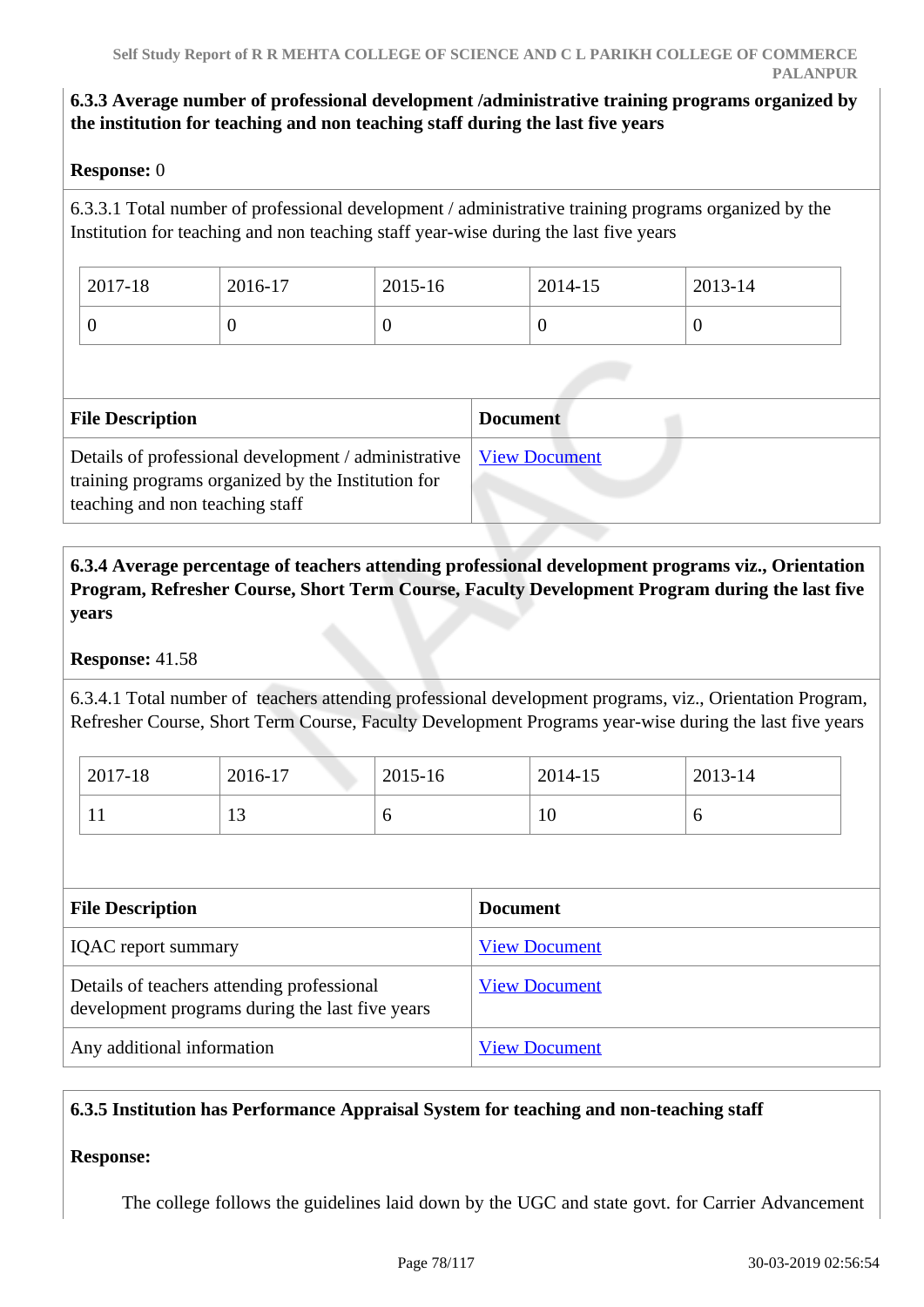**6.3.3 Average number of professional development /administrative training programs organized by the institution for teaching and non teaching staff during the last five years**

**Response:** 0

6.3.3.1 Total number of professional development / administrative training programs organized by the Institution for teaching and non teaching staff year-wise during the last five years

| 2017-18 | 2016-17 | 2015-16 | 2014-15 | 2013-14 |
|---|---|---|---|---|
| 0 | 0 | 0 | 0 | 0 |

| File Description | Document |
|---|---|
| Details of professional development / administrative training programs organized by the Institution for teaching and non teaching staff | View Document |

**6.3.4 Average percentage of teachers attending professional development programs viz., Orientation Program, Refresher Course, Short Term Course, Faculty Development Program during the last five years**

**Response:** 41.58

6.3.4.1 Total number of teachers attending professional development programs, viz., Orientation Program, Refresher Course, Short Term Course, Faculty Development Programs year-wise during the last five years

| 2017-18 | 2016-17 | 2015-16 | 2014-15 | 2013-14 |
|---|---|---|---|---|
| 11 | 13 | 6 | 10 | 6 |

| File Description | Document |
|---|---|
| IQAC report summary | View Document |
| Details of teachers attending professional development programs during the last five years | View Document |
| Any additional information | View Document |

**6.3.5 Institution has Performance Appraisal System for teaching and non-teaching staff**

**Response:**

The college follows the guidelines laid down by the UGC and state govt. for Carrier Advancement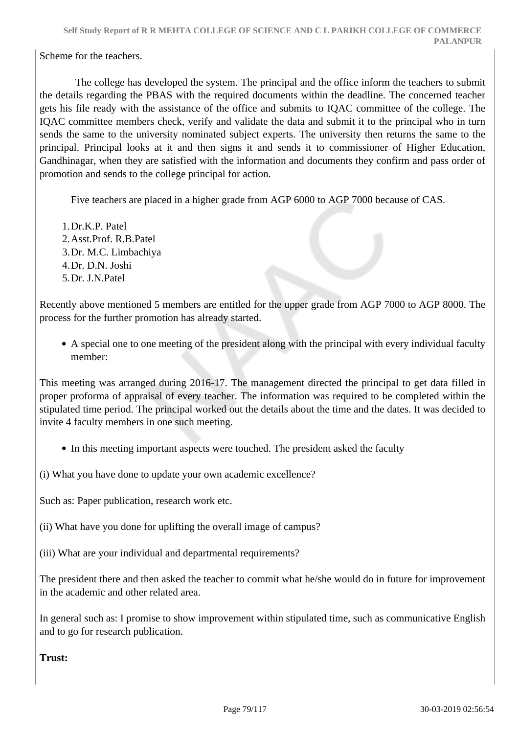Scheme for the teachers.

The college has developed the system. The principal and the office inform the teachers to submit the details regarding the PBAS with the required documents within the deadline. The concerned teacher gets his file ready with the assistance of the office and submits to IQAC committee of the college. The IQAC committee members check, verify and validate the data and submit it to the principal who in turn sends the same to the university nominated subject experts. The university then returns the same to the principal. Principal looks at it and then signs it and sends it to commissioner of Higher Education, Gandhinagar, when they are satisfied with the information and documents they confirm and pass order of promotion and sends to the college principal for action.

Five teachers are placed in a higher grade from AGP 6000 to AGP 7000 because of CAS.

1. Dr.K.P. Patel
2. Asst.Prof. R.B.Patel
3. Dr. M.C. Limbachiya
4. Dr. D.N. Joshi
5. Dr. J.N.Patel

Recently above mentioned 5 members are entitled for the upper grade from AGP 7000 to AGP 8000. The process for the further promotion has already started.

- A special one to one meeting of the president along with the principal with every individual faculty member:

This meeting was arranged during 2016-17. The management directed the principal to get data filled in proper proforma of appraisal of every teacher. The information was required to be completed within the stipulated time period. The principal worked out the details about the time and the dates. It was decided to invite 4 faculty members in one such meeting.

- In this meeting important aspects were touched. The president asked the faculty

(i) What you have done to update your own academic excellence?

Such as: Paper publication, research work etc.

(ii) What have you done for uplifting the overall image of campus?

(iii) What are your individual and departmental requirements?

The president there and then asked the teacher to commit what he/she would do in future for improvement in the academic and other related area.

In general such as: I promise to show improvement within stipulated time, such as communicative English and to go for research publication.

**Trust:**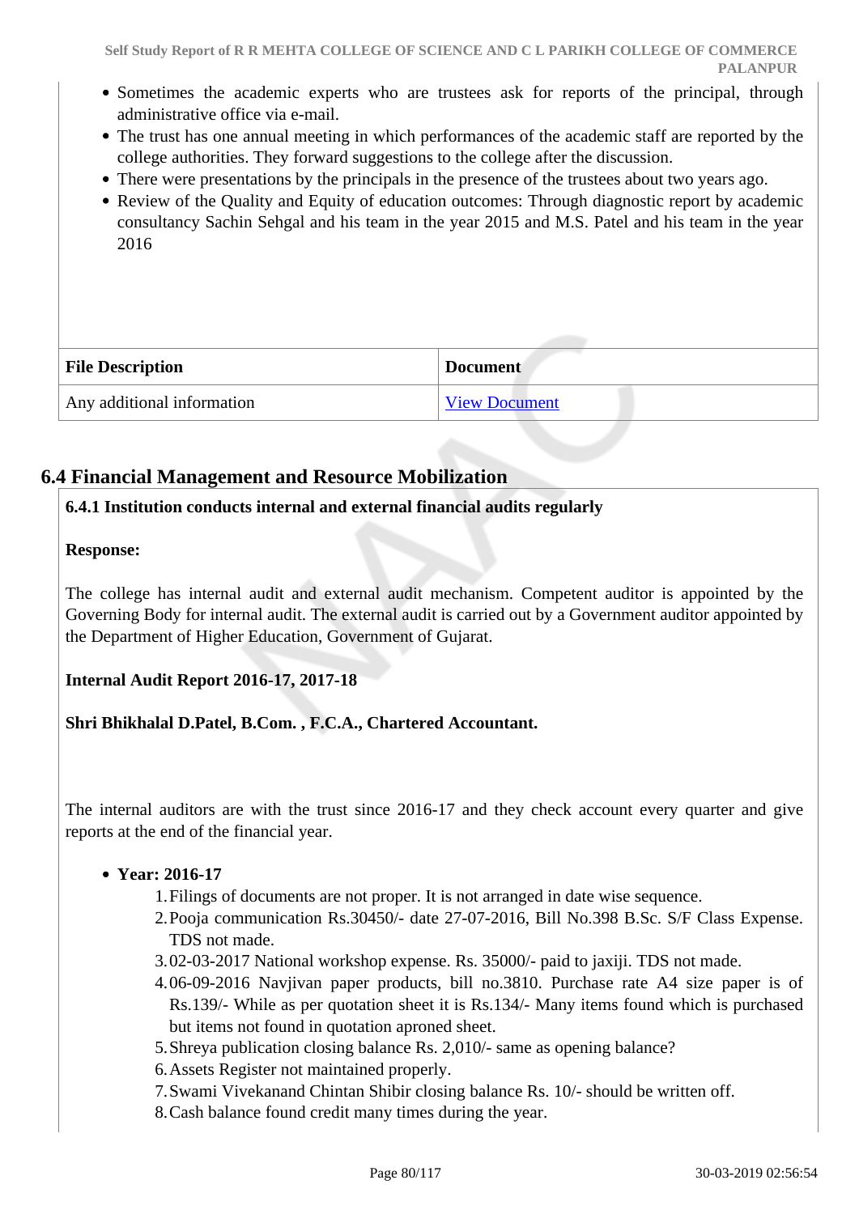- Sometimes the academic experts who are trustees ask for reports of the principal, through administrative office via e-mail.
- The trust has one annual meeting in which performances of the academic staff are reported by the college authorities. They forward suggestions to the college after the discussion.
- There were presentations by the principals in the presence of the trustees about two years ago.
- Review of the Quality and Equity of education outcomes: Through diagnostic report by academic consultancy Sachin Sehgal and his team in the year 2015 and M.S. Patel and his team in the year 2016

| File Description | Document |
| --- | --- |
| Any additional information | View Document |

## 6.4 Financial Management and Resource Mobilization

**6.4.1 Institution conducts internal and external financial audits regularly**

**Response:**

The college has internal audit and external audit mechanism. Competent auditor is appointed by the Governing Body for internal audit. The external audit is carried out by a Government auditor appointed by the Department of Higher Education, Government of Gujarat.

**Internal Audit Report 2016-17, 2017-18**

**Shri Bhikhalal D.Patel, B.Com. , F.C.A., Chartered Accountant.**

The internal auditors are with the trust since 2016-17 and they check account every quarter and give reports at the end of the financial year.

- **Year: 2016-17**
    1. Filings of documents are not proper. It is not arranged in date wise sequence.
    2. Pooja communication Rs.30450/- date 27-07-2016, Bill No.398 B.Sc. S/F Class Expense. TDS not made.
    3. 02-03-2017 National workshop expense. Rs. 35000/- paid to jaxiji. TDS not made.
    4. 06-09-2016 Navjivan paper products, bill no.3810. Purchase rate A4 size paper is of Rs.139/- While as per quotation sheet it is Rs.134/- Many items found which is purchased but items not found in quotation aproned sheet.
    5. Shreya publication closing balance Rs. 2,010/- same as opening balance?
    6. Assets Register not maintained properly.
    7. Swami Vivekanand Chintan Shibir closing balance Rs. 10/- should be written off.
    8. Cash balance found credit many times during the year.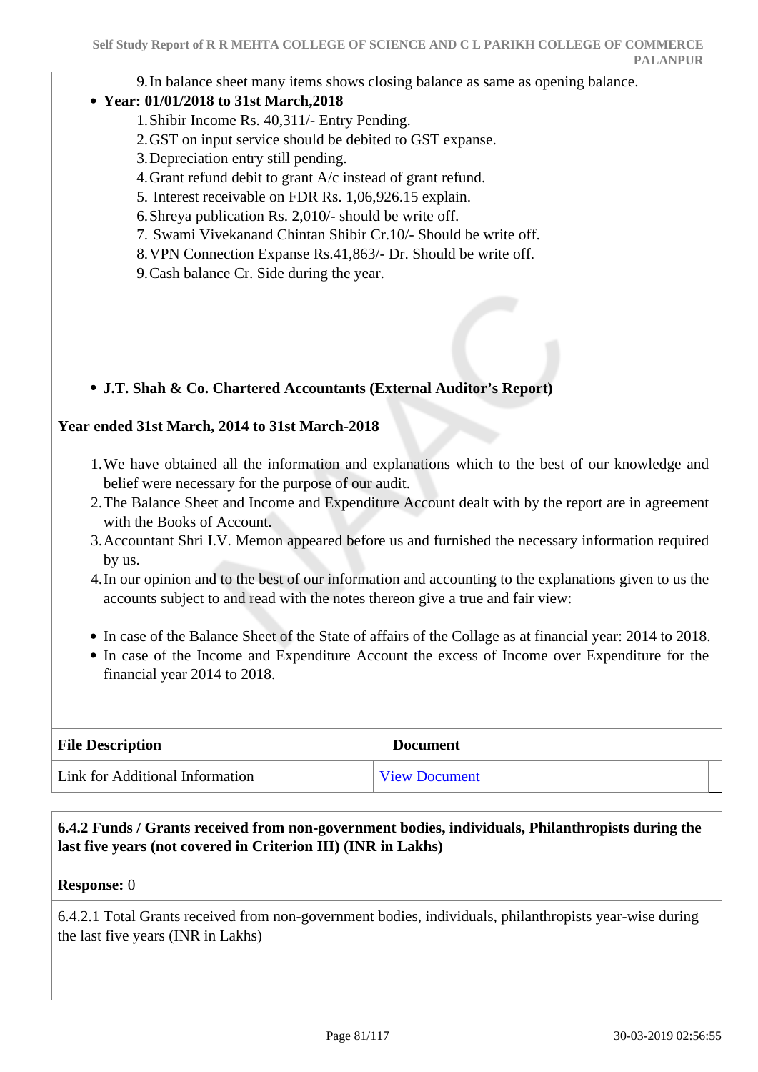9. In balance sheet many items shows closing balance as same as opening balance.

- **Year: 01/01/2018 to 31st March,2018**
    1. Shibir Income Rs. 40,311/- Entry Pending.
    2. GST on input service should be debited to GST expanse.
    3. Depreciation entry still pending.
    4. Grant refund debit to grant A/c instead of grant refund.
    5. Interest receivable on FDR Rs. 1,06,926.15 explain.
    6. Shreya publication Rs. 2,010/- should be write off.
    7. Swami Vivekanand Chintan Shibir Cr.10/- Should be write off.
    8. VPN Connection Expanse Rs.41,863/- Dr. Should be write off.
    9. Cash balance Cr. Side during the year.

- **J.T. Shah & Co. Chartered Accountants (External Auditor's Report)**

**Year ended 31st March, 2014 to 31st March-2018**

1. We have obtained all the information and explanations which to the best of our knowledge and belief were necessary for the purpose of our audit.
2. The Balance Sheet and Income and Expenditure Account dealt with by the report are in agreement with the Books of Account.
3. Accountant Shri I.V. Memon appeared before us and furnished the necessary information required by us.
4. In our opinion and to the best of our information and accounting to the explanations given to us the accounts subject to and read with the notes thereon give a true and fair view:

- In case of the Balance Sheet of the State of affairs of the Collage as at financial year: 2014 to 2018.
- In case of the Income and Expenditure Account the excess of Income over Expenditure for the financial year 2014 to 2018.

| File Description | Document |
|---|---|
| Link for Additional Information | View Document |

**6.4.2 Funds / Grants received from non-government bodies, individuals, Philanthropists during the last five years (not covered in Criterion III) (INR in Lakhs)**

**Response:** 0

6.4.2.1 Total Grants received from non-government bodies, individuals, philanthropists year-wise during the last five years (INR in Lakhs)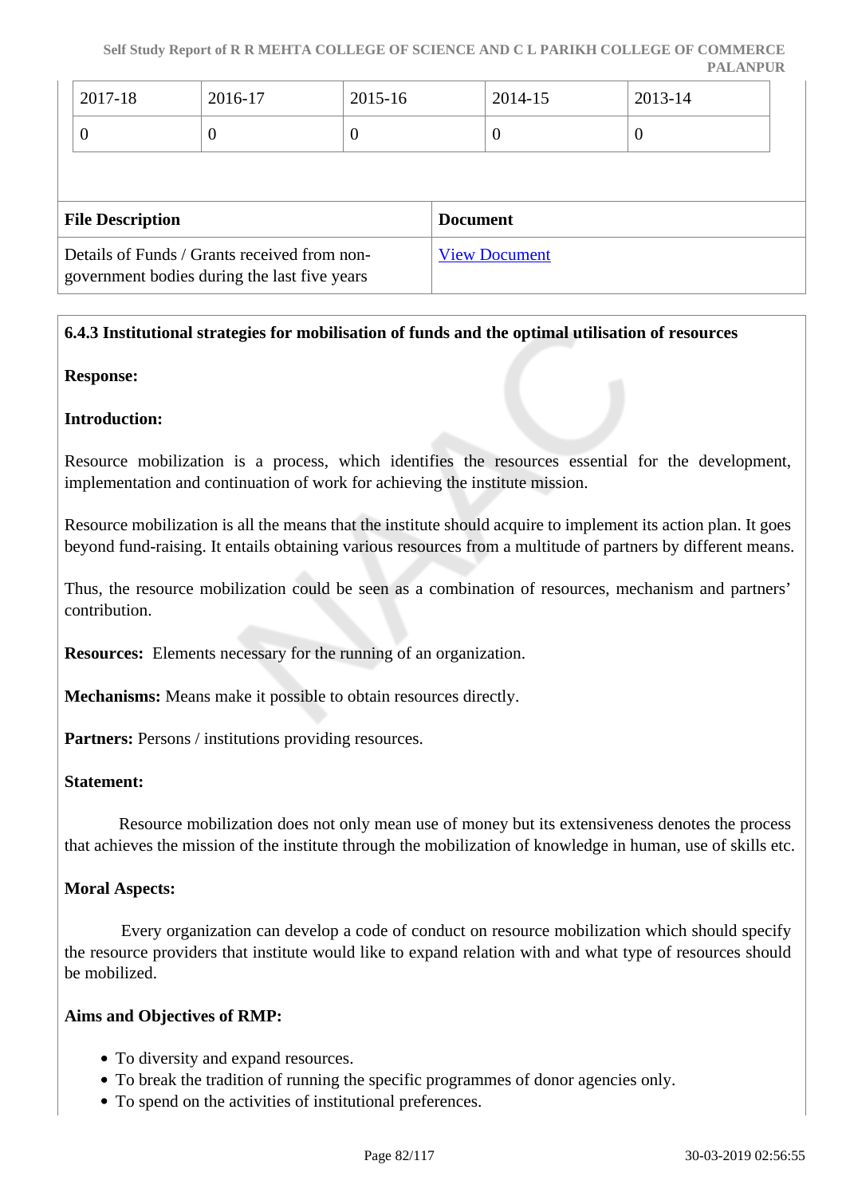| 2017-18 | 2016-17 | 2015-16 | 2014-15 | 2013-14 |
|---|---|---|---|---|
| 0 | 0 | 0 | 0 | 0 |

| File Description | Document |
|---|---|
| Details of Funds / Grants received from non-government bodies during the last five years | View Document |

**6.4.3 Institutional strategies for mobilisation of funds and the optimal utilisation of resources**

**Response:**

**Introduction:**

Resource mobilization is a process, which identifies the resources essential for the development, implementation and continuation of work for achieving the institute mission.

Resource mobilization is all the means that the institute should acquire to implement its action plan. It goes beyond fund-raising. It entails obtaining various resources from a multitude of partners by different means.

Thus, the resource mobilization could be seen as a combination of resources, mechanism and partners' contribution.

**Resources:** Elements necessary for the running of an organization.

**Mechanisms:** Means make it possible to obtain resources directly.

**Partners:** Persons / institutions providing resources.

**Statement:**

Resource mobilization does not only mean use of money but its extensiveness denotes the process that achieves the mission of the institute through the mobilization of knowledge in human, use of skills etc.

**Moral Aspects:**

Every organization can develop a code of conduct on resource mobilization which should specify the resource providers that institute would like to expand relation with and what type of resources should be mobilized.

**Aims and Objectives of RMP:**

- To diversity and expand resources.
- To break the tradition of running the specific programmes of donor agencies only.
- To spend on the activities of institutional preferences.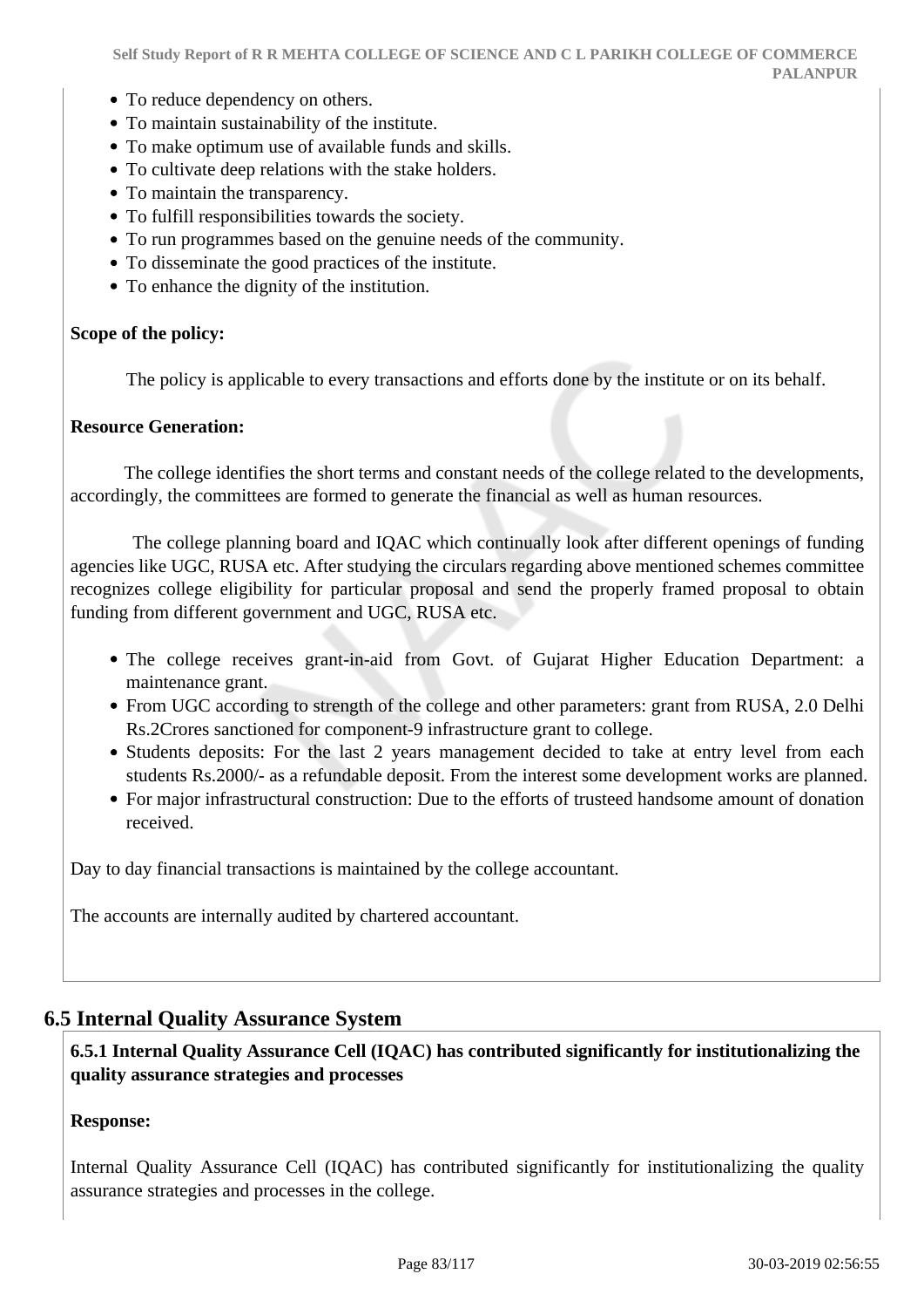- To reduce dependency on others.
- To maintain sustainability of the institute.
- To make optimum use of available funds and skills.
- To cultivate deep relations with the stake holders.
- To maintain the transparency.
- To fulfill responsibilities towards the society.
- To run programmes based on the genuine needs of the community.
- To disseminate the good practices of the institute.
- To enhance the dignity of the institution.

**Scope of the policy:**

The policy is applicable to every transactions and efforts done by the institute or on its behalf.

**Resource Generation:**

The college identifies the short terms and constant needs of the college related to the developments, accordingly, the committees are formed to generate the financial as well as human resources.

The college planning board and IQAC which continually look after different openings of funding agencies like UGC, RUSA etc. After studying the circulars regarding above mentioned schemes committee recognizes college eligibility for particular proposal and send the properly framed proposal to obtain funding from different government and UGC, RUSA etc.

- The college receives grant-in-aid from Govt. of Gujarat Higher Education Department: a maintenance grant.
- From UGC according to strength of the college and other parameters: grant from RUSA, 2.0 Delhi Rs.2Crores sanctioned for component-9 infrastructure grant to college.
- Students deposits: For the last 2 years management decided to take at entry level from each students Rs.2000/- as a refundable deposit. From the interest some development works are planned.
- For major infrastructural construction: Due to the efforts of trusteed handsome amount of donation received.

Day to day financial transactions is maintained by the college accountant.

The accounts are internally audited by chartered accountant.

## 6.5 Internal Quality Assurance System

**6.5.1 Internal Quality Assurance Cell (IQAC) has contributed significantly for institutionalizing the quality assurance strategies and processes**

**Response:**

Internal Quality Assurance Cell (IQAC) has contributed significantly for institutionalizing the quality assurance strategies and processes in the college.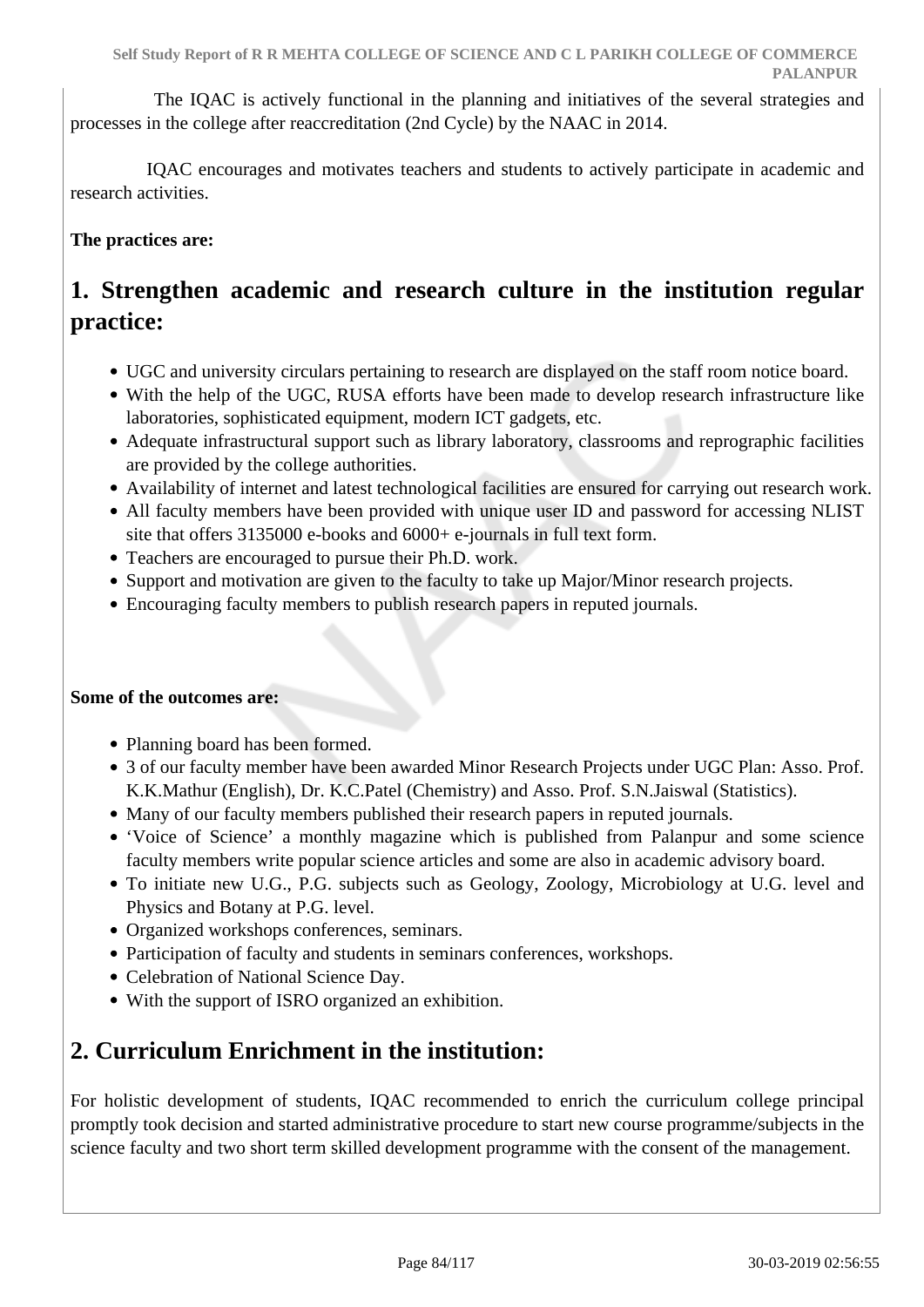The IQAC is actively functional in the planning and initiatives of the several strategies and processes in the college after reaccreditation (2nd Cycle) by the NAAC in 2014.

IQAC encourages and motivates teachers and students to actively participate in academic and research activities.

**The practices are:**

## 1. Strengthen academic and research culture in the institution regular practice:

- UGC and university circulars pertaining to research are displayed on the staff room notice board.
- With the help of the UGC, RUSA efforts have been made to develop research infrastructure like laboratories, sophisticated equipment, modern ICT gadgets, etc.
- Adequate infrastructural support such as library laboratory, classrooms and reprographic facilities are provided by the college authorities.
- Availability of internet and latest technological facilities are ensured for carrying out research work.
- All faculty members have been provided with unique user ID and password for accessing NLIST site that offers 3135000 e-books and 6000+ e-journals in full text form.
- Teachers are encouraged to pursue their Ph.D. work.
- Support and motivation are given to the faculty to take up Major/Minor research projects.
- Encouraging faculty members to publish research papers in reputed journals.

**Some of the outcomes are:**

- Planning board has been formed.
- 3 of our faculty member have been awarded Minor Research Projects under UGC Plan: Asso. Prof. K.K.Mathur (English), Dr. K.C.Patel (Chemistry) and Asso. Prof. S.N.Jaiswal (Statistics).
- Many of our faculty members published their research papers in reputed journals.
- 'Voice of Science' a monthly magazine which is published from Palanpur and some science faculty members write popular science articles and some are also in academic advisory board.
- To initiate new U.G., P.G. subjects such as Geology, Zoology, Microbiology at U.G. level and Physics and Botany at P.G. level.
- Organized workshops conferences, seminars.
- Participation of faculty and students in seminars conferences, workshops.
- Celebration of National Science Day.
- With the support of ISRO organized an exhibition.

## 2. Curriculum Enrichment in the institution:

For holistic development of students, IQAC recommended to enrich the curriculum college principal promptly took decision and started administrative procedure to start new course programme/subjects in the science faculty and two short term skilled development programme with the consent of the management.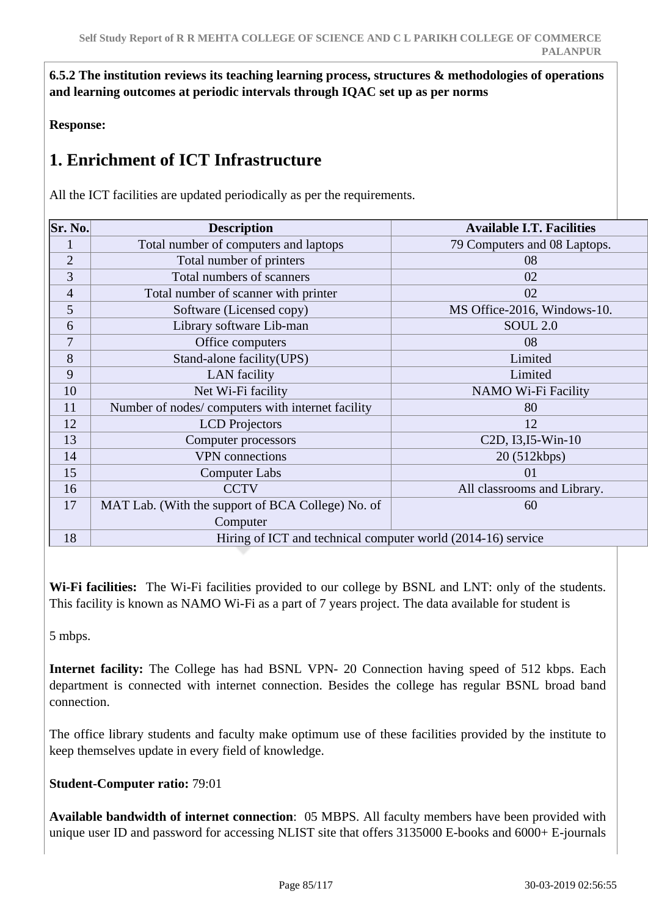**6.5.2 The institution reviews its teaching learning process, structures & methodologies of operations and learning outcomes at periodic intervals through IQAC set up as per norms**

**Response:**

# 1. Enrichment of ICT Infrastructure

All the ICT facilities are updated periodically as per the requirements.

| Sr. No. | Description | Available I.T. Facilities |
|---|---|---|
| 1 | Total number of computers and laptops | 79 Computers and 08 Laptops. |
| 2 | Total number of printers | 08 |
| 3 | Total numbers of scanners | 02 |
| 4 | Total number of scanner with printer | 02 |
| 5 | Software (Licensed copy) | MS Office-2016, Windows-10. |
| 6 | Library software Lib-man | SOUL 2.0 |
| 7 | Office computers | 08 |
| 8 | Stand-alone facility(UPS) | Limited |
| 9 | LAN facility | Limited |
| 10 | Net Wi-Fi facility | NAMO Wi-Fi Facility |
| 11 | Number of nodes/ computers with internet facility | 80 |
| 12 | LCD Projectors | 12 |
| 13 | Computer processors | C2D, I3,I5-Win-10 |
| 14 | VPN connections | 20 (512kbps) |
| 15 | Computer Labs | 01 |
| 16 | CCTV | All classrooms and Library. |
| 17 | MAT Lab. (With the support of BCA College) No. of Computer | 60 |
| 18 | Hiring of ICT and technical computer world (2014-16) service | |

**Wi-Fi facilities:** The Wi-Fi facilities provided to our college by BSNL and LNT: only of the students. This facility is known as NAMO Wi-Fi as a part of 7 years project. The data available for student is

5 mbps.

**Internet facility:** The College has had BSNL VPN- 20 Connection having speed of 512 kbps. Each department is connected with internet connection. Besides the college has regular BSNL broad band connection.

The office library students and faculty make optimum use of these facilities provided by the institute to keep themselves update in every field of knowledge.

**Student-Computer ratio:** 79:01

**Available bandwidth of internet connection**: 05 MBPS. All faculty members have been provided with unique user ID and password for accessing NLIST site that offers 3135000 E-books and 6000+ E-journals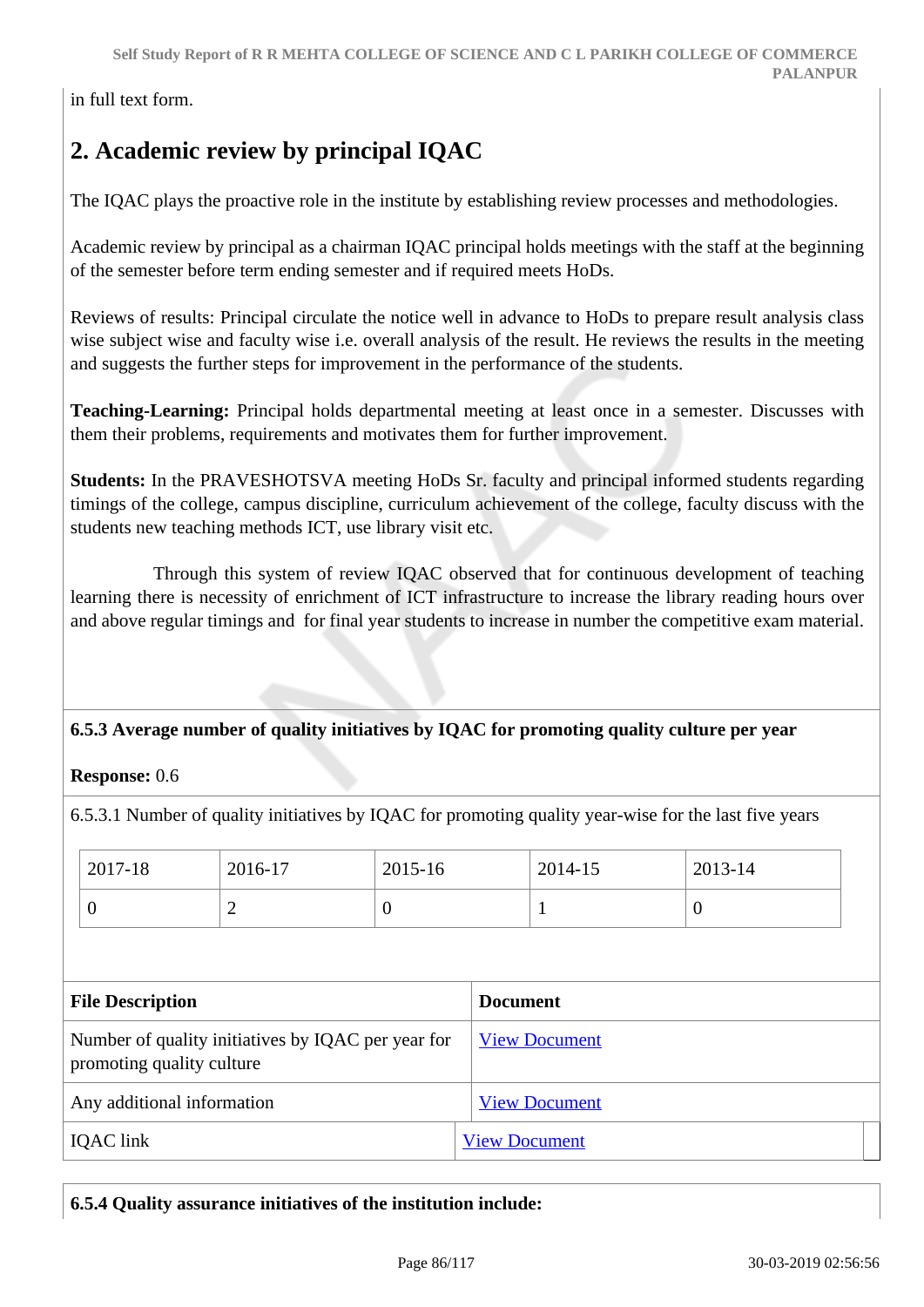in full text form.

## 2. Academic review by principal IQAC

The IQAC plays the proactive role in the institute by establishing review processes and methodologies.

Academic review by principal as a chairman IQAC principal holds meetings with the staff at the beginning of the semester before term ending semester and if required meets HoDs.

Reviews of results: Principal circulate the notice well in advance to HoDs to prepare result analysis class wise subject wise and faculty wise i.e. overall analysis of the result. He reviews the results in the meeting and suggests the further steps for improvement in the performance of the students.

**Teaching-Learning:** Principal holds departmental meeting at least once in a semester. Discusses with them their problems, requirements and motivates them for further improvement.

**Students:** In the PRAVESHOTSVA meeting HoDs Sr. faculty and principal informed students regarding timings of the college, campus discipline, curriculum achievement of the college, faculty discuss with the students new teaching methods ICT, use library visit etc.

Through this system of review IQAC observed that for continuous development of teaching learning there is necessity of enrichment of ICT infrastructure to increase the library reading hours over and above regular timings and for final year students to increase in number the competitive exam material.

**6.5.3 Average number of quality initiatives by IQAC for promoting quality culture per year**

**Response:** 0.6

6.5.3.1 Number of quality initiatives by IQAC for promoting quality year-wise for the last five years

| 2017-18 | 2016-17 | 2015-16 | 2014-15 | 2013-14 |
|---|---|---|---|---|
| 0 | 2 | 0 | 1 | 0 |

| File Description | Document |
|---|---|
| Number of quality initiatives by IQAC per year for promoting quality culture | View Document |
| Any additional information | View Document |
| IQAC link | View Document |

**6.5.4 Quality assurance initiatives of the institution include:**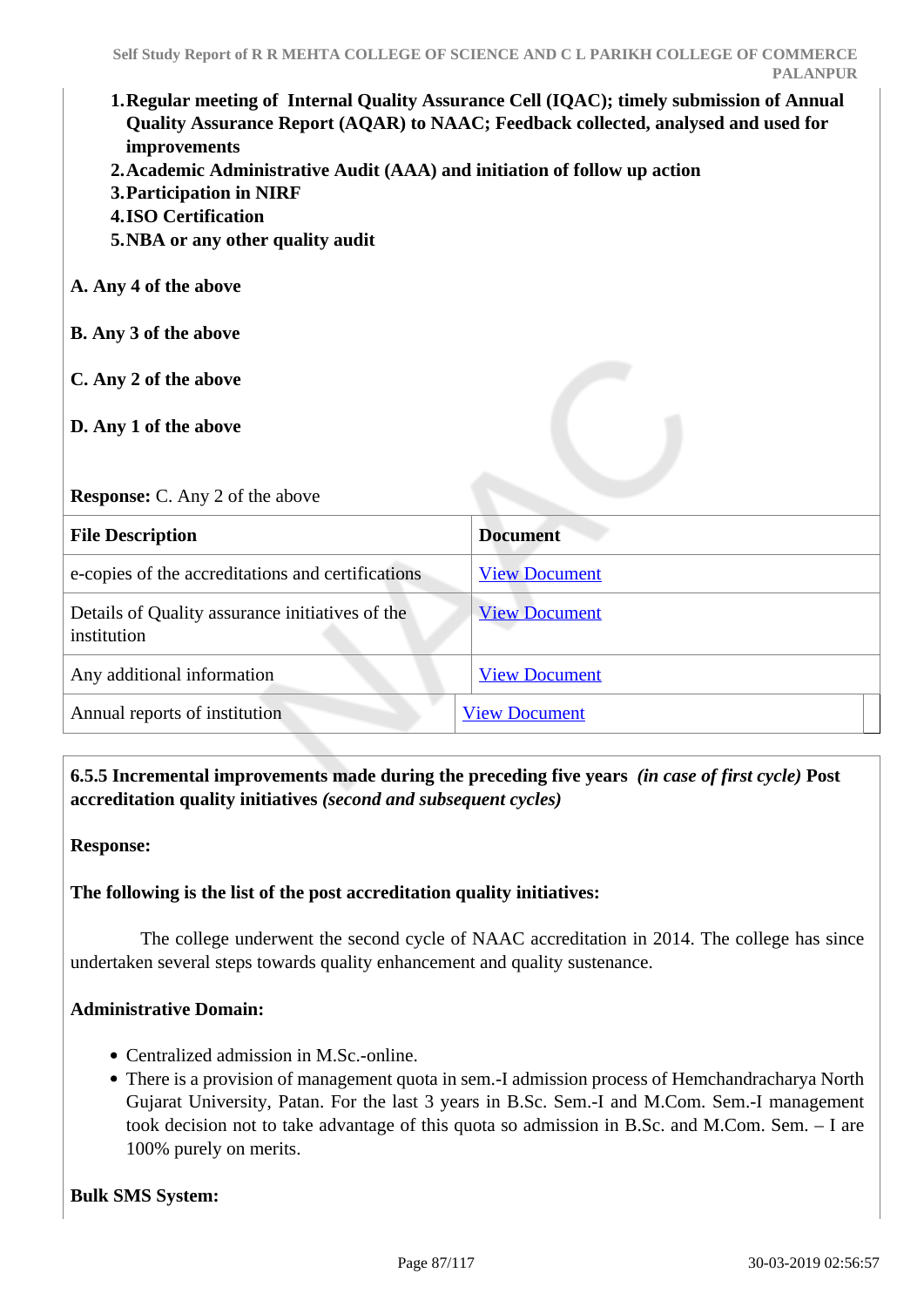1. **Regular meeting of Internal Quality Assurance Cell (IQAC); timely submission of Annual Quality Assurance Report (AQAR) to NAAC; Feedback collected, analysed and used for improvements**
2. **Academic Administrative Audit (AAA) and initiation of follow up action**
3. **Participation in NIRF**
4. **ISO Certification**
5. **NBA or any other quality audit**

**A. Any 4 of the above**

**B. Any 3 of the above**

**C. Any 2 of the above**

**D. Any 1 of the above**

**Response:** C. Any 2 of the above

| File Description | Document |
|---|---|
| e-copies of the accreditations and certifications | View Document |
| Details of Quality assurance initiatives of the institution | View Document |
| Any additional information | View Document |
| Annual reports of institution | View Document |

**6.5.5 Incremental improvements made during the preceding five years** ***(in case of first cycle)*** **Post accreditation quality initiatives** ***(second and subsequent cycles)***

**Response:**

**The following is the list of the post accreditation quality initiatives:**

The college underwent the second cycle of NAAC accreditation in 2014. The college has since undertaken several steps towards quality enhancement and quality sustenance.

**Administrative Domain:**

- Centralized admission in M.Sc.-online.
- There is a provision of management quota in sem.-I admission process of Hemchandracharya North Gujarat University, Patan. For the last 3 years in B.Sc. Sem.-I and M.Com. Sem.-I management took decision not to take advantage of this quota so admission in B.Sc. and M.Com. Sem. – I are 100% purely on merits.

**Bulk SMS System:**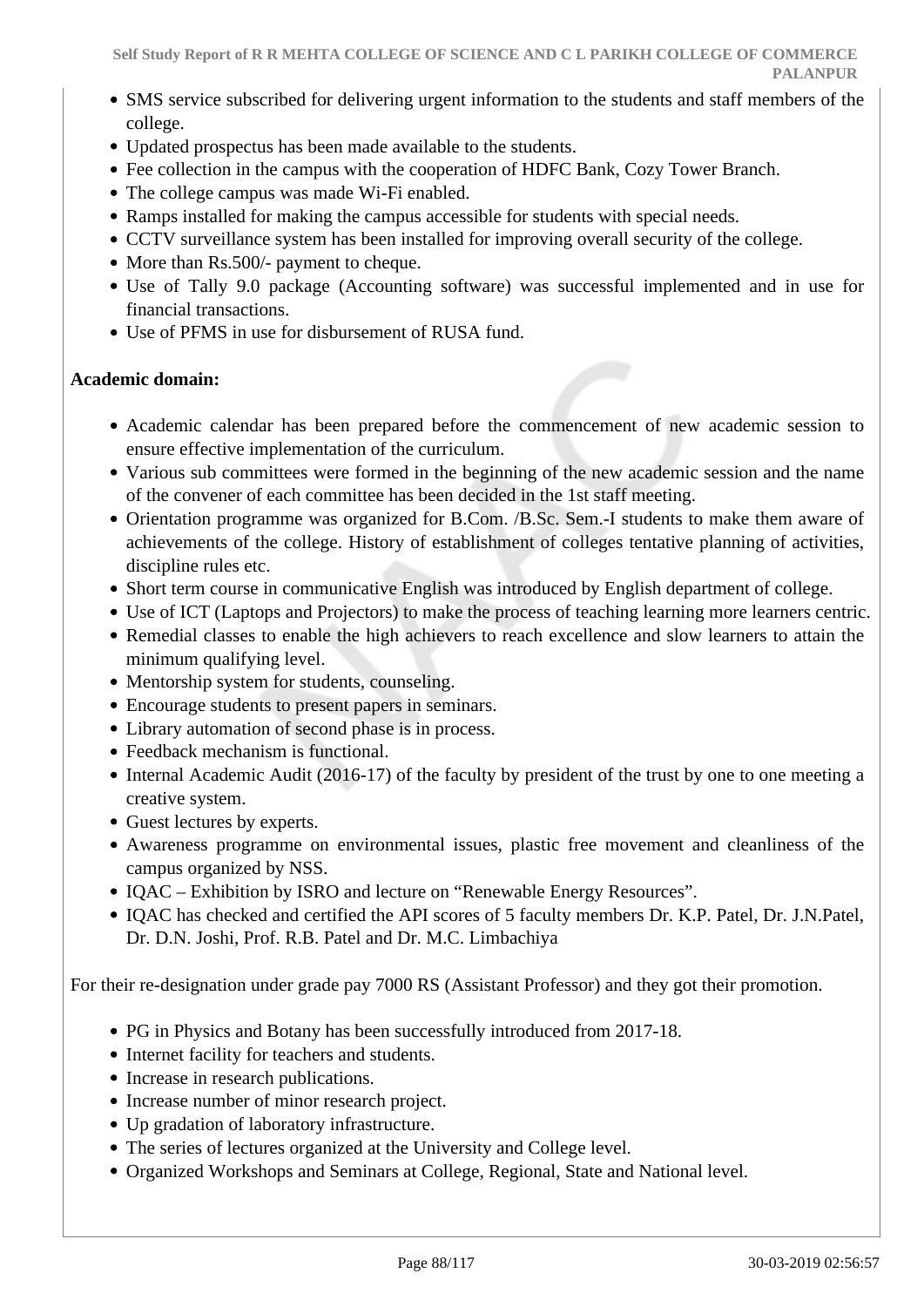- SMS service subscribed for delivering urgent information to the students and staff members of the college.
- Updated prospectus has been made available to the students.
- Fee collection in the campus with the cooperation of HDFC Bank, Cozy Tower Branch.
- The college campus was made Wi-Fi enabled.
- Ramps installed for making the campus accessible for students with special needs.
- CCTV surveillance system has been installed for improving overall security of the college.
- More than Rs.500/- payment to cheque.
- Use of Tally 9.0 package (Accounting software) was successful implemented and in use for financial transactions.
- Use of PFMS in use for disbursement of RUSA fund.

**Academic domain:**

- Academic calendar has been prepared before the commencement of new academic session to ensure effective implementation of the curriculum.
- Various sub committees were formed in the beginning of the new academic session and the name of the convener of each committee has been decided in the 1st staff meeting.
- Orientation programme was organized for B.Com. /B.Sc. Sem.-I students to make them aware of achievements of the college. History of establishment of colleges tentative planning of activities, discipline rules etc.
- Short term course in communicative English was introduced by English department of college.
- Use of ICT (Laptops and Projectors) to make the process of teaching learning more learners centric.
- Remedial classes to enable the high achievers to reach excellence and slow learners to attain the minimum qualifying level.
- Mentorship system for students, counseling.
- Encourage students to present papers in seminars.
- Library automation of second phase is in process.
- Feedback mechanism is functional.
- Internal Academic Audit (2016-17) of the faculty by president of the trust by one to one meeting a creative system.
- Guest lectures by experts.
- Awareness programme on environmental issues, plastic free movement and cleanliness of the campus organized by NSS.
- IQAC – Exhibition by ISRO and lecture on "Renewable Energy Resources".
- IQAC has checked and certified the API scores of 5 faculty members Dr. K.P. Patel, Dr. J.N.Patel, Dr. D.N. Joshi, Prof. R.B. Patel and Dr. M.C. Limbachiya

For their re-designation under grade pay 7000 RS (Assistant Professor) and they got their promotion.

- PG in Physics and Botany has been successfully introduced from 2017-18.
- Internet facility for teachers and students.
- Increase in research publications.
- Increase number of minor research project.
- Up gradation of laboratory infrastructure.
- The series of lectures organized at the University and College level.
- Organized Workshops and Seminars at College, Regional, State and National level.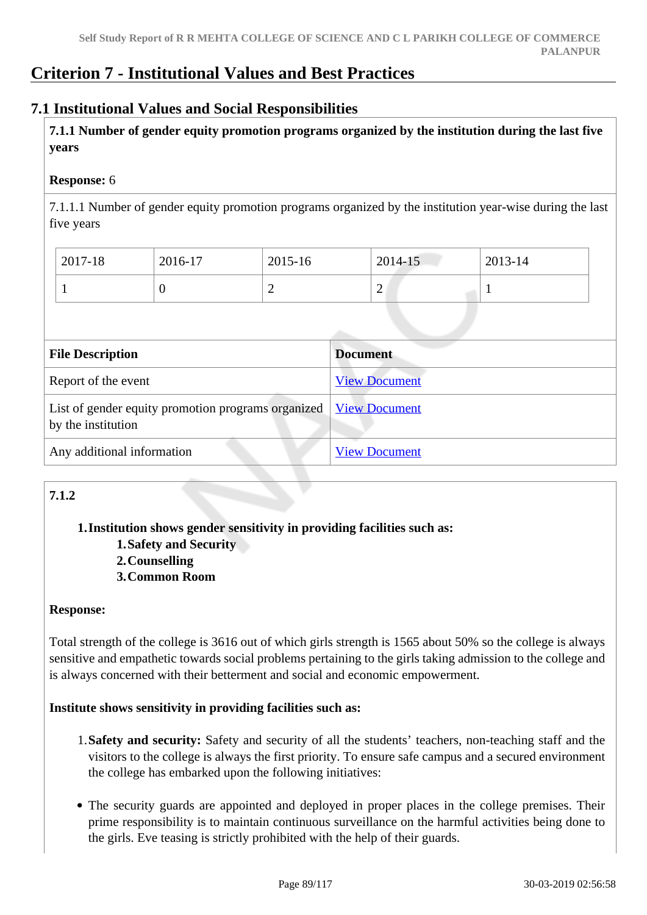# Criterion 7 - Institutional Values and Best Practices

## 7.1 Institutional Values and Social Responsibilities

**7.1.1 Number of gender equity promotion programs organized by the institution during the last five years**

**Response:** 6

7.1.1.1 Number of gender equity promotion programs organized by the institution year-wise during the last five years

| 2017-18 | 2016-17 | 2015-16 | 2014-15 | 2013-14 |
|---|---|---|---|---|
| 1 | 0 | 2 | 2 | 1 |

| File Description | Document |
|---|---|
| Report of the event | View Document |
| List of gender equity promotion programs organized by the institution | View Document |
| Any additional information | View Document |

**7.1.2**

1. **Institution shows gender sensitivity in providing facilities such as:**
   1. **Safety and Security**
   2. **Counselling**
   3. **Common Room**

**Response:**

Total strength of the college is 3616 out of which girls strength is 1565 about 50% so the college is always sensitive and empathetic towards social problems pertaining to the girls taking admission to the college and is always concerned with their betterment and social and economic empowerment.

**Institute shows sensitivity in providing facilities such as:**

1. **Safety and security:** Safety and security of all the students' teachers, non-teaching staff and the visitors to the college is always the first priority. To ensure safe campus and a secured environment the college has embarked upon the following initiatives:

- The security guards are appointed and deployed in proper places in the college premises. Their prime responsibility is to maintain continuous surveillance on the harmful activities being done to the girls. Eve teasing is strictly prohibited with the help of their guards.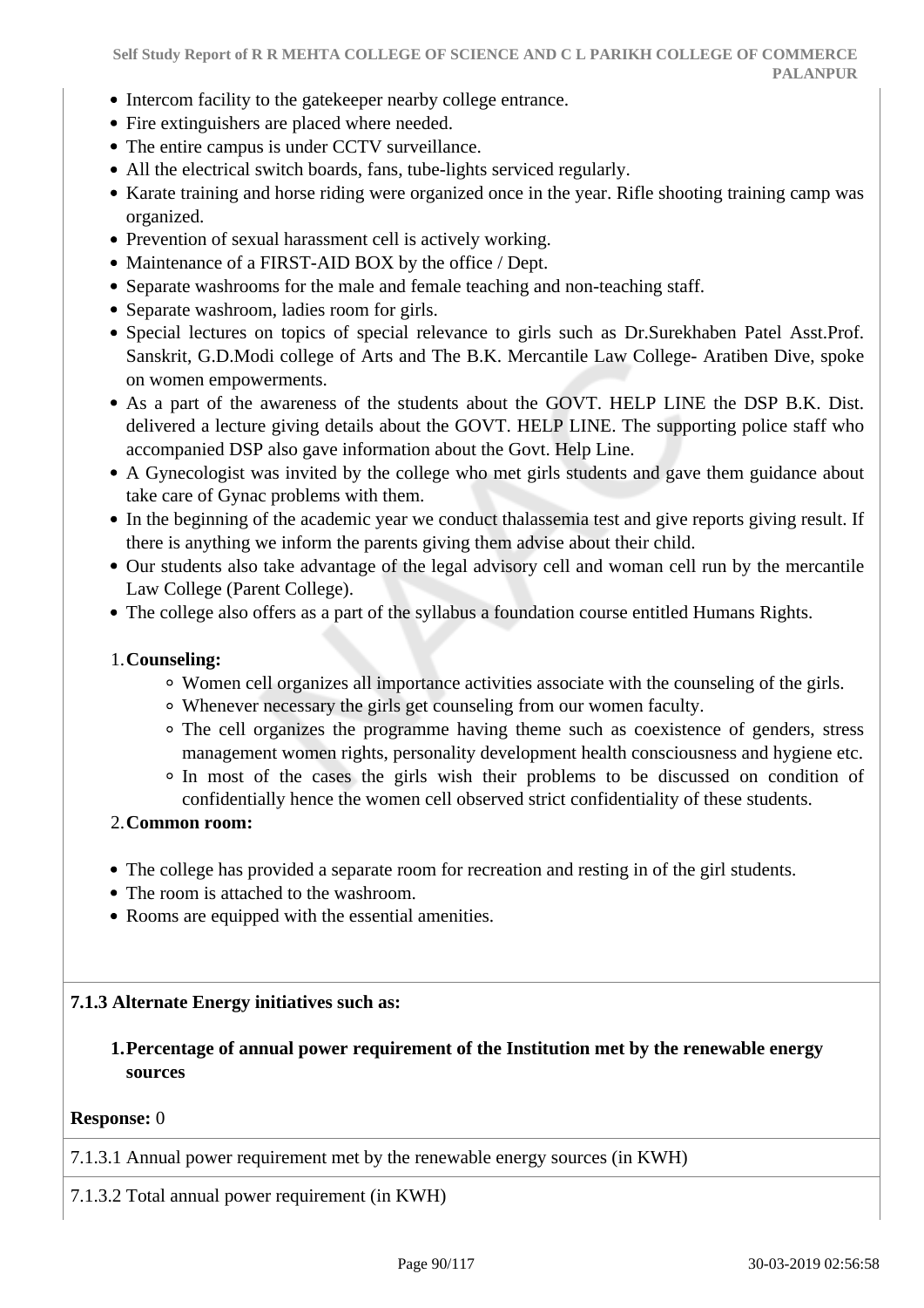- Intercom facility to the gatekeeper nearby college entrance.
- Fire extinguishers are placed where needed.
- The entire campus is under CCTV surveillance.
- All the electrical switch boards, fans, tube-lights serviced regularly.
- Karate training and horse riding were organized once in the year. Rifle shooting training camp was organized.
- Prevention of sexual harassment cell is actively working.
- Maintenance of a FIRST-AID BOX by the office / Dept.
- Separate washrooms for the male and female teaching and non-teaching staff.
- Separate washroom, ladies room for girls.
- Special lectures on topics of special relevance to girls such as Dr.Surekhaben Patel Asst.Prof. Sanskrit, G.D.Modi college of Arts and The B.K. Mercantile Law College- Aratiben Dive, spoke on women empowerments.
- As a part of the awareness of the students about the GOVT. HELP LINE the DSP B.K. Dist. delivered a lecture giving details about the GOVT. HELP LINE. The supporting police staff who accompanied DSP also gave information about the Govt. Help Line.
- A Gynecologist was invited by the college who met girls students and gave them guidance about take care of Gynac problems with them.
- In the beginning of the academic year we conduct thalassemia test and give reports giving result. If there is anything we inform the parents giving them advise about their child.
- Our students also take advantage of the legal advisory cell and woman cell run by the mercantile Law College (Parent College).
- The college also offers as a part of the syllabus a foundation course entitled Humans Rights.

1. **Counseling:**
    - Women cell organizes all importance activities associate with the counseling of the girls.
    - Whenever necessary the girls get counseling from our women faculty.
    - The cell organizes the programme having theme such as coexistence of genders, stress management women rights, personality development health consciousness and hygiene etc.
    - In most of the cases the girls wish their problems to be discussed on condition of confidentially hence the women cell observed strict confidentiality of these students.
2. **Common room:**

- The college has provided a separate room for recreation and resting in of the girl students.
- The room is attached to the washroom.
- Rooms are equipped with the essential amenities.

**7.1.3 Alternate Energy initiatives such as:**

1. **Percentage of annual power requirement of the Institution met by the renewable energy sources**

**Response:** 0

7.1.3.1 Annual power requirement met by the renewable energy sources (in KWH)

7.1.3.2 Total annual power requirement (in KWH)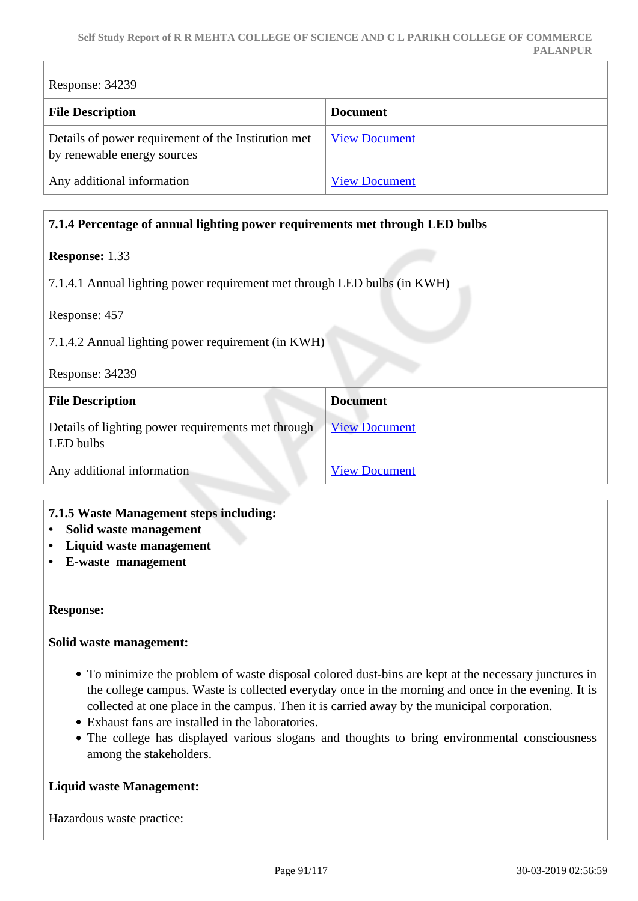Response: 34239

| File Description | Document |
|---|---|
| Details of power requirement of the Institution met by renewable energy sources | View Document |
| Any additional information | View Document |

**7.1.4 Percentage of annual lighting power requirements met through LED bulbs**

**Response:** 1.33

7.1.4.1 Annual lighting power requirement met through LED bulbs (in KWH)

Response: 457

7.1.4.2 Annual lighting power requirement (in KWH)

Response: 34239

| File Description | Document |
|---|---|
| Details of lighting power requirements met through LED bulbs | View Document |
| Any additional information | View Document |

**7.1.5 Waste Management steps including:**

- **Solid waste management**
- **Liquid waste management**
- **E-waste management**

**Response:**

**Solid waste management:**

- To minimize the problem of waste disposal colored dust-bins are kept at the necessary junctures in the college campus. Waste is collected everyday once in the morning and once in the evening. It is collected at one place in the campus. Then it is carried away by the municipal corporation.
- Exhaust fans are installed in the laboratories.
- The college has displayed various slogans and thoughts to bring environmental consciousness among the stakeholders.

**Liquid waste Management:**

Hazardous waste practice: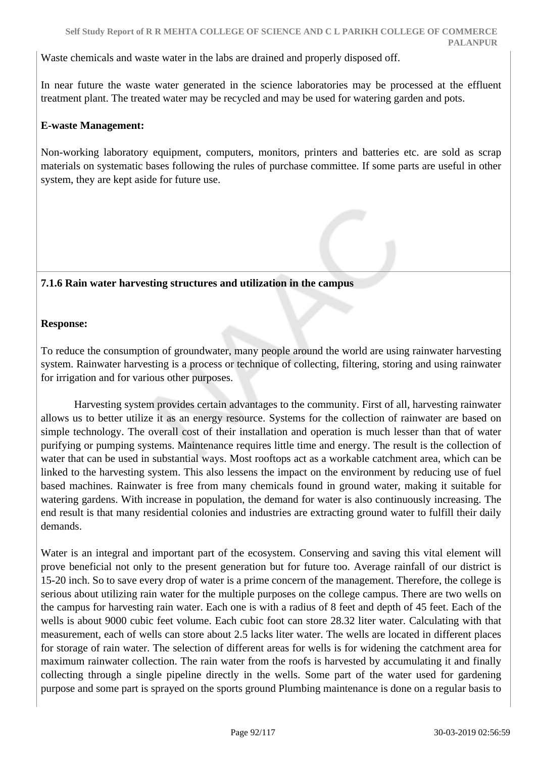Waste chemicals and waste water in the labs are drained and properly disposed off.

In near future the waste water generated in the science laboratories may be processed at the effluent treatment plant. The treated water may be recycled and may be used for watering garden and pots.

**E-waste Management:**

Non-working laboratory equipment, computers, monitors, printers and batteries etc. are sold as scrap materials on systematic bases following the rules of purchase committee. If some parts are useful in other system, they are kept aside for future use.

**7.1.6 Rain water harvesting structures and utilization in the campus**

**Response:**

To reduce the consumption of groundwater, many people around the world are using rainwater harvesting system. Rainwater harvesting is a process or technique of collecting, filtering, storing and using rainwater for irrigation and for various other purposes.

Harvesting system provides certain advantages to the community. First of all, harvesting rainwater allows us to better utilize it as an energy resource. Systems for the collection of rainwater are based on simple technology. The overall cost of their installation and operation is much lesser than that of water purifying or pumping systems. Maintenance requires little time and energy. The result is the collection of water that can be used in substantial ways. Most rooftops act as a workable catchment area, which can be linked to the harvesting system. This also lessens the impact on the environment by reducing use of fuel based machines. Rainwater is free from many chemicals found in ground water, making it suitable for watering gardens. With increase in population, the demand for water is also continuously increasing. The end result is that many residential colonies and industries are extracting ground water to fulfill their daily demands.

Water is an integral and important part of the ecosystem. Conserving and saving this vital element will prove beneficial not only to the present generation but for future too. Average rainfall of our district is 15-20 inch. So to save every drop of water is a prime concern of the management. Therefore, the college is serious about utilizing rain water for the multiple purposes on the college campus. There are two wells on the campus for harvesting rain water. Each one is with a radius of 8 feet and depth of 45 feet. Each of the wells is about 9000 cubic feet volume. Each cubic foot can store 28.32 liter water. Calculating with that measurement, each of wells can store about 2.5 lacks liter water. The wells are located in different places for storage of rain water. The selection of different areas for wells is for widening the catchment area for maximum rainwater collection. The rain water from the roofs is harvested by accumulating it and finally collecting through a single pipeline directly in the wells. Some part of the water used for gardening purpose and some part is sprayed on the sports ground Plumbing maintenance is done on a regular basis to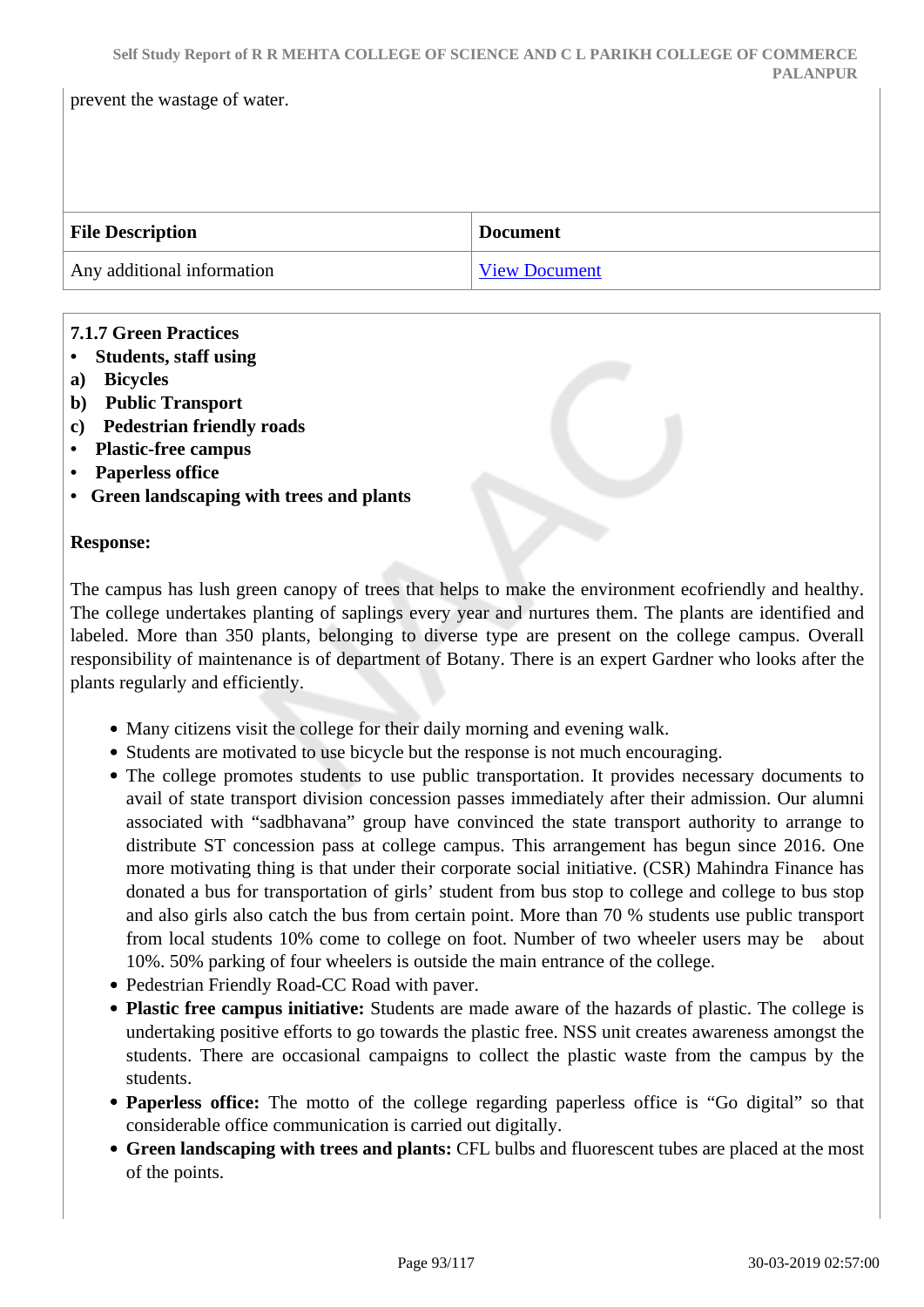prevent the wastage of water.

| File Description | Document |
| --- | --- |
| Any additional information | View Document |

**7.1.7 Green Practices**

- **Students, staff using**

**a) Bicycles**

**b) Public Transport**

**c) Pedestrian friendly roads**

- **Plastic-free campus**
- **Paperless office**
- **Green landscaping with trees and plants**

**Response:**

The campus has lush green canopy of trees that helps to make the environment ecofriendly and healthy. The college undertakes planting of saplings every year and nurtures them. The plants are identified and labeled. More than 350 plants, belonging to diverse type are present on the college campus. Overall responsibility of maintenance is of department of Botany. There is an expert Gardner who looks after the plants regularly and efficiently.

- Many citizens visit the college for their daily morning and evening walk.
- Students are motivated to use bicycle but the response is not much encouraging.
- The college promotes students to use public transportation. It provides necessary documents to avail of state transport division concession passes immediately after their admission. Our alumni associated with "sadbhavana" group have convinced the state transport authority to arrange to distribute ST concession pass at college campus. This arrangement has begun since 2016. One more motivating thing is that under their corporate social initiative. (CSR) Mahindra Finance has donated a bus for transportation of girls' student from bus stop to college and college to bus stop and also girls also catch the bus from certain point. More than 70 % students use public transport from local students 10% come to college on foot. Number of two wheeler users may be about 10%. 50% parking of four wheelers is outside the main entrance of the college.
- Pedestrian Friendly Road-CC Road with paver.
- **Plastic free campus initiative:** Students are made aware of the hazards of plastic. The college is undertaking positive efforts to go towards the plastic free. NSS unit creates awareness amongst the students. There are occasional campaigns to collect the plastic waste from the campus by the students.
- **Paperless office:** The motto of the college regarding paperless office is "Go digital" so that considerable office communication is carried out digitally.
- **Green landscaping with trees and plants:** CFL bulbs and fluorescent tubes are placed at the most of the points.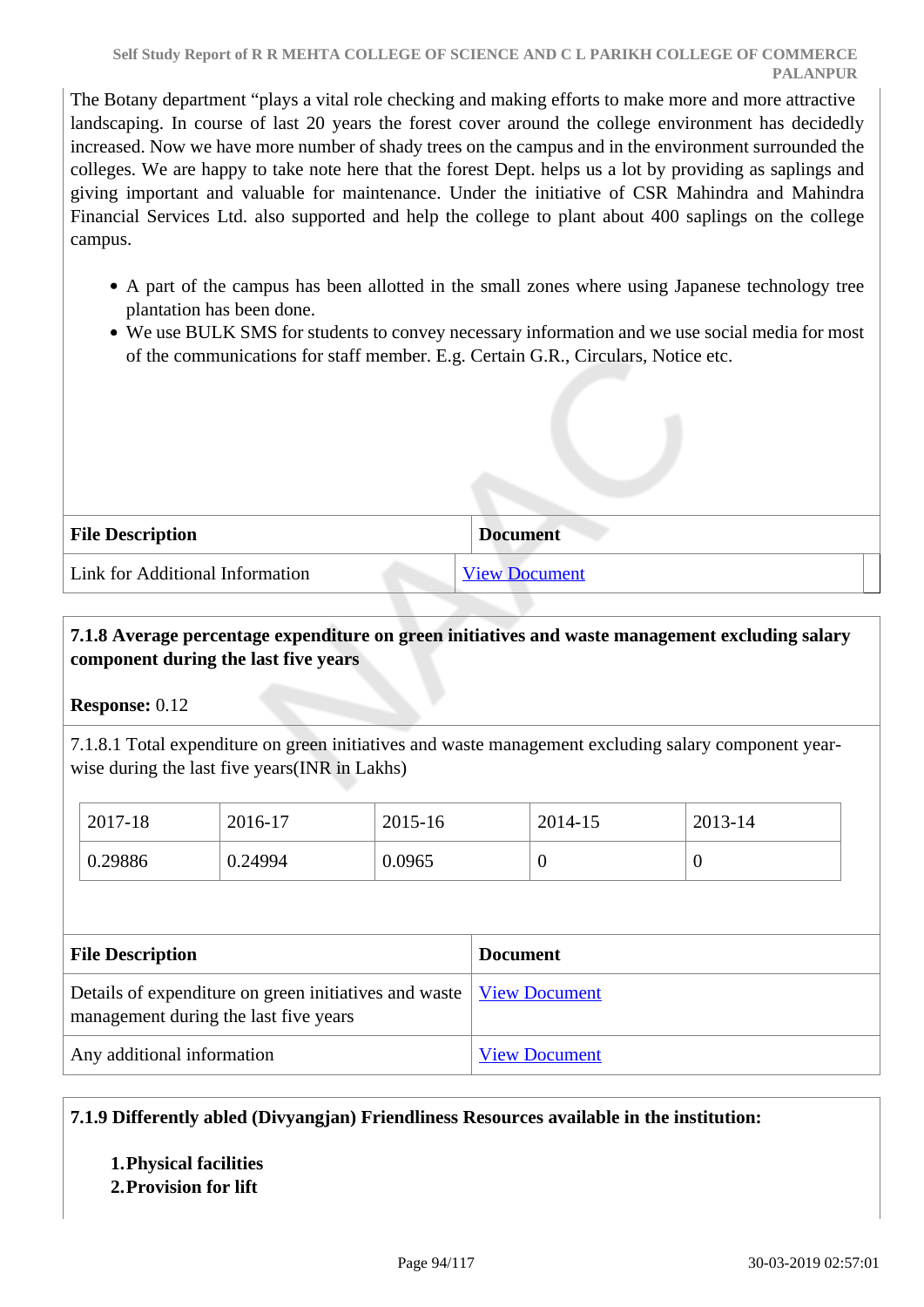The Botany department “plays a vital role checking and making efforts to make more and more attractive landscaping. In course of last 20 years the forest cover around the college environment has decidedly increased. Now we have more number of shady trees on the campus and in the environment surrounded the colleges. We are happy to take note here that the forest Dept. helps us a lot by providing as saplings and giving important and valuable for maintenance. Under the initiative of CSR Mahindra and Mahindra Financial Services Ltd. also supported and help the college to plant about 400 saplings on the college campus.

- A part of the campus has been allotted in the small zones where using Japanese technology tree plantation has been done.
- We use BULK SMS for students to convey necessary information and we use social media for most of the communications for staff member. E.g. Certain G.R., Circulars, Notice etc.

| File Description | Document |
|---|---|
| Link for Additional Information | View Document |

**7.1.8 Average percentage expenditure on green initiatives and waste management excluding salary component during the last five years**

**Response:** 0.12

7.1.8.1 Total expenditure on green initiatives and waste management excluding salary component year-wise during the last five years(INR in Lakhs)

| 2017-18 | 2016-17 | 2015-16 | 2014-15 | 2013-14 |
|---|---|---|---|---|
| 0.29886 | 0.24994 | 0.0965 | 0 | 0 |

| File Description | Document |
|---|---|
| Details of expenditure on green initiatives and waste management during the last five years | View Document |
| Any additional information | View Document |

**7.1.9 Differently abled (Divyangjan) Friendliness Resources available in the institution:**

1. **Physical facilities**
2. **Provision for lift**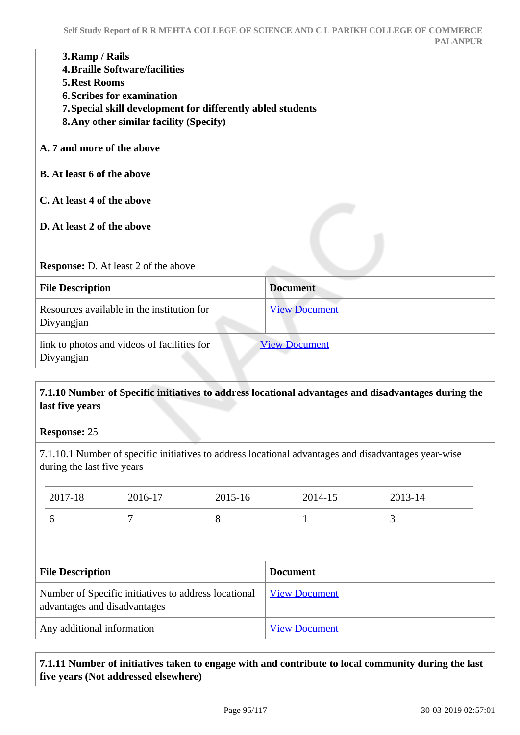3. **Ramp / Rails**
4. **Braille Software/facilities**
5. **Rest Rooms**
6. **Scribes for examination**
7. **Special skill development for differently abled students**
8. **Any other similar facility (Specify)**

**A. 7 and more of the above**

**B. At least 6 of the above**

**C. At least 4 of the above**

**D. At least 2 of the above**

**Response:** D. At least 2 of the above

| File Description | Document |
|---|---|
| Resources available in the institution for Divyangjan | View Document |
| link to photos and videos of facilities for Divyangjan | View Document |

**7.1.10 Number of Specific initiatives to address locational advantages and disadvantages during the last five years**

**Response:** 25

7.1.10.1 Number of specific initiatives to address locational advantages and disadvantages year-wise during the last five years

| 2017-18 | 2016-17 | 2015-16 | 2014-15 | 2013-14 |
|---|---|---|---|---|
| 6 | 7 | 8 | 1 | 3 |

| File Description | Document |
|---|---|
| Number of Specific initiatives to address locational advantages and disadvantages | View Document |
| Any additional information | View Document |

**7.1.11 Number of initiatives taken to engage with and contribute to local community during the last five years (Not addressed elsewhere)**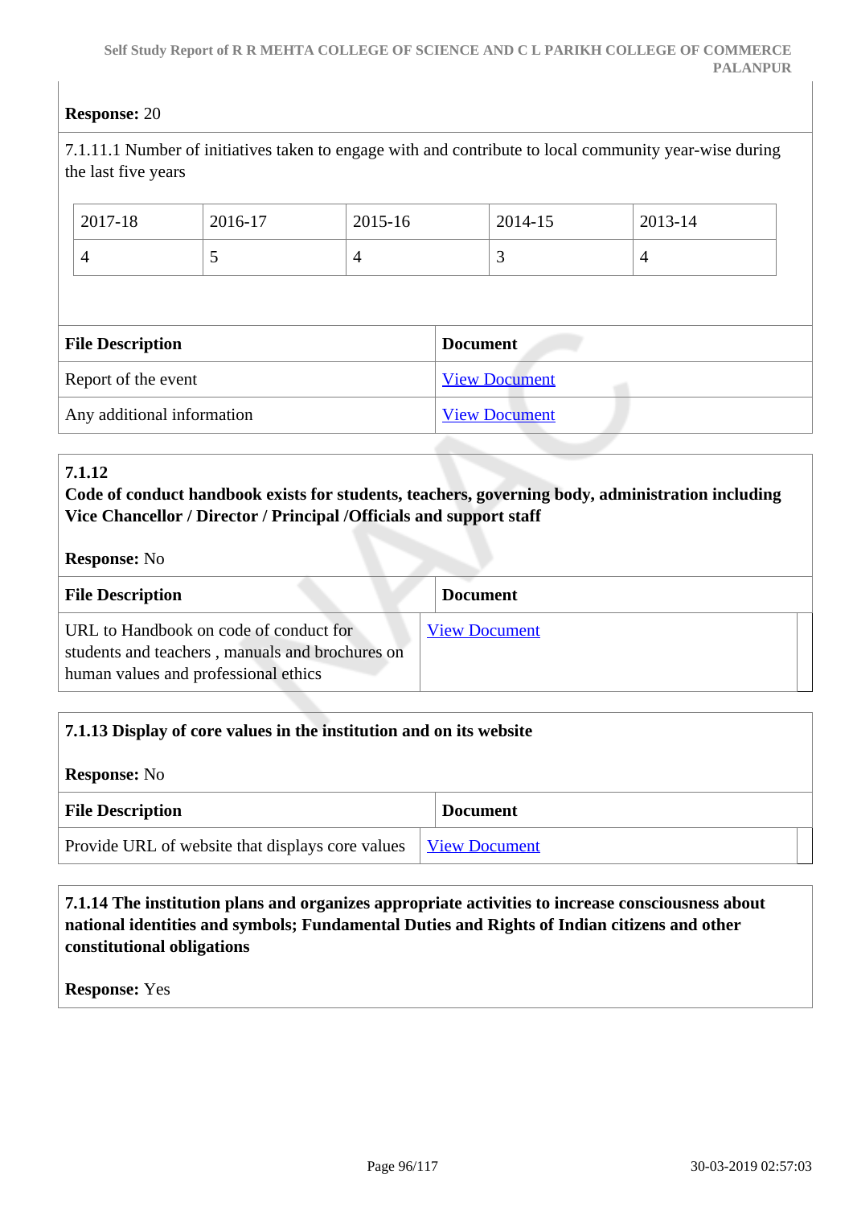**Response:** 20

7.1.11.1 Number of initiatives taken to engage with and contribute to local community year-wise during the last five years

| 2017-18 | 2016-17 | 2015-16 | 2014-15 | 2013-14 |
|---|---|---|---|---|
| 4 | 5 | 4 | 3 | 4 |

| File Description | Document |
|---|---|
| Report of the event | View Document |
| Any additional information | View Document |

**7.1.12**
**Code of conduct handbook exists for students, teachers, governing body, administration including Vice Chancellor / Director / Principal /Officials and support staff**

**Response:** No

| File Description | Document |
|---|---|
| URL to Handbook on code of conduct for students and teachers , manuals and brochures on human values and professional ethics | View Document |

**7.1.13 Display of core values in the institution and on its website**

**Response:** No

| File Description | Document |
|---|---|
| Provide URL of website that displays core values | View Document |

**7.1.14 The institution plans and organizes appropriate activities to increase consciousness about national identities and symbols; Fundamental Duties and Rights of Indian citizens and other constitutional obligations**

**Response:** Yes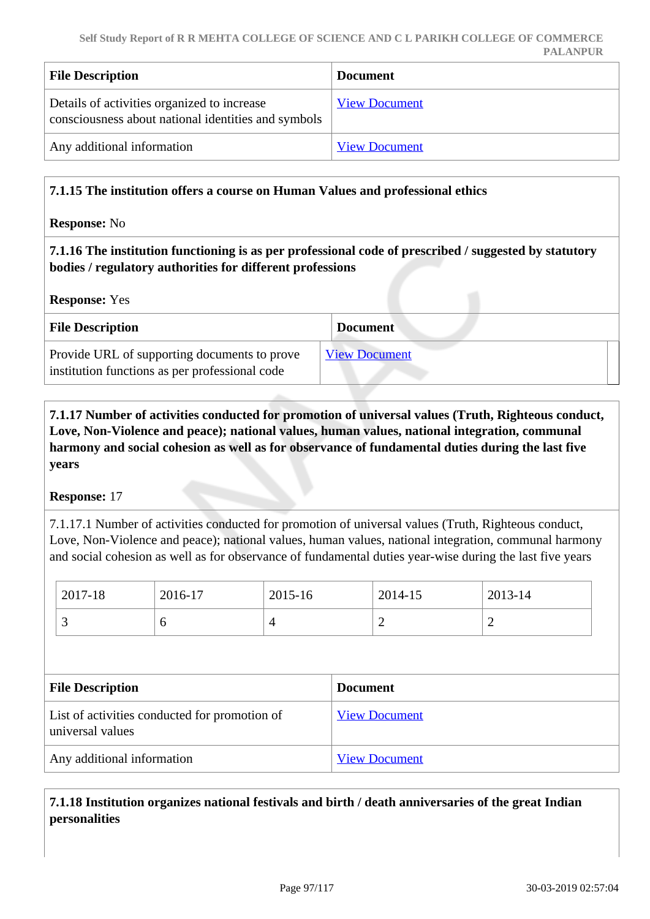| File Description | Document |
|---|---|
| Details of activities organized to increase consciousness about national identities and symbols | View Document |
| Any additional information | View Document |

**7.1.15 The institution offers a course on Human Values and professional ethics**

**Response:** No

**7.1.16 The institution functioning is as per professional code of prescribed / suggested by statutory bodies / regulatory authorities for different professions**

**Response:** Yes

| File Description | Document |
|---|---|
| Provide URL of supporting documents to prove institution functions as per professional code | View Document |

**7.1.17 Number of activities conducted for promotion of universal values (Truth, Righteous conduct, Love, Non-Violence and peace); national values, human values, national integration, communal harmony and social cohesion as well as for observance of fundamental duties during the last five years**

**Response:** 17

7.1.17.1 Number of activities conducted for promotion of universal values (Truth, Righteous conduct, Love, Non-Violence and peace); national values, human values, national integration, communal harmony and social cohesion as well as for observance of fundamental duties year-wise during the last five years

| 2017-18 | 2016-17 | 2015-16 | 2014-15 | 2013-14 |
|---|---|---|---|---|
| 3 | 6 | 4 | 2 | 2 |

| File Description | Document |
|---|---|
| List of activities conducted for promotion of universal values | View Document |
| Any additional information | View Document |

**7.1.18 Institution organizes national festivals and birth / death anniversaries of the great Indian personalities**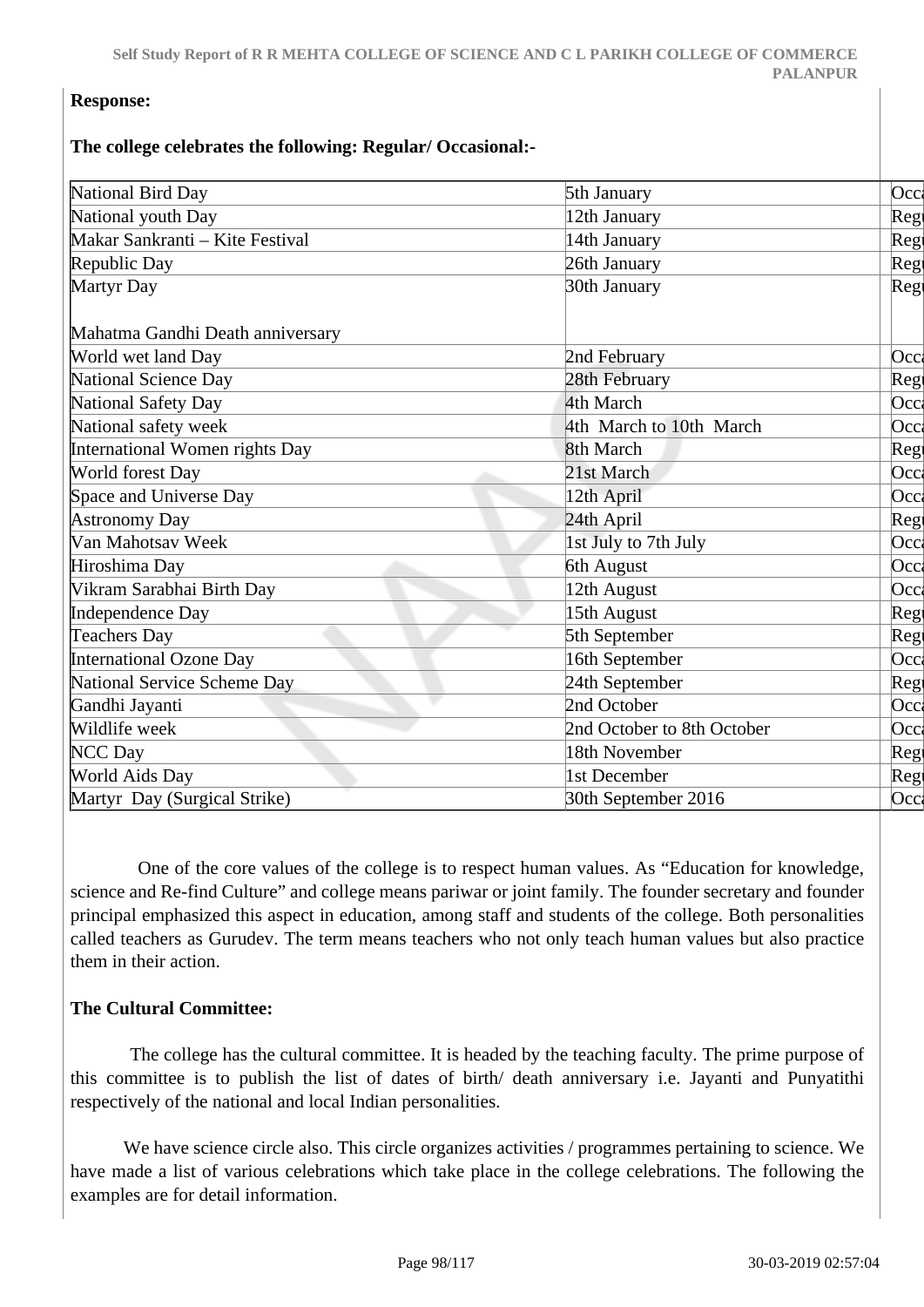**Response:**

**The college celebrates the following: Regular/ Occasional:-**

| | | |
|---|---|---|
| National Bird Day | 5th January | Occa |
| National youth Day | 12th January | Regu |
| Makar Sankranti – Kite Festival | 14th January | Regu |
| Republic Day | 26th January | Regu |
| Martyr Day<br><br>Mahatma Gandhi Death anniversary | 30th January | Regu |
| World wet land Day | 2nd February | Occa |
| National Science Day | 28th February | Regu |
| National Safety Day | 4th March | Occa |
| National safety week | 4th March to 10th March | Occa |
| International Women rights Day | 8th March | Regu |
| World forest Day | 21st March | Occa |
| Space and Universe Day | 12th April | Occa |
| Astronomy Day | 24th April | Regu |
| Van Mahotsav Week | 1st July to 7th July | Occa |
| Hiroshima Day | 6th August | Occa |
| Vikram Sarabhai Birth Day | 12th August | Occa |
| Independence Day | 15th August | Regu |
| Teachers Day | 5th September | Regu |
| International Ozone Day | 16th September | Occa |
| National Service Scheme Day | 24th September | Regu |
| Gandhi Jayanti | 2nd October | Occa |
| Wildlife week | 2nd October to 8th October | Occa |
| NCC Day | 18th November | Regu |
| World Aids Day | 1st December | Regu |
| Martyr Day (Surgical Strike) | 30th September 2016 | Occa |

One of the core values of the college is to respect human values. As "Education for knowledge, science and Re-find Culture" and college means pariwar or joint family. The founder secretary and founder principal emphasized this aspect in education, among staff and students of the college. Both personalities called teachers as Gurudev. The term means teachers who not only teach human values but also practice them in their action.

**The Cultural Committee:**

The college has the cultural committee. It is headed by the teaching faculty. The prime purpose of this committee is to publish the list of dates of birth/ death anniversary i.e. Jayanti and Punyatithi respectively of the national and local Indian personalities.

We have science circle also. This circle organizes activities / programmes pertaining to science. We have made a list of various celebrations which take place in the college celebrations. The following the examples are for detail information.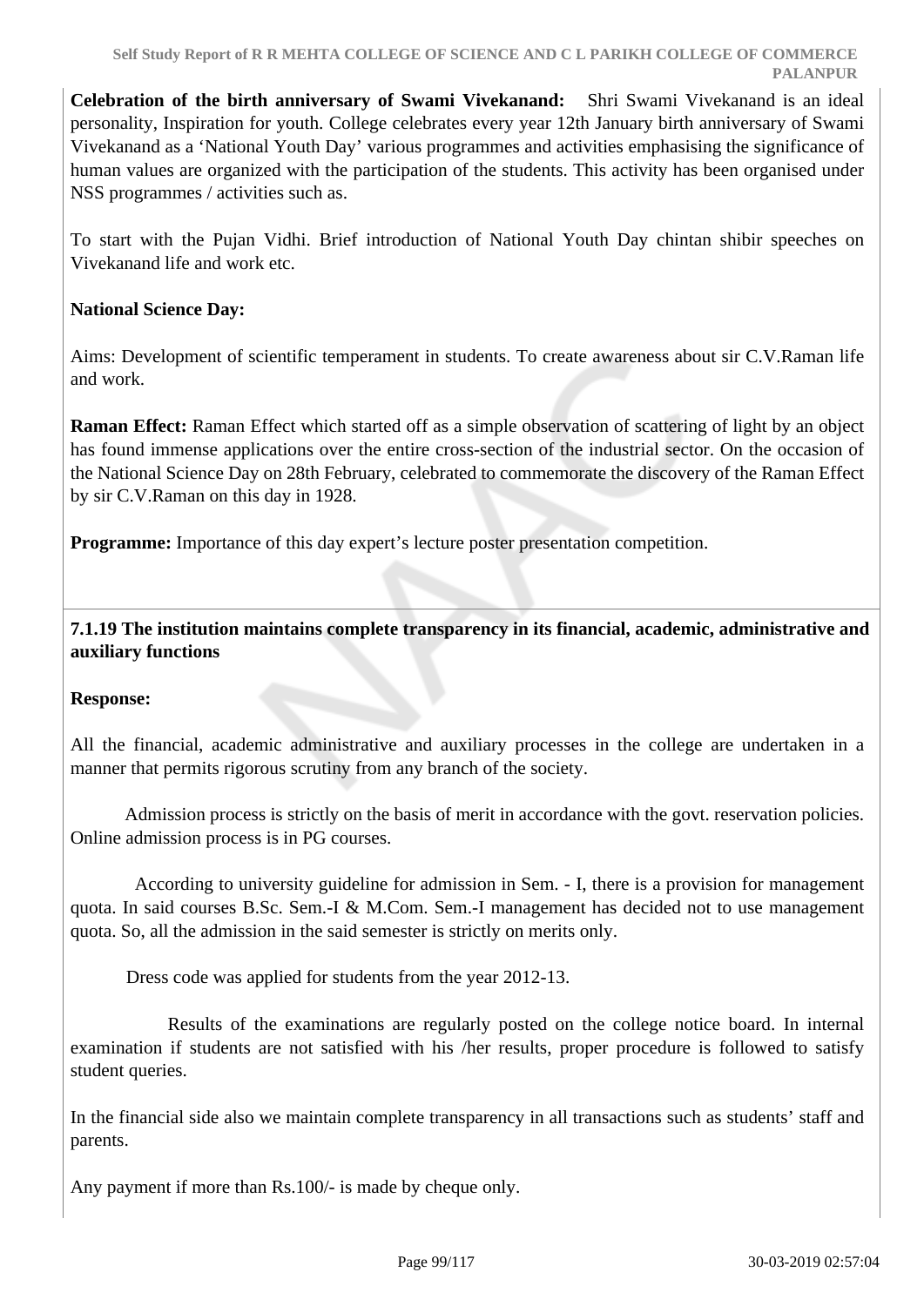**Celebration of the birth anniversary of Swami Vivekanand:** Shri Swami Vivekanand is an ideal personality, Inspiration for youth. College celebrates every year 12th January birth anniversary of Swami Vivekanand as a 'National Youth Day' various programmes and activities emphasising the significance of human values are organized with the participation of the students. This activity has been organised under NSS programmes / activities such as.

To start with the Pujan Vidhi. Brief introduction of National Youth Day chintan shibir speeches on Vivekanand life and work etc.

**National Science Day:**

Aims: Development of scientific temperament in students. To create awareness about sir C.V.Raman life and work.

**Raman Effect:** Raman Effect which started off as a simple observation of scattering of light by an object has found immense applications over the entire cross-section of the industrial sector. On the occasion of the National Science Day on 28th February, celebrated to commemorate the discovery of the Raman Effect by sir C.V.Raman on this day in 1928.

**Programme:** Importance of this day expert's lecture poster presentation competition.

**7.1.19 The institution maintains complete transparency in its financial, academic, administrative and auxiliary functions**

**Response:**

All the financial, academic administrative and auxiliary processes in the college are undertaken in a manner that permits rigorous scrutiny from any branch of the society.

Admission process is strictly on the basis of merit in accordance with the govt. reservation policies. Online admission process is in PG courses.

According to university guideline for admission in Sem. - I, there is a provision for management quota. In said courses B.Sc. Sem.-I & M.Com. Sem.-I management has decided not to use management quota. So, all the admission in the said semester is strictly on merits only.

Dress code was applied for students from the year 2012-13.

Results of the examinations are regularly posted on the college notice board. In internal examination if students are not satisfied with his /her results, proper procedure is followed to satisfy student queries.

In the financial side also we maintain complete transparency in all transactions such as students' staff and parents.

Any payment if more than Rs.100/- is made by cheque only.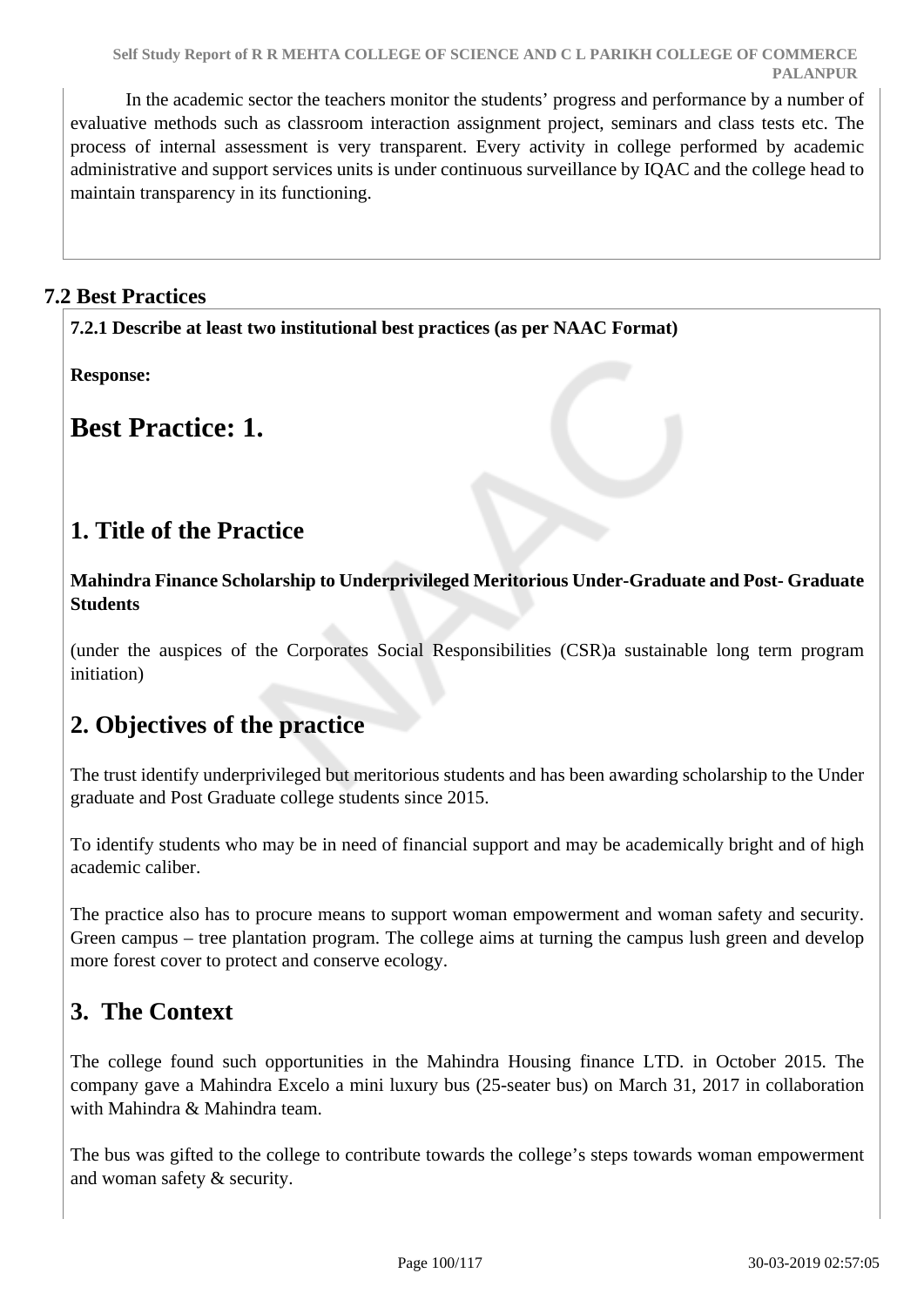In the academic sector the teachers monitor the students' progress and performance by a number of evaluative methods such as classroom interaction assignment project, seminars and class tests etc. The process of internal assessment is very transparent. Every activity in college performed by academic administrative and support services units is under continuous surveillance by IQAC and the college head to maintain transparency in its functioning.

## 7.2 Best Practices

**7.2.1 Describe at least two institutional best practices (as per NAAC Format)**

**Response:**

# Best Practice: 1.

## 1. Title of the Practice

**Mahindra Finance Scholarship to Underprivileged Meritorious Under-Graduate and Post- Graduate Students**

(under the auspices of the Corporates Social Responsibilities (CSR)a sustainable long term program initiation)

## 2. Objectives of the practice

The trust identify underprivileged but meritorious students and has been awarding scholarship to the Under graduate and Post Graduate college students since 2015.

To identify students who may be in need of financial support and may be academically bright and of high academic caliber.

The practice also has to procure means to support woman empowerment and woman safety and security. Green campus – tree plantation program. The college aims at turning the campus lush green and develop more forest cover to protect and conserve ecology.

## 3. The Context

The college found such opportunities in the Mahindra Housing finance LTD. in October 2015. The company gave a Mahindra Excelo a mini luxury bus (25-seater bus) on March 31, 2017 in collaboration with Mahindra & Mahindra team.

The bus was gifted to the college to contribute towards the college's steps towards woman empowerment and woman safety & security.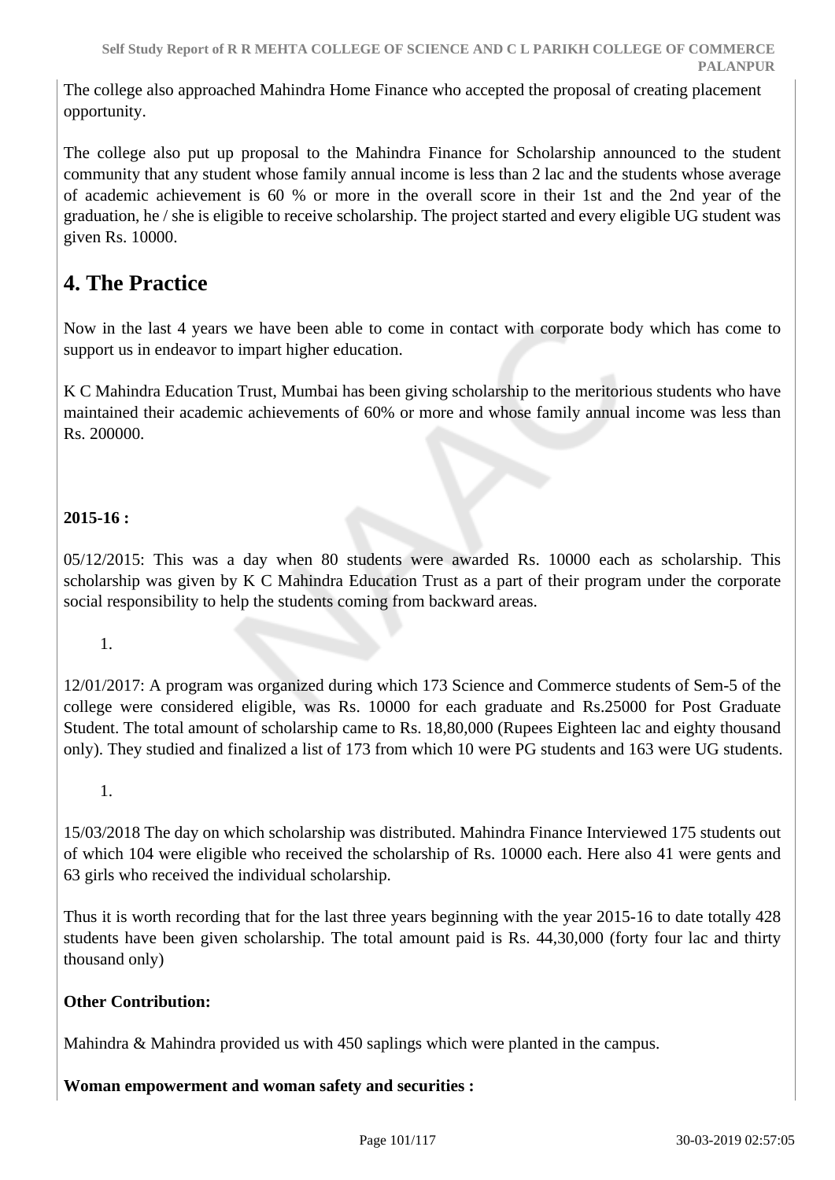The college also approached Mahindra Home Finance who accepted the proposal of creating placement opportunity.

The college also put up proposal to the Mahindra Finance for Scholarship announced to the student community that any student whose family annual income is less than 2 lac and the students whose average of academic achievement is 60 % or more in the overall score in their 1st and the 2nd year of the graduation, he / she is eligible to receive scholarship. The project started and every eligible UG student was given Rs. 10000.

## 4. The Practice

Now in the last 4 years we have been able to come in contact with corporate body which has come to support us in endeavor to impart higher education.

K C Mahindra Education Trust, Mumbai has been giving scholarship to the meritorious students who have maintained their academic achievements of 60% or more and whose family annual income was less than Rs. 200000.

**2015-16 :**

05/12/2015: This was a day when 80 students were awarded Rs. 10000 each as scholarship. This scholarship was given by K C Mahindra Education Trust as a part of their program under the corporate social responsibility to help the students coming from backward areas.

1.

12/01/2017: A program was organized during which 173 Science and Commerce students of Sem-5 of the college were considered eligible, was Rs. 10000 for each graduate and Rs.25000 for Post Graduate Student. The total amount of scholarship came to Rs. 18,80,000 (Rupees Eighteen lac and eighty thousand only). They studied and finalized a list of 173 from which 10 were PG students and 163 were UG students.

1.

15/03/2018 The day on which scholarship was distributed. Mahindra Finance Interviewed 175 students out of which 104 were eligible who received the scholarship of Rs. 10000 each. Here also 41 were gents and 63 girls who received the individual scholarship.

Thus it is worth recording that for the last three years beginning with the year 2015-16 to date totally 428 students have been given scholarship. The total amount paid is Rs. 44,30,000 (forty four lac and thirty thousand only)

**Other Contribution:**

Mahindra & Mahindra provided us with 450 saplings which were planted in the campus.

**Woman empowerment and woman safety and securities :**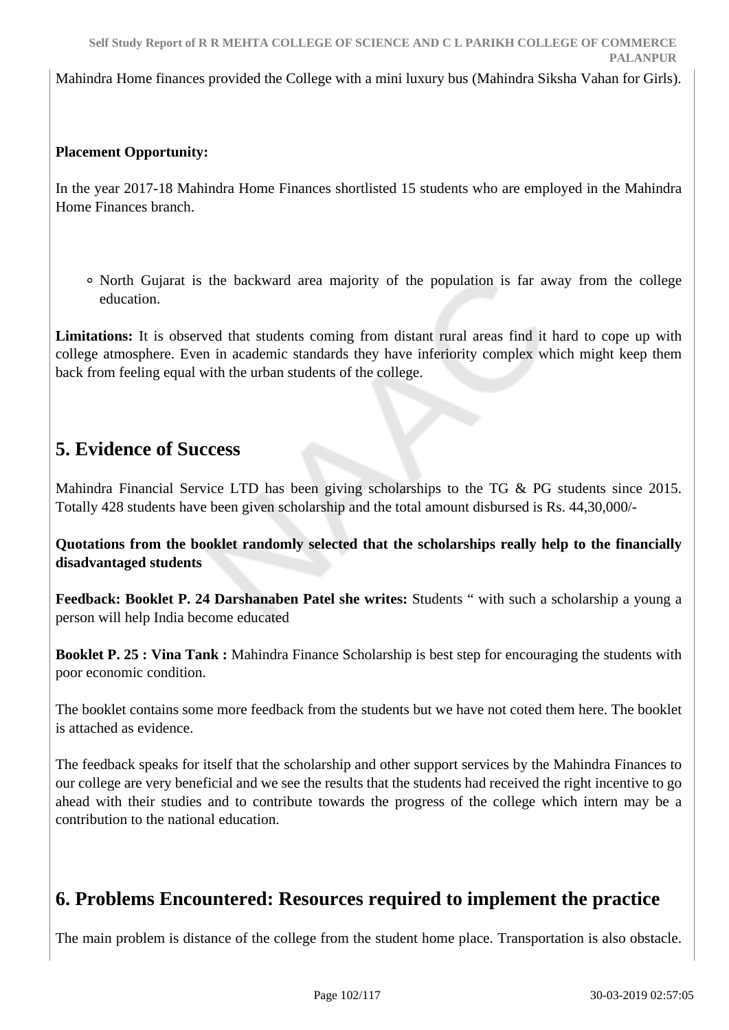Mahindra Home finances provided the College with a mini luxury bus (Mahindra Siksha Vahan for Girls).

**Placement Opportunity:**

In the year 2017-18 Mahindra Home Finances shortlisted 15 students who are employed in the Mahindra Home Finances branch.

- North Gujarat is the backward area majority of the population is far away from the college education.

**Limitations:** It is observed that students coming from distant rural areas find it hard to cope up with college atmosphere. Even in academic standards they have inferiority complex which might keep them back from feeling equal with the urban students of the college.

## 5. Evidence of Success

Mahindra Financial Service LTD has been giving scholarships to the TG & PG students since 2015. Totally 428 students have been given scholarship and the total amount disbursed is Rs. 44,30,000/-

**Quotations from the booklet randomly selected that the scholarships really help to the financially disadvantaged students**

**Feedback: Booklet P. 24 Darshanaben Patel she writes:** Students " with such a scholarship a young a person will help India become educated

**Booklet P. 25 : Vina Tank :** Mahindra Finance Scholarship is best step for encouraging the students with poor economic condition.

The booklet contains some more feedback from the students but we have not coted them here. The booklet is attached as evidence.

The feedback speaks for itself that the scholarship and other support services by the Mahindra Finances to our college are very beneficial and we see the results that the students had received the right incentive to go ahead with their studies and to contribute towards the progress of the college which intern may be a contribution to the national education.

## 6. Problems Encountered: Resources required to implement the practice

The main problem is distance of the college from the student home place. Transportation is also obstacle.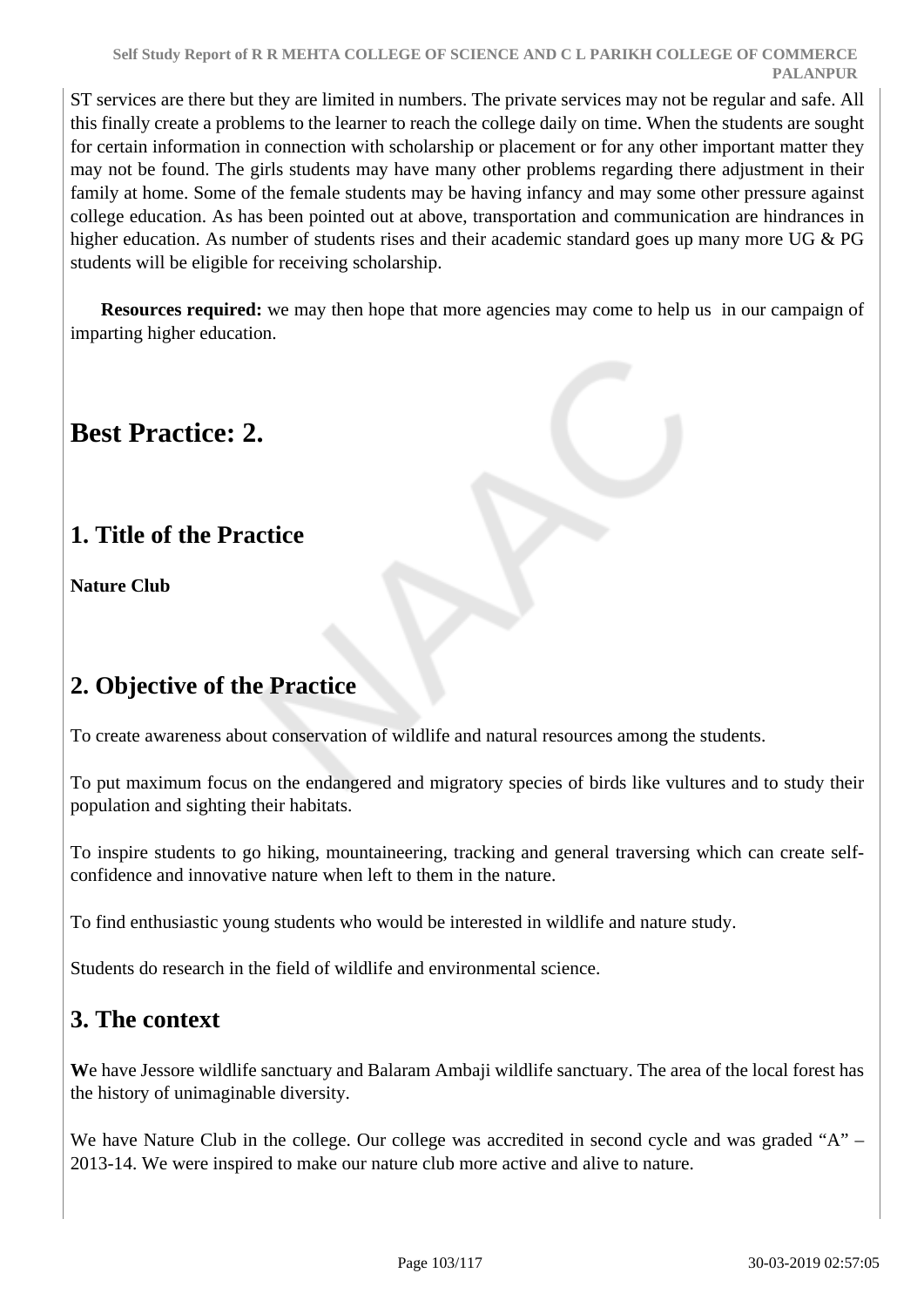ST services are there but they are limited in numbers. The private services may not be regular and safe. All this finally create a problems to the learner to reach the college daily on time. When the students are sought for certain information in connection with scholarship or placement or for any other important matter they may not be found. The girls students may have many other problems regarding there adjustment in their family at home. Some of the female students may be having infancy and may some other pressure against college education. As has been pointed out at above, transportation and communication are hindrances in higher education. As number of students rises and their academic standard goes up many more UG & PG students will be eligible for receiving scholarship.

**Resources required:** we may then hope that more agencies may come to help us in our campaign of imparting higher education.

# Best Practice: 2.

## 1. Title of the Practice

**Nature Club**

## 2. Objective of the Practice

To create awareness about conservation of wildlife and natural resources among the students.

To put maximum focus on the endangered and migratory species of birds like vultures and to study their population and sighting their habitats.

To inspire students to go hiking, mountaineering, tracking and general traversing which can create self-confidence and innovative nature when left to them in the nature.

To find enthusiastic young students who would be interested in wildlife and nature study.

Students do research in the field of wildlife and environmental science.

## 3. The context

**W**e have Jessore wildlife sanctuary and Balaram Ambaji wildlife sanctuary. The area of the local forest has the history of unimaginable diversity.

We have Nature Club in the college. Our college was accredited in second cycle and was graded "A" – 2013-14. We were inspired to make our nature club more active and alive to nature.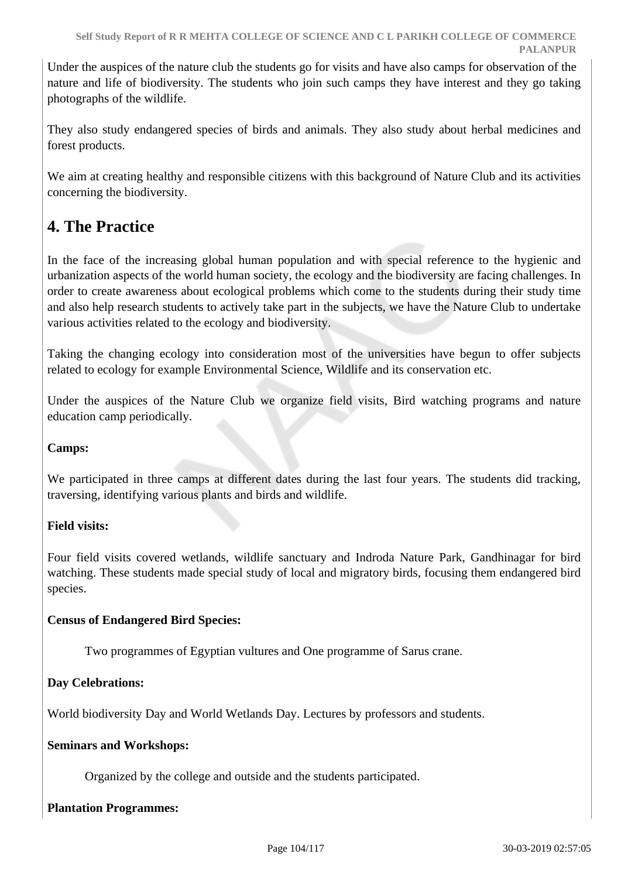Under the auspices of the nature club the students go for visits and have also camps for observation of the nature and life of biodiversity. The students who join such camps they have interest and they go taking photographs of the wildlife.

They also study endangered species of birds and animals. They also study about herbal medicines and forest products.

We aim at creating healthy and responsible citizens with this background of Nature Club and its activities concerning the biodiversity.

## 4. The Practice

In the face of the increasing global human population and with special reference to the hygienic and urbanization aspects of the world human society, the ecology and the biodiversity are facing challenges. In order to create awareness about ecological problems which come to the students during their study time and also help research students to actively take part in the subjects, we have the Nature Club to undertake various activities related to the ecology and biodiversity.

Taking the changing ecology into consideration most of the universities have begun to offer subjects related to ecology for example Environmental Science, Wildlife and its conservation etc.

Under the auspices of the Nature Club we organize field visits, Bird watching programs and nature education camp periodically.

**Camps:**

We participated in three camps at different dates during the last four years. The students did tracking, traversing, identifying various plants and birds and wildlife.

**Field visits:**

Four field visits covered wetlands, wildlife sanctuary and Indroda Nature Park, Gandhinagar for bird watching. These students made special study of local and migratory birds, focusing them endangered bird species.

**Census of Endangered Bird Species:**

Two programmes of Egyptian vultures and One programme of Sarus crane.

**Day Celebrations:**

World biodiversity Day and World Wetlands Day. Lectures by professors and students.

**Seminars and Workshops:**

Organized by the college and outside and the students participated.

**Plantation Programmes:**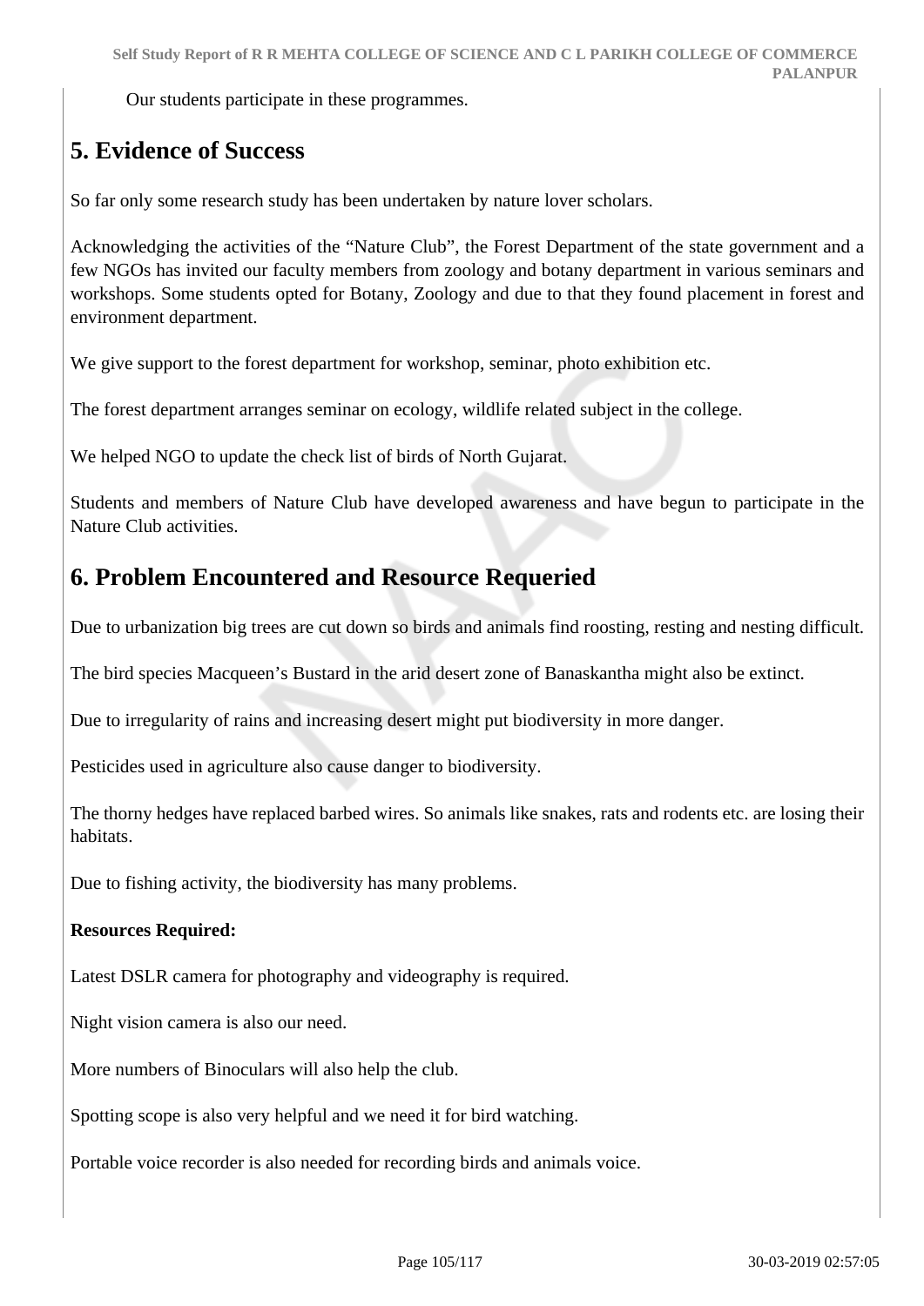Our students participate in these programmes.

## 5. Evidence of Success

So far only some research study has been undertaken by nature lover scholars.

Acknowledging the activities of the "Nature Club", the Forest Department of the state government and a few NGOs has invited our faculty members from zoology and botany department in various seminars and workshops. Some students opted for Botany, Zoology and due to that they found placement in forest and environment department.

We give support to the forest department for workshop, seminar, photo exhibition etc.

The forest department arranges seminar on ecology, wildlife related subject in the college.

We helped NGO to update the check list of birds of North Gujarat.

Students and members of Nature Club have developed awareness and have begun to participate in the Nature Club activities.

## 6. Problem Encountered and Resource Requeried

Due to urbanization big trees are cut down so birds and animals find roosting, resting and nesting difficult.

The bird species Macqueen's Bustard in the arid desert zone of Banaskantha might also be extinct.

Due to irregularity of rains and increasing desert might put biodiversity in more danger.

Pesticides used in agriculture also cause danger to biodiversity.

The thorny hedges have replaced barbed wires. So animals like snakes, rats and rodents etc. are losing their habitats.

Due to fishing activity, the biodiversity has many problems.

**Resources Required:**

Latest DSLR camera for photography and videography is required.

Night vision camera is also our need.

More numbers of Binoculars will also help the club.

Spotting scope is also very helpful and we need it for bird watching.

Portable voice recorder is also needed for recording birds and animals voice.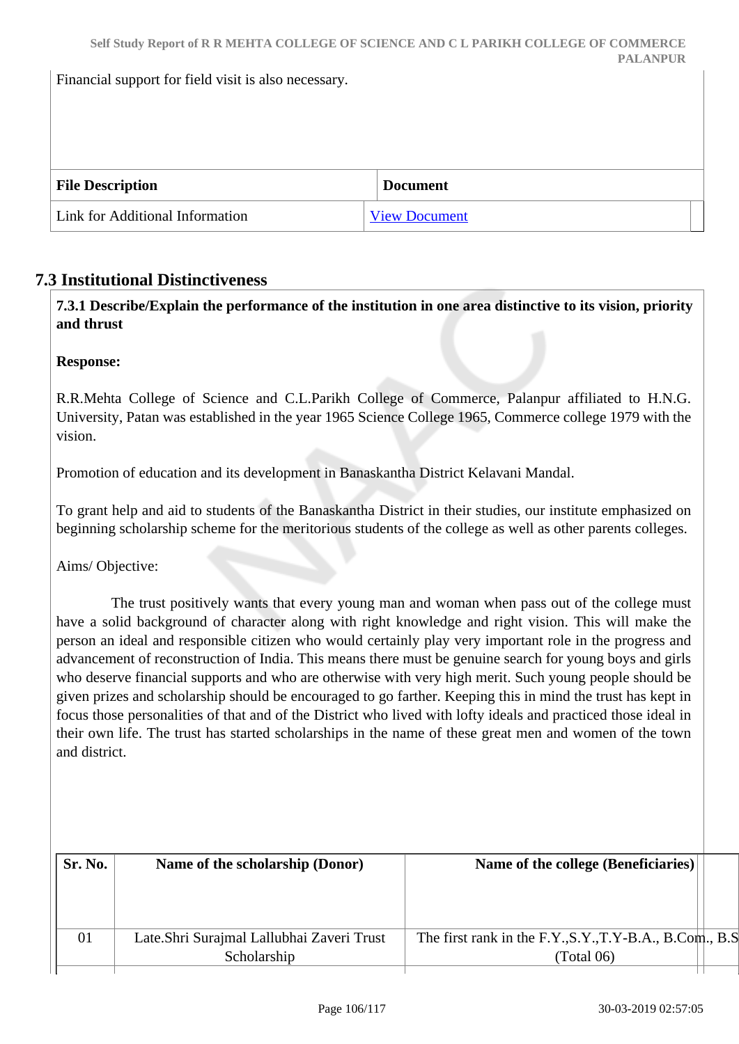Financial support for field visit is also necessary.

| File Description | Document |
|---|---|
| Link for Additional Information | View Document |

## 7.3 Institutional Distinctiveness

**7.3.1 Describe/Explain the performance of the institution in one area distinctive to its vision, priority and thrust**

**Response:**

R.R.Mehta College of Science and C.L.Parikh College of Commerce, Palanpur affiliated to H.N.G. University, Patan was established in the year 1965 Science College 1965, Commerce college 1979 with the vision.

Promotion of education and its development in Banaskantha District Kelavani Mandal.

To grant help and aid to students of the Banaskantha District in their studies, our institute emphasized on beginning scholarship scheme for the meritorious students of the college as well as other parents colleges.

Aims/ Objective:

The trust positively wants that every young man and woman when pass out of the college must have a solid background of character along with right knowledge and right vision. This will make the person an ideal and responsible citizen who would certainly play very important role in the progress and advancement of reconstruction of India. This means there must be genuine search for young boys and girls who deserve financial supports and who are otherwise with very high merit. Such young people should be given prizes and scholarship should be encouraged to go farther. Keeping this in mind the trust has kept in focus those personalities of that and of the District who lived with lofty ideals and practiced those ideal in their own life. The trust has started scholarships in the name of these great men and women of the town and district.

| Sr. No. | Name of the scholarship (Donor) | Name of the college (Beneficiaries) |
|---|---|---|
| 01 | Late.Shri Surajmal Lallubhai Zaveri Trust Scholarship | The first rank in the F.Y.,S.Y.,T.Y-B.A., B.Com., B.S (Total 06) |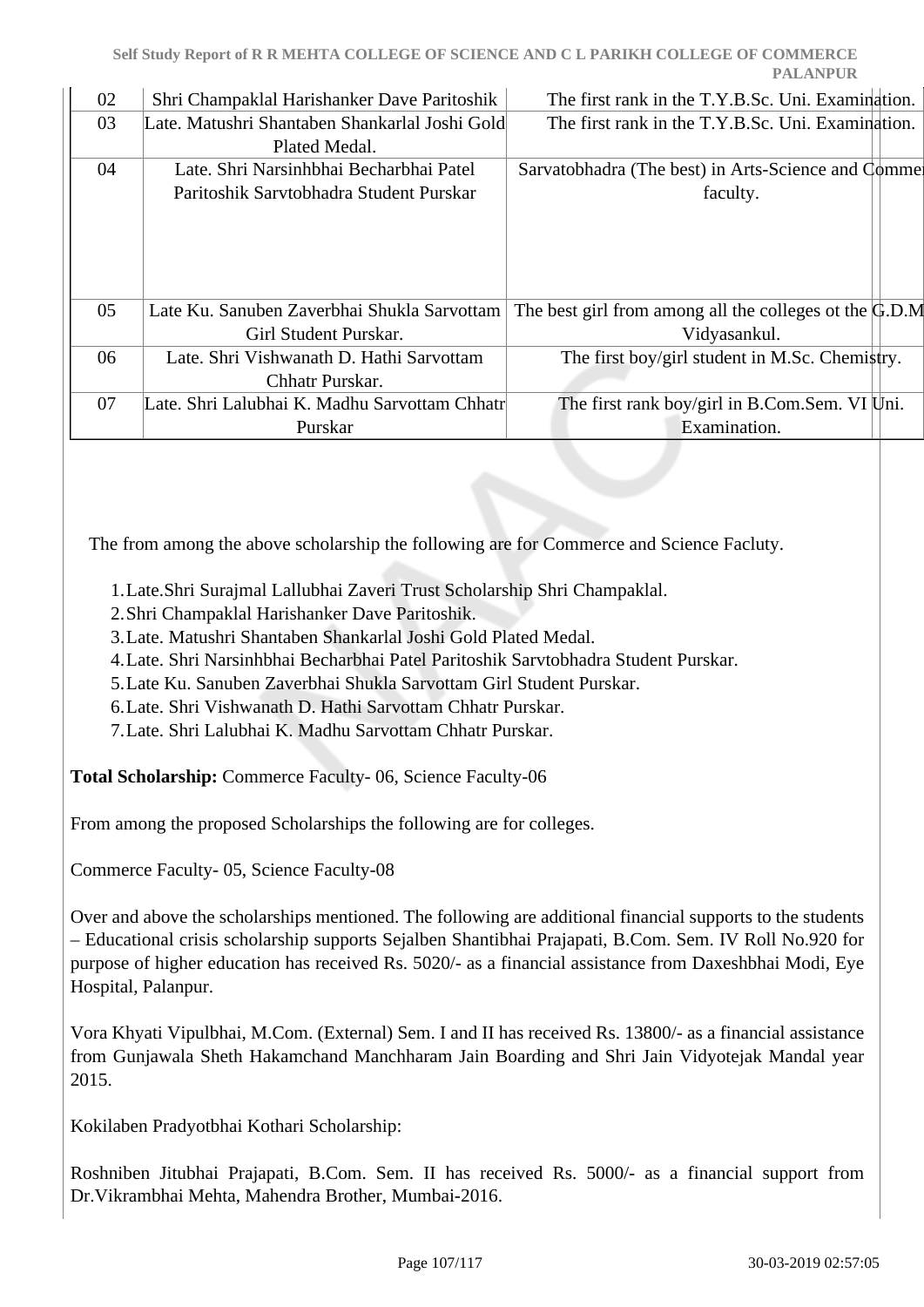| 02 | Shri Champaklal Harishanker Dave Paritoshik | The first rank in the T.Y.B.Sc. Uni. Examination. |
|---|---|---|
| 03 | Late. Matushri Shantaben Shankarlal Joshi Gold Plated Medal. | The first rank in the T.Y.B.Sc. Uni. Examination. |
| 04 | Late. Shri Narsinhbhai Becharbhai Patel Paritoshik Sarvtobhadra Student Purskar | Sarvatobhadra (The best) in Arts-Science and Commer faculty. |
| 05 | Late Ku. Sanuben Zaverbhai Shukla Sarvottam Girl Student Purskar. | The best girl from among all the colleges ot the G.D.M Vidyasankul. |
| 06 | Late. Shri Vishwanath D. Hathi Sarvottam Chhatr Purskar. | The first boy/girl student in M.Sc. Chemistry. |
| 07 | Late. Shri Lalubhai K. Madhu Sarvottam Chhatr Purskar | The first rank boy/girl in B.Com.Sem. VI Uni. Examination. |

The from among the above scholarship the following are for Commerce and Science Facluty.

1. Late.Shri Surajmal Lallubhai Zaveri Trust Scholarship Shri Champaklal.
2. Shri Champaklal Harishanker Dave Paritoshik.
3. Late. Matushri Shantaben Shankarlal Joshi Gold Plated Medal.
4. Late. Shri Narsinhbhai Becharbhai Patel Paritoshik Sarvtobhadra Student Purskar.
5. Late Ku. Sanuben Zaverbhai Shukla Sarvottam Girl Student Purskar.
6. Late. Shri Vishwanath D. Hathi Sarvottam Chhatr Purskar.
7. Late. Shri Lalubhai K. Madhu Sarvottam Chhatr Purskar.

**Total Scholarship:** Commerce Faculty- 06, Science Faculty-06

From among the proposed Scholarships the following are for colleges.

Commerce Faculty- 05, Science Faculty-08

Over and above the scholarships mentioned. The following are additional financial supports to the students – Educational crisis scholarship supports Sejalben Shantibhai Prajapati, B.Com. Sem. IV Roll No.920 for purpose of higher education has received Rs. 5020/- as a financial assistance from Daxeshbhai Modi, Eye Hospital, Palanpur.

Vora Khyati Vipulbhai, M.Com. (External) Sem. I and II has received Rs. 13800/- as a financial assistance from Gunjawala Sheth Hakamchand Manchharam Jain Boarding and Shri Jain Vidyotejak Mandal year 2015.

Kokilaben Pradyotbhai Kothari Scholarship:

Roshniben Jitubhai Prajapati, B.Com. Sem. II has received Rs. 5000/- as a financial support from Dr.Vikrambhai Mehta, Mahendra Brother, Mumbai-2016.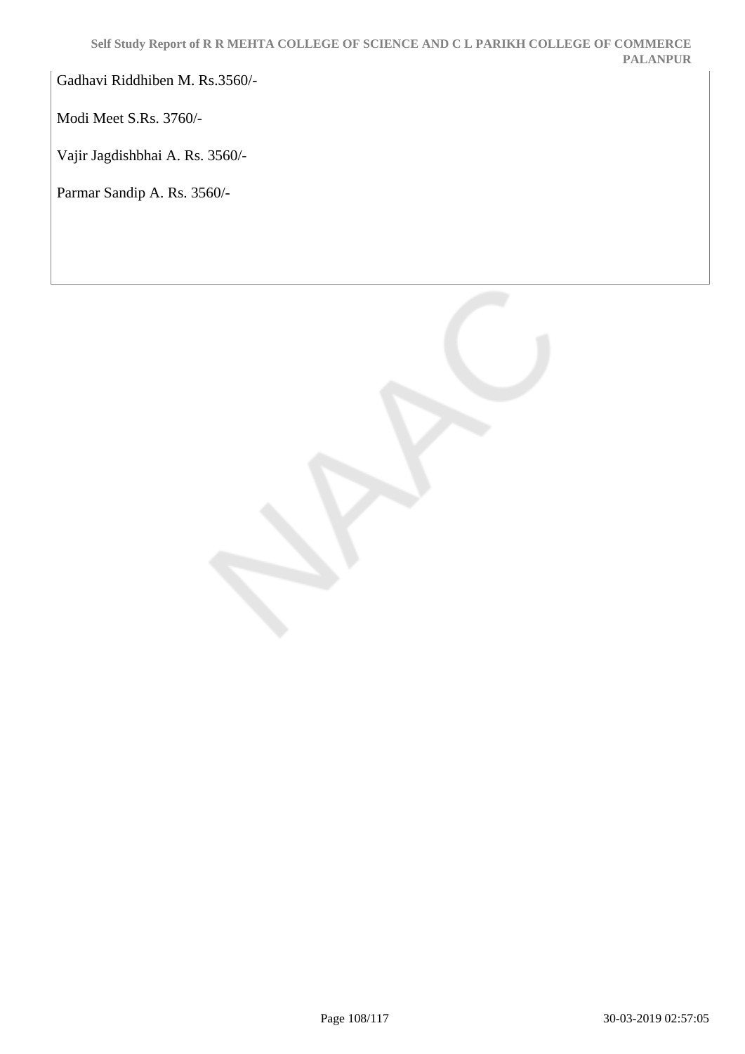Gadhavi Riddhiben M. Rs.3560/-

Modi Meet S.Rs. 3760/-

Vajir Jagdishbhai A. Rs. 3560/-

Parmar Sandip A. Rs. 3560/-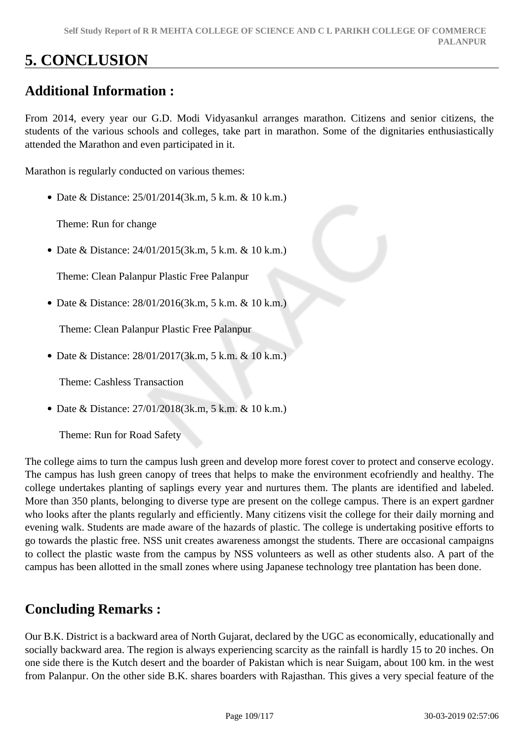# 5. CONCLUSION

## Additional Information :

From 2014, every year our G.D. Modi Vidyasankul arranges marathon. Citizens and senior citizens, the students of the various schools and colleges, take part in marathon. Some of the dignitaries enthusiastically attended the Marathon and even participated in it.

Marathon is regularly conducted on various themes:

- Date & Distance: 25/01/2014(3k.m, 5 k.m. & 10 k.m.)

  Theme: Run for change

- Date & Distance: 24/01/2015(3k.m, 5 k.m. & 10 k.m.)

  Theme: Clean Palanpur Plastic Free Palanpur

- Date & Distance: 28/01/2016(3k.m, 5 k.m. & 10 k.m.)

  Theme: Clean Palanpur Plastic Free Palanpur

- Date & Distance: 28/01/2017(3k.m, 5 k.m. & 10 k.m.)

  Theme: Cashless Transaction

- Date & Distance: 27/01/2018(3k.m, 5 k.m. & 10 k.m.)

  Theme: Run for Road Safety

The college aims to turn the campus lush green and develop more forest cover to protect and conserve ecology. The campus has lush green canopy of trees that helps to make the environment ecofriendly and healthy. The college undertakes planting of saplings every year and nurtures them. The plants are identified and labeled. More than 350 plants, belonging to diverse type are present on the college campus. There is an expert gardner who looks after the plants regularly and efficiently. Many citizens visit the college for their daily morning and evening walk. Students are made aware of the hazards of plastic. The college is undertaking positive efforts to go towards the plastic free. NSS unit creates awareness amongst the students. There are occasional campaigns to collect the plastic waste from the campus by NSS volunteers as well as other students also. A part of the campus has been allotted in the small zones where using Japanese technology tree plantation has been done.

## Concluding Remarks :

Our B.K. District is a backward area of North Gujarat, declared by the UGC as economically, educationally and socially backward area. The region is always experiencing scarcity as the rainfall is hardly 15 to 20 inches. On one side there is the Kutch desert and the boarder of Pakistan which is near Suigam, about 100 km. in the west from Palanpur. On the other side B.K. shares boarders with Rajasthan. This gives a very special feature of the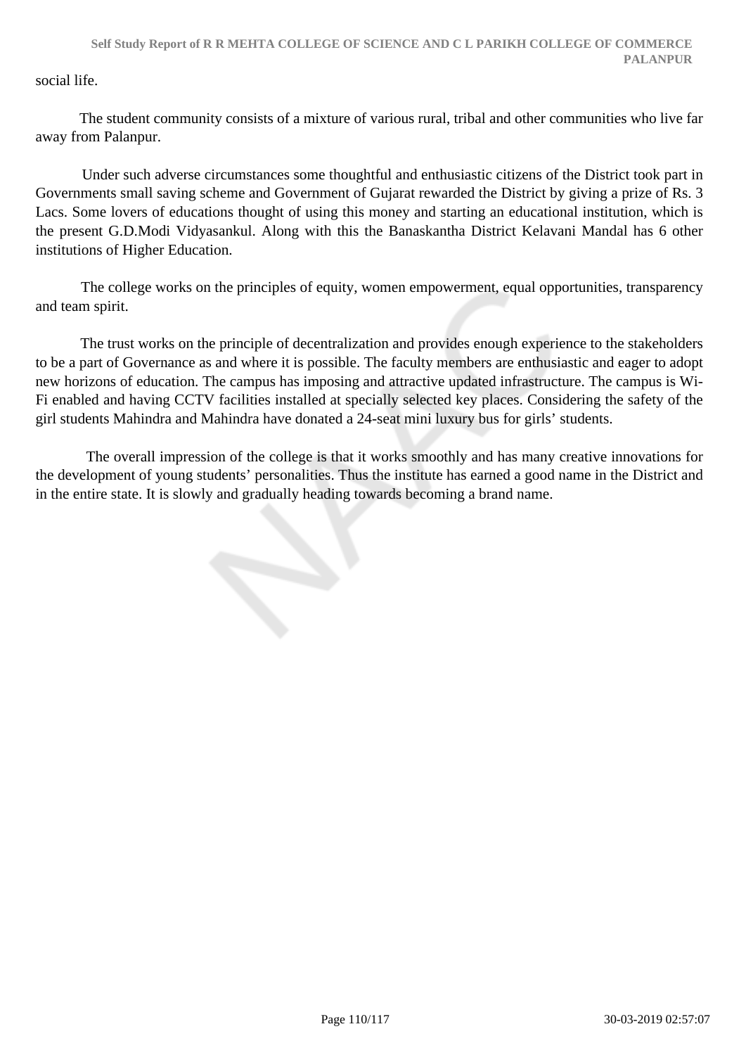social life.

The student community consists of a mixture of various rural, tribal and other communities who live far away from Palanpur.

Under such adverse circumstances some thoughtful and enthusiastic citizens of the District took part in Governments small saving scheme and Government of Gujarat rewarded the District by giving a prize of Rs. 3 Lacs. Some lovers of educations thought of using this money and starting an educational institution, which is the present G.D.Modi Vidyasankul. Along with this the Banaskantha District Kelavani Mandal has 6 other institutions of Higher Education.

The college works on the principles of equity, women empowerment, equal opportunities, transparency and team spirit.

The trust works on the principle of decentralization and provides enough experience to the stakeholders to be a part of Governance as and where it is possible. The faculty members are enthusiastic and eager to adopt new horizons of education. The campus has imposing and attractive updated infrastructure. The campus is Wi-Fi enabled and having CCTV facilities installed at specially selected key places. Considering the safety of the girl students Mahindra and Mahindra have donated a 24-seat mini luxury bus for girls' students.

The overall impression of the college is that it works smoothly and has many creative innovations for the development of young students' personalities. Thus the institute has earned a good name in the District and in the entire state. It is slowly and gradually heading towards becoming a brand name.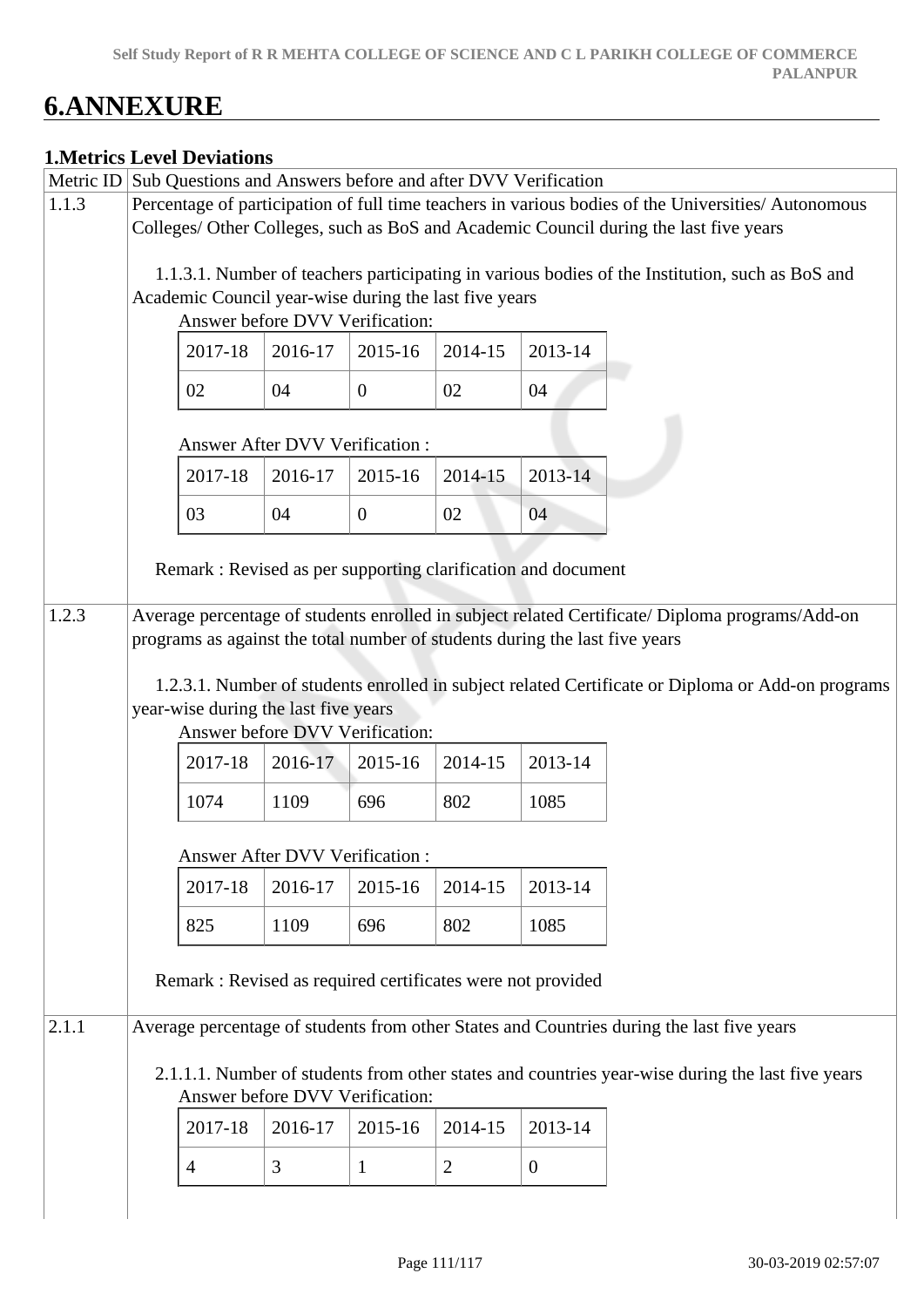# 6.ANNEXURE

## 1.Metrics Level Deviations

| Metric ID | Sub Questions and Answers before and after DVV Verification |
|---|---|
| 1.1.3 | Percentage of participation of full time teachers in various bodies of the Universities/ Autonomous Colleges/ Other Colleges, such as BoS and Academic Council during the last five years |

1.1.3.1. Number of teachers participating in various bodies of the Institution, such as BoS and Academic Council year-wise during the last five years

Answer before DVV Verification:

| 2017-18 | 2016-17 | 2015-16 | 2014-15 | 2013-14 |
|---|---|---|---|---|
| 02 | 04 | 0 | 02 | 04 |

Answer After DVV Verification :

| 2017-18 | 2016-17 | 2015-16 | 2014-15 | 2013-14 |
|---|---|---|---|---|
| 03 | 04 | 0 | 02 | 04 |

Remark : Revised as per supporting clarification and document

| Metric ID | Sub Questions and Answers before and after DVV Verification |
|---|---|
| 1.2.3 | Average percentage of students enrolled in subject related Certificate/ Diploma programs/Add-on programs as against the total number of students during the last five years |

1.2.3.1. Number of students enrolled in subject related Certificate or Diploma or Add-on programs year-wise during the last five years

Answer before DVV Verification:

| 2017-18 | 2016-17 | 2015-16 | 2014-15 | 2013-14 |
|---|---|---|---|---|
| 1074 | 1109 | 696 | 802 | 1085 |

Answer After DVV Verification :

| 2017-18 | 2016-17 | 2015-16 | 2014-15 | 2013-14 |
|---|---|---|---|---|
| 825 | 1109 | 696 | 802 | 1085 |

Remark : Revised as required certificates were not provided

| Metric ID | Sub Questions and Answers before and after DVV Verification |
|---|---|
| 2.1.1 | Average percentage of students from other States and Countries during the last five years |

2.1.1.1. Number of students from other states and countries year-wise during the last five years

Answer before DVV Verification:

| 2017-18 | 2016-17 | 2015-16 | 2014-15 | 2013-14 |
|---|---|---|---|---|
| 4 | 3 | 1 | 2 | 0 |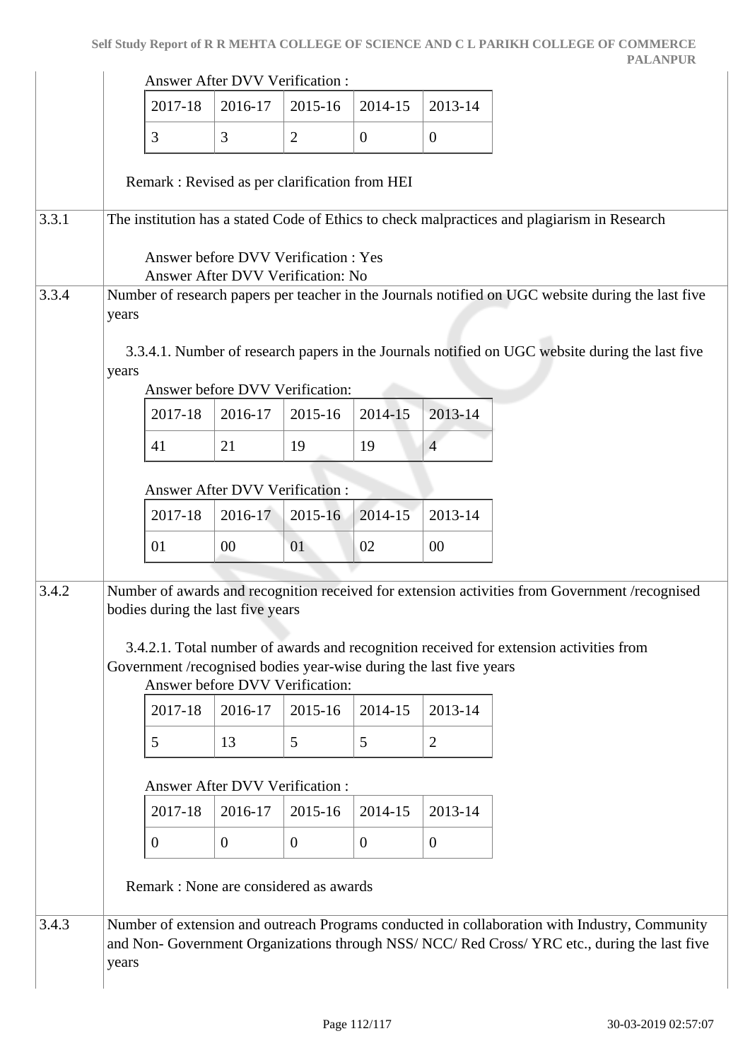Answer After DVV Verification :

| 2017-18 | 2016-17 | 2015-16 | 2014-15 | 2013-14 |
|---|---|---|---|---|
| 3 | 3 | 2 | 0 | 0 |

Remark : Revised as per clarification from HEI

| | |
|---|---|
| 3.3.1 | The institution has a stated Code of Ethics to check malpractices and plagiarism in Research<br><br>Answer before DVV Verification : Yes<br>Answer After DVV Verification: No |

**3.3.4** Number of research papers per teacher in the Journals notified on UGC website during the last five years

3.3.4.1. Number of research papers in the Journals notified on UGC website during the last five years

Answer before DVV Verification:

| 2017-18 | 2016-17 | 2015-16 | 2014-15 | 2013-14 |
|---|---|---|---|---|
| 41 | 21 | 19 | 19 | 4 |

Answer After DVV Verification :

| 2017-18 | 2016-17 | 2015-16 | 2014-15 | 2013-14 |
|---|---|---|---|---|
| 01 | 00 | 01 | 02 | 00 |

**3.4.2** Number of awards and recognition received for extension activities from Government /recognised bodies during the last five years

3.4.2.1. Total number of awards and recognition received for extension activities from Government /recognised bodies year-wise during the last five years

Answer before DVV Verification:

| 2017-18 | 2016-17 | 2015-16 | 2014-15 | 2013-14 |
|---|---|---|---|---|
| 5 | 13 | 5 | 5 | 2 |

Answer After DVV Verification :

| 2017-18 | 2016-17 | 2015-16 | 2014-15 | 2013-14 |
|---|---|---|---|---|
| 0 | 0 | 0 | 0 | 0 |

Remark : None are considered as awards

**3.4.3** Number of extension and outreach Programs conducted in collaboration with Industry, Community and Non- Government Organizations through NSS/ NCC/ Red Cross/ YRC etc., during the last five years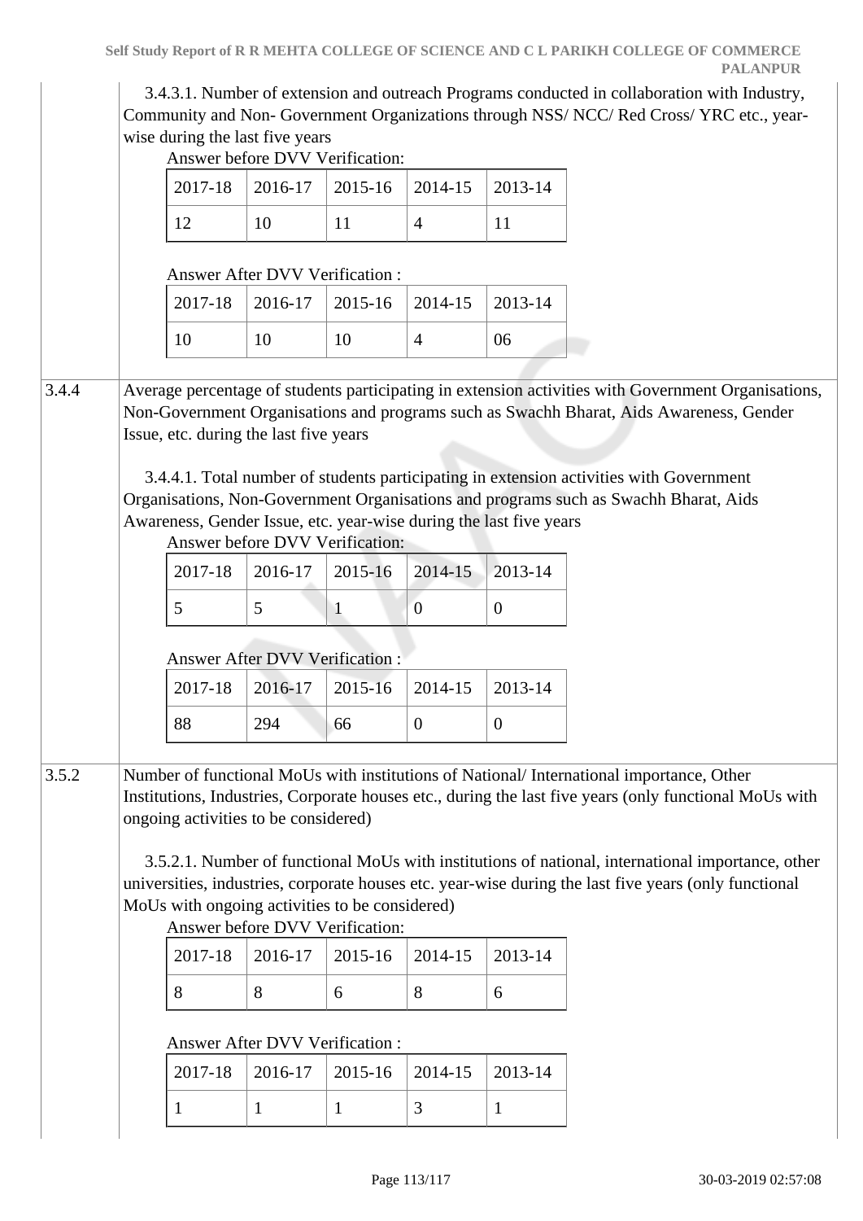3.4.3.1. Number of extension and outreach Programs conducted in collaboration with Industry, Community and Non- Government Organizations through NSS/ NCC/ Red Cross/ YRC etc., year-wise during the last five years

Answer before DVV Verification:

| 2017-18 | 2016-17 | 2015-16 | 2014-15 | 2013-14 |
|---|---|---|---|---|
| 12 | 10 | 11 | 4 | 11 |

Answer After DVV Verification :

| 2017-18 | 2016-17 | 2015-16 | 2014-15 | 2013-14 |
|---|---|---|---|---|
| 10 | 10 | 10 | 4 | 06 |

**3.4.4** Average percentage of students participating in extension activities with Government Organisations, Non-Government Organisations and programs such as Swachh Bharat, Aids Awareness, Gender Issue, etc. during the last five years

3.4.4.1. Total number of students participating in extension activities with Government Organisations, Non-Government Organisations and programs such as Swachh Bharat, Aids Awareness, Gender Issue, etc. year-wise during the last five years

Answer before DVV Verification:

| 2017-18 | 2016-17 | 2015-16 | 2014-15 | 2013-14 |
|---|---|---|---|---|
| 5 | 5 | 1 | 0 | 0 |

Answer After DVV Verification :

| 2017-18 | 2016-17 | 2015-16 | 2014-15 | 2013-14 |
|---|---|---|---|---|
| 88 | 294 | 66 | 0 | 0 |

**3.5.2** Number of functional MoUs with institutions of National/ International importance, Other Institutions, Industries, Corporate houses etc., during the last five years (only functional MoUs with ongoing activities to be considered)

3.5.2.1. Number of functional MoUs with institutions of national, international importance, other universities, industries, corporate houses etc. year-wise during the last five years (only functional MoUs with ongoing activities to be considered)

Answer before DVV Verification:

| 2017-18 | 2016-17 | 2015-16 | 2014-15 | 2013-14 |
|---|---|---|---|---|
| 8 | 8 | 6 | 8 | 6 |

Answer After DVV Verification :

| 2017-18 | 2016-17 | 2015-16 | 2014-15 | 2013-14 |
|---|---|---|---|---|
| 1 | 1 | 1 | 3 | 1 |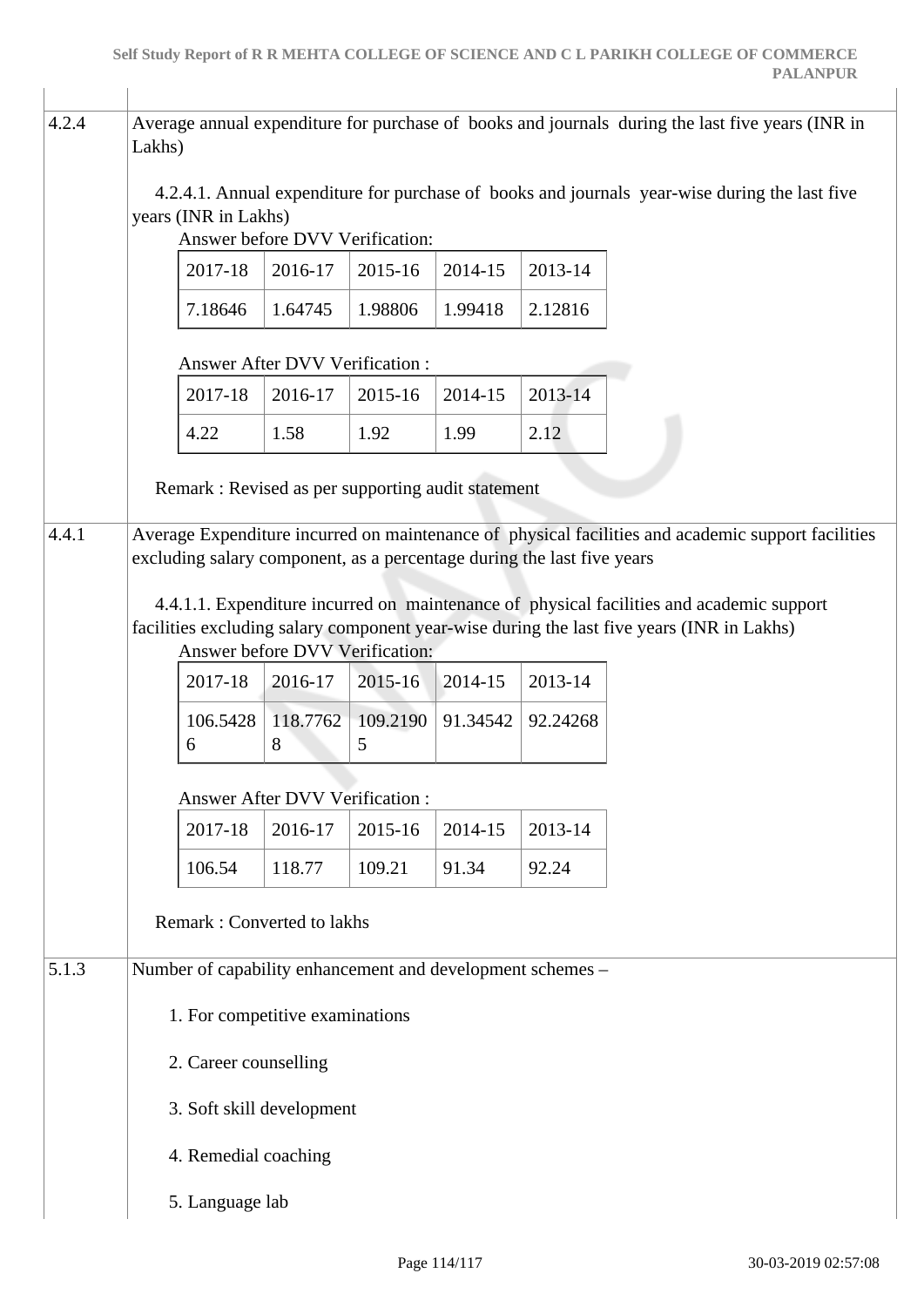| | |
|---|---|
| 4.2.4 | Average annual expenditure for purchase of books and journals during the last five years (INR in Lakhs) |

4.2.4.1. Annual expenditure for purchase of books and journals year-wise during the last five years (INR in Lakhs)

Answer before DVV Verification:

| 2017-18 | 2016-17 | 2015-16 | 2014-15 | 2013-14 |
|---|---|---|---|---|
| 7.18646 | 1.64745 | 1.98806 | 1.99418 | 2.12816 |

Answer After DVV Verification :

| 2017-18 | 2016-17 | 2015-16 | 2014-15 | 2013-14 |
|---|---|---|---|---|
| 4.22 | 1.58 | 1.92 | 1.99 | 2.12 |

Remark : Revised as per supporting audit statement

| | |
|---|---|
| 4.4.1 | Average Expenditure incurred on maintenance of physical facilities and academic support facilities excluding salary component, as a percentage during the last five years |

4.4.1.1. Expenditure incurred on maintenance of physical facilities and academic support facilities excluding salary component year-wise during the last five years (INR in Lakhs)

Answer before DVV Verification:

| 2017-18 | 2016-17 | 2015-16 | 2014-15 | 2013-14 |
|---|---|---|---|---|
| 106.54286 | 118.77628 | 109.21905 | 91.34542 | 92.24268 |

Answer After DVV Verification :

| 2017-18 | 2016-17 | 2015-16 | 2014-15 | 2013-14 |
|---|---|---|---|---|
| 106.54 | 118.77 | 109.21 | 91.34 | 92.24 |

Remark : Converted to lakhs

| | |
|---|---|
| 5.1.3 | Number of capability enhancement and development schemes – |

1. For competitive examinations
2. Career counselling
3. Soft skill development
4. Remedial coaching
5. Language lab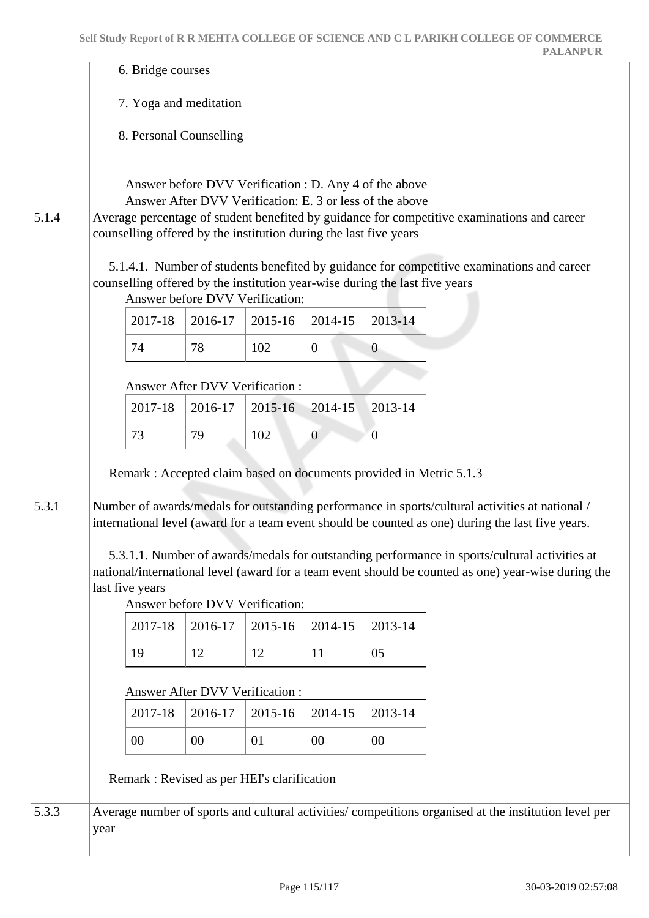6. Bridge courses

7. Yoga and meditation

8. Personal Counselling

Answer before DVV Verification : D. Any 4 of the above
Answer After DVV Verification: E. 3 or less of the above

**5.1.4** Average percentage of student benefited by guidance for competitive examinations and career counselling offered by the institution during the last five years

5.1.4.1. Number of students benefited by guidance for competitive examinations and career counselling offered by the institution year-wise during the last five years

Answer before DVV Verification:

| 2017-18 | 2016-17 | 2015-16 | 2014-15 | 2013-14 |
|---|---|---|---|---|
| 74 | 78 | 102 | 0 | 0 |

Answer After DVV Verification :

| 2017-18 | 2016-17 | 2015-16 | 2014-15 | 2013-14 |
|---|---|---|---|---|
| 73 | 79 | 102 | 0 | 0 |

Remark : Accepted claim based on documents provided in Metric 5.1.3

**5.3.1** Number of awards/medals for outstanding performance in sports/cultural activities at national / international level (award for a team event should be counted as one) during the last five years.

5.3.1.1. Number of awards/medals for outstanding performance in sports/cultural activities at national/international level (award for a team event should be counted as one) year-wise during the last five years

Answer before DVV Verification:

| 2017-18 | 2016-17 | 2015-16 | 2014-15 | 2013-14 |
|---|---|---|---|---|
| 19 | 12 | 12 | 11 | 05 |

Answer After DVV Verification :

| 2017-18 | 2016-17 | 2015-16 | 2014-15 | 2013-14 |
|---|---|---|---|---|
| 00 | 00 | 01 | 00 | 00 |

Remark : Revised as per HEI's clarification

**5.3.3** Average number of sports and cultural activities/ competitions organised at the institution level per year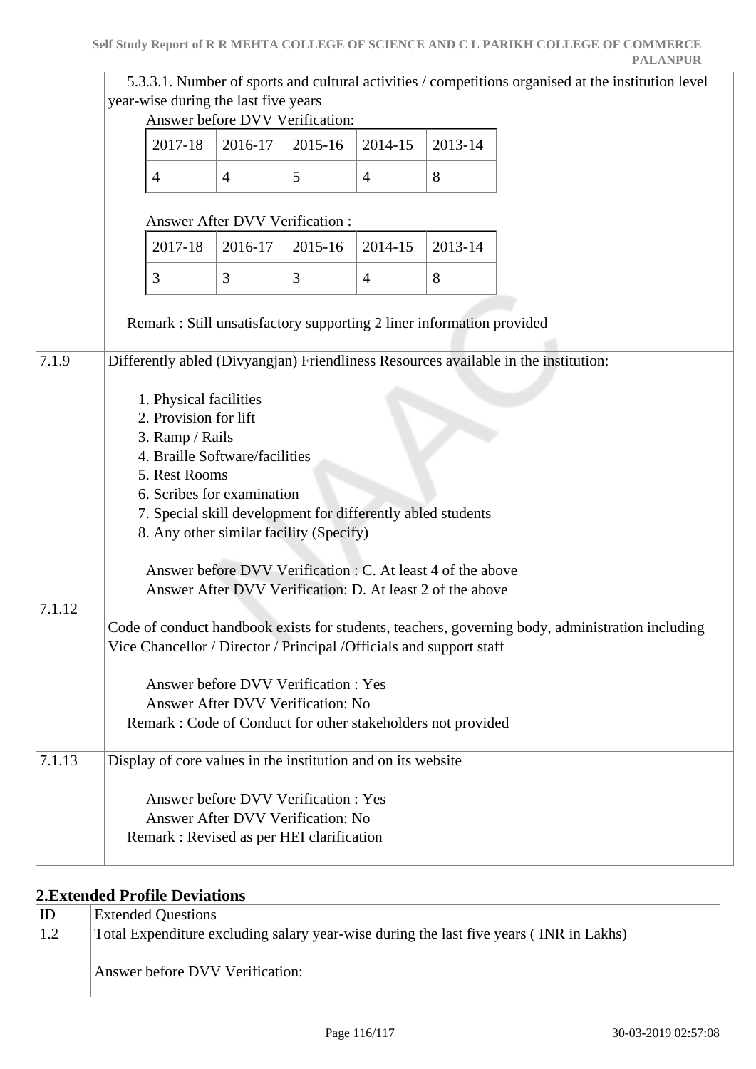| | |
|---|---|
| | 5.3.3.1. Number of sports and cultural activities / competitions organised at the institution level year-wise during the last five years<br><br>Answer before DVV Verification:<br><br>2017-18: 4, 2016-17: 4, 2015-16: 5, 2014-15: 4, 2013-14: 8<br><br>Answer After DVV Verification :<br><br>2017-18: 3, 2016-17: 3, 2015-16: 3, 2014-15: 4, 2013-14: 8<br><br>Remark : Still unsatisfactory supporting 2 liner information provided |
| 7.1.9 | Differently abled (Divyangjan) Friendliness Resources available in the institution:<br><br>1. Physical facilities<br>2. Provision for lift<br>3. Ramp / Rails<br>4. Braille Software/facilities<br>5. Rest Rooms<br>6. Scribes for examination<br>7. Special skill development for differently abled students<br>8. Any other similar facility (Specify)<br><br>Answer before DVV Verification : C. At least 4 of the above<br>Answer After DVV Verification: D. At least 2 of the above |
| 7.1.12 | Code of conduct handbook exists for students, teachers, governing body, administration including Vice Chancellor / Director / Principal /Officials and support staff<br><br>Answer before DVV Verification : Yes<br>Answer After DVV Verification: No<br>Remark : Code of Conduct for other stakeholders not provided |
| 7.1.13 | Display of core values in the institution and on its website<br><br>Answer before DVV Verification : Yes<br>Answer After DVV Verification: No<br>Remark : Revised as per HEI clarification |

Answer before DVV Verification (5.3.3.1):

| 2017-18 | 2016-17 | 2015-16 | 2014-15 | 2013-14 |
|---|---|---|---|---|
| 4 | 4 | 5 | 4 | 8 |

Answer After DVV Verification (5.3.3.1):

| 2017-18 | 2016-17 | 2015-16 | 2014-15 | 2013-14 |
|---|---|---|---|---|
| 3 | 3 | 3 | 4 | 8 |

## 2.Extended Profile Deviations

| ID | Extended Questions |
|---|---|
| 1.2 | Total Expenditure excluding salary year-wise during the last five years ( INR in Lakhs)<br><br>Answer before DVV Verification: |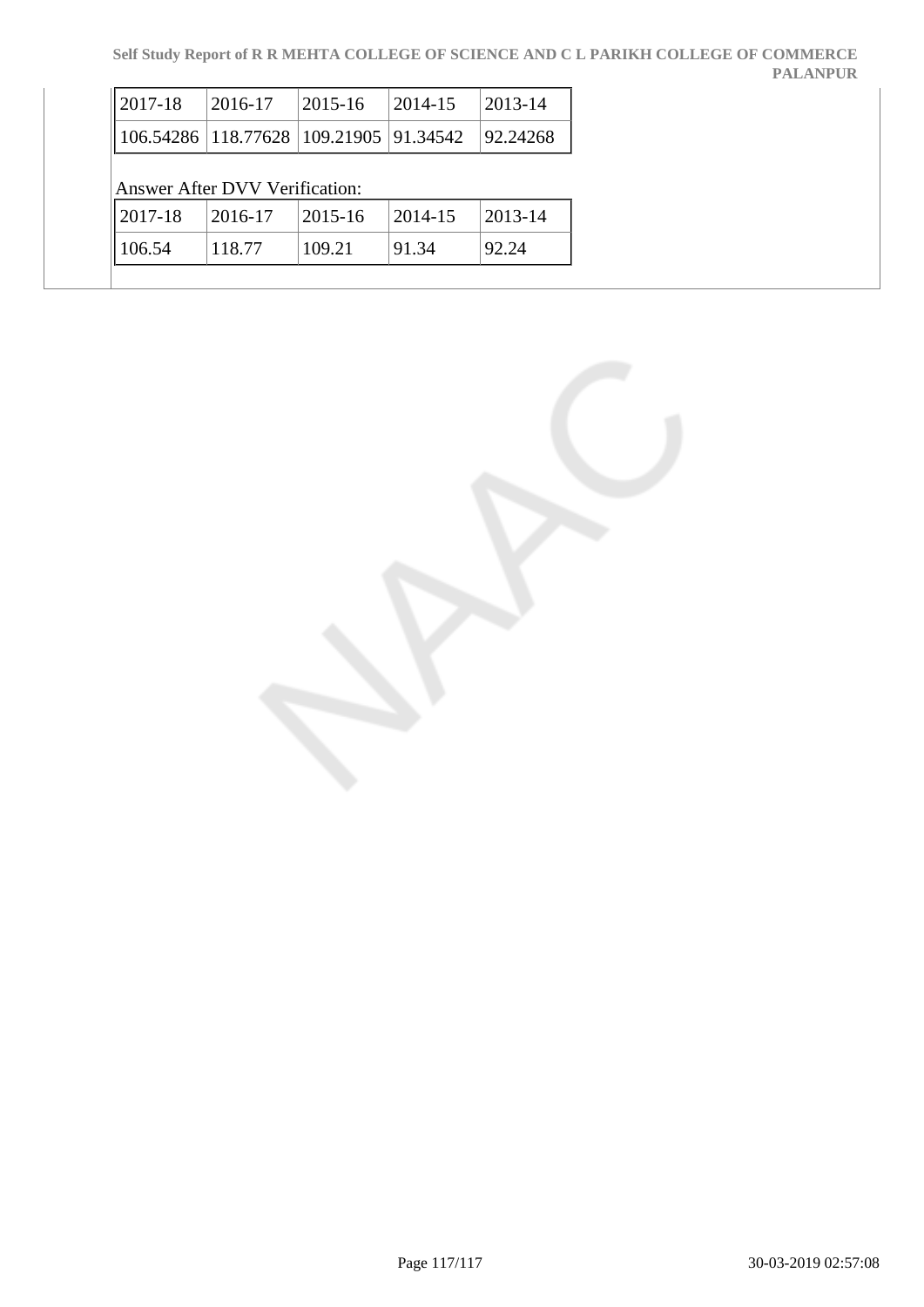| 2017-18 | 2016-17 | 2015-16 | 2014-15 | 2013-14 |
|---|---|---|---|---|
| 106.54286 | 118.77628 | 109.21905 | 91.34542 | 92.24268 |

Answer After DVV Verification:

| 2017-18 | 2016-17 | 2015-16 | 2014-15 | 2013-14 |
|---|---|---|---|---|
| 106.54 | 118.77 | 109.21 | 91.34 | 92.24 |